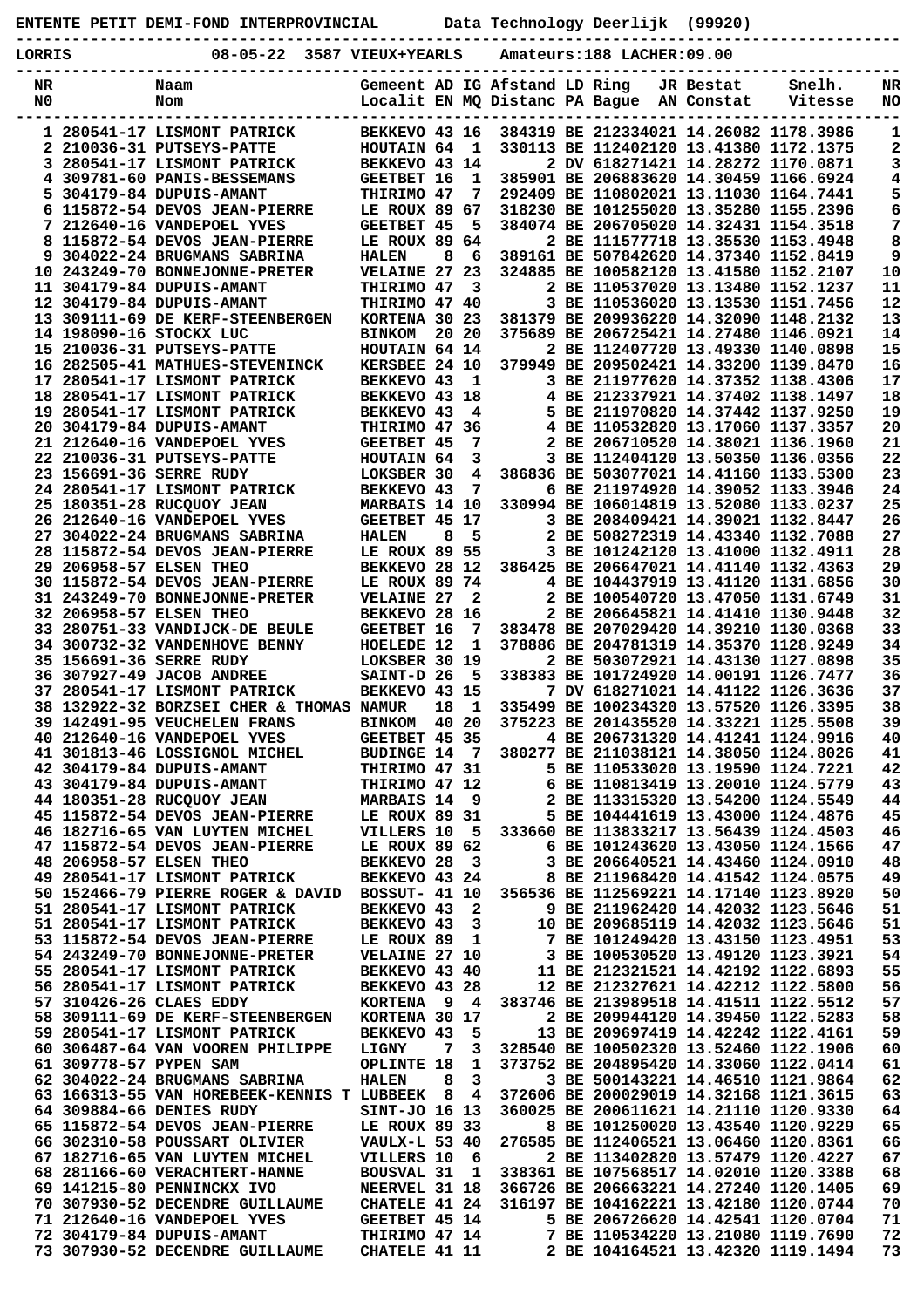**ENTENTE PETIT DEMI-FOND INTERPROVINCIAL Data Technology Deerlijk (99920)**

**LORRIS 08-05-22 3587 VIEUX+YEARLS Amateurs:188 LACHER:09.00**

| NR N0 | | Naam Nom | Gemeent Localit | AD EN | IG MQ | Afstand Distanc | LD PA | Ring Bague | JR AN | Bestat Constat | Snelh. Vitesse | NR NO |
|---|---|---|---|---|---|---|---|---|---|---|---|---|
| 1 | 280541-17 | LISMONT PATRICK | BEKKEVO | 43 | 16 | 384319 | BE | 2123340 | 21 | 14.26082 | 1178.3986 | 1 |
| 2 | 210036-31 | PUTSEYS-PATTE | HOUTAIN | 64 | 1 | 330113 | BE | 1124021 | 20 | 13.41380 | 1172.1375 | 2 |
| 3 | 280541-17 | LISMONT PATRICK | BEKKEVO | 43 | 14 | 2 | DV | 6182714 | 21 | 14.28272 | 1170.0871 | 3 |
| 4 | 309781-60 | PANIS-BESSEMANS | GEETBET | 16 | 1 | 385901 | BE | 2068836 | 20 | 14.30459 | 1166.6924 | 4 |
| 5 | 304179-84 | DUPUIS-AMANT | THIRIMO | 47 | 7 | 292409 | BE | 1108021 | 21 | 13.11030 | 1164.7441 | 5 |
| 6 | 115872-54 | DEVOS JEAN-PIERRE | LE ROUX | 89 | 67 | 318230 | BE | 1012550 | 20 | 13.35280 | 1155.2396 | 6 |
| 7 | 212640-16 | VANDEPOEL YVES | GEETBET | 45 | 5 | 384074 | BE | 2067050 | 20 | 14.32431 | 1154.3518 | 7 |
| 8 | 115872-54 | DEVOS JEAN-PIERRE | LE ROUX | 89 | 64 | 2 | BE | 1115777 | 18 | 13.35530 | 1153.4948 | 8 |
| 9 | 304022-24 | BRUGMANS SABRINA | HALEN | 8 | 6 | 389161 | BE | 5078426 | 20 | 14.37340 | 1152.8419 | 9 |
| 10 | 243249-70 | BONNEJONNE-PRETER | VELAINE | 27 | 23 | 324885 | BE | 1005821 | 20 | 13.41580 | 1152.2107 | 10 |
| 11 | 304179-84 | DUPUIS-AMANT | THIRIMO | 47 | 3 | 2 | BE | 1105370 | 20 | 13.13480 | 1152.1237 | 11 |
| 12 | 304179-84 | DUPUIS-AMANT | THIRIMO | 47 | 40 | 3 | BE | 1105360 | 20 | 13.13530 | 1151.7456 | 12 |
| 13 | 309111-69 | DE KERF-STEENBERGEN | KORTENA | 30 | 23 | 381379 | BE | 2099362 | 20 | 14.32090 | 1148.2132 | 13 |
| 14 | 198090-16 | STOCKX LUC | BINKOM | 20 | 20 | 375689 | BE | 2067254 | 21 | 14.27480 | 1146.0921 | 14 |
| 15 | 210036-31 | PUTSEYS-PATTE | HOUTAIN | 64 | 14 | 2 | BE | 1124077 | 20 | 13.49330 | 1140.0898 | 15 |
| 16 | 282505-41 | MATHUES-STEVENINCK | KERSBEE | 24 | 10 | 379949 | BE | 2095024 | 21 | 14.33200 | 1139.8470 | 16 |
| 17 | 280541-17 | LISMONT PATRICK | BEKKEVO | 43 | 1 | 3 | BE | 2119776 | 20 | 14.37352 | 1138.4306 | 17 |
| 18 | 280541-17 | LISMONT PATRICK | BEKKEVO | 43 | 18 | 4 | BE | 2123379 | 21 | 14.37402 | 1138.1497 | 18 |
| 19 | 280541-17 | LISMONT PATRICK | BEKKEVO | 43 | 4 | 5 | BE | 2119706 | 20 | 14.37442 | 1137.9250 | 19 |
| 20 | 304179-84 | DUPUIS-AMANT | THIRIMO | 47 | 36 | 4 | BE | 1105328 | 20 | 13.17060 | 1137.3357 | 20 |
| 21 | 212640-16 | VANDEPOEL YVES | GEETBET | 45 | 7 | 2 | BE | 2067105 | 20 | 14.38021 | 1136.1960 | 21 |
| 22 | 210036-31 | PUTSEYS-PATTE | HOUTAIN | 64 | 3 | 3 | BE | 1124041 | 20 | 13.50350 | 1136.0356 | 22 |
| 23 | 156691-36 | SERRE RUDY | LOKSBER | 30 | 4 | 386836 | BE | 5030770 | 21 | 14.41160 | 1133.5300 | 23 |
| 24 | 280541-17 | LISMONT PATRICK | BEKKEVO | 43 | 7 | 6 | BE | 2119749 | 20 | 14.39052 | 1133.3946 | 24 |
| 25 | 180351-28 | RUCQUOY JEAN | MARBAIS | 14 | 10 | 330994 | BE | 1060148 | 19 | 13.52080 | 1133.0237 | 25 |
| 26 | 212640-16 | VANDEPOEL YVES | GEETBET | 45 | 17 | 3 | BE | 2084094 | 21 | 14.39021 | 1132.8447 | 26 |
| 27 | 304022-24 | BRUGMANS SABRINA | HALEN | 8 | 5 | 2 | BE | 5082723 | 19 | 14.43340 | 1132.7088 | 27 |
| 28 | 115872-54 | DEVOS JEAN-PIERRE | LE ROUX | 89 | 55 | 3 | BE | 1012421 | 20 | 13.41000 | 1132.4911 | 28 |
| 29 | 206958-57 | ELSEN THEO | BEKKEVO | 28 | 12 | 386425 | BE | 2066472 | 21 | 14.41140 | 1132.4363 | 29 |
| 30 | 115872-54 | DEVOS JEAN-PIERRE | LE ROUX | 89 | 74 | 4 | BE | 1044379 | 19 | 13.41120 | 1131.6856 | 30 |
| 31 | 243249-70 | BONNEJONNE-PRETER | VELAINE | 27 | 2 | 2 | BE | 1005407 | 20 | 13.47050 | 1131.6749 | 31 |
| 32 | 206958-57 | ELSEN THEO | BEKKEVO | 28 | 16 | 2 | BE | 2066458 | 21 | 14.41410 | 1130.9448 | 32 |
| 33 | 280751-33 | VANDIJCK-DE BEULE | GEETBET | 16 | 7 | 383478 | BE | 2070294 | 20 | 14.39210 | 1130.0368 | 33 |
| 34 | 300732-32 | VANDENHOVE BENNY | HOELEDE | 12 | 1 | 378886 | BE | 2047813 | 19 | 14.35370 | 1128.9249 | 34 |
| 35 | 156691-36 | SERRE RUDY | LOKSBER | 30 | 19 | 2 | BE | 5030729 | 21 | 14.43130 | 1127.0898 | 35 |
| 36 | 307927-49 | JACOB ANDREE | SAINT-D | 26 | 5 | 338383 | BE | 1017249 | 20 | 14.00191 | 1126.7477 | 36 |
| 37 | 280541-17 | LISMONT PATRICK | BEKKEVO | 43 | 15 | 7 | DV | 6182710 | 21 | 14.41122 | 1126.3636 | 37 |
| 38 | 132922-32 | BORZSEI CHER & THOMAS | NAMUR | 18 | 1 | 335499 | BE | 1002343 | 20 | 13.57520 | 1126.3395 | 38 |
| 39 | 142491-95 | VEUCHELEN FRANS | BINKOM | 40 | 20 | 375223 | BE | 2014358 | 20 | 14.33221 | 1125.5508 | 39 |
| 40 | 212640-16 | VANDEPOEL YVES | GEETBET | 45 | 35 | 4 | BE | 2067313 | 20 | 14.41241 | 1124.9916 | 40 |
| 41 | 301813-46 | LOSSIGNOL MICHEL | BUDINGE | 14 | 7 | 380277 | BE | 2110381 | 21 | 14.38050 | 1124.8026 | 41 |
| 42 | 304179-84 | DUPUIS-AMANT | THIRIMO | 47 | 31 | 5 | BE | 1105330 | 20 | 13.19590 | 1124.7221 | 42 |
| 43 | 304179-84 | DUPUIS-AMANT | THIRIMO | 47 | 12 | 6 | BE | 1108134 | 19 | 13.20010 | 1124.5779 | 43 |
| 44 | 180351-28 | RUCQUOY JEAN | MARBAIS | 14 | 9 | 2 | BE | 1133153 | 20 | 13.54200 | 1124.5549 | 44 |
| 45 | 115872-54 | DEVOS JEAN-PIERRE | LE ROUX | 89 | 31 | 5 | BE | 1044416 | 19 | 13.43000 | 1124.4876 | 45 |
| 46 | 182716-65 | VAN LUYTEN MICHEL | VILLERS | 10 | 5 | 333660 | BE | 1138332 | 17 | 13.56439 | 1124.4503 | 46 |
| 47 | 115872-54 | DEVOS JEAN-PIERRE | LE ROUX | 89 | 62 | 6 | BE | 1012436 | 20 | 13.43050 | 1124.1566 | 47 |
| 48 | 206958-57 | ELSEN THEO | BEKKEVO | 28 | 3 | 3 | BE | 2066405 | 21 | 14.43460 | 1124.0910 | 48 |
| 49 | 280541-17 | LISMONT PATRICK | BEKKEVO | 43 | 24 | 8 | BE | 2119684 | 20 | 14.41542 | 1124.0575 | 49 |
| 50 | 152466-79 | PIERRE ROGER & DAVID | BOSSUT- | 41 | 10 | 356536 | BE | 1125692 | 21 | 14.17140 | 1123.8920 | 50 |
| 51 | 280541-17 | LISMONT PATRICK | BEKKEVO | 43 | 2 | 9 | BE | 2119624 | 20 | 14.42032 | 1123.5646 | 51 |
| 51 | 280541-17 | LISMONT PATRICK | BEKKEVO | 43 | 3 | 10 | BE | 2096851 | 19 | 14.42032 | 1123.5646 | 51 |
| 53 | 115872-54 | DEVOS JEAN-PIERRE | LE ROUX | 89 | 1 | 7 | BE | 1012494 | 20 | 13.43150 | 1123.4951 | 53 |
| 54 | 243249-70 | BONNEJONNE-PRETER | VELAINE | 27 | 10 | 3 | BE | 1005305 | 20 | 13.49120 | 1123.3921 | 54 |
| 55 | 280541-17 | LISMONT PATRICK | BEKKEVO | 43 | 40 | 11 | BE | 2123215 | 21 | 14.42192 | 1122.6893 | 55 |
| 56 | 280541-17 | LISMONT PATRICK | BEKKEVO | 43 | 28 | 12 | BE | 2123276 | 21 | 14.42212 | 1122.5800 | 56 |
| 57 | 310426-26 | CLAES EDDY | KORTENA | 9 | 4 | 383746 | BE | 2139895 | 18 | 14.41511 | 1122.5512 | 57 |
| 58 | 309111-69 | DE KERF-STEENBERGEN | KORTENA | 30 | 17 | 2 | BE | 2099441 | 20 | 14.39450 | 1122.5283 | 58 |
| 59 | 280541-17 | LISMONT PATRICK | BEKKEVO | 43 | 5 | 13 | BE | 2096974 | 19 | 14.42242 | 1122.4161 | 59 |
| 60 | 306487-64 | VAN VOOREN PHILIPPE | LIGNY | 7 | 3 | 328540 | BE | 1005023 | 20 | 13.52460 | 1122.1906 | 60 |
| 61 | 309778-57 | PYPEN SAM | OPLINTE | 18 | 1 | 373752 | BE | 2048954 | 20 | 14.33060 | 1122.0414 | 61 |
| 62 | 304022-24 | BRUGMANS SABRINA | HALEN | 8 | 3 | 3 | BE | 5001432 | 21 | 14.46510 | 1121.9864 | 62 |
| 63 | 166313-55 | VAN HOREBEEK-KENNIS T | LUBBEEK | 8 | 4 | 372606 | BE | 2000290 | 19 | 14.32168 | 1121.3615 | 63 |
| 64 | 309884-66 | DENIES RUDY | SINT-JO | 16 | 13 | 360025 | BE | 2006116 | 21 | 14.21110 | 1120.9330 | 64 |
| 65 | 115872-54 | DEVOS JEAN-PIERRE | LE ROUX | 89 | 33 | 8 | BE | 1012500 | 20 | 13.43540 | 1120.9229 | 65 |
| 66 | 302310-58 | POUSSART OLIVIER | VAULX-L | 53 | 40 | 276585 | BE | 1124065 | 21 | 13.06460 | 1120.8361 | 66 |
| 67 | 182716-65 | VAN LUYTEN MICHEL | VILLERS | 10 | 6 | 2 | BE | 1134028 | 20 | 13.57479 | 1120.4227 | 67 |
| 68 | 281166-60 | VERACHTERT-HANNE | BOUSVAL | 31 | 1 | 338361 | BE | 1075685 | 17 | 14.02010 | 1120.3388 | 68 |
| 69 | 141215-80 | PENNINCKX IVO | NEERVEL | 31 | 18 | 366726 | BE | 2066632 | 21 | 14.27240 | 1120.1405 | 69 |
| 70 | 307930-52 | DECENDRE GUILLAUME | CHATELE | 41 | 24 | 316197 | BE | 1041622 | 21 | 13.42180 | 1120.0744 | 70 |
| 71 | 212640-16 | VANDEPOEL YVES | GEETBET | 45 | 14 | 5 | BE | 2067266 | 20 | 14.42541 | 1120.0704 | 71 |
| 72 | 304179-84 | DUPUIS-AMANT | THIRIMO | 47 | 14 | 7 | BE | 1105342 | 20 | 13.21080 | 1119.7690 | 72 |
| 73 | 307930-52 | DECENDRE GUILLAUME | CHATELE | 41 | 11 | 2 | BE | 1041645 | 21 | 13.42320 | 1119.1494 | 73 |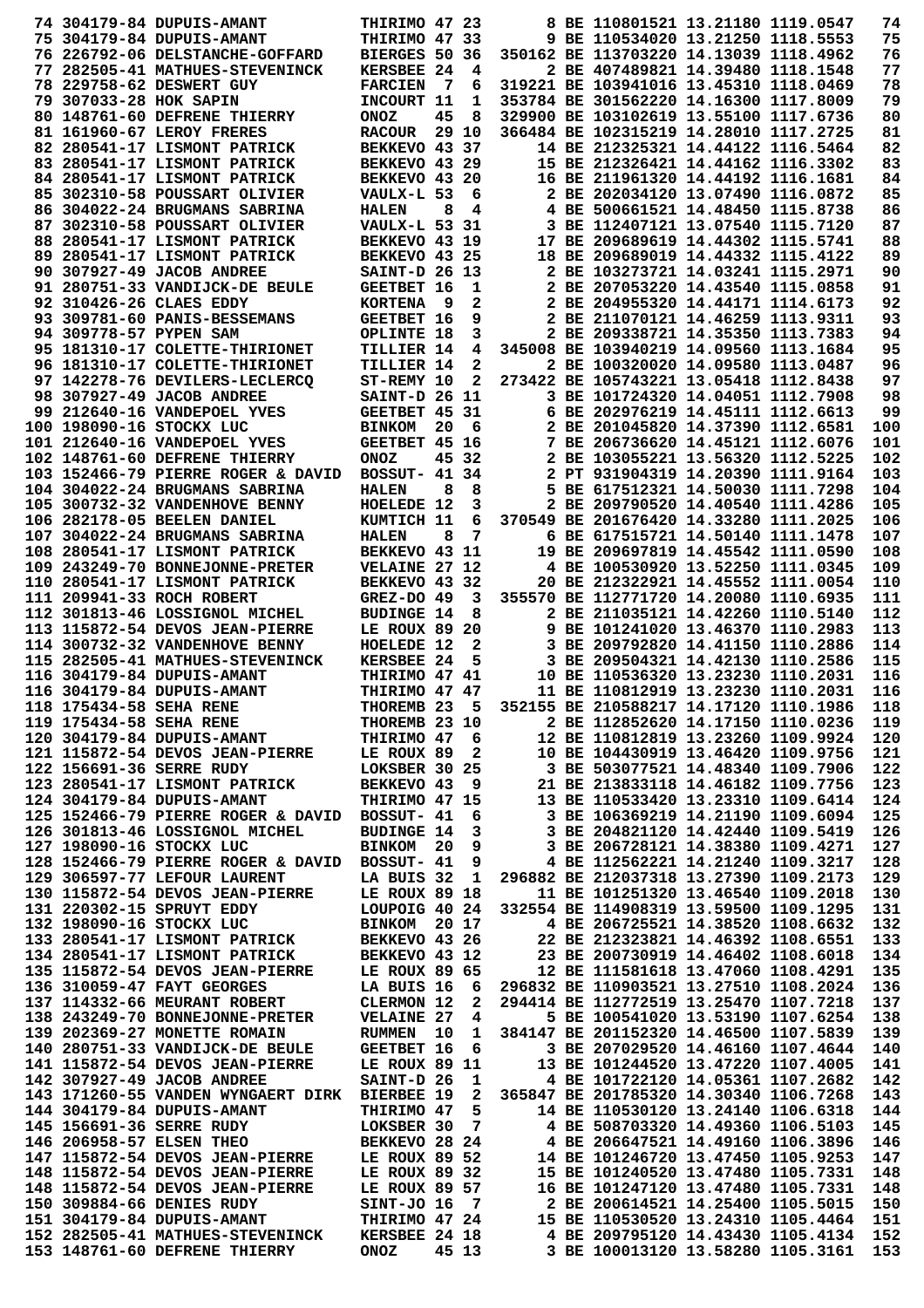| | | | | | | | | | | | |
|---|---|---|---|---|---|---|---|---|---|---|---|
| 74 | 304179-84 | DUPUIS-AMANT | THIRIMO | 47 | 23 | | 8 | BE 110801521 | 13.21180 | 1119.0547 | 74 |
| 75 | 304179-84 | DUPUIS-AMANT | THIRIMO | 47 | 33 | | 9 | BE 110534020 | 13.21250 | 1118.5553 | 75 |
| 76 | 226792-06 | DELSTANCHE-GOFFARD | BIERGES | 50 | 36 | 350162 | | BE 113703220 | 14.13039 | 1118.4962 | 76 |
| 77 | 282505-41 | MATHUES-STEVENINCK | KERSBEE | 24 | 4 | | 2 | BE 407489821 | 14.39480 | 1118.1548 | 77 |
| 78 | 229758-62 | DESWERT GUY | FARCIEN | 7 | 6 | 319221 | | BE 103941016 | 13.45310 | 1118.0469 | 78 |
| 79 | 307033-28 | HOK SAPIN | INCOURT | 11 | 1 | 353784 | | BE 301562220 | 14.16300 | 1117.8009 | 79 |
| 80 | 148761-60 | DEFRENE THIERRY | ONOZ | 45 | 8 | 329900 | | BE 103102619 | 13.55100 | 1117.6736 | 80 |
| 81 | 161960-67 | LEROY FRERES | RACOUR | 29 | 10 | 366484 | | BE 102315219 | 14.28010 | 1117.2725 | 81 |
| 82 | 280541-17 | LISMONT PATRICK | BEKKEVO | 43 | 37 | | 14 | BE 212325321 | 14.44122 | 1116.5464 | 82 |
| 83 | 280541-17 | LISMONT PATRICK | BEKKEVO | 43 | 29 | | 15 | BE 212326421 | 14.44162 | 1116.3302 | 83 |
| 84 | 280541-17 | LISMONT PATRICK | BEKKEVO | 43 | 20 | | 16 | BE 211961320 | 14.44192 | 1116.1681 | 84 |
| 85 | 302310-58 | POUSSART OLIVIER | VAULX-L | 53 | 6 | | 2 | BE 202034120 | 13.07490 | 1116.0872 | 85 |
| 86 | 304022-24 | BRUGMANS SABRINA | HALEN | 8 | 4 | | 4 | BE 500661521 | 14.48450 | 1115.8738 | 86 |
| 87 | 302310-58 | POUSSART OLIVIER | VAULX-L | 53 | 31 | | 3 | BE 112407121 | 13.07540 | 1115.7120 | 87 |
| 88 | 280541-17 | LISMONT PATRICK | BEKKEVO | 43 | 19 | | 17 | BE 209689619 | 14.44302 | 1115.5741 | 88 |
| 89 | 280541-17 | LISMONT PATRICK | BEKKEVO | 43 | 25 | | 18 | BE 209689019 | 14.44332 | 1115.4122 | 89 |
| 90 | 307927-49 | JACOB ANDREE | SAINT-D | 26 | 13 | | 2 | BE 103273721 | 14.03241 | 1115.2971 | 90 |
| 91 | 280751-33 | VANDIJCK-DE BEULE | GEETBET | 16 | 1 | | 2 | BE 207053220 | 14.43540 | 1115.0858 | 91 |
| 92 | 310426-26 | CLAES EDDY | KORTENA | 9 | 2 | | 2 | BE 204955320 | 14.44171 | 1114.6173 | 92 |
| 93 | 309781-60 | PANIS-BESSEMANS | GEETBET | 16 | 9 | | 2 | BE 211070121 | 14.46259 | 1113.9311 | 93 |
| 94 | 309778-57 | PYPEN SAM | OPLINTE | 18 | 3 | | 2 | BE 209338721 | 14.35350 | 1113.7383 | 94 |
| 95 | 181310-17 | COLETTE-THIRIONET | TILLIER | 14 | 4 | 345008 | | BE 103940219 | 14.09560 | 1113.1684 | 95 |
| 96 | 181310-17 | COLETTE-THIRIONET | TILLIER | 14 | 2 | | 2 | BE 100320020 | 14.09580 | 1113.0487 | 96 |
| 97 | 142278-76 | DEVILERS-LECLERCQ | ST-REMY | 10 | 2 | 273422 | | BE 105743221 | 13.05418 | 1112.8438 | 97 |
| 98 | 307927-49 | JACOB ANDREE | SAINT-D | 26 | 11 | | 3 | BE 101724320 | 14.04051 | 1112.7908 | 98 |
| 99 | 212640-16 | VANDEPOEL YVES | GEETBET | 45 | 31 | | 6 | BE 202976219 | 14.45111 | 1112.6613 | 99 |
| 100 | 198090-16 | STOCKX LUC | BINKOM | 20 | 6 | | 2 | BE 201045820 | 14.37390 | 1112.6581 | 100 |
| 101 | 212640-16 | VANDEPOEL YVES | GEETBET | 45 | 16 | | 7 | BE 206736620 | 14.45121 | 1112.6076 | 101 |
| 102 | 148761-60 | DEFRENE THIERRY | ONOZ | 45 | 32 | | 2 | BE 103055221 | 13.56320 | 1112.5225 | 102 |
| 103 | 152466-79 | PIERRE ROGER & DAVID | BOSSUT- | 41 | 34 | | 2 | PT 931904319 | 14.20390 | 1111.9164 | 103 |
| 104 | 304022-24 | BRUGMANS SABRINA | HALEN | 8 | 8 | | 5 | BE 617512321 | 14.50030 | 1111.7298 | 104 |
| 105 | 300732-32 | VANDENHOVE BENNY | HOELEDE | 12 | 3 | | 2 | BE 209790520 | 14.40540 | 1111.4286 | 105 |
| 106 | 282178-05 | BEELEN DANIEL | KUMTICH | 11 | 6 | 370549 | | BE 201676420 | 14.33280 | 1111.2025 | 106 |
| 107 | 304022-24 | BRUGMANS SABRINA | HALEN | 8 | 7 | | 6 | BE 617515721 | 14.50140 | 1111.1478 | 107 |
| 108 | 280541-17 | LISMONT PATRICK | BEKKEVO | 43 | 11 | | 19 | BE 209697819 | 14.45542 | 1111.0590 | 108 |
| 109 | 243249-70 | BONNEJONNE-PRETER | VELAINE | 27 | 12 | | 4 | BE 100530920 | 13.52250 | 1111.0345 | 109 |
| 110 | 280541-17 | LISMONT PATRICK | BEKKEVO | 43 | 32 | | 20 | BE 212322921 | 14.45552 | 1111.0054 | 110 |
| 111 | 209941-33 | ROCH ROBERT | GREZ-DO | 49 | 3 | 355570 | | BE 112771720 | 14.20080 | 1110.6935 | 111 |
| 112 | 301813-46 | LOSSIGNOL MICHEL | BUDINGE | 14 | 8 | | 2 | BE 211035121 | 14.42260 | 1110.5140 | 112 |
| 113 | 115872-54 | DEVOS JEAN-PIERRE | LE ROUX | 89 | 20 | | 9 | BE 101241020 | 13.46370 | 1110.2983 | 113 |
| 114 | 300732-32 | VANDENHOVE BENNY | HOELEDE | 12 | 2 | | 3 | BE 209792820 | 14.41150 | 1110.2886 | 114 |
| 115 | 282505-41 | MATHUES-STEVENINCK | KERSBEE | 24 | 5 | | 3 | BE 209504321 | 14.42130 | 1110.2586 | 115 |
| 116 | 304179-84 | DUPUIS-AMANT | THIRIMO | 47 | 41 | | 10 | BE 110536320 | 13.23230 | 1110.2031 | 116 |
| 116 | 304179-84 | DUPUIS-AMANT | THIRIMO | 47 | 47 | | 11 | BE 110812919 | 13.23230 | 1110.2031 | 116 |
| 118 | 175434-58 | SEHA RENE | THOREMB | 23 | 5 | 352155 | | BE 210588217 | 14.17120 | 1110.1986 | 118 |
| 119 | 175434-58 | SEHA RENE | THOREMB | 23 | 10 | | 2 | BE 112852620 | 14.17150 | 1110.0236 | 119 |
| 120 | 304179-84 | DUPUIS-AMANT | THIRIMO | 47 | 6 | | 12 | BE 110812819 | 13.23260 | 1109.9924 | 120 |
| 121 | 115872-54 | DEVOS JEAN-PIERRE | LE ROUX | 89 | 2 | | 10 | BE 104430919 | 13.46420 | 1109.9756 | 121 |
| 122 | 156691-36 | SERRE RUDY | LOKSBER | 30 | 25 | | 3 | BE 503077521 | 14.48340 | 1109.7906 | 122 |
| 123 | 280541-17 | LISMONT PATRICK | BEKKEVO | 43 | 9 | | 21 | BE 213833118 | 14.46182 | 1109.7756 | 123 |
| 124 | 304179-84 | DUPUIS-AMANT | THIRIMO | 47 | 15 | | 13 | BE 110533420 | 13.23310 | 1109.6414 | 124 |
| 125 | 152466-79 | PIERRE ROGER & DAVID | BOSSUT- | 41 | 6 | | 3 | BE 106369219 | 14.21190 | 1109.6094 | 125 |
| 126 | 301813-46 | LOSSIGNOL MICHEL | BUDINGE | 14 | 3 | | 3 | BE 204821120 | 14.42440 | 1109.5419 | 126 |
| 127 | 198090-16 | STOCKX LUC | BINKOM | 20 | 9 | | 3 | BE 206728121 | 14.38380 | 1109.4271 | 127 |
| 128 | 152466-79 | PIERRE ROGER & DAVID | BOSSUT- | 41 | 9 | | 4 | BE 112562221 | 14.21240 | 1109.3217 | 128 |
| 129 | 306597-77 | LEFOUR LAURENT | LA BUIS | 32 | 1 | 296882 | | BE 212037318 | 13.27390 | 1109.2173 | 129 |
| 130 | 115872-54 | DEVOS JEAN-PIERRE | LE ROUX | 89 | 18 | | 11 | BE 101251320 | 13.46540 | 1109.2018 | 130 |
| 131 | 220302-15 | SPRUYT EDDY | LOUPOIG | 40 | 24 | 332554 | | BE 114908319 | 13.59500 | 1109.1295 | 131 |
| 132 | 198090-16 | STOCKX LUC | BINKOM | 20 | 17 | | 4 | BE 206725521 | 14.38520 | 1108.6632 | 132 |
| 133 | 280541-17 | LISMONT PATRICK | BEKKEVO | 43 | 26 | | 22 | BE 212323821 | 14.46392 | 1108.6551 | 133 |
| 134 | 280541-17 | LISMONT PATRICK | BEKKEVO | 43 | 12 | | 23 | BE 200730919 | 14.46402 | 1108.6018 | 134 |
| 135 | 115872-54 | DEVOS JEAN-PIERRE | LE ROUX | 89 | 65 | | 12 | BE 111581618 | 13.47060 | 1108.4291 | 135 |
| 136 | 310059-47 | FAYT GEORGES | LA BUIS | 16 | 6 | 296832 | | BE 110903521 | 13.27510 | 1108.2024 | 136 |
| 137 | 114332-66 | MEURANT ROBERT | CLERMON | 12 | 2 | 294414 | | BE 112772519 | 13.25470 | 1107.7218 | 137 |
| 138 | 243249-70 | BONNEJONNE-PRETER | VELAINE | 27 | 4 | | 5 | BE 100541020 | 13.53190 | 1107.6254 | 138 |
| 139 | 202369-27 | MONETTE ROMAIN | RUMMEN | 10 | 1 | 384147 | | BE 201152320 | 14.46500 | 1107.5839 | 139 |
| 140 | 280751-33 | VANDIJCK-DE BEULE | GEETBET | 16 | 6 | | 3 | BE 207029520 | 14.46160 | 1107.4644 | 140 |
| 141 | 115872-54 | DEVOS JEAN-PIERRE | LE ROUX | 89 | 11 | | 13 | BE 101244520 | 13.47220 | 1107.4005 | 141 |
| 142 | 307927-49 | JACOB ANDREE | SAINT-D | 26 | 1 | | 4 | BE 101722120 | 14.05361 | 1107.2682 | 142 |
| 143 | 171260-55 | VANDEN WYNGAERT DIRK | BIERBEE | 19 | 2 | 365847 | | BE 201785320 | 14.30340 | 1106.7268 | 143 |
| 144 | 304179-84 | DUPUIS-AMANT | THIRIMO | 47 | 5 | | 14 | BE 110530120 | 13.24140 | 1106.6318 | 144 |
| 145 | 156691-36 | SERRE RUDY | LOKSBER | 30 | 7 | | 4 | BE 508703320 | 14.49360 | 1106.5103 | 145 |
| 146 | 206958-57 | ELSEN THEO | BEKKEVO | 28 | 24 | | 4 | BE 206647521 | 14.49160 | 1106.3896 | 146 |
| 147 | 115872-54 | DEVOS JEAN-PIERRE | LE ROUX | 89 | 52 | | 14 | BE 101246720 | 13.47450 | 1105.9253 | 147 |
| 148 | 115872-54 | DEVOS JEAN-PIERRE | LE ROUX | 89 | 32 | | 15 | BE 101240520 | 13.47480 | 1105.7331 | 148 |
| 148 | 115872-54 | DEVOS JEAN-PIERRE | LE ROUX | 89 | 57 | | 16 | BE 101247120 | 13.47480 | 1105.7331 | 148 |
| 150 | 309884-66 | DENIES RUDY | SINT-JO | 16 | 7 | | 2 | BE 200614521 | 14.25400 | 1105.5015 | 150 |
| 151 | 304179-84 | DUPUIS-AMANT | THIRIMO | 47 | 24 | | 15 | BE 110530520 | 13.24310 | 1105.4464 | 151 |
| 152 | 282505-41 | MATHUES-STEVENINCK | KERSBEE | 24 | 18 | | 4 | BE 209795120 | 14.43430 | 1105.4134 | 152 |
| 153 | 148761-60 | DEFRENE THIERRY | ONOZ | 45 | 13 | | 3 | BE 100013120 | 13.58280 | 1105.3161 | 153 |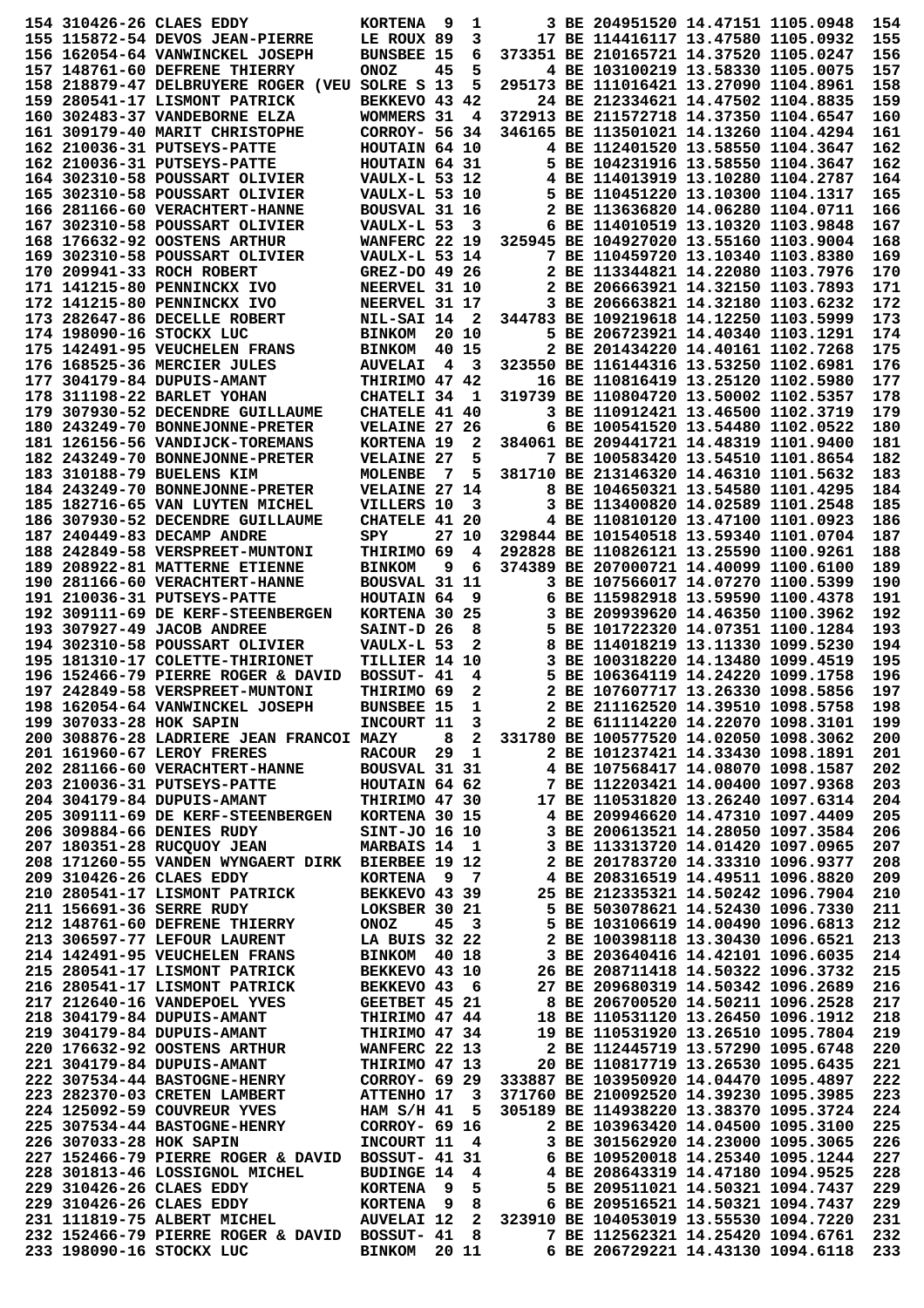| | | | | | | | | | | | | |
|---|---|---|---|---|---|---|---|---|---|---|---|---|
| 154 | 310426-26 | CLAES EDDY | KORTENA | 9 | 1 | | 3 | BE 204951520 | 14.47151 | 1105.0948 | 154 |
| 155 | 115872-54 | DEVOS JEAN-PIERRE | LE ROUX | 89 | 3 | | 17 | BE 114416117 | 13.47580 | 1105.0932 | 155 |
| 156 | 162054-64 | VANWINCKEL JOSEPH | BUNSBEE | 15 | 6 | 373351 | | BE 210165721 | 14.37520 | 1105.0247 | 156 |
| 157 | 148761-60 | DEFRENE THIERRY | ONOZ | 45 | 5 | | 4 | BE 103100219 | 13.58330 | 1105.0075 | 157 |
| 158 | 218879-47 | DELBRUYERE ROGER (VEU | SOLRE S | 13 | 5 | 295173 | | BE 111016421 | 13.27090 | 1104.8961 | 158 |
| 159 | 280541-17 | LISMONT PATRICK | BEKKEVO | 43 | 42 | | 24 | BE 212334621 | 14.47502 | 1104.8835 | 159 |
| 160 | 302483-37 | VANDEBORNE ELZA | WOMMERS | 31 | 4 | 372913 | | BE 211572718 | 14.37350 | 1104.6547 | 160 |
| 161 | 309179-40 | MARIT CHRISTOPHE | CORROY- | 56 | 34 | 346165 | | BE 113501021 | 14.13260 | 1104.4294 | 161 |
| 162 | 210036-31 | PUTSEYS-PATTE | HOUTAIN | 64 | 10 | | 4 | BE 112401520 | 13.58550 | 1104.3647 | 162 |
| 162 | 210036-31 | PUTSEYS-PATTE | HOUTAIN | 64 | 31 | | 5 | BE 104231916 | 13.58550 | 1104.3647 | 162 |
| 164 | 302310-58 | POUSSART OLIVIER | VAULX-L | 53 | 12 | | 4 | BE 114013919 | 13.10280 | 1104.2787 | 164 |
| 165 | 302310-58 | POUSSART OLIVIER | VAULX-L | 53 | 10 | | 5 | BE 110451220 | 13.10300 | 1104.1317 | 165 |
| 166 | 281166-60 | VERACHTERT-HANNE | BOUSVAL | 31 | 16 | | 2 | BE 113636820 | 14.06280 | 1104.0711 | 166 |
| 167 | 302310-58 | POUSSART OLIVIER | VAULX-L | 53 | 3 | | 6 | BE 114010519 | 13.10320 | 1103.9848 | 167 |
| 168 | 176632-92 | OOSTENS ARTHUR | WANFERC | 22 | 19 | 325945 | | BE 104927020 | 13.55160 | 1103.9004 | 168 |
| 169 | 302310-58 | POUSSART OLIVIER | VAULX-L | 53 | 14 | | 7 | BE 110459720 | 13.10340 | 1103.8380 | 169 |
| 170 | 209941-33 | ROCH ROBERT | GREZ-DO | 49 | 26 | | 2 | BE 113344821 | 14.22080 | 1103.7976 | 170 |
| 171 | 141215-80 | PENNINCKX IVO | NEERVEL | 31 | 10 | | 2 | BE 206663921 | 14.32150 | 1103.7893 | 171 |
| 172 | 141215-80 | PENNINCKX IVO | NEERVEL | 31 | 17 | | 3 | BE 206663821 | 14.32180 | 1103.6232 | 172 |
| 173 | 282647-86 | DECELLE ROBERT | NIL-SAI | 14 | 2 | 344783 | | BE 109219618 | 14.12250 | 1103.5999 | 173 |
| 174 | 198090-16 | STOCKX LUC | BINKOM | 20 | 10 | | 5 | BE 206723921 | 14.40340 | 1103.1291 | 174 |
| 175 | 142491-95 | VEUCHELEN FRANS | BINKOM | 40 | 15 | | 2 | BE 201434220 | 14.40161 | 1102.7268 | 175 |
| 176 | 168525-36 | MERCIER JULES | AUVELAI | 4 | 3 | 323550 | | BE 116144316 | 13.53250 | 1102.6981 | 176 |
| 177 | 304179-84 | DUPUIS-AMANT | THIRIMO | 47 | 42 | | 16 | BE 110816419 | 13.25120 | 1102.5980 | 177 |
| 178 | 311198-22 | BARLET YOHAN | CHATELI | 34 | 1 | 319739 | | BE 110804720 | 13.50002 | 1102.5357 | 178 |
| 179 | 307930-52 | DECENDRE GUILLAUME | CHATELE | 41 | 40 | | 3 | BE 110912421 | 13.46500 | 1102.3719 | 179 |
| 180 | 243249-70 | BONNEJONNE-PRETER | VELAINE | 27 | 26 | | 6 | BE 100541520 | 13.54480 | 1102.0522 | 180 |
| 181 | 126156-56 | VANDIJCK-TOREMANS | KORTENA | 19 | 2 | 384061 | | BE 209441721 | 14.48319 | 1101.9400 | 181 |
| 182 | 243249-70 | BONNEJONNE-PRETER | VELAINE | 27 | 5 | | 7 | BE 100583420 | 13.54510 | 1101.8654 | 182 |
| 183 | 310188-79 | BUELENS KIM | MOLENBE | 7 | 5 | 381710 | | BE 213146320 | 14.46310 | 1101.5632 | 183 |
| 184 | 243249-70 | BONNEJONNE-PRETER | VELAINE | 27 | 14 | | 8 | BE 104650321 | 13.54580 | 1101.4295 | 184 |
| 185 | 182716-65 | VAN LUYTEN MICHEL | VILLERS | 10 | 3 | | 3 | BE 113400820 | 14.02589 | 1101.2548 | 185 |
| 186 | 307930-52 | DECENDRE GUILLAUME | CHATELE | 41 | 20 | | 4 | BE 110810120 | 13.47100 | 1101.0923 | 186 |
| 187 | 240449-83 | DECAMP ANDRE | SPY | 27 | 10 | 329844 | | BE 101540518 | 13.59340 | 1101.0704 | 187 |
| 188 | 242849-58 | VERSPREET-MUNTONI | THIRIMO | 69 | 4 | 292828 | | BE 110826121 | 13.25590 | 1100.9261 | 188 |
| 189 | 208922-81 | MATTERNE ETIENNE | BINKOM | 9 | 6 | 374389 | | BE 207000721 | 14.40099 | 1100.6100 | 189 |
| 190 | 281166-60 | VERACHTERT-HANNE | BOUSVAL | 31 | 11 | | 3 | BE 107566017 | 14.07270 | 1100.5399 | 190 |
| 191 | 210036-31 | PUTSEYS-PATTE | HOUTAIN | 64 | 9 | | 6 | BE 115982918 | 13.59590 | 1100.4378 | 191 |
| 192 | 309111-69 | DE KERF-STEENBERGEN | KORTENA | 30 | 25 | | 3 | BE 209939620 | 14.46350 | 1100.3962 | 192 |
| 193 | 307927-49 | JACOB ANDREE | SAINT-D | 26 | 8 | | 5 | BE 101722320 | 14.07351 | 1100.1284 | 193 |
| 194 | 302310-58 | POUSSART OLIVIER | VAULX-L | 53 | 2 | | 8 | BE 114018219 | 13.11330 | 1099.5230 | 194 |
| 195 | 181310-17 | COLETTE-THIRIONET | TILLIER | 14 | 10 | | 3 | BE 100318220 | 14.13480 | 1099.4519 | 195 |
| 196 | 152466-79 | PIERRE ROGER & DAVID | BOSSUT- | 41 | 4 | | 5 | BE 106364119 | 14.24220 | 1099.1758 | 196 |
| 197 | 242849-58 | VERSPREET-MUNTONI | THIRIMO | 69 | 2 | | 2 | BE 107607717 | 13.26330 | 1098.5856 | 197 |
| 198 | 162054-64 | VANWINCKEL JOSEPH | BUNSBEE | 15 | 1 | | 2 | BE 211162520 | 14.39510 | 1098.5758 | 198 |
| 199 | 307033-28 | HOK SAPIN | INCOURT | 11 | 3 | | 2 | BE 611114220 | 14.22070 | 1098.3101 | 199 |
| 200 | 308876-28 | LADRIERE JEAN FRANCOI | MAZY | 8 | 2 | 331780 | | BE 100577520 | 14.02050 | 1098.3062 | 200 |
| 201 | 161960-67 | LEROY FRERES | RACOUR | 29 | 1 | | 2 | BE 101237421 | 14.33430 | 1098.1891 | 201 |
| 202 | 281166-60 | VERACHTERT-HANNE | BOUSVAL | 31 | 31 | | 4 | BE 107568417 | 14.08070 | 1098.1587 | 202 |
| 203 | 210036-31 | PUTSEYS-PATTE | HOUTAIN | 64 | 62 | | 7 | BE 112203421 | 14.00400 | 1097.9368 | 203 |
| 204 | 304179-84 | DUPUIS-AMANT | THIRIMO | 47 | 30 | | 17 | BE 110531820 | 13.26240 | 1097.6314 | 204 |
| 205 | 309111-69 | DE KERF-STEENBERGEN | KORTENA | 30 | 15 | | 4 | BE 209946620 | 14.47310 | 1097.4409 | 205 |
| 206 | 309884-66 | DENIES RUDY | SINT-JO | 16 | 10 | | 3 | BE 200613521 | 14.28050 | 1097.3584 | 206 |
| 207 | 180351-28 | RUCQUOY JEAN | MARBAIS | 14 | 1 | | 3 | BE 113313720 | 14.01420 | 1097.0965 | 207 |
| 208 | 171260-55 | VANDEN WYNGAERT DIRK | BIERBEE | 19 | 12 | | 2 | BE 201783720 | 14.33310 | 1096.9377 | 208 |
| 209 | 310426-26 | CLAES EDDY | KORTENA | 9 | 7 | | 4 | BE 208316519 | 14.49511 | 1096.8820 | 209 |
| 210 | 280541-17 | LISMONT PATRICK | BEKKEVO | 43 | 39 | | 25 | BE 212335321 | 14.50242 | 1096.7904 | 210 |
| 211 | 156691-36 | SERRE RUDY | LOKSBER | 30 | 21 | | 5 | BE 503078621 | 14.52430 | 1096.7330 | 211 |
| 212 | 148761-60 | DEFRENE THIERRY | ONOZ | 45 | 3 | | 5 | BE 103106619 | 14.00490 | 1096.6813 | 212 |
| 213 | 306597-77 | LEFOUR LAURENT | LA BUIS | 32 | 22 | | 2 | BE 100398118 | 13.30430 | 1096.6521 | 213 |
| 214 | 142491-95 | VEUCHELEN FRANS | BINKOM | 40 | 18 | | 3 | BE 203640416 | 14.42101 | 1096.6035 | 214 |
| 215 | 280541-17 | LISMONT PATRICK | BEKKEVO | 43 | 10 | | 26 | BE 208711418 | 14.50322 | 1096.3732 | 215 |
| 216 | 280541-17 | LISMONT PATRICK | BEKKEVO | 43 | 6 | | 27 | BE 209680319 | 14.50342 | 1096.2689 | 216 |
| 217 | 212640-16 | VANDEPOEL YVES | GEETBET | 45 | 21 | | 8 | BE 206700520 | 14.50211 | 1096.2528 | 217 |
| 218 | 304179-84 | DUPUIS-AMANT | THIRIMO | 47 | 44 | | 18 | BE 110531120 | 13.26450 | 1096.1912 | 218 |
| 219 | 304179-84 | DUPUIS-AMANT | THIRIMO | 47 | 34 | | 19 | BE 110531920 | 13.26510 | 1095.7804 | 219 |
| 220 | 176632-92 | OOSTENS ARTHUR | WANFERC | 22 | 13 | | 2 | BE 112445719 | 13.57290 | 1095.6748 | 220 |
| 221 | 304179-84 | DUPUIS-AMANT | THIRIMO | 47 | 13 | | 20 | BE 110817719 | 13.26530 | 1095.6435 | 221 |
| 222 | 307534-44 | BASTOGNE-HENRY | CORROY- | 69 | 29 | 333887 | | BE 103950920 | 14.04470 | 1095.4897 | 222 |
| 223 | 282370-03 | CRETEN LAMBERT | ATTENHO | 17 | 3 | 371760 | | BE 210092520 | 14.39230 | 1095.3985 | 223 |
| 224 | 125092-59 | COUVREUR YVES | HAM S/H | 41 | 5 | 305189 | | BE 114938220 | 13.38370 | 1095.3724 | 224 |
| 225 | 307534-44 | BASTOGNE-HENRY | CORROY- | 69 | 16 | | 2 | BE 103963420 | 14.04500 | 1095.3100 | 225 |
| 226 | 307033-28 | HOK SAPIN | INCOURT | 11 | 4 | | 3 | BE 301562920 | 14.23000 | 1095.3065 | 226 |
| 227 | 152466-79 | PIERRE ROGER & DAVID | BOSSUT- | 41 | 31 | | 6 | BE 109520018 | 14.25340 | 1095.1244 | 227 |
| 228 | 301813-46 | LOSSIGNOL MICHEL | BUDINGE | 14 | 4 | | 4 | BE 208643319 | 14.47180 | 1094.9525 | 228 |
| 229 | 310426-26 | CLAES EDDY | KORTENA | 9 | 5 | | 5 | BE 209511021 | 14.50321 | 1094.7437 | 229 |
| 229 | 310426-26 | CLAES EDDY | KORTENA | 9 | 8 | | 6 | BE 209516521 | 14.50321 | 1094.7437 | 229 |
| 231 | 111819-75 | ALBERT MICHEL | AUVELAI | 12 | 2 | 323910 | | BE 104053019 | 13.55530 | 1094.7220 | 231 |
| 232 | 152466-79 | PIERRE ROGER & DAVID | BOSSUT- | 41 | 8 | | 7 | BE 112562321 | 14.25420 | 1094.6761 | 232 |
| 233 | 198090-16 | STOCKX LUC | BINKOM | 20 | 11 | | 6 | BE 206729221 | 14.43130 | 1094.6118 | 233 |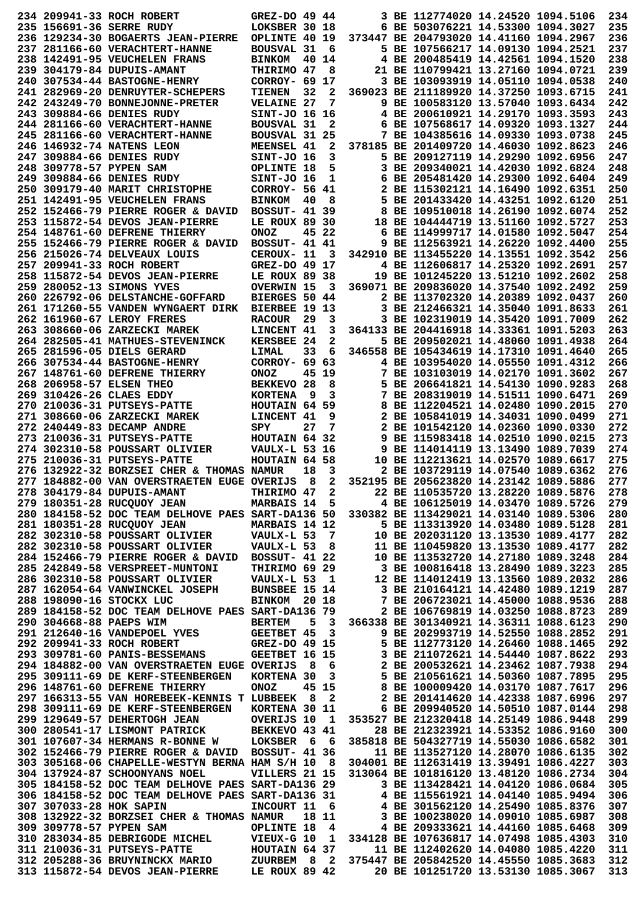```
234 209941-33 ROCH ROBERT           GREZ-DO 49 44       3 BE 112774020 14.24520 1094.5106  234
235 156691-36 SERRE RUDY            LOKSBER 30 18       6 BE 503076221 14.53300 1094.3027  235
236 129234-30 BOGAERTS JEAN-PIERRE  OPLINTE 40 19  373447 BE 204793020 14.41160 1094.2967  236
237 281166-60 VERACHTERT-HANNE      BOUSVAL 31  6       5 BE 107566217 14.09130 1094.2521  237
238 142491-95 VEUCHELEN FRANS       BINKOM  40 14       4 BE 200485419 14.42561 1094.1520  238
239 304179-84 DUPUIS-AMANT          THIRIMO 47  8      21 BE 110799421 13.27160 1094.0721  239
240 307534-44 BASTOGNE-HENRY        CORROY- 69 17       3 BE 103093919 14.05110 1094.0538  240
241 282969-20 DENRUYTER-SCHEPERS    TIENEN  32  2  369023 BE 211189920 14.37250 1093.6715  241
242 243249-70 BONNEJONNE-PRETER     VELAINE 27  7       9 BE 100583120 13.57040 1093.6434  242
243 309884-66 DENIES RUDY           SINT-JO 16 16       4 BE 200610921 14.29170 1093.3593  243
244 281166-60 VERACHTERT-HANNE      BOUSVAL 31  2       6 BE 107568617 14.09130 1093.1327  244
245 281166-60 VERACHTERT-HANNE      BOUSVAL 31 25       7 BE 104385616 14.09330 1093.0738  245
246 146932-74 NATENS LEON           MEENSEL 41  2  378185 BE 201409720 14.46030 1092.8623  246
247 309884-66 DENIES RUDY           SINT-JO 16  3       5 BE 209127119 14.29290 1092.6956  247
248 309778-57 PYPEN SAM             OPLINTE 18  5       3 BE 209340021 14.42030 1092.6824  248
249 309884-66 DENIES RUDY           SINT-JO 16  1       6 BE 205481420 14.29300 1092.6404  249
250 309179-40 MARIT CHRISTOPHE      CORROY- 56 41       2 BE 115302121 14.16490 1092.6351  250
251 142491-95 VEUCHELEN FRANS       BINKOM  40  8       5 BE 201433420 14.43251 1092.6120  251
252 152466-79 PIERRE ROGER & DAVID  BOSSUT- 41 39       8 BE 109510018 14.26190 1092.6074  252
253 115872-54 DEVOS JEAN-PIERRE     LE ROUX 89 30      18 BE 104444719 13.51160 1092.5727  253
254 148761-60 DEFRENE THIERRY       ONOZ    45 22       6 BE 114999717 14.01580 1092.5047  254
255 152466-79 PIERRE ROGER & DAVID  BOSSUT- 41 41       9 BE 112563921 14.26220 1092.4400  255
256 215026-74 DELVEAUX LOUIS        CEROUX- 11  3  342910 BE 113455220 14.13551 1092.3542  256
257 209941-33 ROCH ROBERT           GREZ-DO 49 17       4 BE 112606817 14.25320 1092.2691  257
258 115872-54 DEVOS JEAN-PIERRE     LE ROUX 89 38      19 BE 101245220 13.51210 1092.2602  258
259 280052-13 SIMONS YVES           OVERWIN 15  3  369071 BE 209836020 14.37540 1092.2492  259
260 226792-06 DELSTANCHE-GOFFARD    BIERGES 50 44       2 BE 113702320 14.20389 1092.0437  260
261 171260-55 VANDEN WYNGAERT DIRK  BIERBEE 19 13       3 BE 212466321 14.35040 1091.8633  261
262 161960-67 LEROY FRERES          RACOUR  29  3       3 BE 102319019 14.35420 1091.7009  262
263 308660-06 ZARZECKI MAREK        LINCENT 41  3  364133 BE 204416918 14.33361 1091.5203  263
264 282505-41 MATHUES-STEVENINCK    KERSBEE 24  2       5 BE 209502021 14.48060 1091.4938  264
265 281596-05 DIELS GERARD          LIMAL   33  6  346558 BE 105434619 14.17310 1091.4640  265
266 307534-44 BASTOGNE-HENRY        CORROY- 69 63       4 BE 103954020 14.05550 1091.4312  266
267 148761-60 DEFRENE THIERRY       ONOZ    45 19       7 BE 103103019 14.02170 1091.3602  267
268 206958-57 ELSEN THEO            BEKKEVO 28  8       5 BE 206641821 14.54130 1090.9283  268
269 310426-26 CLAES EDDY            KORTENA  9  3       7 BE 208319019 14.51511 1090.6471  269
270 210036-31 PUTSEYS-PATTE         HOUTAIN 64 59       8 BE 112204521 14.02480 1090.2015  270
271 308660-06 ZARZECKI MAREK        LINCENT 41  9       2 BE 105841019 14.34031 1090.0499  271
272 240449-83 DECAMP ANDRE          SPY     27  7       2 BE 101542120 14.02360 1090.0330  272
273 210036-31 PUTSEYS-PATTE         HOUTAIN 64 32       9 BE 115983418 14.02510 1090.0215  273
274 302310-58 POUSSART OLIVIER      VAULX-L 53 16       9 BE 114014119 13.13490 1089.7039  274
275 210036-31 PUTSEYS-PATTE         HOUTAIN 64 58      10 BE 112213621 14.02570 1089.6617  275
276 132922-32 BORZSEI CHER & THOMAS NAMUR   18  3       2 BE 103729119 14.07540 1089.6362  276
277 184882-00 VAN OVERSTRAETEN EUGE OVERIJS  8  2  352195 BE 205623820 14.23142 1089.5886  277
278 304179-84 DUPUIS-AMANT          THIRIMO 47  2      22 BE 110535720 13.28220 1089.5876  278
279 180351-28 RUCQUOY JEAN          MARBAIS 14  5       4 BE 106125019 14.03470 1089.5726  279
280 184158-52 DOC TEAM DELHOVE PAES SART-DA136 50  330382 BE 113429021 14.03140 1089.5306  280
281 180351-28 RUCQUOY JEAN          MARBAIS 14 12       5 BE 113313920 14.03480 1089.5128  281
282 302310-58 POUSSART OLIVIER      VAULX-L 53  7      10 BE 202031120 13.13530 1089.4177  282
282 302310-58 POUSSART OLIVIER      VAULX-L 53  8      11 BE 110459820 13.13530 1089.4177  282
284 152466-79 PIERRE ROGER & DAVID  BOSSUT- 41 22      10 BE 113532720 14.27180 1089.3248  284
285 242849-58 VERSPREET-MUNTONI     THIRIMO 69 29       3 BE 100816418 13.28490 1089.3223  285
286 302310-58 POUSSART OLIVIER      VAULX-L 53  1      12 BE 114012419 13.13560 1089.2032  286
287 162054-64 VANWINCKEL JOSEPH     BUNSBEE 15 14       3 BE 210164121 14.42480 1089.1219  287
288 198090-16 STOCKX LUC            BINKOM  20 18       7 BE 206723021 14.45000 1088.9536  288
289 184158-52 DOC TEAM DELHOVE PAES SART-DA136 79       2 BE 106769819 14.03250 1088.8723  289
290 304668-88 PAEPS WIM             BERTEM   5  3  366338 BE 301340921 14.36311 1088.6123  290
291 212640-16 VANDEPOEL YVES        GEETBET 45  3       9 BE 202993719 14.52550 1088.2852  291
292 209941-33 ROCH ROBERT           GREZ-DO 49 15       5 BE 112773120 14.26460 1088.1465  292
293 309781-60 PANIS-BESSEMANS       GEETBET 16 15       3 BE 211072621 14.54440 1087.8622  293
294 184882-00 VAN OVERSTRAETEN EUGE OVERIJS  8  6       2 BE 200532621 14.23462 1087.7938  294
295 309111-69 DE KERF-STEENBERGEN   KORTENA 30  3       5 BE 210561621 14.50360 1087.7895  295
296 148761-60 DEFRENE THIERRY       ONOZ    45 15       8 BE 100009420 14.03170 1087.7617  296
297 166313-55 VAN HOREBEEK-KENNIS T LUBBEEK  8  2       2 BE 201414620 14.42338 1087.6996  297
298 309111-69 DE KERF-STEENBERGEN   KORTENA 30 11       6 BE 209940520 14.50510 1087.0144  298
299 129649-57 DEHERTOGH JEAN        OVERIJS 10  1  353527 BE 212320418 14.25149 1086.9448  299
300 280541-17 LISMONT PATRICK       BEKKEVO 43 41      28 BE 212323921 14.53352 1086.9160  300
301 107607-34 HERMANS R-BONNE W     LOKSBER  6  6  385818 BE 504327719 14.55030 1086.6582  301
302 152466-79 PIERRE ROGER & DAVID  BOSSUT- 41 36      11 BE 113527120 14.28070 1086.6135  302
303 305168-06 CHAPELLE-WESTYN BERNA HAM S/H 10  8  304001 BE 112631419 13.39491 1086.4227  303
304 137924-87 SCHOONYANS NOEL       VILLERS 21 15  313064 BE 101816120 13.48120 1086.2734  304
305 184158-52 DOC TEAM DELHOVE PAES SART-DA136 29       3 BE 113428421 14.04120 1086.0684  305
306 184158-52 DOC TEAM DELHOVE PAES SART-DA136 31       4 BE 115561921 14.04140 1085.9494  306
307 307033-28 HOK SAPIN             INCOURT 11  6       4 BE 301562120 14.25490 1085.8376  307
308 132922-32 BORZSEI CHER & THOMAS NAMUR   18 11       3 BE 100238020 14.09010 1085.6987  308
309 309778-57 PYPEN SAM             OPLINTE 18  4       4 BE 209333621 14.44160 1085.6468  309
310 283034-85 DEBRIGODE MICHEL      VIEUX-G 10  1  334128 BE 107636817 14.07498 1085.4303  310
311 210036-31 PUTSEYS-PATTE         HOUTAIN 64 37      11 BE 112402620 14.04080 1085.4220  311
312 205288-36 BRUYNINCKX MARIO      ZUURBEM  8  2  375447 BE 205842520 14.45550 1085.3683  312
313 115872-54 DEVOS JEAN-PIERRE     LE ROUX 89 42      20 BE 101251720 13.53130 1085.3067  313
```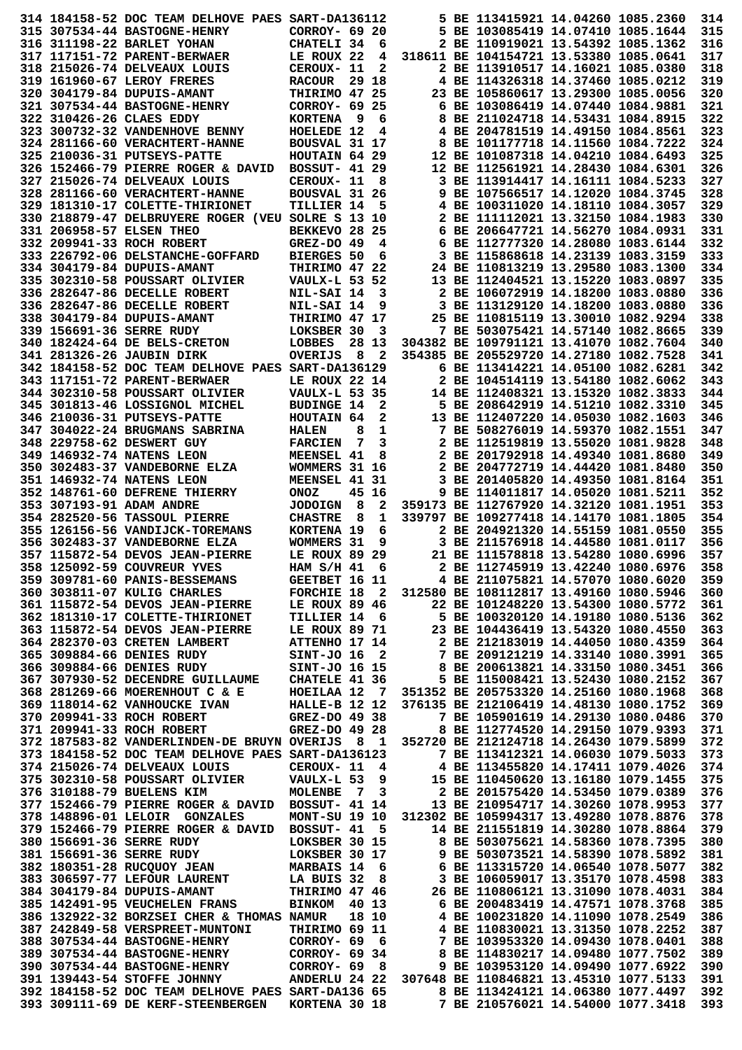| | | | | | | | | | | | |
|---|---|---|---|---|---|---|---|---|---|---|---|
| 314 | 184158-52 | DOC TEAM DELHOVE PAES | SART-DA | 136 | 112 | 5 | BE | 113415921 | 14.04260 | 1085.2360 | 314 |
| 315 | 307534-44 | BASTOGNE-HENRY | CORROY- | 69 | 20 | 5 | BE | 103085419 | 14.07410 | 1085.1644 | 315 |
| 316 | 311198-22 | BARLET YOHAN | CHATELI | 34 | 6 | 2 | BE | 110919021 | 13.54392 | 1085.1362 | 316 |
| 317 | 117151-72 | PARENT-BERWAER | LE ROUX | 22 | 4 | 318611 | BE | 104154721 | 13.53380 | 1085.0641 | 317 |
| 318 | 215026-74 | DELVEAUX LOUIS | CEROUX- | 11 | 2 | 2 | BE | 113910517 | 14.16021 | 1085.0380 | 318 |
| 319 | 161960-67 | LEROY FRERES | RACOUR | 29 | 18 | 4 | BE | 114326318 | 14.37460 | 1085.0212 | 319 |
| 320 | 304179-84 | DUPUIS-AMANT | THIRIMO | 47 | 25 | 23 | BE | 105860617 | 13.29300 | 1085.0056 | 320 |
| 321 | 307534-44 | BASTOGNE-HENRY | CORROY- | 69 | 25 | 6 | BE | 103086419 | 14.07440 | 1084.9881 | 321 |
| 322 | 310426-26 | CLAES EDDY | KORTENA | 9 | 6 | 8 | BE | 211024718 | 14.53431 | 1084.8915 | 322 |
| 323 | 300732-32 | VANDENHOVE BENNY | HOELEDE | 12 | 4 | 4 | BE | 204781519 | 14.49150 | 1084.8561 | 323 |
| 324 | 281166-60 | VERACHTERT-HANNE | BOUSVAL | 31 | 17 | 8 | BE | 101177718 | 14.11560 | 1084.7222 | 324 |
| 325 | 210036-31 | PUTSEYS-PATTE | HOUTAIN | 64 | 29 | 12 | BE | 101087318 | 14.04210 | 1084.6493 | 325 |
| 326 | 152466-79 | PIERRE ROGER & DAVID | BOSSUT- | 41 | 29 | 12 | BE | 112561921 | 14.28430 | 1084.6301 | 326 |
| 327 | 215026-74 | DELVEAUX LOUIS | CEROUX- | 11 | 8 | 3 | BE | 113914417 | 14.16111 | 1084.5233 | 327 |
| 328 | 281166-60 | VERACHTERT-HANNE | BOUSVAL | 31 | 26 | 9 | BE | 107566517 | 14.12020 | 1084.3745 | 328 |
| 329 | 181310-17 | COLETTE-THIRIONET | TILLIER | 14 | 5 | 4 | BE | 100311020 | 14.18110 | 1084.3057 | 329 |
| 330 | 218879-47 | DELBRUYERE ROGER (VEU | SOLRE S | 13 | 10 | 2 | BE | 111112021 | 13.32150 | 1084.1983 | 330 |
| 331 | 206958-57 | ELSEN THEO | BEKKEVO | 28 | 25 | 6 | BE | 206647721 | 14.56270 | 1084.0931 | 331 |
| 332 | 209941-33 | ROCH ROBERT | GREZ-DO | 49 | 4 | 6 | BE | 112777320 | 14.28080 | 1083.6144 | 332 |
| 333 | 226792-06 | DELSTANCHE-GOFFARD | BIERGES | 50 | 6 | 3 | BE | 115868618 | 14.23139 | 1083.3159 | 333 |
| 334 | 304179-84 | DUPUIS-AMANT | THIRIMO | 47 | 22 | 24 | BE | 110813219 | 13.29580 | 1083.1300 | 334 |
| 335 | 302310-58 | POUSSART OLIVIER | VAULX-L | 53 | 52 | 13 | BE | 112404521 | 13.15220 | 1083.0897 | 335 |
| 336 | 282647-86 | DECELLE ROBERT | NIL-SAI | 14 | 3 | 2 | BE | 106072919 | 14.18200 | 1083.0880 | 336 |
| 336 | 282647-86 | DECELLE ROBERT | NIL-SAI | 14 | 9 | 3 | BE | 113129120 | 14.18200 | 1083.0880 | 336 |
| 338 | 304179-84 | DUPUIS-AMANT | THIRIMO | 47 | 17 | 25 | BE | 110815119 | 13.30010 | 1082.9294 | 338 |
| 339 | 156691-36 | SERRE RUDY | LOKSBER | 30 | 3 | 7 | BE | 503075421 | 14.57140 | 1082.8665 | 339 |
| 340 | 182424-64 | DE BELS-CRETON | LOBBES | 28 | 13 | 304382 | BE | 109791121 | 13.41070 | 1082.7604 | 340 |
| 341 | 281326-26 | JAUBIN DIRK | OVERIJS | 8 | 2 | 354385 | BE | 205529720 | 14.27180 | 1082.7528 | 341 |
| 342 | 184158-52 | DOC TEAM DELHOVE PAES | SART-DA | 136 | 129 | 6 | BE | 113414221 | 14.05100 | 1082.6281 | 342 |
| 343 | 117151-72 | PARENT-BERWAER | LE ROUX | 22 | 14 | 2 | BE | 104514119 | 13.54180 | 1082.6062 | 343 |
| 344 | 302310-58 | POUSSART OLIVIER | VAULX-L | 53 | 35 | 14 | BE | 112408321 | 13.15320 | 1082.3833 | 344 |
| 345 | 301813-46 | LOSSIGNOL MICHEL | BUDINGE | 14 | 2 | 5 | BE | 208642919 | 14.51210 | 1082.3310 | 345 |
| 346 | 210036-31 | PUTSEYS-PATTE | HOUTAIN | 64 | 2 | 13 | BE | 112407220 | 14.05030 | 1082.1603 | 346 |
| 347 | 304022-24 | BRUGMANS SABRINA | HALEN | 8 | 1 | 7 | BE | 508276019 | 14.59370 | 1082.1551 | 347 |
| 348 | 229758-62 | DESWERT GUY | FARCIEN | 7 | 3 | 2 | BE | 112519819 | 13.55020 | 1081.9828 | 348 |
| 349 | 146932-74 | NATENS LEON | MEENSEL | 41 | 8 | 2 | BE | 201792918 | 14.49340 | 1081.8680 | 349 |
| 350 | 302483-37 | VANDEBORNE ELZA | WOMMERS | 31 | 16 | 2 | BE | 204772719 | 14.44420 | 1081.8480 | 350 |
| 351 | 146932-74 | NATENS LEON | MEENSEL | 41 | 31 | 3 | BE | 201405820 | 14.49350 | 1081.8164 | 351 |
| 352 | 148761-60 | DEFRENE THIERRY | ONOZ | 45 | 16 | 9 | BE | 114011817 | 14.05020 | 1081.5211 | 352 |
| 353 | 307193-91 | ADAM ANDRE | JODOIGN | 8 | 2 | 359173 | BE | 112767920 | 14.32120 | 1081.1951 | 353 |
| 354 | 282520-56 | TASSOUL PIERRE | CHASTRE | 8 | 1 | 339797 | BE | 109277418 | 14.14170 | 1081.1805 | 354 |
| 355 | 126156-56 | VANDIJCK-TOREMANS | KORTENA | 19 | 6 | 2 | BE | 204921320 | 14.55159 | 1081.0550 | 355 |
| 356 | 302483-37 | VANDEBORNE ELZA | WOMMERS | 31 | 9 | 3 | BE | 211576918 | 14.44580 | 1081.0117 | 356 |
| 357 | 115872-54 | DEVOS JEAN-PIERRE | LE ROUX | 89 | 29 | 21 | BE | 111578818 | 13.54280 | 1080.6996 | 357 |
| 358 | 125092-59 | COUVREUR YVES | HAM S/H | 41 | 6 | 2 | BE | 112745919 | 13.42240 | 1080.6976 | 358 |
| 359 | 309781-60 | PANIS-BESSEMANS | GEETBET | 16 | 11 | 4 | BE | 211075821 | 14.57070 | 1080.6020 | 359 |
| 360 | 303811-07 | KULIG CHARLES | FORCHIE | 18 | 2 | 312580 | BE | 108112817 | 13.49160 | 1080.5946 | 360 |
| 361 | 115872-54 | DEVOS JEAN-PIERRE | LE ROUX | 89 | 46 | 22 | BE | 101248220 | 13.54300 | 1080.5772 | 361 |
| 362 | 181310-17 | COLETTE-THIRIONET | TILLIER | 14 | 6 | 5 | BE | 100320120 | 14.19180 | 1080.5136 | 362 |
| 363 | 115872-54 | DEVOS JEAN-PIERRE | LE ROUX | 89 | 71 | 23 | BE | 104436419 | 13.54320 | 1080.4550 | 363 |
| 364 | 282370-03 | CRETEN LAMBERT | ATTENHO | 17 | 14 | 2 | BE | 212183019 | 14.44050 | 1080.4359 | 364 |
| 365 | 309884-66 | DENIES RUDY | SINT-JO | 16 | 2 | 7 | BE | 209121219 | 14.33140 | 1080.3991 | 365 |
| 366 | 309884-66 | DENIES RUDY | SINT-JO | 16 | 15 | 8 | BE | 200613821 | 14.33150 | 1080.3451 | 366 |
| 367 | 307930-52 | DECENDRE GUILLAUME | CHATELE | 41 | 36 | 5 | BE | 115008421 | 13.52430 | 1080.2152 | 367 |
| 368 | 281269-66 | MOERENHOUT C & E | HOEILAA | 12 | 7 | 351352 | BE | 205753320 | 14.25160 | 1080.1968 | 368 |
| 369 | 118014-62 | VANHOUCKE IVAN | HALLE-B | 12 | 12 | 376135 | BE | 212106419 | 14.48130 | 1080.1752 | 369 |
| 370 | 209941-33 | ROCH ROBERT | GREZ-DO | 49 | 38 | 7 | BE | 105901619 | 14.29130 | 1080.0486 | 370 |
| 371 | 209941-33 | ROCH ROBERT | GREZ-DO | 49 | 28 | 8 | BE | 112774520 | 14.29150 | 1079.9393 | 371 |
| 372 | 187583-82 | VANDERLINDEN-DE BRUYN | OVERIJS | 8 | 1 | 352720 | BE | 212124718 | 14.26430 | 1079.5899 | 372 |
| 373 | 184158-52 | DOC TEAM DELHOVE PAES | SART-DA | 136 | 123 | 7 | BE | 113412321 | 14.06030 | 1079.5033 | 373 |
| 374 | 215026-74 | DELVEAUX LOUIS | CEROUX- | 11 | 4 | 4 | BE | 113455820 | 14.17411 | 1079.4026 | 374 |
| 375 | 302310-58 | POUSSART OLIVIER | VAULX-L | 53 | 9 | 15 | BE | 110450620 | 13.16180 | 1079.1455 | 375 |
| 376 | 310188-79 | BUELENS KIM | MOLENBE | 7 | 3 | 2 | BE | 201575420 | 14.53450 | 1079.0389 | 376 |
| 377 | 152466-79 | PIERRE ROGER & DAVID | BOSSUT- | 41 | 14 | 13 | BE | 210954717 | 14.30260 | 1078.9953 | 377 |
| 378 | 148896-01 | LELOIR GONZALES | MONT-SU | 19 | 10 | 312302 | BE | 105994317 | 13.49280 | 1078.8876 | 378 |
| 379 | 152466-79 | PIERRE ROGER & DAVID | BOSSUT- | 41 | 5 | 14 | BE | 211551819 | 14.30280 | 1078.8864 | 379 |
| 380 | 156691-36 | SERRE RUDY | LOKSBER | 30 | 15 | 8 | BE | 503075621 | 14.58360 | 1078.7395 | 380 |
| 381 | 156691-36 | SERRE RUDY | LOKSBER | 30 | 17 | 9 | BE | 503073521 | 14.58390 | 1078.5892 | 381 |
| 382 | 180351-28 | RUCQUOY JEAN | MARBAIS | 14 | 6 | 6 | BE | 113315720 | 14.06540 | 1078.5077 | 382 |
| 383 | 306597-77 | LEFOUR LAURENT | LA BUIS | 32 | 8 | 3 | BE | 106059017 | 13.35170 | 1078.4598 | 383 |
| 384 | 304179-84 | DUPUIS-AMANT | THIRIMO | 47 | 46 | 26 | BE | 110806121 | 13.31090 | 1078.4031 | 384 |
| 385 | 142491-95 | VEUCHELEN FRANS | BINKOM | 40 | 13 | 6 | BE | 200483419 | 14.47571 | 1078.3768 | 385 |
| 386 | 132922-32 | BORZSEI CHER & THOMAS | NAMUR | 18 | 10 | 4 | BE | 100231820 | 14.11090 | 1078.2549 | 386 |
| 387 | 242849-58 | VERSPREET-MUNTONI | THIRIMO | 69 | 11 | 4 | BE | 110830021 | 13.31350 | 1078.2252 | 387 |
| 388 | 307534-44 | BASTOGNE-HENRY | CORROY- | 69 | 6 | 7 | BE | 103953320 | 14.09430 | 1078.0401 | 388 |
| 389 | 307534-44 | BASTOGNE-HENRY | CORROY- | 69 | 34 | 8 | BE | 114830217 | 14.09480 | 1077.7502 | 389 |
| 390 | 307534-44 | BASTOGNE-HENRY | CORROY- | 69 | 8 | 9 | BE | 103953120 | 14.09490 | 1077.6922 | 390 |
| 391 | 139443-54 | STOFFE JOHNNY | ANDERLU | 24 | 22 | 307648 | BE | 110846821 | 13.45310 | 1077.5133 | 391 |
| 392 | 184158-52 | DOC TEAM DELHOVE PAES | SART-DA | 136 | 65 | 8 | BE | 113424121 | 14.06380 | 1077.4497 | 392 |
| 393 | 309111-69 | DE KERF-STEENBERGEN | KORTENA | 30 | 18 | 7 | BE | 210576021 | 14.54000 | 1077.3418 | 393 |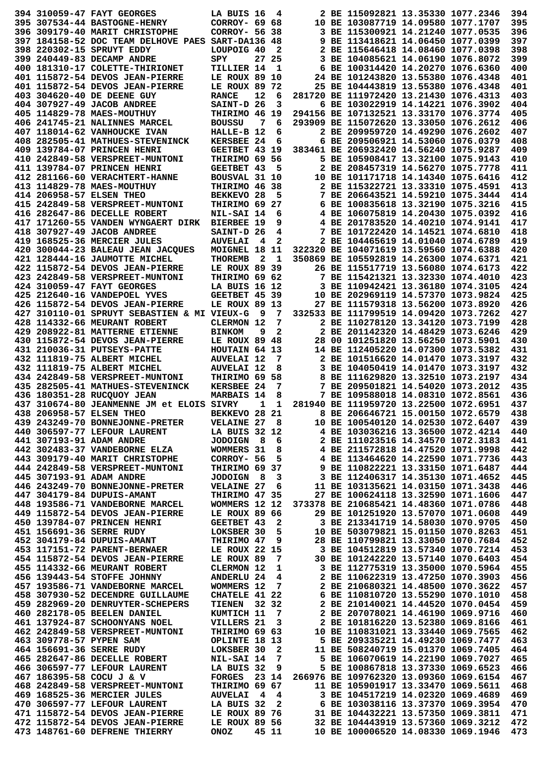| | | | | | | | | | | |
|---|---|---|---|---|---|---|---|---|---|---|
| 394 | 310059-47 | FAYT GEORGES | LA BUIS 16 | 4 | 2 | BE | 115092821 | 13.35330 | 1077.2346 | 394 |
| 395 | 307534-44 | BASTOGNE-HENRY | CORROY- 69 | 68 | 10 | BE | 103087719 | 14.09580 | 1077.1707 | 395 |
| 396 | 309179-40 | MARIT CHRISTOPHE | CORROY- 56 | 38 | 3 | BE | 115300921 | 14.21240 | 1077.0535 | 396 |
| 397 | 184158-52 | DOC TEAM DELHOVE PAES | SART-DA136 | 48 | 9 | BE | 113418621 | 14.06450 | 1077.0399 | 397 |
| 398 | 220302-15 | SPRUYT EDDY | LOUPOIG 40 | 2 | 2 | BE | 115646418 | 14.08460 | 1077.0398 | 398 |
| 399 | 240449-83 | DECAMP ANDRE | SPY 27 | 25 | 3 | BE | 104085621 | 14.06190 | 1076.8072 | 399 |
| 400 | 181310-17 | COLETTE-THIRIONET | TILLIER 14 | 1 | 6 | BE | 100314420 | 14.20270 | 1076.6360 | 400 |
| 401 | 115872-54 | DEVOS JEAN-PIERRE | LE ROUX 89 | 10 | 24 | BE | 101243820 | 13.55380 | 1076.4348 | 401 |
| 401 | 115872-54 | DEVOS JEAN-PIERRE | LE ROUX 89 | 72 | 25 | BE | 104443819 | 13.55380 | 1076.4348 | 401 |
| 403 | 304620-40 | DE DEENE GUY | RANCE 12 | 6 | 281720 | BE | 111972420 | 13.21430 | 1076.4313 | 403 |
| 404 | 307927-49 | JACOB ANDREE | SAINT-D 26 | 3 | 6 | BE | 103022919 | 14.14221 | 1076.3902 | 404 |
| 405 | 114829-78 | MAES-MOUTHUY | THIRIMO 46 | 19 | 294156 | BE | 107132521 | 13.33170 | 1076.3774 | 405 |
| 406 | 241745-21 | NALINNES MARCEL | BOUSSU 7 | 6 | 293909 | BE | 115072620 | 13.33050 | 1076.2612 | 406 |
| 407 | 118014-62 | VANHOUCKE IVAN | HALLE-B 12 | 6 | 2 | BE | 209959720 | 14.49290 | 1076.2602 | 407 |
| 408 | 282505-41 | MATHUES-STEVENINCK | KERSBEE 24 | 6 | 6 | BE | 209506921 | 14.53060 | 1076.0379 | 408 |
| 409 | 139784-07 | PRINCEN HENRI | GEETBET 43 | 19 | 383461 | BE | 206932420 | 14.56240 | 1075.9287 | 409 |
| 410 | 242849-58 | VERSPREET-MUNTONI | THIRIMO 69 | 56 | 5 | BE | 105908417 | 13.32100 | 1075.9143 | 410 |
| 411 | 139784-07 | PRINCEN HENRI | GEETBET 43 | 5 | 2 | BE | 208457319 | 14.56270 | 1075.7778 | 411 |
| 412 | 281166-60 | VERACHTERT-HANNE | BOUSVAL 31 | 10 | 10 | BE | 101171718 | 14.14340 | 1075.6416 | 412 |
| 413 | 114829-78 | MAES-MOUTHUY | THIRIMO 46 | 38 | 2 | BE | 115322721 | 13.33310 | 1075.4591 | 413 |
| 414 | 206958-57 | ELSEN THEO | BEKKEVO 28 | 5 | 7 | BE | 206643521 | 14.59210 | 1075.3444 | 414 |
| 415 | 242849-58 | VERSPREET-MUNTONI | THIRIMO 69 | 27 | 6 | BE | 100835618 | 13.32190 | 1075.3216 | 415 |
| 416 | 282647-86 | DECELLE ROBERT | NIL-SAI 14 | 6 | 4 | BE | 106075819 | 14.20430 | 1075.0392 | 416 |
| 417 | 171260-55 | VANDEN WYNGAERT DIRK | BIERBEE 19 | 9 | 4 | BE | 201783520 | 14.40210 | 1074.9141 | 417 |
| 418 | 307927-49 | JACOB ANDREE | SAINT-D 26 | 4 | 7 | BE | 101722420 | 14.14521 | 1074.6810 | 418 |
| 419 | 168525-36 | MERCIER JULES | AUVELAI 4 | 2 | 2 | BE | 104465619 | 14.01040 | 1074.6789 | 419 |
| 420 | 300044-23 | BALEAU JEAN JACQUES | MOIGNEL 18 | 11 | 322320 | BE | 104071619 | 13.59560 | 1074.6388 | 420 |
| 421 | 128444-16 | JAUMOTTE MICHEL | THOREMB 2 | 1 | 350869 | BE | 105592819 | 14.26300 | 1074.6371 | 421 |
| 422 | 115872-54 | DEVOS JEAN-PIERRE | LE ROUX 89 | 39 | 26 | BE | 115517719 | 13.56080 | 1074.6173 | 422 |
| 423 | 242849-58 | VERSPREET-MUNTONI | THIRIMO 69 | 62 | 7 | BE | 115421321 | 13.32330 | 1074.4010 | 423 |
| 424 | 310059-47 | FAYT GEORGES | LA BUIS 16 | 12 | 3 | BE | 110942421 | 13.36180 | 1074.3105 | 424 |
| 425 | 212640-16 | VANDEPOEL YVES | GEETBET 45 | 39 | 10 | BE | 202969119 | 14.57370 | 1073.9824 | 425 |
| 426 | 115872-54 | DEVOS JEAN-PIERRE | LE ROUX 89 | 13 | 27 | BE | 111579318 | 13.56200 | 1073.8920 | 426 |
| 427 | 310110-01 | SPRUYT SEBASTIEN & MI | VIEUX-G 9 | 7 | 332533 | BE | 111799519 | 14.09420 | 1073.7262 | 427 |
| 428 | 114332-66 | MEURANT ROBERT | CLERMON 12 | 7 | 2 | BE | 110278120 | 13.34120 | 1073.7199 | 428 |
| 429 | 208922-81 | MATTERNE ETIENNE | BINKOM 9 | 2 | 2 | BE | 201142320 | 14.48429 | 1073.6246 | 429 |
| 430 | 115872-54 | DEVOS JEAN-PIERRE | LE ROUX 89 | 48 | 28 | 00 | 101251820 | 13.56250 | 1073.5901 | 430 |
| 431 | 210036-31 | PUTSEYS-PATTE | HOUTAIN 64 | 13 | 14 | BE | 112405220 | 14.07300 | 1073.5382 | 431 |
| 432 | 111819-75 | ALBERT MICHEL | AUVELAI 12 | 7 | 2 | BE | 101516620 | 14.01470 | 1073.3197 | 432 |
| 432 | 111819-75 | ALBERT MICHEL | AUVELAI 12 | 8 | 3 | BE | 104050419 | 14.01470 | 1073.3197 | 432 |
| 434 | 242849-58 | VERSPREET-MUNTONI | THIRIMO 69 | 58 | 8 | BE | 111629820 | 13.32510 | 1073.2197 | 434 |
| 435 | 282505-41 | MATHUES-STEVENINCK | KERSBEE 24 | 7 | 7 | BE | 209501821 | 14.54020 | 1073.2012 | 435 |
| 436 | 180351-28 | RUCQUOY JEAN | MARBAIS 14 | 8 | 7 | BE | 109588018 | 14.08310 | 1072.8561 | 436 |
| 437 | 310674-80 | JEANMENNE JM et ELOIS | SIVRY 1 | 1 | 281940 | BE | 111959720 | 13.22500 | 1072.6951 | 437 |
| 438 | 206958-57 | ELSEN THEO | BEKKEVO 28 | 21 | 8 | BE | 206646721 | 15.00150 | 1072.6579 | 438 |
| 439 | 243249-70 | BONNEJONNE-PRETER | VELAINE 27 | 8 | 10 | BE | 100540120 | 14.02530 | 1072.6407 | 439 |
| 440 | 306597-77 | LEFOUR LAURENT | LA BUIS 32 | 12 | 4 | BE | 103036216 | 13.36500 | 1072.4214 | 440 |
| 441 | 307193-91 | ADAM ANDRE | JODOIGN 8 | 6 | 2 | BE | 111023516 | 14.34570 | 1072.3183 | 441 |
| 442 | 302483-37 | VANDEBORNE ELZA | WOMMERS 31 | 8 | 4 | BE | 211572818 | 14.47520 | 1071.9998 | 442 |
| 443 | 309179-40 | MARIT CHRISTOPHE | CORROY- 56 | 5 | 4 | BE | 113464620 | 14.22590 | 1071.7736 | 443 |
| 444 | 242849-58 | VERSPREET-MUNTONI | THIRIMO 69 | 37 | 9 | BE | 110822221 | 13.33150 | 1071.6487 | 444 |
| 445 | 307193-91 | ADAM ANDRE | JODOIGN 8 | 3 | 3 | BE | 112406317 | 14.35130 | 1071.4652 | 445 |
| 446 | 243249-70 | BONNEJONNE-PRETER | VELAINE 27 | 6 | 11 | BE | 103135621 | 14.03150 | 1071.3438 | 446 |
| 447 | 304179-84 | DUPUIS-AMANT | THIRIMO 47 | 35 | 27 | BE | 100624118 | 13.32590 | 1071.1606 | 447 |
| 448 | 193586-71 | VANDEBORNE MARCEL | WOMMERS 12 | 12 | 373378 | BE | 210685421 | 14.48360 | 1071.0786 | 448 |
| 449 | 115872-54 | DEVOS JEAN-PIERRE | LE ROUX 89 | 66 | 29 | BE | 101251920 | 13.57070 | 1071.0608 | 449 |
| 450 | 139784-07 | PRINCEN HENRI | GEETBET 43 | 2 | 3 | BE | 213341719 | 14.58030 | 1070.9705 | 450 |
| 451 | 156691-36 | SERRE RUDY | LOKSBER 30 | 5 | 10 | BE | 503079821 | 15.01150 | 1070.8263 | 451 |
| 452 | 304179-84 | DUPUIS-AMANT | THIRIMO 47 | 9 | 28 | BE | 110799821 | 13.33050 | 1070.7684 | 452 |
| 453 | 117151-72 | PARENT-BERWAER | LE ROUX 22 | 15 | 3 | BE | 104512819 | 13.57340 | 1070.7214 | 453 |
| 454 | 115872-54 | DEVOS JEAN-PIERRE | LE ROUX 89 | 7 | 30 | BE | 101242220 | 13.57140 | 1070.6403 | 454 |
| 455 | 114332-66 | MEURANT ROBERT | CLERMON 12 | 1 | 3 | BE | 112775319 | 13.35000 | 1070.5964 | 455 |
| 456 | 139443-54 | STOFFE JOHNNY | ANDERLU 24 | 4 | 2 | BE | 110622319 | 13.47250 | 1070.3903 | 456 |
| 457 | 193586-71 | VANDEBORNE MARCEL | WOMMERS 12 | 7 | 2 | BE | 210680321 | 14.48500 | 1070.3622 | 457 |
| 458 | 307930-52 | DECENDRE GUILLAUME | CHATELE 41 | 22 | 6 | BE | 110810720 | 13.55290 | 1070.1010 | 458 |
| 459 | 282969-20 | DENRUYTER-SCHEPERS | TIENEN 32 | 32 | 2 | BE | 210140021 | 14.44520 | 1070.0454 | 459 |
| 460 | 282178-05 | BEELEN DANIEL | KUMTICH 11 | 7 | 2 | BE | 207078021 | 14.46190 | 1069.9716 | 460 |
| 461 | 137924-87 | SCHOONYANS NOEL | VILLERS 21 | 3 | 2 | BE | 101816220 | 13.52380 | 1069.8166 | 461 |
| 462 | 242849-58 | VERSPREET-MUNTONI | THIRIMO 69 | 63 | 10 | BE | 110831021 | 13.33440 | 1069.7565 | 462 |
| 463 | 309778-57 | PYPEN SAM | OPLINTE 18 | 13 | 5 | BE | 209335221 | 14.49230 | 1069.7477 | 463 |
| 464 | 156691-36 | SERRE RUDY | LOKSBER 30 | 2 | 11 | BE | 508240719 | 15.01370 | 1069.7405 | 464 |
| 465 | 282647-86 | DECELLE ROBERT | NIL-SAI 14 | 7 | 5 | BE | 106070619 | 14.22190 | 1069.7027 | 465 |
| 466 | 306597-77 | LEFOUR LAURENT | LA BUIS 32 | 9 | 5 | BE | 100867818 | 13.37330 | 1069.6523 | 466 |
| 467 | 186395-58 | COCU J & V | FORGES 23 | 14 | 266976 | BE | 109762320 | 13.09360 | 1069.6154 | 467 |
| 468 | 242849-58 | VERSPREET-MUNTONI | THIRIMO 69 | 67 | 11 | BE | 105901917 | 13.33470 | 1069.5611 | 468 |
| 469 | 168525-36 | MERCIER JULES | AUVELAI 4 | 4 | 3 | BE | 104517219 | 14.02320 | 1069.4689 | 469 |
| 470 | 306597-77 | LEFOUR LAURENT | LA BUIS 32 | 2 | 6 | BE | 103038116 | 13.37370 | 1069.3954 | 470 |
| 471 | 115872-54 | DEVOS JEAN-PIERRE | LE ROUX 89 | 76 | 31 | BE | 104432221 | 13.57350 | 1069.3811 | 471 |
| 472 | 115872-54 | DEVOS JEAN-PIERRE | LE ROUX 89 | 56 | 32 | BE | 104443919 | 13.57360 | 1069.3212 | 472 |
| 473 | 148761-60 | DEFRENE THIERRY | ONOZ 45 | 11 | 10 | BE | 100006520 | 14.08330 | 1069.1946 | 473 |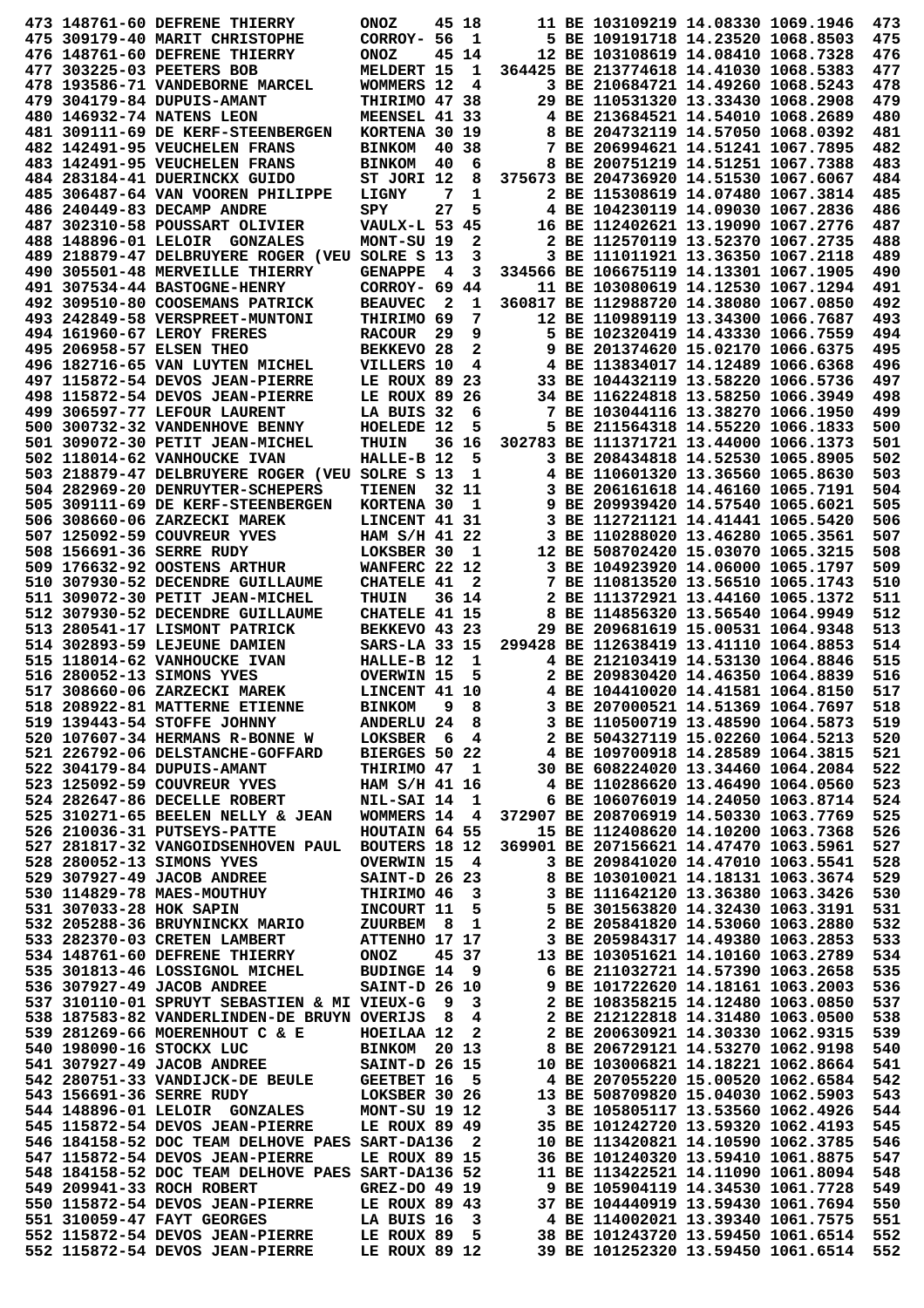```
473 148761-60 DEFRENE THIERRY         ONOZ    45 18       11 BE 103109219 14.08330 1069.1946  473
475 309179-40 MARIT CHRISTOPHE        CORROY- 56  1        5 BE 109191718 14.23520 1068.8503  475
476 148761-60 DEFRENE THIERRY         ONOZ    45 14       12 BE 103108619 14.08410 1068.7328  476
477 303225-03 PEETERS BOB             MELDERT 15  1   364425 BE 213774618 14.41030 1068.5383  477
478 193586-71 VANDEBORNE MARCEL       WOMMERS 12  4        3 BE 210684721 14.49260 1068.5243  478
479 304179-84 DUPUIS-AMANT            THIRIMO 47 38       29 BE 110531320 13.33430 1068.2908  479
480 146932-74 NATENS LEON             MEENSEL 41 33        4 BE 213684521 14.54010 1068.2689  480
481 309111-69 DE KERF-STEENBERGEN     KORTENA 30 19        8 BE 204732119 14.57050 1068.0392  481
482 142491-95 VEUCHELEN FRANS         BINKOM  40 38        7 BE 206994621 14.51241 1067.7895  482
483 142491-95 VEUCHELEN FRANS         BINKOM  40  6        8 BE 200751219 14.51251 1067.7388  483
484 283184-01 DUERINCKX GUIDO         ST JORI 12  8   375673 BE 204736920 14.51530 1067.6067  484
485 306487-64 VAN VOOREN PHILIPPE     LIGNY    7  1        2 BE 115308619 14.07480 1067.3814  485
486 240449-83 DECAMP ANDRE            SPY     27  5        4 BE 104230119 14.09030 1067.2836  486
487 302310-58 POUSSART OLIVIER        VAULX-L 53 45       16 BE 112402621 13.19090 1067.2776  487
488 148896-01 LELOIR  GONZALES        MONT-SU 19  2        2 BE 112570119 13.52370 1067.2735  488
489 218879-47 DELBRUYERE ROGER (VEU SOLRE S 13  3        3 BE 111011921 13.36350 1067.2118  489
490 305501-48 MERVEILLE THIERRY       GENAPPE  4  3   334566 BE 106675119 14.13301 1067.1905  490
491 307534-44 BASTOGNE-HENRY          CORROY- 69 44       11 BE 103080619 14.12530 1067.1294  491
492 309510-80 COOSEMANS PATRICK       BEAUVEC  2  1   360817 BE 112988720 14.38080 1067.0850  492
493 242849-58 VERSPREET-MUNTONI       THIRIMO 69  7       12 BE 110989119 13.34300 1066.7687  493
494 161960-67 LEROY FRERES            RACOUR  29  9        5 BE 102320419 14.43330 1066.7559  494
495 206958-57 ELSEN THEO              BEKKEVO 28  2        9 BE 201374620 15.02170 1066.6375  495
496 182716-65 VAN LUYTEN MICHEL       VILLERS 10  4        4 BE 113834017 14.12489 1066.6368  496
497 115872-54 DEVOS JEAN-PIERRE       LE ROUX 89 23       33 BE 104432119 13.58220 1066.5736  497
498 115872-54 DEVOS JEAN-PIERRE       LE ROUX 89 26       34 BE 116224818 13.58250 1066.3949  498
499 306597-77 LEFOUR LAURENT          LA BUIS 32  6        7 BE 103044116 13.38270 1066.1950  499
500 300732-32 VANDENHOVE BENNY        HOELEDE 12  5        5 BE 211564318 14.55220 1066.1833  500
501 309072-30 PETIT JEAN-MICHEL       THUIN   36 16   302783 BE 111371721 13.44000 1066.1373  501
502 118014-62 VANHOUCKE IVAN          HALLE-B 12  5        3 BE 208434818 14.52530 1065.8905  502
503 218879-47 DELBRUYERE ROGER (VEU SOLRE S 13  1        4 BE 110601320 13.36560 1065.8630  503
504 282969-20 DENRUYTER-SCHEPERS      TIENEN  32 11        3 BE 206161618 14.46160 1065.7191  504
505 309111-69 DE KERF-STEENBERGEN     KORTENA 30  1        9 BE 209939420 14.57540 1065.6021  505
506 308660-06 ZARZECKI MAREK          LINCENT 41 31        3 BE 112721121 14.41441 1065.5420  506
507 125092-59 COUVREUR YVES           HAM S/H 41 22        3 BE 110288020 13.46280 1065.3561  507
508 156691-36 SERRE RUDY              LOKSBER 30  1       12 BE 508702420 15.03070 1065.3215  508
509 176632-92 OOSTENS ARTHUR          WANFERC 22 12        3 BE 104923920 14.06000 1065.1797  509
510 307930-52 DECENDRE GUILLAUME      CHATELE 41  2        7 BE 110813520 13.56510 1065.1743  510
511 309072-30 PETIT JEAN-MICHEL       THUIN   36 14        2 BE 111372921 13.44160 1065.1372  511
512 307930-52 DECENDRE GUILLAUME      CHATELE 41 15        8 BE 114856320 13.56540 1064.9949  512
513 280541-17 LISMONT PATRICK         BEKKEVO 43 23       29 BE 209681619 15.00531 1064.9348  513
514 302893-59 LEJEUNE DAMIEN          SARS-LA 33 15   299428 BE 112638419 13.41110 1064.8853  514
515 118014-62 VANHOUCKE IVAN          HALLE-B 12  1        4 BE 212013419 14.53130 1064.8846  515
516 280052-13 SIMONS YVES             OVERWIN 15  5        2 BE 209830420 14.46350 1064.8839  516
517 308660-06 ZARZECKI MAREK          LINCENT 41 10        4 BE 104410020 14.41581 1064.8150  517
518 208922-81 MATTERNE ETIENNE        BINKOM   9  8        3 BE 207000521 14.51369 1064.7697  518
519 139443-54 STOFFE JOHNNY           ANDERLU 24  8        3 BE 110500719 13.48590 1064.5873  519
520 107607-34 HERMANS R-BONNE W       LOKSBER  6  4        2 BE 504327119 15.02260 1064.5213  520
521 226792-06 DELSTANCHE-GOFFARD      BIERGES 50 22        4 BE 109700918 14.28589 1064.3815  521
522 304179-84 DUPUIS-AMANT            THIRIMO 47  1       30 BE 608224020 13.34460 1064.2084  522
523 125092-59 COUVREUR YVES           HAM S/H 41 16        4 BE 110286620 13.46490 1064.0560  523
524 282647-86 DECELLE ROBERT          NIL-SAI 14  1        6 BE 106076019 14.24050 1063.8714  524
525 310271-65 BEELEN NELLY & JEAN     WOMMERS 14  4   372907 BE 208706919 14.50330 1063.7769  525
526 210036-31 PUTSEYS-PATTE           HOUTAIN 64 55       15 BE 112408620 14.10200 1063.7368  526
527 281817-32 VANGOIDSENHOVEN PAUL    BOUTERS 18 12   369901 BE 207156621 14.47470 1063.5961  527
528 280052-13 SIMONS YVES             OVERWIN 15  4        3 BE 209841020 14.47010 1063.5541  528
529 307927-49 JACOB ANDREE            SAINT-D 26 23        8 BE 103010021 14.18131 1063.3674  529
530 114829-78 MAES-MOUTHUY            THIRIMO 46  3        3 BE 111642120 13.36380 1063.3426  530
531 307033-28 HOK SAPIN               INCOURT 11  5        5 BE 301563820 14.32430 1063.3191  531
532 205288-36 BRUYNINCKX MARIO        ZUURBEM  8  1        2 BE 205841820 14.53060 1063.2880  532
533 282370-03 CRETEN LAMBERT          ATTENHO 17 17        3 BE 205984317 14.49380 1063.2853  533
534 148761-60 DEFRENE THIERRY         ONOZ    45 37       13 BE 103051621 14.10160 1063.2789  534
535 301813-46 LOSSIGNOL MICHEL        BUDINGE 14  9        6 BE 211032721 14.57390 1063.2658  535
536 307927-49 JACOB ANDREE            SAINT-D 26 10        9 BE 101722620 14.18161 1063.2003  536
537 310110-01 SPRUYT SEBASTIEN & MI VIEUX-G  9  3        2 BE 108358215 14.12480 1063.0850  537
538 187583-82 VANDERLINDEN-DE BRUYN OVERIJS  8  4        2 BE 212122818 14.31480 1063.0500  538
539 281269-66 MOERENHOUT C & E        HOEILAA 12  2        2 BE 200630921 14.30330 1062.9315  539
540 198090-16 STOCKX LUC              BINKOM  20 13        8 BE 206729121 14.53270 1062.9198  540
541 307927-49 JACOB ANDREE            SAINT-D 26 15       10 BE 103006821 14.18221 1062.8664  541
542 280751-33 VANDIJCK-DE BEULE       GEETBET 16  5        4 BE 207055220 15.00520 1062.6584  542
543 156691-36 SERRE RUDY              LOKSBER 30 26       13 BE 508709820 15.04030 1062.5903  543
544 148896-01 LELOIR  GONZALES        MONT-SU 19 12        3 BE 105805117 13.53560 1062.4926  544
545 115872-54 DEVOS JEAN-PIERRE       LE ROUX 89 49       35 BE 101242720 13.59320 1062.4193  545
546 184158-52 DOC TEAM DELHOVE PAES SART-DA136  2       10 BE 113420821 14.10590 1062.3785  546
547 115872-54 DEVOS JEAN-PIERRE       LE ROUX 89 15       36 BE 101240320 13.59410 1061.8875  547
548 184158-52 DOC TEAM DELHOVE PAES SART-DA136 52       11 BE 113422521 14.11090 1061.8094  548
549 209941-33 ROCH ROBERT             GREZ-DO 49 19        9 BE 105904119 14.34530 1061.7728  549
550 115872-54 DEVOS JEAN-PIERRE       LE ROUX 89 43       37 BE 104440919 13.59430 1061.7694  550
551 310059-47 FAYT GEORGES            LA BUIS 16  3        4 BE 114002021 13.39340 1061.7575  551
552 115872-54 DEVOS JEAN-PIERRE       LE ROUX 89  5       38 BE 101243720 13.59450 1061.6514  552
552 115872-54 DEVOS JEAN-PIERRE       LE ROUX 89 12       39 BE 101252320 13.59450 1061.6514  552
```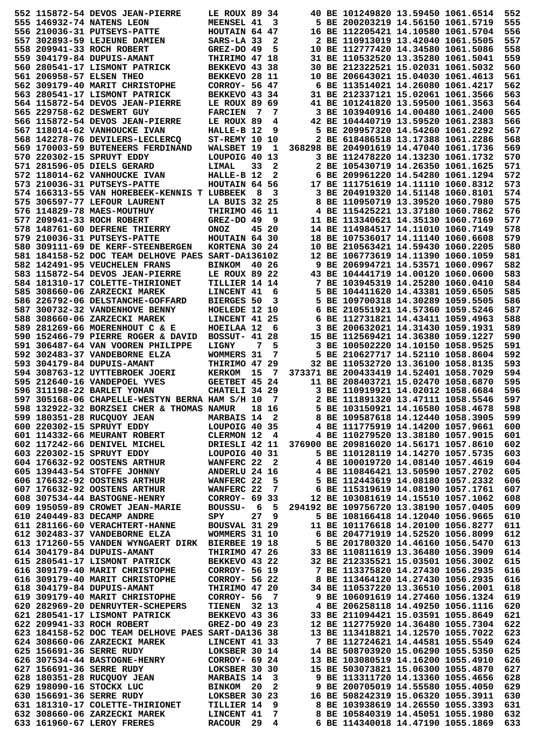| | | | | | | | | | | | | |
|---|---|---|---|---|---|---|---|---|---|---|---|---|
| 552 | 115872-54 | DEVOS JEAN-PIERRE | LE ROUX | 89 | 34 | 40 | BE | 101249820 | 13.59450 | 1061.6514 | 552 |
| 555 | 146932-74 | NATENS LEON | MEENSEL | 41 | 3 | 5 | BE | 200203219 | 14.56150 | 1061.5719 | 555 |
| 556 | 210036-31 | PUTSEYS-PATTE | HOUTAIN | 64 | 47 | 16 | BE | 112205421 | 14.10580 | 1061.5704 | 556 |
| 557 | 302893-59 | LEJEUNE DAMIEN | SARS-LA | 33 | 2 | 2 | BE | 110913019 | 13.42040 | 1061.5505 | 557 |
| 558 | 209941-33 | ROCH ROBERT | GREZ-DO | 49 | 5 | 10 | BE | 112777420 | 14.34580 | 1061.5086 | 558 |
| 559 | 304179-84 | DUPUIS-AMANT | THIRIMO | 47 | 18 | 31 | BE | 110532520 | 13.35280 | 1061.5041 | 559 |
| 560 | 280541-17 | LISMONT PATRICK | BEKKEVO | 43 | 38 | 30 | BE | 212322521 | 15.02031 | 1061.5032 | 560 |
| 561 | 206958-57 | ELSEN THEO | BEKKEVO | 28 | 11 | 10 | BE | 206643021 | 15.04030 | 1061.4613 | 561 |
| 562 | 309179-40 | MARIT CHRISTOPHE | CORROY- | 56 | 47 | 6 | BE | 113514021 | 14.26080 | 1061.4217 | 562 |
| 563 | 280541-17 | LISMONT PATRICK | BEKKEVO | 43 | 34 | 31 | BE | 212337121 | 15.02061 | 1061.3566 | 563 |
| 564 | 115872-54 | DEVOS JEAN-PIERRE | LE ROUX | 89 | 69 | 41 | BE | 101241820 | 13.59500 | 1061.3563 | 564 |
| 565 | 229758-62 | DESWERT GUY | FARCIEN | 7 | 7 | 3 | BE | 103940916 | 14.00480 | 1061.2400 | 565 |
| 566 | 115872-54 | DEVOS JEAN-PIERRE | LE ROUX | 89 | 4 | 42 | BE | 104440719 | 13.59520 | 1061.2383 | 566 |
| 567 | 118014-62 | VANHOUCKE IVAN | HALLE-B | 12 | 9 | 5 | BE | 209957320 | 14.54260 | 1061.2292 | 567 |
| 568 | 142278-76 | DEVILERS-LECLERCQ | ST-REMY | 10 | 10 | 2 | BE | 618486518 | 13.17388 | 1061.2286 | 568 |
| 569 | 170003-59 | BUTENEERS FERDINAND | WALSBET | 19 | 1 | 368298 | BE | 204901619 | 14.47040 | 1061.1736 | 569 |
| 570 | 220302-15 | SPRUYT EDDY | LOUPOIG | 40 | 13 | 3 | BE | 112478220 | 14.13230 | 1061.1732 | 570 |
| 571 | 281596-05 | DIELS GERARD | LIMAL | 33 | 2 | 2 | BE | 105430719 | 14.26350 | 1061.1625 | 571 |
| 572 | 118014-62 | VANHOUCKE IVAN | HALLE-B | 12 | 2 | 6 | BE | 209961220 | 14.54280 | 1061.1294 | 572 |
| 573 | 210036-31 | PUTSEYS-PATTE | HOUTAIN | 64 | 56 | 17 | BE | 111751619 | 14.11110 | 1060.8312 | 573 |
| 574 | 166313-55 | VAN HOREBEEK-KENNIS T | LUBBEEK | 8 | 3 | 3 | BE | 204919320 | 14.51148 | 1060.8101 | 574 |
| 575 | 306597-77 | LEFOUR LAURENT | LA BUIS | 32 | 25 | 8 | BE | 110950719 | 13.39520 | 1060.7980 | 575 |
| 576 | 114829-78 | MAES-MOUTHUY | THIRIMO | 46 | 11 | 4 | BE | 115425221 | 13.37180 | 1060.7862 | 576 |
| 577 | 209941-33 | ROCH ROBERT | GREZ-DO | 49 | 9 | 11 | BE | 113340621 | 14.35130 | 1060.7169 | 577 |
| 578 | 148761-60 | DEFRENE THIERRY | ONOZ | 45 | 20 | 14 | BE | 114984517 | 14.11010 | 1060.7149 | 578 |
| 579 | 210036-31 | PUTSEYS-PATTE | HOUTAIN | 64 | 30 | 18 | BE | 107536017 | 14.11140 | 1060.6608 | 579 |
| 580 | 309111-69 | DE KERF-STEENBERGEN | KORTENA | 30 | 24 | 10 | BE | 210563421 | 14.59430 | 1060.2205 | 580 |
| 581 | 184158-52 | DOC TEAM DELHOVE PAES | SART-DA | 136 | 102 | 12 | BE | 106773619 | 14.11390 | 1060.1059 | 581 |
| 582 | 142491-95 | VEUCHELEN FRANS | BINKOM | 40 | 26 | 9 | BE | 206994721 | 14.53571 | 1060.0967 | 582 |
| 583 | 115872-54 | DEVOS JEAN-PIERRE | LE ROUX | 89 | 22 | 43 | BE | 104441719 | 14.00120 | 1060.0600 | 583 |
| 584 | 181310-17 | COLETTE-THIRIONET | TILLIER | 14 | 14 | 7 | BE | 103945319 | 14.25280 | 1060.0410 | 584 |
| 585 | 308660-06 | ZARZECKI MAREK | LINCENT | 41 | 6 | 5 | BE | 104411620 | 14.43381 | 1059.6505 | 585 |
| 586 | 226792-06 | DELSTANCHE-GOFFARD | BIERGES | 50 | 3 | 5 | BE | 109700318 | 14.30289 | 1059.5505 | 586 |
| 587 | 300732-32 | VANDENHOVE BENNY | HOELEDE | 12 | 10 | 6 | BE | 210551921 | 14.57360 | 1059.5246 | 587 |
| 588 | 308660-06 | ZARZECKI MAREK | LINCENT | 41 | 25 | 6 | BE | 112731821 | 14.43411 | 1059.4963 | 588 |
| 589 | 281269-66 | MOERENHOUT C & E | HOEILAA | 12 | 6 | 3 | BE | 200632021 | 14.31430 | 1059.1931 | 589 |
| 590 | 152466-79 | PIERRE ROGER & DAVID | BOSSUT- | 41 | 28 | 15 | BE | 112569421 | 14.36380 | 1059.1227 | 590 |
| 591 | 306487-64 | VAN VOOREN PHILIPPE | LIGNY | 7 | 5 | 3 | BE | 100502220 | 14.10150 | 1058.9525 | 591 |
| 592 | 302483-37 | VANDEBORNE ELZA | WOMMERS | 31 | 7 | 5 | BE | 210627717 | 14.52110 | 1058.8604 | 592 |
| 593 | 304179-84 | DUPUIS-AMANT | THIRIMO | 47 | 29 | 32 | BE | 110532720 | 13.36100 | 1058.8135 | 593 |
| 594 | 308763-12 | UYTTEBROEK JOERI | KERKOM | 15 | 7 | 373371 | BE | 200433419 | 14.52401 | 1058.7029 | 594 |
| 595 | 212640-16 | VANDEPOEL YVES | GEETBET | 45 | 24 | 11 | BE | 208403721 | 15.02470 | 1058.6870 | 595 |
| 596 | 311198-22 | BARLET YOHAN | CHATELI | 34 | 29 | 3 | BE | 110919921 | 14.02012 | 1058.6684 | 596 |
| 597 | 305168-06 | CHAPELLE-WESTYN BERNA | HAM S/H | 10 | 7 | 2 | BE | 111891320 | 13.47111 | 1058.5546 | 597 |
| 598 | 132922-32 | BORZSEI CHER & THOMAS | NAMUR | 18 | 16 | 5 | BE | 103150921 | 14.16580 | 1058.4678 | 598 |
| 599 | 180351-28 | RUCQUOY JEAN | MARBAIS | 14 | 2 | 8 | BE | 109587618 | 14.12440 | 1058.3905 | 599 |
| 600 | 220302-15 | SPRUYT EDDY | LOUPOIG | 40 | 35 | 4 | BE | 111775919 | 14.14200 | 1057.9661 | 600 |
| 601 | 114332-66 | MEURANT ROBERT | CLERMON | 12 | 4 | 4 | BE | 110279520 | 13.38180 | 1057.9015 | 601 |
| 602 | 117242-66 | DENIVEL MICHEL | DRIESLI | 42 | 11 | 376900 | BE | 209816020 | 14.56171 | 1057.8610 | 602 |
| 603 | 220302-15 | SPRUYT EDDY | LOUPOIG | 40 | 31 | 5 | BE | 110128119 | 14.14270 | 1057.5735 | 603 |
| 604 | 176632-92 | OOSTENS ARTHUR | WANFERC | 22 | 2 | 4 | BE | 100019720 | 14.08140 | 1057.4619 | 604 |
| 605 | 139443-54 | STOFFE JOHNNY | ANDERLU | 24 | 16 | 4 | BE | 110846421 | 13.50590 | 1057.2702 | 605 |
| 606 | 176632-92 | OOSTENS ARTHUR | WANFERC | 22 | 5 | 5 | BE | 112443619 | 14.08180 | 1057.2332 | 606 |
| 607 | 176632-92 | OOSTENS ARTHUR | WANFERC | 22 | 7 | 6 | BE | 115319619 | 14.08190 | 1057.1761 | 607 |
| 608 | 307534-44 | BASTOGNE-HENRY | CORROY- | 69 | 33 | 12 | BE | 103081619 | 14.15510 | 1057.1062 | 608 |
| 609 | 195059-89 | CROWET JEAN-MARIE | BOUSSU- | 6 | 5 | 294192 | BE | 109756720 | 13.38190 | 1057.0405 | 609 |
| 610 | 240449-83 | DECAMP ANDRE | SPY | 27 | 9 | 5 | BE | 108166418 | 14.12040 | 1056.9665 | 610 |
| 611 | 281166-60 | VERACHTERT-HANNE | BOUSVAL | 31 | 29 | 11 | BE | 101176618 | 14.20100 | 1056.8277 | 611 |
| 612 | 302483-37 | VANDEBORNE ELZA | WOMMERS | 31 | 10 | 6 | BE | 204771919 | 14.52520 | 1056.8099 | 612 |
| 613 | 171260-55 | VANDEN WYNGAERT DIRK | BIERBEE | 19 | 18 | 5 | BE | 201780320 | 14.46160 | 1056.5470 | 613 |
| 614 | 304179-84 | DUPUIS-AMANT | THIRIMO | 47 | 26 | 33 | BE | 110811619 | 13.36480 | 1056.3909 | 614 |
| 615 | 280541-17 | LISMONT PATRICK | BEKKEVO | 43 | 22 | 32 | BE | 212335521 | 15.03501 | 1056.3002 | 615 |
| 616 | 309179-40 | MARIT CHRISTOPHE | CORROY- | 56 | 19 | 7 | BE | 113375820 | 14.27430 | 1056.2935 | 616 |
| 616 | 309179-40 | MARIT CHRISTOPHE | CORROY- | 56 | 22 | 8 | BE | 113464120 | 14.27430 | 1056.2935 | 616 |
| 618 | 304179-84 | DUPUIS-AMANT | THIRIMO | 47 | 20 | 34 | BE | 110537220 | 13.36510 | 1056.2001 | 618 |
| 619 | 309179-40 | MARIT CHRISTOPHE | CORROY- | 56 | 7 | 9 | BE | 106091619 | 14.27460 | 1056.1324 | 619 |
| 620 | 282969-20 | DENRUYTER-SCHEPERS | TIENEN | 32 | 13 | 4 | BE | 206258118 | 14.49250 | 1056.1116 | 620 |
| 621 | 280541-17 | LISMONT PATRICK | BEKKEVO | 43 | 36 | 33 | BE | 211094421 | 15.03591 | 1055.8649 | 621 |
| 622 | 209941-33 | ROCH ROBERT | GREZ-DO | 49 | 23 | 12 | BE | 112775920 | 14.36480 | 1055.7304 | 622 |
| 623 | 184158-52 | DOC TEAM DELHOVE PAES | SART-DA | 136 | 38 | 13 | BE | 113418821 | 14.12570 | 1055.7022 | 623 |
| 624 | 308660-06 | ZARZECKI MAREK | LINCENT | 41 | 33 | 7 | BE | 112724621 | 14.44581 | 1055.5549 | 624 |
| 625 | 156691-36 | SERRE RUDY | LOKSBER | 30 | 14 | 14 | BE | 508703920 | 15.06290 | 1055.5350 | 625 |
| 626 | 307534-44 | BASTOGNE-HENRY | CORROY- | 69 | 24 | 13 | BE | 103080519 | 14.16200 | 1055.4910 | 626 |
| 627 | 156691-36 | SERRE RUDY | LOKSBER | 30 | 30 | 15 | BE | 503073821 | 15.06300 | 1055.4870 | 627 |
| 628 | 180351-28 | RUCQUOY JEAN | MARBAIS | 14 | 3 | 9 | BE | 113311720 | 14.13360 | 1055.4656 | 628 |
| 629 | 198090-16 | STOCKX LUC | BINKOM | 20 | 2 | 9 | BE | 200705019 | 14.55580 | 1055.4050 | 629 |
| 630 | 156691-36 | SERRE RUDY | LOKSBER | 30 | 23 | 16 | BE | 508242319 | 15.06320 | 1055.3911 | 630 |
| 631 | 181310-17 | COLETTE-THIRIONET | TILLIER | 14 | 9 | 8 | BE | 103938619 | 14.26550 | 1055.3393 | 631 |
| 632 | 308660-06 | ZARZECKI MAREK | LINCENT | 41 | 7 | 8 | BE | 105840319 | 14.45051 | 1055.1980 | 632 |
| 633 | 161960-67 | LEROY FRERES | RACOUR | 29 | 4 | 6 | BE | 114340018 | 14.47190 | 1055.1869 | 633 |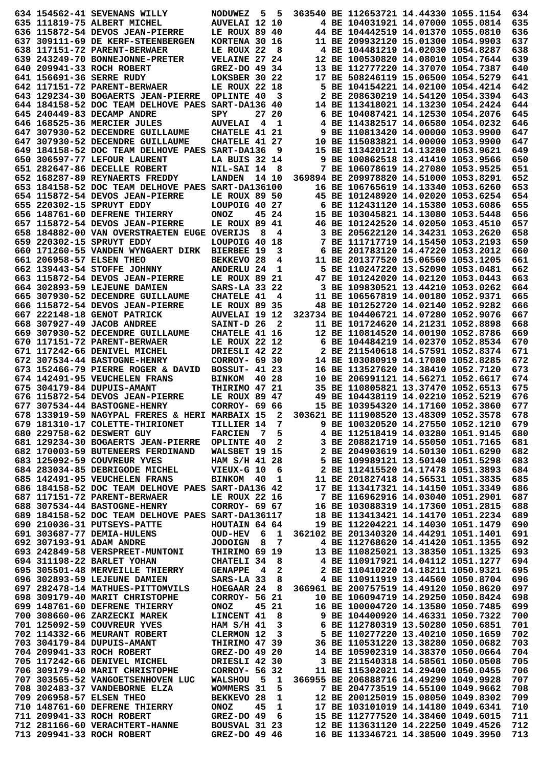| | | | | | | | | | | | |
|---|---|---|---|---|---|---|---|---|---|---|---|
| 634 | 154562-41 | SEVENANS WILLY | NODUWEZ | 5 | 5 | 363540 | BE 112653721 | 14.44330 | 1055.1154 | 634 |
| 635 | 111819-75 | ALBERT MICHEL | AUVELAI | 12 | 10 | 4 | BE 104031921 | 14.07000 | 1055.0814 | 635 |
| 636 | 115872-54 | DEVOS JEAN-PIERRE | LE ROUX | 89 | 40 | 44 | BE 104442519 | 14.01370 | 1055.0810 | 636 |
| 637 | 309111-69 | DE KERF-STEENBERGEN | KORTENA | 30 | 16 | 11 | BE 209932120 | 15.01300 | 1054.9903 | 637 |
| 638 | 117151-72 | PARENT-BERWAER | LE ROUX | 22 | 8 | 4 | BE 104481219 | 14.02030 | 1054.8287 | 638 |
| 639 | 243249-70 | BONNEJONNE-PRETER | VELAINE | 27 | 24 | 12 | BE 100530820 | 14.08010 | 1054.7644 | 639 |
| 640 | 209941-33 | ROCH ROBERT | GREZ-DO | 49 | 34 | 13 | BE 112777220 | 14.37070 | 1054.7387 | 640 |
| 641 | 156691-36 | SERRE RUDY | LOKSBER | 30 | 22 | 17 | BE 508246119 | 15.06500 | 1054.5279 | 641 |
| 642 | 117151-72 | PARENT-BERWAER | LE ROUX | 22 | 18 | 5 | BE 104154221 | 14.02100 | 1054.4214 | 642 |
| 643 | 129234-30 | BOGAERTS JEAN-PIERRE | OPLINTE | 40 | 3 | 2 | BE 208630219 | 14.54120 | 1054.3394 | 643 |
| 644 | 184158-52 | DOC TEAM DELHOVE PAES | SART-DA | 136 | 40 | 14 | BE 113418021 | 14.13230 | 1054.2424 | 644 |
| 645 | 240449-83 | DECAMP ANDRE | SPY | 27 | 20 | 6 | BE 104087421 | 14.12530 | 1054.2076 | 645 |
| 646 | 168525-36 | MERCIER JULES | AUVELAI | 4 | 1 | 4 | BE 114382517 | 14.06580 | 1054.0232 | 646 |
| 647 | 307930-52 | DECENDRE GUILLAUME | CHATELE | 41 | 21 | 9 | BE 110813420 | 14.00000 | 1053.9900 | 647 |
| 647 | 307930-52 | DECENDRE GUILLAUME | CHATELE | 41 | 27 | 10 | BE 115083821 | 14.00000 | 1053.9900 | 647 |
| 649 | 184158-52 | DOC TEAM DELHOVE PAES | SART-DA | 136 | 9 | 15 | BE 113420121 | 14.13280 | 1053.9621 | 649 |
| 650 | 306597-77 | LEFOUR LAURENT | LA BUIS | 32 | 14 | 9 | BE 100862518 | 13.41410 | 1053.9566 | 650 |
| 651 | 282647-86 | DECELLE ROBERT | NIL-SAI | 14 | 8 | 7 | BE 106078619 | 14.27080 | 1053.9525 | 651 |
| 652 | 168287-89 | REYNAERTS FREDDY | LANDEN | 14 | 10 | 369894 | BE 209978820 | 14.51000 | 1053.8291 | 652 |
| 653 | 184158-52 | DOC TEAM DELHOVE PAES | SART-DA | 136 | 100 | 16 | BE 106765619 | 14.13340 | 1053.6260 | 653 |
| 654 | 115872-54 | DEVOS JEAN-PIERRE | LE ROUX | 89 | 50 | 45 | BE 101248920 | 14.02020 | 1053.6254 | 654 |
| 655 | 220302-15 | SPRUYT EDDY | LOUPOIG | 40 | 27 | 6 | BE 112431120 | 14.15380 | 1053.6086 | 655 |
| 656 | 148761-60 | DEFRENE THIERRY | ONOZ | 45 | 24 | 15 | BE 103045821 | 14.13080 | 1053.5448 | 656 |
| 657 | 115872-54 | DEVOS JEAN-PIERRE | LE ROUX | 89 | 41 | 46 | BE 101242520 | 14.02050 | 1053.4510 | 657 |
| 658 | 184882-00 | VAN OVERSTRAETEN EUGE | OVERIJS | 8 | 4 | 3 | BE 205622120 | 14.34231 | 1053.2620 | 658 |
| 659 | 220302-15 | SPRUYT EDDY | LOUPOIG | 40 | 18 | 7 | BE 111717719 | 14.15450 | 1053.2193 | 659 |
| 660 | 171260-55 | VANDEN WYNGAERT DIRK | BIERBEE | 19 | 3 | 6 | BE 201783120 | 14.47220 | 1053.2012 | 660 |
| 661 | 206958-57 | ELSEN THEO | BEKKEVO | 28 | 4 | 11 | BE 201377520 | 15.06560 | 1053.1205 | 661 |
| 662 | 139443-54 | STOFFE JOHNNY | ANDERLU | 24 | 1 | 5 | BE 110247220 | 13.52090 | 1053.0481 | 662 |
| 663 | 115872-54 | DEVOS JEAN-PIERRE | LE ROUX | 89 | 21 | 47 | BE 101242020 | 14.02120 | 1053.0443 | 663 |
| 664 | 302893-59 | LEJEUNE DAMIEN | SARS-LA | 33 | 22 | 3 | BE 109830521 | 13.44210 | 1053.0262 | 664 |
| 665 | 307930-52 | DECENDRE GUILLAUME | CHATELE | 41 | 4 | 11 | BE 106567819 | 14.00180 | 1052.9371 | 665 |
| 666 | 115872-54 | DEVOS JEAN-PIERRE | LE ROUX | 89 | 35 | 48 | BE 101252720 | 14.02140 | 1052.9282 | 666 |
| 667 | 222148-18 | GENOT PATRICK | AUVELAI | 19 | 12 | 323734 | BE 104406721 | 14.07280 | 1052.9076 | 667 |
| 668 | 307927-49 | JACOB ANDREE | SAINT-D | 26 | 2 | 11 | BE 101724620 | 14.21231 | 1052.8898 | 668 |
| 669 | 307930-52 | DECENDRE GUILLAUME | CHATELE | 41 | 16 | 12 | BE 110814520 | 14.00190 | 1052.8786 | 669 |
| 670 | 117151-72 | PARENT-BERWAER | LE ROUX | 22 | 12 | 6 | BE 104484219 | 14.02370 | 1052.8534 | 670 |
| 671 | 117242-66 | DENIVEL MICHEL | DRIESLI | 42 | 22 | 2 | BE 211540618 | 14.57591 | 1052.8374 | 671 |
| 672 | 307534-44 | BASTOGNE-HENRY | CORROY- | 69 | 30 | 14 | BE 103080919 | 14.17080 | 1052.8285 | 672 |
| 673 | 152466-79 | PIERRE ROGER & DAVID | BOSSUT- | 41 | 23 | 16 | BE 113527620 | 14.38410 | 1052.7120 | 673 |
| 674 | 142491-95 | VEUCHELEN FRANS | BINKOM | 40 | 28 | 10 | BE 206991121 | 14.56271 | 1052.6617 | 674 |
| 675 | 304179-84 | DUPUIS-AMANT | THIRIMO | 47 | 21 | 35 | BE 110805821 | 13.37470 | 1052.6513 | 675 |
| 676 | 115872-54 | DEVOS JEAN-PIERRE | LE ROUX | 89 | 47 | 49 | BE 104438119 | 14.02210 | 1052.5219 | 676 |
| 677 | 307534-44 | BASTOGNE-HENRY | CORROY- | 69 | 66 | 15 | BE 103954320 | 14.17160 | 1052.3860 | 677 |
| 678 | 133919-59 | NAGYPAL FRERES & HERI | MARBAIX | 15 | 2 | 303621 | BE 111908520 | 13.48309 | 1052.3578 | 678 |
| 679 | 181310-17 | COLETTE-THIRIONET | TILLIER | 14 | 7 | 9 | BE 100320520 | 14.27550 | 1052.1210 | 679 |
| 680 | 229758-62 | DESWERT GUY | FARCIEN | 7 | 5 | 4 | BE 112518419 | 14.03280 | 1051.9145 | 680 |
| 681 | 129234-30 | BOGAERTS JEAN-PIERRE | OPLINTE | 40 | 2 | 3 | BE 208821719 | 14.55070 | 1051.7165 | 681 |
| 682 | 170003-59 | BUTENEERS FERDINAND | WALSBET | 19 | 15 | 2 | BE 204903619 | 14.50130 | 1051.6290 | 682 |
| 683 | 125092-59 | COUVREUR YVES | HAM S/H | 41 | 28 | 5 | BE 109989121 | 13.50140 | 1051.5298 | 683 |
| 684 | 283034-85 | DEBRIGODE MICHEL | VIEUX-G | 10 | 6 | 2 | BE 112415520 | 14.17478 | 1051.3893 | 684 |
| 685 | 142491-95 | VEUCHELEN FRANS | BINKOM | 40 | 1 | 11 | BE 201827418 | 14.56531 | 1051.3835 | 685 |
| 686 | 184158-52 | DOC TEAM DELHOVE PAES | SART-DA | 136 | 42 | 17 | BE 113417321 | 14.14150 | 1051.3349 | 686 |
| 687 | 117151-72 | PARENT-BERWAER | LE ROUX | 22 | 16 | 7 | BE 116962916 | 14.03040 | 1051.2901 | 687 |
| 688 | 307534-44 | BASTOGNE-HENRY | CORROY- | 69 | 67 | 16 | BE 103088319 | 14.17360 | 1051.2815 | 688 |
| 689 | 184158-52 | DOC TEAM DELHOVE PAES | SART-DA | 136 | 117 | 18 | BE 113413421 | 14.14170 | 1051.2234 | 689 |
| 690 | 210036-31 | PUTSEYS-PATTE | HOUTAIN | 64 | 64 | 19 | BE 112204221 | 14.14030 | 1051.1479 | 690 |
| 691 | 303687-77 | DEMIA-HULENS | OUD-HEV | 6 | 1 | 362102 | BE 201340320 | 14.44291 | 1051.1401 | 691 |
| 692 | 307193-91 | ADAM ANDRE | JODOIGN | 8 | 7 | 4 | BE 112768620 | 14.41420 | 1051.1355 | 692 |
| 693 | 242849-58 | VERSPREET-MUNTONI | THIRIMO | 69 | 19 | 13 | BE 110825021 | 13.38350 | 1051.1325 | 693 |
| 694 | 311198-22 | BARLET YOHAN | CHATELI | 34 | 8 | 4 | BE 110917921 | 14.04112 | 1051.1277 | 694 |
| 695 | 305501-48 | MERVEILLE THIERRY | GENAPPE | 4 | 2 | 2 | BE 110410220 | 14.18211 | 1050.9321 | 695 |
| 696 | 302893-59 | LEJEUNE DAMIEN | SARS-LA | 33 | 8 | 4 | BE 110911919 | 13.44560 | 1050.8704 | 696 |
| 697 | 282478-14 | MATHUES-PITTOMVILS | HOEGAAR | 24 | 8 | 366961 | BE 200757519 | 14.49120 | 1050.8620 | 697 |
| 698 | 309179-40 | MARIT CHRISTOPHE | CORROY- | 56 | 21 | 10 | BE 106094719 | 14.29250 | 1050.8424 | 698 |
| 699 | 148761-60 | DEFRENE THIERRY | ONOZ | 45 | 21 | 16 | BE 100004720 | 14.13580 | 1050.7485 | 699 |
| 700 | 308660-06 | ZARZECKI MAREK | LINCENT | 41 | 8 | 9 | BE 104400920 | 14.46331 | 1050.7322 | 700 |
| 701 | 125092-59 | COUVREUR YVES | HAM S/H | 41 | 3 | 6 | BE 112780319 | 13.50280 | 1050.6851 | 701 |
| 702 | 114332-66 | MEURANT ROBERT | CLERMON | 12 | 3 | 5 | BE 110277220 | 13.40210 | 1050.1659 | 702 |
| 703 | 304179-84 | DUPUIS-AMANT | THIRIMO | 47 | 39 | 36 | BE 110531220 | 13.38280 | 1050.0682 | 703 |
| 704 | 209941-33 | ROCH ROBERT | GREZ-DO | 49 | 20 | 14 | BE 105902319 | 14.38370 | 1050.0664 | 704 |
| 705 | 117242-66 | DENIVEL MICHEL | DRIESLI | 42 | 30 | 3 | BE 211540318 | 14.58561 | 1050.0508 | 705 |
| 706 | 309179-40 | MARIT CHRISTOPHE | CORROY- | 56 | 32 | 11 | BE 115302021 | 14.29400 | 1050.0455 | 706 |
| 707 | 303565-52 | VANGOETSENHOVEN LUC | WALSHOU | 5 | 1 | 366955 | BE 206888716 | 14.49290 | 1049.9928 | 707 |
| 708 | 302483-37 | VANDEBORNE ELZA | WOMMERS | 31 | 5 | 7 | BE 204773519 | 14.55100 | 1049.9662 | 708 |
| 709 | 206958-57 | ELSEN THEO | BEKKEVO | 28 | 1 | 12 | BE 200125019 | 15.08050 | 1049.8302 | 709 |
| 710 | 148761-60 | DEFRENE THIERRY | ONOZ | 45 | 1 | 17 | BE 103101019 | 14.14180 | 1049.6341 | 710 |
| 711 | 209941-33 | ROCH ROBERT | GREZ-DO | 49 | 6 | 15 | BE 112777520 | 14.38460 | 1049.6015 | 711 |
| 712 | 281166-60 | VERACHTERT-HANNE | BOUSVAL | 31 | 23 | 12 | BE 113631120 | 14.22250 | 1049.4526 | 712 |
| 713 | 209941-33 | ROCH ROBERT | GREZ-DO | 49 | 46 | 16 | BE 113346721 | 14.38500 | 1049.3950 | 713 |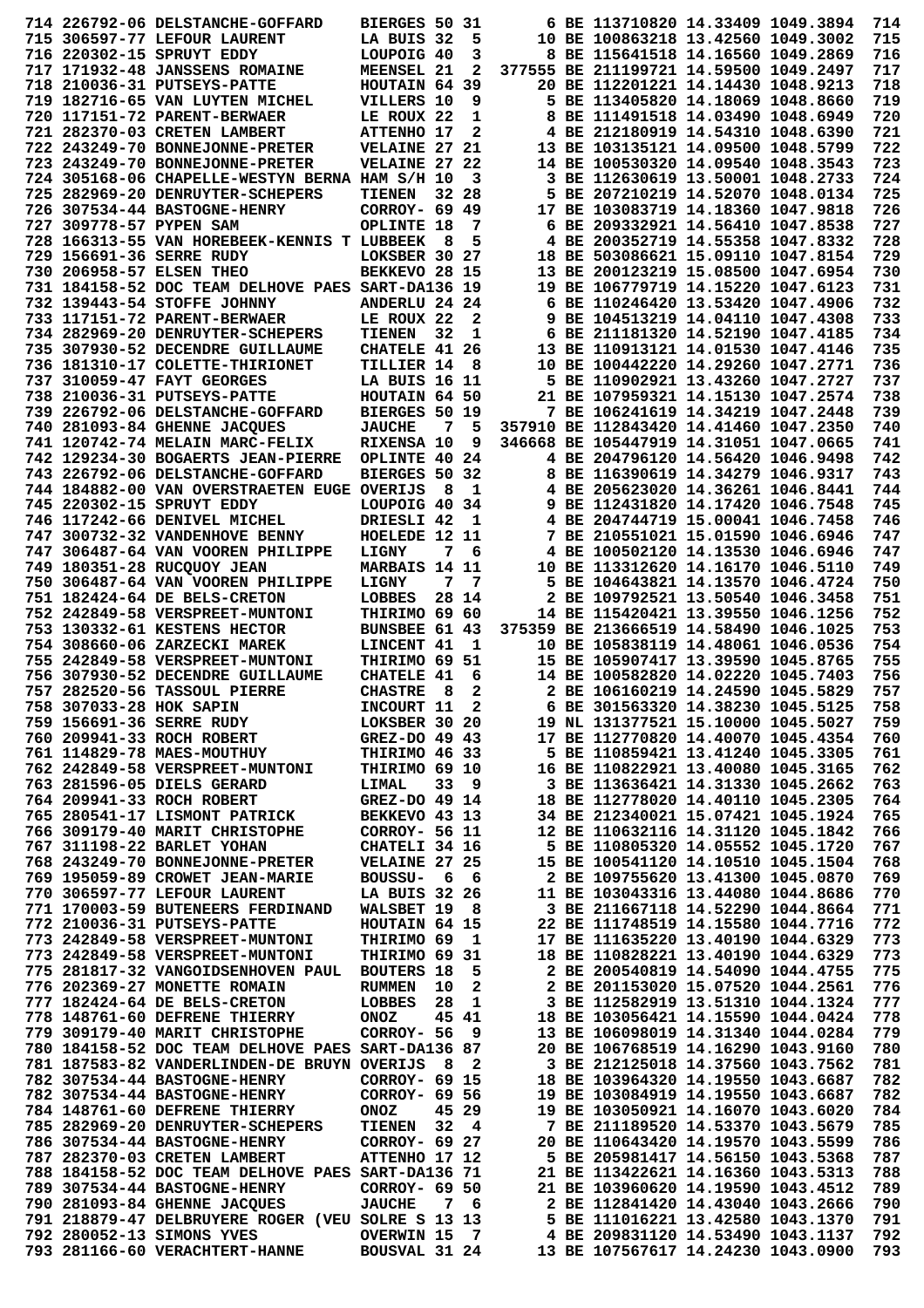| | | | | | | | | | | | |
|---|---|---|---|---|---|---|---|---|---|---|---|
| 714 | 226792-06 | DELSTANCHE-GOFFARD | BIERGES | 50 | 31 | 6 | BE | 113710820 | 14.33409 | 1049.3894 | 714 |
| 715 | 306597-77 | LEFOUR LAURENT | LA BUIS | 32 | 5 | 10 | BE | 100863218 | 13.42560 | 1049.3002 | 715 |
| 716 | 220302-15 | SPRUYT EDDY | LOUPOIG | 40 | 3 | 8 | BE | 115641518 | 14.16560 | 1049.2869 | 716 |
| 717 | 171932-48 | JANSSENS ROMAINE | MEENSEL | 21 | 2 | 377555 | BE | 211199721 | 14.59500 | 1049.2497 | 717 |
| 718 | 210036-31 | PUTSEYS-PATTE | HOUTAIN | 64 | 39 | 20 | BE | 112201221 | 14.14430 | 1048.9213 | 718 |
| 719 | 182716-65 | VAN LUYTEN MICHEL | VILLERS | 10 | 9 | 5 | BE | 113405820 | 14.18069 | 1048.8660 | 719 |
| 720 | 117151-72 | PARENT-BERWAER | LE ROUX | 22 | 1 | 8 | BE | 111491518 | 14.03490 | 1048.6949 | 720 |
| 721 | 282370-03 | CRETEN LAMBERT | ATTENHO | 17 | 2 | 4 | BE | 212180919 | 14.54310 | 1048.6390 | 721 |
| 722 | 243249-70 | BONNEJONNE-PRETER | VELAINE | 27 | 21 | 13 | BE | 103135121 | 14.09500 | 1048.5799 | 722 |
| 723 | 243249-70 | BONNEJONNE-PRETER | VELAINE | 27 | 22 | 14 | BE | 100530320 | 14.09500 | 1048.3543 | 723 |
| 724 | 305168-06 | CHAPELLE-WESTYN BERNA | HAM S/H | 10 | 3 | 3 | BE | 112630619 | 13.50001 | 1048.2733 | 724 |
| 725 | 282969-20 | DENRUYTER-SCHEPERS | TIENEN | 32 | 28 | 5 | BE | 207210219 | 14.52070 | 1048.0134 | 725 |
| 726 | 307534-44 | BASTOGNE-HENRY | CORROY- | 69 | 49 | 17 | BE | 103083719 | 14.18360 | 1047.9818 | 726 |
| 727 | 309778-57 | PYPEN SAM | OPLINTE | 18 | 7 | 6 | BE | 209332921 | 14.56410 | 1047.8538 | 727 |
| 728 | 166313-55 | VAN HOREBEEK-KENNIS T | LUBBEEK | 8 | 5 | 4 | BE | 200352719 | 14.55358 | 1047.8332 | 728 |
| 729 | 156691-36 | SERRE RUDY | LOKSBER | 30 | 27 | 18 | BE | 503086621 | 15.09110 | 1047.8154 | 729 |
| 730 | 206958-57 | ELSEN THEO | BEKKEVO | 28 | 15 | 13 | BE | 200123219 | 15.08500 | 1047.6954 | 730 |
| 731 | 184158-52 | DOC TEAM DELHOVE PAES | SART-DA | 136 | 19 | 19 | BE | 106779719 | 14.15220 | 1047.6123 | 731 |
| 732 | 139443-54 | STOFFE JOHNNY | ANDERLU | 24 | 24 | 6 | BE | 110246420 | 13.53420 | 1047.4906 | 732 |
| 733 | 117151-72 | PARENT-BERWAER | LE ROUX | 22 | 2 | 9 | BE | 104513219 | 14.04110 | 1047.4308 | 733 |
| 734 | 282969-20 | DENRUYTER-SCHEPERS | TIENEN | 32 | 1 | 6 | BE | 211181320 | 14.52190 | 1047.4185 | 734 |
| 735 | 307930-52 | DECENDRE GUILLAUME | CHATELE | 41 | 26 | 13 | BE | 110913121 | 14.01530 | 1047.4146 | 735 |
| 736 | 181310-17 | COLETTE-THIRIONET | TILLIER | 14 | 8 | 10 | BE | 100442220 | 14.29260 | 1047.2771 | 736 |
| 737 | 310059-47 | FAYT GEORGES | LA BUIS | 16 | 11 | 5 | BE | 110902921 | 13.43260 | 1047.2727 | 737 |
| 738 | 210036-31 | PUTSEYS-PATTE | HOUTAIN | 64 | 50 | 21 | BE | 107959321 | 14.15130 | 1047.2574 | 738 |
| 739 | 226792-06 | DELSTANCHE-GOFFARD | BIERGES | 50 | 19 | 7 | BE | 106241619 | 14.34219 | 1047.2448 | 739 |
| 740 | 281093-84 | GHENNE JACQUES | JAUCHE | 7 | 5 | 357910 | BE | 112843420 | 14.41460 | 1047.2350 | 740 |
| 741 | 120742-74 | MELAIN MARC-FELIX | RIXENSA | 10 | 9 | 346668 | BE | 105447919 | 14.31051 | 1047.0665 | 741 |
| 742 | 129234-30 | BOGAERTS JEAN-PIERRE | OPLINTE | 40 | 24 | 4 | BE | 204796120 | 14.56420 | 1046.9498 | 742 |
| 743 | 226792-06 | DELSTANCHE-GOFFARD | BIERGES | 50 | 32 | 8 | BE | 116390619 | 14.34279 | 1046.9317 | 743 |
| 744 | 184882-00 | VAN OVERSTRAETEN EUGE | OVERIJS | 8 | 1 | 4 | BE | 205623020 | 14.36261 | 1046.8441 | 744 |
| 745 | 220302-15 | SPRUYT EDDY | LOUPOIG | 40 | 34 | 9 | BE | 112431820 | 14.17420 | 1046.7548 | 745 |
| 746 | 117242-66 | DENIVEL MICHEL | DRIESLI | 42 | 1 | 4 | BE | 204744719 | 15.00041 | 1046.7458 | 746 |
| 747 | 300732-32 | VANDENHOVE BENNY | HOELEDE | 12 | 11 | 7 | BE | 210551021 | 15.01590 | 1046.6946 | 747 |
| 747 | 306487-64 | VAN VOOREN PHILIPPE | LIGNY | 7 | 6 | 4 | BE | 100502120 | 14.13530 | 1046.6946 | 747 |
| 749 | 180351-28 | RUCQUOY JEAN | MARBAIS | 14 | 11 | 10 | BE | 113312620 | 14.16170 | 1046.5110 | 749 |
| 750 | 306487-64 | VAN VOOREN PHILIPPE | LIGNY | 7 | 7 | 5 | BE | 104643821 | 14.13570 | 1046.4724 | 750 |
| 751 | 182424-64 | DE BELS-CRETON | LOBBES | 28 | 14 | 2 | BE | 109792521 | 13.50540 | 1046.3458 | 751 |
| 752 | 242849-58 | VERSPREET-MUNTONI | THIRIMO | 69 | 60 | 14 | BE | 115420421 | 13.39550 | 1046.1256 | 752 |
| 753 | 130332-61 | KESTENS HECTOR | BUNSBEE | 61 | 43 | 375359 | BE | 213666519 | 14.58490 | 1046.1025 | 753 |
| 754 | 308660-06 | ZARZECKI MAREK | LINCENT | 41 | 1 | 10 | BE | 105838119 | 14.48061 | 1046.0536 | 754 |
| 755 | 242849-58 | VERSPREET-MUNTONI | THIRIMO | 69 | 51 | 15 | BE | 105907417 | 13.39590 | 1045.8765 | 755 |
| 756 | 307930-52 | DECENDRE GUILLAUME | CHATELE | 41 | 6 | 14 | BE | 100582820 | 14.02220 | 1045.7403 | 756 |
| 757 | 282520-56 | TASSOUL PIERRE | CHASTRE | 8 | 2 | 2 | BE | 106160219 | 14.24590 | 1045.5829 | 757 |
| 758 | 307033-28 | HOK SAPIN | INCOURT | 11 | 2 | 6 | BE | 301563320 | 14.38230 | 1045.5125 | 758 |
| 759 | 156691-36 | SERRE RUDY | LOKSBER | 30 | 20 | 19 | NL | 131377521 | 15.10000 | 1045.5027 | 759 |
| 760 | 209941-33 | ROCH ROBERT | GREZ-DO | 49 | 43 | 17 | BE | 112770820 | 14.40070 | 1045.4354 | 760 |
| 761 | 114829-78 | MAES-MOUTHUY | THIRIMO | 46 | 33 | 5 | BE | 110859421 | 13.41240 | 1045.3305 | 761 |
| 762 | 242849-58 | VERSPREET-MUNTONI | THIRIMO | 69 | 10 | 16 | BE | 110822921 | 13.40080 | 1045.3165 | 762 |
| 763 | 281596-05 | DIELS GERARD | LIMAL | 33 | 9 | 3 | BE | 113636421 | 14.31330 | 1045.2662 | 763 |
| 764 | 209941-33 | ROCH ROBERT | GREZ-DO | 49 | 14 | 18 | BE | 112778020 | 14.40110 | 1045.2305 | 764 |
| 765 | 280541-17 | LISMONT PATRICK | BEKKEVO | 43 | 13 | 34 | BE | 212340021 | 15.07421 | 1045.1924 | 765 |
| 766 | 309179-40 | MARIT CHRISTOPHE | CORROY- | 56 | 11 | 12 | BE | 110632116 | 14.31120 | 1045.1842 | 766 |
| 767 | 311198-22 | BARLET YOHAN | CHATELI | 34 | 16 | 5 | BE | 110805320 | 14.05552 | 1045.1720 | 767 |
| 768 | 243249-70 | BONNEJONNE-PRETER | VELAINE | 27 | 25 | 15 | BE | 100541120 | 14.10510 | 1045.1504 | 768 |
| 769 | 195059-89 | CROWET JEAN-MARIE | BOUSSU- | 6 | 6 | 2 | BE | 109755620 | 13.41300 | 1045.0870 | 769 |
| 770 | 306597-77 | LEFOUR LAURENT | LA BUIS | 32 | 26 | 11 | BE | 103043316 | 13.44080 | 1044.8686 | 770 |
| 771 | 170003-59 | BUTENEERS FERDINAND | WALSBET | 19 | 8 | 3 | BE | 211667118 | 14.52290 | 1044.8664 | 771 |
| 772 | 210036-31 | PUTSEYS-PATTE | HOUTAIN | 64 | 15 | 22 | BE | 111748519 | 14.15580 | 1044.7716 | 772 |
| 773 | 242849-58 | VERSPREET-MUNTONI | THIRIMO | 69 | 1 | 17 | BE | 111635220 | 13.40190 | 1044.6329 | 773 |
| 773 | 242849-58 | VERSPREET-MUNTONI | THIRIMO | 69 | 31 | 18 | BE | 110828221 | 13.40190 | 1044.6329 | 773 |
| 775 | 281817-32 | VANGOIDSENHOVEN PAUL | BOUTERS | 18 | 5 | 2 | BE | 200540819 | 14.54090 | 1044.4755 | 775 |
| 776 | 202369-27 | MONETTE ROMAIN | RUMMEN | 10 | 2 | 2 | BE | 201153020 | 15.07520 | 1044.2561 | 776 |
| 777 | 182424-64 | DE BELS-CRETON | LOBBES | 28 | 1 | 3 | BE | 112582919 | 13.51310 | 1044.1324 | 777 |
| 778 | 148761-60 | DEFRENE THIERRY | ONOZ | 45 | 41 | 18 | BE | 103056421 | 14.15590 | 1044.0424 | 778 |
| 779 | 309179-40 | MARIT CHRISTOPHE | CORROY- | 56 | 9 | 13 | BE | 106098019 | 14.31340 | 1044.0284 | 779 |
| 780 | 184158-52 | DOC TEAM DELHOVE PAES | SART-DA | 136 | 87 | 20 | BE | 106768519 | 14.16290 | 1043.9160 | 780 |
| 781 | 187583-82 | VANDERLINDEN-DE BRUYN | OVERIJS | 8 | 2 | 3 | BE | 212125018 | 14.37560 | 1043.7562 | 781 |
| 782 | 307534-44 | BASTOGNE-HENRY | CORROY- | 69 | 15 | 18 | BE | 103964320 | 14.19550 | 1043.6687 | 782 |
| 782 | 307534-44 | BASTOGNE-HENRY | CORROY- | 69 | 56 | 19 | BE | 103084919 | 14.19550 | 1043.6687 | 782 |
| 784 | 148761-60 | DEFRENE THIERRY | ONOZ | 45 | 29 | 19 | BE | 103050921 | 14.16070 | 1043.6020 | 784 |
| 785 | 282969-20 | DENRUYTER-SCHEPERS | TIENEN | 32 | 4 | 7 | BE | 211189520 | 14.53370 | 1043.5679 | 785 |
| 786 | 307534-44 | BASTOGNE-HENRY | CORROY- | 69 | 27 | 20 | BE | 110643420 | 14.19570 | 1043.5599 | 786 |
| 787 | 282370-03 | CRETEN LAMBERT | ATTENHO | 17 | 12 | 5 | BE | 205981417 | 14.56150 | 1043.5368 | 787 |
| 788 | 184158-52 | DOC TEAM DELHOVE PAES | SART-DA | 136 | 71 | 21 | BE | 113422621 | 14.16360 | 1043.5313 | 788 |
| 789 | 307534-44 | BASTOGNE-HENRY | CORROY- | 69 | 50 | 21 | BE | 103960620 | 14.19590 | 1043.4512 | 789 |
| 790 | 281093-84 | GHENNE JACQUES | JAUCHE | 7 | 6 | 2 | BE | 112841420 | 14.43040 | 1043.2666 | 790 |
| 791 | 218879-47 | DELBRUYERE ROGER (VEU | SOLRE S | 13 | 13 | 5 | BE | 111016221 | 13.42580 | 1043.1370 | 791 |
| 792 | 280052-13 | SIMONS YVES | OVERWIN | 15 | 7 | 4 | BE | 209831120 | 14.53490 | 1043.1137 | 792 |
| 793 | 281166-60 | VERACHTERT-HANNE | BOUSVAL | 31 | 24 | 13 | BE | 107567617 | 14.24230 | 1043.0900 | 793 |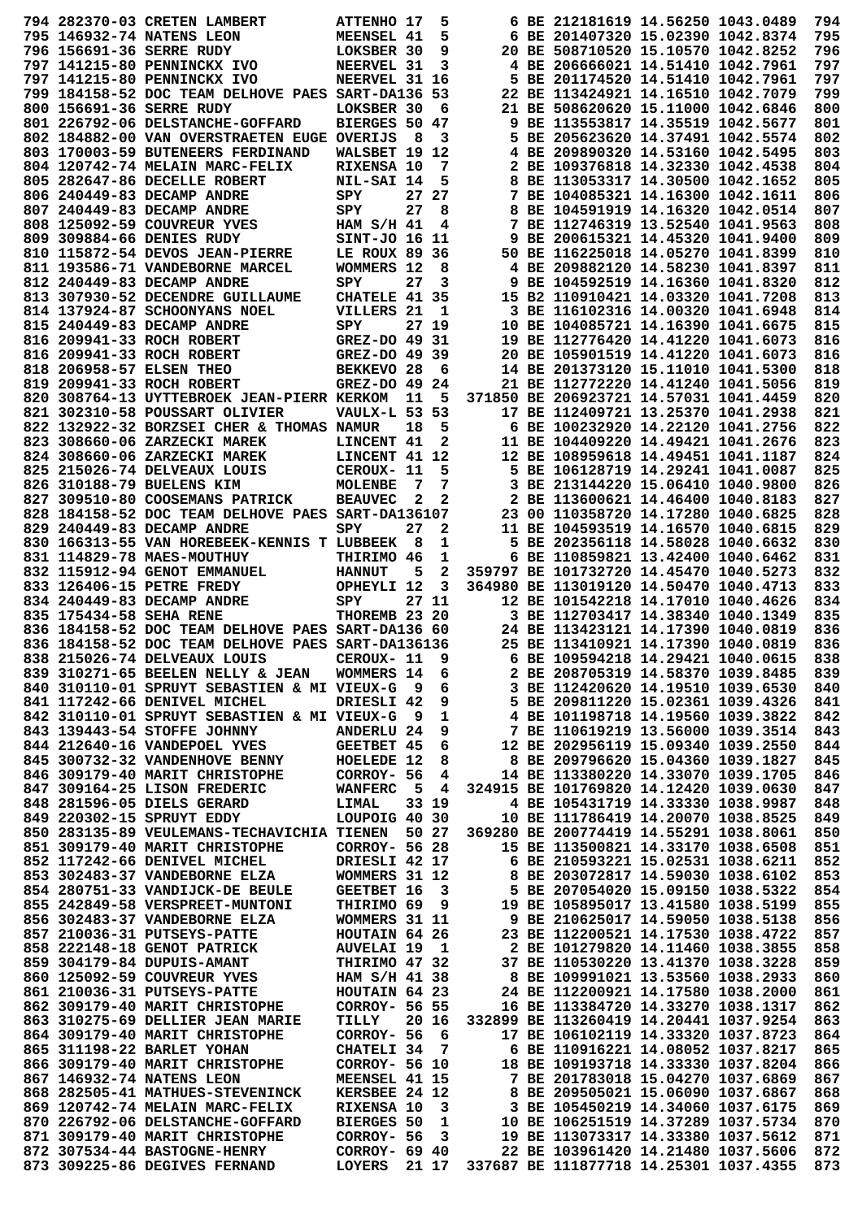| | | | | | | | | | | | | |
|---|---|---|---|---|---|---|---|---|---|---|---|---|
| 794 | 282370-03 | CRETEN LAMBERT | ATTENHO | 17 | 5 | 6 | BE | 212181619 | 14.56250 | 1043.0489 | 794 |
| 795 | 146932-74 | NATENS LEON | MEENSEL | 41 | 5 | 6 | BE | 201407320 | 15.02390 | 1042.8374 | 795 |
| 796 | 156691-36 | SERRE RUDY | LOKSBER | 30 | 9 | 20 | BE | 508710520 | 15.10570 | 1042.8252 | 796 |
| 797 | 141215-80 | PENNINCKX IVO | NEERVEL | 31 | 3 | 4 | BE | 206666021 | 14.51410 | 1042.7961 | 797 |
| 797 | 141215-80 | PENNINCKX IVO | NEERVEL | 31 | 16 | 5 | BE | 201174520 | 14.51410 | 1042.7961 | 797 |
| 799 | 184158-52 | DOC TEAM DELHOVE PAES | SART-DA136 | | 53 | 22 | BE | 113424921 | 14.16510 | 1042.7079 | 799 |
| 800 | 156691-36 | SERRE RUDY | LOKSBER | 30 | 6 | 21 | BE | 508620620 | 15.11000 | 1042.6846 | 800 |
| 801 | 226792-06 | DELSTANCHE-GOFFARD | BIERGES | 50 | 47 | 9 | BE | 113553817 | 14.35519 | 1042.5677 | 801 |
| 802 | 184882-00 | VAN OVERSTRAETEN EUGE | OVERIJS | 8 | 3 | 5 | BE | 205623620 | 14.37491 | 1042.5574 | 802 |
| 803 | 170003-59 | BUTENEERS FERDINAND | WALSBET | 19 | 12 | 4 | BE | 209890320 | 14.53160 | 1042.5495 | 803 |
| 804 | 120742-74 | MELAIN MARC-FELIX | RIXENSA | 10 | 7 | 2 | BE | 109376818 | 14.32330 | 1042.4538 | 804 |
| 805 | 282647-86 | DECELLE ROBERT | NIL-SAI | 14 | 5 | 8 | BE | 113053317 | 14.30500 | 1042.1652 | 805 |
| 806 | 240449-83 | DECAMP ANDRE | SPY | 27 | 27 | 7 | BE | 104085321 | 14.16300 | 1042.1611 | 806 |
| 807 | 240449-83 | DECAMP ANDRE | SPY | 27 | 8 | 8 | BE | 104591919 | 14.16320 | 1042.0514 | 807 |
| 808 | 125092-59 | COUVREUR YVES | HAM S/H | 41 | 4 | 7 | BE | 112746319 | 13.52540 | 1041.9563 | 808 |
| 809 | 309884-66 | DENIES RUDY | SINT-JO | 16 | 11 | 9 | BE | 200615321 | 14.45320 | 1041.9400 | 809 |
| 810 | 115872-54 | DEVOS JEAN-PIERRE | LE ROUX | 89 | 36 | 50 | BE | 116225018 | 14.05270 | 1041.8399 | 810 |
| 811 | 193586-71 | VANDEBORNE MARCEL | WOMMERS | 12 | 8 | 4 | BE | 209882120 | 14.58230 | 1041.8397 | 811 |
| 812 | 240449-83 | DECAMP ANDRE | SPY | 27 | 3 | 9 | BE | 104592519 | 14.16360 | 1041.8320 | 812 |
| 813 | 307930-52 | DECENDRE GUILLAUME | CHATELE | 41 | 35 | 15 | B2 | 110910421 | 14.03320 | 1041.7208 | 813 |
| 814 | 137924-87 | SCHOONYANS NOEL | VILLERS | 21 | 1 | 3 | BE | 116102316 | 14.00320 | 1041.6948 | 814 |
| 815 | 240449-83 | DECAMP ANDRE | SPY | 27 | 19 | 10 | BE | 104085721 | 14.16390 | 1041.6675 | 815 |
| 816 | 209941-33 | ROCH ROBERT | GREZ-DO | 49 | 31 | 19 | BE | 112776420 | 14.41220 | 1041.6073 | 816 |
| 816 | 209941-33 | ROCH ROBERT | GREZ-DO | 49 | 39 | 20 | BE | 105901519 | 14.41220 | 1041.6073 | 816 |
| 818 | 206958-57 | ELSEN THEO | BEKKEVO | 28 | 6 | 14 | BE | 201373120 | 15.11010 | 1041.5300 | 818 |
| 819 | 209941-33 | ROCH ROBERT | GREZ-DO | 49 | 24 | 21 | BE | 112772220 | 14.41240 | 1041.5056 | 819 |
| 820 | 308764-13 | UYTTEBROEK JEAN-PIERR | KERKOM | 11 | 5 | 371850 | BE | 206923721 | 14.57031 | 1041.4459 | 820 |
| 821 | 302310-58 | POUSSART OLIVIER | VAULX-L | 53 | 53 | 17 | BE | 112409721 | 13.25370 | 1041.2938 | 821 |
| 822 | 132922-32 | BORZSEI CHER & THOMAS | NAMUR | 18 | 5 | 6 | BE | 100232920 | 14.22120 | 1041.2756 | 822 |
| 823 | 308660-06 | ZARZECKI MAREK | LINCENT | 41 | 2 | 11 | BE | 104409220 | 14.49421 | 1041.2676 | 823 |
| 824 | 308660-06 | ZARZECKI MAREK | LINCENT | 41 | 12 | 12 | BE | 108959618 | 14.49451 | 1041.1187 | 824 |
| 825 | 215026-74 | DELVEAUX LOUIS | CEROUX- | 11 | 5 | 5 | BE | 106128719 | 14.29241 | 1041.0087 | 825 |
| 826 | 310188-79 | BUELENS KIM | MOLENBE | 7 | 7 | 3 | BE | 213144220 | 15.06410 | 1040.9800 | 826 |
| 827 | 309510-80 | COOSEMANS PATRICK | BEAUVEC | 2 | 2 | 2 | BE | 113600621 | 14.46400 | 1040.8183 | 827 |
| 828 | 184158-52 | DOC TEAM DELHOVE PAES | SART-DA136 | | 107 | 23 | 00 | 110358720 | 14.17280 | 1040.6825 | 828 |
| 829 | 240449-83 | DECAMP ANDRE | SPY | 27 | 2 | 11 | BE | 104593519 | 14.16570 | 1040.6815 | 829 |
| 830 | 166313-55 | VAN HOREBEEK-KENNIS T | LUBBEEK | 8 | 1 | 5 | BE | 202356118 | 14.58028 | 1040.6632 | 830 |
| 831 | 114829-78 | MAES-MOUTHUY | THIRIMO | 46 | 1 | 6 | BE | 110859821 | 13.42400 | 1040.6462 | 831 |
| 832 | 115912-94 | GENOT EMMANUEL | HANNUT | 5 | 2 | 359797 | BE | 101732720 | 14.45470 | 1040.5273 | 832 |
| 833 | 126406-15 | PETRE FREDY | OPHEYLI | 12 | 3 | 364980 | BE | 113019120 | 14.50470 | 1040.4713 | 833 |
| 834 | 240449-83 | DECAMP ANDRE | SPY | 27 | 11 | 12 | BE | 101542218 | 14.17010 | 1040.4626 | 834 |
| 835 | 175434-58 | SEHA RENE | THOREMB | 23 | 20 | 3 | BE | 112703417 | 14.38340 | 1040.1349 | 835 |
| 836 | 184158-52 | DOC TEAM DELHOVE PAES | SART-DA136 | | 60 | 24 | BE | 113423121 | 14.17390 | 1040.0819 | 836 |
| 836 | 184158-52 | DOC TEAM DELHOVE PAES | SART-DA136 | | 136 | 25 | BE | 113410921 | 14.17390 | 1040.0819 | 836 |
| 838 | 215026-74 | DELVEAUX LOUIS | CEROUX- | 11 | 9 | 6 | BE | 109594218 | 14.29421 | 1040.0615 | 838 |
| 839 | 310271-65 | BEELEN NELLY & JEAN | WOMMERS | 14 | 6 | 2 | BE | 208705319 | 14.58370 | 1039.8485 | 839 |
| 840 | 310110-01 | SPRUYT SEBASTIEN & MI | VIEUX-G | 9 | 6 | 3 | BE | 112420620 | 14.19510 | 1039.6530 | 840 |
| 841 | 117242-66 | DENIVEL MICHEL | DRIESLI | 42 | 9 | 5 | BE | 209811220 | 15.02361 | 1039.4326 | 841 |
| 842 | 310110-01 | SPRUYT SEBASTIEN & MI | VIEUX-G | 9 | 1 | 4 | BE | 101198718 | 14.19560 | 1039.3822 | 842 |
| 843 | 139443-54 | STOFFE JOHNNY | ANDERLU | 24 | 9 | 7 | BE | 110619219 | 13.56000 | 1039.3514 | 843 |
| 844 | 212640-16 | VANDEPOEL YVES | GEETBET | 45 | 6 | 12 | BE | 202956119 | 15.09340 | 1039.2550 | 844 |
| 845 | 300732-32 | VANDENHOVE BENNY | HOELEDE | 12 | 8 | 8 | BE | 209796620 | 15.04360 | 1039.1827 | 845 |
| 846 | 309179-40 | MARIT CHRISTOPHE | CORROY- | 56 | 4 | 14 | BE | 113380220 | 14.33070 | 1039.1705 | 846 |
| 847 | 309164-25 | LISON FREDERIC | WANFERC | 5 | 4 | 324915 | BE | 101769820 | 14.12420 | 1039.0630 | 847 |
| 848 | 281596-05 | DIELS GERARD | LIMAL | 33 | 19 | 4 | BE | 105431719 | 14.33330 | 1038.9987 | 848 |
| 849 | 220302-15 | SPRUYT EDDY | LOUPOIG | 40 | 30 | 10 | BE | 111786419 | 14.20070 | 1038.8525 | 849 |
| 850 | 283135-89 | VEULEMANS-TECHAVICHIA | TIENEN | 50 | 27 | 369280 | BE | 200774419 | 14.55291 | 1038.8061 | 850 |
| 851 | 309179-40 | MARIT CHRISTOPHE | CORROY- | 56 | 28 | 15 | BE | 113500821 | 14.33170 | 1038.6508 | 851 |
| 852 | 117242-66 | DENIVEL MICHEL | DRIESLI | 42 | 17 | 6 | BE | 210593221 | 15.02381 | 1038.6211 | 852 |
| 853 | 302483-37 | VANDEBORNE ELZA | WOMMERS | 31 | 12 | 8 | BE | 203072817 | 14.59030 | 1038.6102 | 853 |
| 854 | 280751-33 | VANDIJCK-DE BEULE | GEETBET | 16 | 3 | 5 | BE | 207054020 | 15.09150 | 1038.5322 | 854 |
| 855 | 242849-58 | VERSPREET-MUNTONI | THIRIMO | 69 | 9 | 19 | BE | 105895017 | 13.41580 | 1038.5199 | 855 |
| 856 | 302483-37 | VANDEBORNE ELZA | WOMMERS | 31 | 11 | 9 | BE | 210625017 | 14.59050 | 1038.5138 | 856 |
| 857 | 210036-31 | PUTSEYS-PATTE | HOUTAIN | 64 | 26 | 23 | BE | 112200521 | 14.17530 | 1038.4722 | 857 |
| 858 | 222148-18 | GENOT PATRICK | AUVELAI | 19 | 1 | 2 | BE | 101279820 | 14.11460 | 1038.3855 | 858 |
| 859 | 304179-84 | DUPUIS-AMANT | THIRIMO | 47 | 32 | 37 | BE | 110530220 | 13.41370 | 1038.3228 | 859 |
| 860 | 125092-59 | COUVREUR YVES | HAM S/H | 41 | 38 | 8 | BE | 109991021 | 13.53560 | 1038.2933 | 860 |
| 861 | 210036-31 | PUTSEYS-PATTE | HOUTAIN | 64 | 23 | 24 | BE | 112200921 | 14.17580 | 1038.2000 | 861 |
| 862 | 309179-40 | MARIT CHRISTOPHE | CORROY- | 56 | 55 | 16 | BE | 113384720 | 14.33270 | 1038.1317 | 862 |
| 863 | 310275-69 | DELLIER JEAN MARIE | TILLY | 20 | 16 | 332899 | BE | 113260419 | 14.20441 | 1037.9254 | 863 |
| 864 | 309179-40 | MARIT CHRISTOPHE | CORROY- | 56 | 6 | 17 | BE | 106102119 | 14.33320 | 1037.8723 | 864 |
| 865 | 311198-22 | BARLET YOHAN | CHATELI | 34 | 7 | 6 | BE | 110916221 | 14.08052 | 1037.8217 | 865 |
| 866 | 309179-40 | MARIT CHRISTOPHE | CORROY- | 56 | 10 | 18 | BE | 109193718 | 14.33330 | 1037.8204 | 866 |
| 867 | 146932-74 | NATENS LEON | MEENSEL | 41 | 15 | 7 | BE | 201783018 | 15.04270 | 1037.6869 | 867 |
| 868 | 282505-41 | MATHUES-STEVENINCK | KERSBEE | 24 | 12 | 8 | BE | 209505021 | 15.06090 | 1037.6867 | 868 |
| 869 | 120742-74 | MELAIN MARC-FELIX | RIXENSA | 10 | 3 | 3 | BE | 105450219 | 14.34060 | 1037.6175 | 869 |
| 870 | 226792-06 | DELSTANCHE-GOFFARD | BIERGES | 50 | 1 | 10 | BE | 106251519 | 14.37289 | 1037.5734 | 870 |
| 871 | 309179-40 | MARIT CHRISTOPHE | CORROY- | 56 | 3 | 19 | BE | 113073317 | 14.33380 | 1037.5612 | 871 |
| 872 | 307534-44 | BASTOGNE-HENRY | CORROY- | 69 | 40 | 22 | BE | 103961420 | 14.21480 | 1037.5606 | 872 |
| 873 | 309225-86 | DEGIVES FERNAND | LOYERS | 21 | 17 | 337687 | BE | 111877718 | 14.25301 | 1037.4355 | 873 |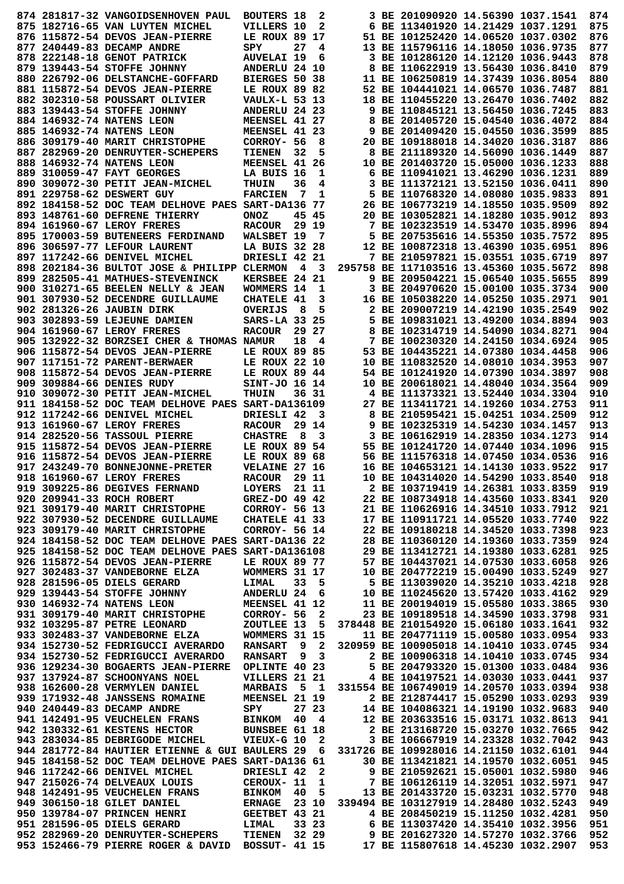```
874 281817-32 VANGOIDSENHOVEN PAUL  BOUTERS 18  2       3 BE 201090920 14.56390 1037.1541  874
875 182716-65 VAN LUYTEN MICHEL     VILLERS 10  2       6 BE 113401920 14.21429 1037.1291  875
876 115872-54 DEVOS JEAN-PIERRE     LE ROUX 89 17      51 BE 101252420 14.06520 1037.0302  876
877 240449-83 DECAMP ANDRE          SPY     27  4      13 BE 115796116 14.18050 1036.9735  877
878 222148-18 GENOT PATRICK         AUVELAI 19  6       3 BE 101286120 14.12120 1036.9443  878
879 139443-54 STOFFE JOHNNY         ANDERLU 24 10       8 BE 110622919 13.56430 1036.8410  879
880 226792-06 DELSTANCHE-GOFFARD    BIERGES 50 38      11 BE 106250819 14.37439 1036.8054  880
881 115872-54 DEVOS JEAN-PIERRE     LE ROUX 89 82      52 BE 104441021 14.06570 1036.7487  881
882 302310-58 POUSSART OLIVIER      VAULX-L 53 13      18 BE 110455220 13.26470 1036.7402  882
883 139443-54 STOFFE JOHNNY         ANDERLU 24 23       9 BE 110845121 13.56450 1036.7245  883
884 146932-74 NATENS LEON           MEENSEL 41 27       8 BE 201405720 15.04540 1036.4072  884
885 146932-74 NATENS LEON           MEENSEL 41 23       9 BE 201409420 15.04550 1036.3599  885
886 309179-40 MARIT CHRISTOPHE      CORROY- 56  8      20 BE 109188018 14.34020 1036.3187  886
887 282969-20 DENRUYTER-SCHEPERS     TIENEN  32  5       8 BE 211189320 14.56090 1036.1449  887
888 146932-74 NATENS LEON           MEENSEL 41 26      10 BE 201403720 15.05000 1036.1233  888
889 310059-47 FAYT GEORGES          LA BUIS 16  1       6 BE 110941021 13.46290 1036.1231  889
890 309072-30 PETIT JEAN-MICHEL     THUIN   36  4       3 BE 111372121 13.52150 1036.0411  890
891 229758-62 DESWERT GUY           FARCIEN  7  1       5 BE 110768320 14.08080 1035.9833  891
892 184158-52 DOC TEAM DELHOVE PAES SART-DA136 77      26 BE 106773219 14.18550 1035.9509  892
893 148761-60 DEFRENE THIERRY       ONOZ    45 45      20 BE 103052821 14.18280 1035.9012  893
894 161960-67 LEROY FRERES          RACOUR  29 19       7 BE 102323519 14.53470 1035.8996  894
895 170003-50 BUTENEERS FERDINAND   WALSBET 19  7       5 BE 207535616 14.55350 1035.7572  895
896 306597-77 LEFOUR LAURENT        LA BUIS 32 28      12 BE 100872318 13.46390 1035.6951  896
897 117242-66 DENIVEL MICHEL        DRIESLI 42 21       7 BE 210597821 15.03551 1035.6719  897
898 202184-36 BULTOT JOSE & PHILIPP CLERMON  4  3  295758 BE 117103516 13.45360 1035.5672  898
899 282505-41 MATHUES-STEVENINCK    KERSBEE 24 21       9 BE 209504221 15.06540 1035.5655  899
900 310271-65 BEELEN NELLY & JEAN   WOMMERS 14  1       3 BE 204970620 15.00100 1035.3734  900
901 307930-52 DECENDRE GUILLAUME    CHATELE 41  3      16 BE 105038220 14.05250 1035.2971  901
902 281326-26 JAUBIN DIRK           OVERIJS  8  5       2 BE 209007219 14.42190 1035.2549  902
903 302893-59 LEJEUNE DAMIEN        SARS-LA 33 25       5 BE 109831021 13.49200 1034.8894  903
904 161960-67 LEROY FRERES          RACOUR  29 27       8 BE 102314719 14.54090 1034.8271  904
905 132922-32 BORZSEI CHER & THOMAS NAMUR   18  4       7 BE 100230320 14.24150 1034.6924  905
906 115872-54 DEVOS JEAN-PIERRE     LE ROUX 89 85      53 BE 104435221 14.07380 1034.4458  906
907 117151-72 PARENT-BERWAER        LE ROUX 22 10      10 BE 110832520 14.08010 1034.3953  907
908 115872-54 DEVOS JEAN-PIERRE     LE ROUX 89 44      54 BE 101241920 14.07390 1034.3897  908
909 309884-66 DENIES RUDY           SINT-JO 16 14      10 BE 200618021 14.48040 1034.3564  909
910 309072-30 PETIT JEAN-MICHEL     THUIN   36 31       4 BE 111373321 13.52440 1034.3304  910
911 184158-52 DOC TEAM DELHOVE PAES SART-DA136109      27 BE 113411721 14.19260 1034.2753  911
912 117242-66 DENIVEL MICHEL        DRIESLI 42  3       8 BE 210595421 15.04251 1034.2509  912
913 161960-67 LEROY FRERES          RACOUR  29 14       9 BE 102325319 14.54230 1034.1457  913
914 282520-56 TASSOUL PIERRE        CHASTRE  8  3       3 BE 106162919 14.28350 1034.1273  914
915 115872-54 DEVOS JEAN-PIERRE     LE ROUX 89 54      55 BE 101241720 14.07440 1034.1096  915
916 115872-54 DEVOS JEAN-PIERRE     LE ROUX 89 68      56 BE 111576318 14.07450 1034.0536  916
917 243249-70 BONNEJONNE-PRETER     VELAINE 27 16      16 BE 104653121 14.14130 1033.9522  917
918 161960-67 LEROY FRERES          RACOUR  29 11      10 BE 104314020 14.54290 1033.8540  918
919 309225-86 DEGIVES FERNAND       LOYERS  21 11       2 BE 103719419 14.26381 1033.8359  919
920 209941-33 ROCH ROBERT           GREZ-DO 49 42      22 BE 108734918 14.43560 1033.8341  920
921 309179-40 MARIT CHRISTOPHE      CORROY- 56 13      21 BE 110626916 14.34510 1033.7912  921
922 307930-52 DECENDRE GUILLAUME    CHATELE 41 33      17 BE 110911721 14.05520 1033.7740  922
923 309179-40 MARIT CHRISTOPHE      CORROY- 56 14      22 BE 109180218 14.34520 1033.7398  923
924 184158-52 DOC TEAM DELHOVE PAES SART-DA136 22      28 BE 110360120 14.19360 1033.7359  924
925 184158-52 DOC TEAM DELHOVE PAES SART-DA136108      29 BE 113412721 14.19380 1033.6281  925
926 115872-54 DEVOS JEAN-PIERRE     LE ROUX 89 77      57 BE 104437021 14.07530 1033.6058  926
927 302483-37 VANDEBORNE ELZA       WOMMERS 31 17      10 BE 204772219 15.00490 1033.5249  927
928 281596-05 DIELS GERARD          LIMAL   33  5       5 BE 113039020 14.35210 1033.4218  928
929 139443-54 STOFFE JOHNNY         ANDERLU 24  6      10 BE 110245620 13.57420 1033.4162  929
930 146932-74 NATENS LEON           MEENSEL 41 12      11 BE 200194019 15.05580 1033.3865  930
931 309179-40 MARIT CHRISTOPHE      CORROY- 56  2      23 BE 109189518 14.34590 1033.3798  931
932 103295-87 PETRE LEONARD         ZOUTLEE 13  5  378448 BE 210154920 15.06180 1033.1641  932
933 302483-37 VANDEBORNE ELZA       WOMMERS 31 15      11 BE 204771119 15.00580 1033.0954  933
934 152730-52 FEDRIGUCCI AVERARDO   RANSART  9  2  320959 BE 100905018 14.10410 1033.0745  934
934 152730-52 FEDRIGUCCI AVERARDO   RANSART  9  3       2 BE 100906318 14.10410 1033.0745  934
936 129234-30 BOGAERTS JEAN-PIERRE  OPLINTE 40 23       5 BE 204793320 15.01300 1033.0484  936
937 137924-87 SCHOONYANS NOEL       VILLERS 21 21       4 BE 104197521 14.03030 1033.0441  937
938 162600-28 VERMYLEN DANIEL       MARBAIS  5  1  331554 BE 106749019 14.20570 1033.0394  938
939 171932-48 JANSSENS ROMAINE      MEENSEL 21 19       2 BE 212874417 15.05290 1033.0293  939
940 240449-83 DECAMP ANDRE          SPY     27 23      14 BE 104086321 14.19190 1032.9683  940
941 142491-95 VEUCHELEN FRANS       BINKOM  40  4      12 BE 203633516 15.03171 1032.8613  941
942 130332-61 KESTENS HECTOR        BUNSBEE 61 18       2 BE 213168720 15.03270 1032.7665  942
943 283034-85 DEBRIGODE MICHEL      VIEUX-G 10  2       3 BE 106667919 14.23328 1032.7042  943
944 281772-84 HAUTIER ETIENNE & GUI BAULERS 29  6  331726 BE 109928016 14.21150 1032.6101  944
945 184158-52 DOC TEAM DELHOVE PAES SART-DA136 61      30 BE 113421821 14.19570 1032.6051  945
946 117242-66 DENIVEL MICHEL        DRIESLI 42  2       9 BE 210592621 15.05001 1032.5980  946
947 215026-74 DELVEAUX LOUIS        CEROUX- 11  1       7 BE 106126119 14.32051 1032.5971  947
948 142491-95 VEUCHELEN FRANS       BINKOM  40  5      13 BE 201433720 15.03231 1032.5770  948
949 306150-18 GILET DANIEL          ERNAGE  23 10  339494 BE 103127919 14.28480 1032.5243  949
950 139784-07 PRINCEN HENRI         GEETBET 43 21       4 BE 208450219 15.11250 1032.4281  950
951 281596-05 DIELS GERARD          LIMAL   33 23       6 BE 113037420 14.35410 1032.3956  951
952 282969-20 DENRUYTER-SCHEPERS     TIENEN  32 29       9 BE 201627320 14.57270 1032.3766  952
953 152466-79 PIERRE ROGER & DAVID  BOSSUT- 41 15      17 BE 115807618 14.45230 1032.2907  953
```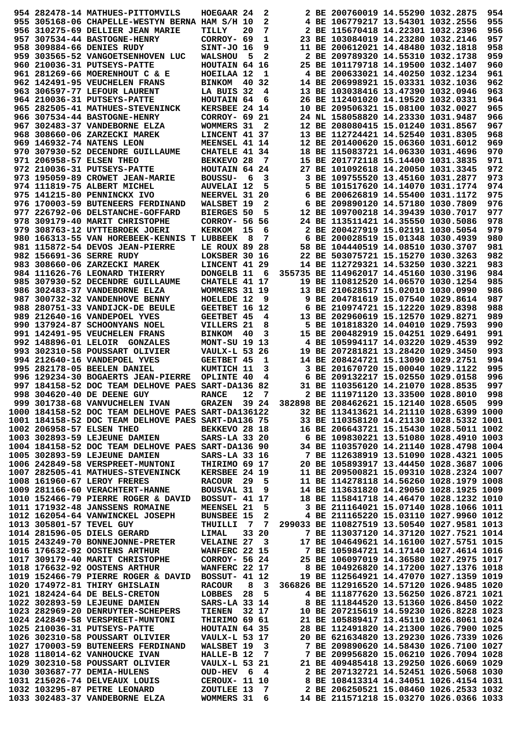```
 954 282478-14 MATHUES-PITTOMVILS    HOEGAAR 24  2       2 BE 200760019 14.55290 1032.2875  954
 955 305168-06 CHAPELLE-WESTYN BERNA HAM S/H 10  2       4 BE 106779217 13.54301 1032.2556  955
 956 310275-69 DELLIER JEAN MARIE    TILLY   20  7       2 BE 115670418 14.22301 1032.2396  956
 957 307534-44 BASTOGNE-HENRY        CORROY- 69  1      23 BE 103084019 14.23280 1032.2146  957
 958 309884-66 DENIES RUDY           SINT-JO 16  9      11 BE 200612021 14.48480 1032.1818  958
 959 303565-62 VANGOETSENHOVEN LUC   WALSHOU  5  2       2 BE 209789320 14.55310 1032.1738  959
 960 210036-31 PUTSEYS-PATTE         HOUTAIN 64 16      25 BE 101179718 14.19500 1032.1407  960
 961 281269-66 MOERENHOUT C & E      HOEILAA 12  1       4 BE 200633021 14.40250 1032.1234  961
 962 142491-95 VEUCHELEN FRANS       BINKOM  40 32      14 BE 206998921 15.03331 1032.1036  962
 963 306597-77 LEFOUR LAURENT        LA BUIS 32  4      13 BE 103038416 13.47390 1032.0946  963
 964 210036-31 PUTSEYS-PATTE         HOUTAIN 64  6      26 BE 112401020 14.19520 1032.0331  964
 965 282505-41 MATHUES-STEVENINCK    KERSBEE 24 14      10 BE 209506321 15.08100 1032.0027  965
 966 307534-44 BASTOGNE-HENRY        CORROY- 69 21      24 NL 158058820 14.23330 1031.9487  966
 967 302483-37 VANDEBORNE ELZA       WOMMERS 31  2      12 BE 208080415 15.01240 1031.8567  967
 968 308660-06 ZARZECKI MAREK        LINCENT 41 37      13 BE 112724421 14.52540 1031.8305  968
 969 146932-74 NATENS LEON           MEENSEL 41 14      12 BE 201400620 15.06360 1031.6012  969
 970 307930-52 DECENDRE GUILLAUME    CHATELE 41 34      18 BE 115083721 14.06330 1031.4696  970
 971 206958-57 ELSEN THEO            BEKKEVO 28  7      15 BE 201772118 15.14400 1031.3835  971
 972 210036-31 PUTSEYS-PATTE         HOUTAIN 64 24      27 BE 101092618 14.20050 1031.3345  972
 973 195059-89 CROWET JEAN-MARIE     BOUSSU-  6  3       3 BE 109755520 13.45160 1031.2877  973
 974 111819-75 ALBERT MICHEL         AUVELAI 12  5       5 BE 101517620 14.14070 1031.1774  974
 975 141215-80 PENNINCKX IVO         NEERVEL 31 20       6 BE 200626819 15.54400 1031.1172  975
 976 170003-59 BUTENEERS FERDINAND   WALSBET 19  2       6 BE 209890120 14.57180 1030.7809  976
 977 226792-06 DELSTANCHE-GOFFARD    BIERGES 50  5      12 BE 109700218 14.39439 1030.7017  977
 978 309179-40 MARIT CHRISTOPHE      CORROY- 56 56      24 BE 113511421 14.35550 1030.5086  978
 979 308763-12 UYTTEBROEK JOERI      KERKOM  15  6       2 BE 200427919 15.02191 1030.5054  979
 980 166313-55 VAN HOREBEEK-KENNIS T LUBBEEK  8  7       6 BE 200028519 15.01348 1030.4939  980
 981 115872-54 DEVOS JEAN-PIERRE     LE ROUX 89 28      58 BE 104440519 14.08510 1030.3707  981
 982 156691-36 SERRE RUDY            LOKSBER 30 16      22 BE 503075721 15.15270 1030.3263  982
 983 308660-06 ZARZECKI MAREK        LINCENT 41 29      14 BE 112729321 14.53250 1030.3221  983
 984 111626-76 LEONARD THIERRY       DONGELB 11  6  355735 BE 114962017 14.45160 1030.3196  984
 985 307930-52 DECENDRE GUILLAUME    CHATELE 41 17      19 BE 110812520 14.06570 1030.1254  985
 986 302483-37 VANDEBORNE ELZA       WOMMERS 31 19      13 BE 210628517 15.02010 1030.0990  986
 987 300732-32 VANDENHOVE BENNY      HOELEDE 12  9       9 BE 204781619 15.07540 1029.8614  987
 988 280751-33 VANDIJCK-DE BEULE     GEETBET 16 12       6 BE 210974721 15.12220 1029.8398  988
 989 212640-16 VANDEPOEL YVES        GEETBET 45  4      13 BE 202960619 15.12570 1029.8271  989
 990 137924-87 SCHOONYANS NOEL       VILLERS 21  8       5 BE 101818320 14.04010 1029.7593  990
 991 142491-95 VEUCHELEN FRANS       BINKOM  40  3      15 BE 200482919 15.04251 1029.6491  991
 992 148896-01 LELOIR  GONZALES      MONT-SU 19 13       4 BE 105994117 14.03220 1029.4539  992
 993 302310-58 POUSSART OLIVIER      VAULX-L 53 26      19 BE 207281821 13.28420 1029.3450  993
 994 212640-16 VANDEPOEL YVES        GEETBET 45  1      14 BE 208424721 15.13090 1029.2751  994
 995 282178-05 BEELEN DANIEL         KUMTICH 11  3       3 BE 201670720 15.00040 1029.1122  995
 996 129234-30 BOGAERTS JEAN-PIERRE  OPLINTE 40  4       6 BE 209132217 15.02550 1029.0158  996
 997 184158-52 DOC TEAM DELHOVE PAES SART-DA136 82      31 BE 110356120 14.21070 1028.8535  997
 998 304620-40 DE DEENE GUY          RANCE   12  7       2 BE 111971120 13.33500 1028.8010  998
 999 301738-68 VANVUCHELEN IVAN      GRAZEN  39 24  382898 BE 208462621 15.12140 1028.6505  999
1000 184158-52 DOC TEAM DELHOVE PAES SART-DA136122      32 BE 113413621 14.21110 1028.6399 1000
1001 184158-52 DOC TEAM DELHOVE PAES SART-DA136 75      33 BE 110358120 14.21130 1028.5332 1001
1002 206958-57 ELSEN THEO            BEKKEVO 28 18      16 BE 206643721 15.15430 1028.5011 1002
1003 302893-59 LEJEUNE DAMIEN        SARS-LA 33 20       6 BE 109830221 13.51080 1028.4910 1003
1004 184158-52 DOC TEAM DELHOVE PAES SART-DA136 90      34 BE 110357020 14.21140 1028.4798 1004
1005 302893-59 LEJEUNE DAMIEN        SARS-LA 33 16       7 BE 112638919 13.51090 1028.4321 1005
1006 242849-58 VERSPREET-MUNTONI     THIRIMO 69 17      20 BE 105893917 13.44450 1028.3687 1006
1007 282505-41 MATHUES-STEVENINCK    KERSBEE 24 19      11 BE 209500821 15.09130 1028.2324 1007
1008 161960-67 LEROY FRERES          RACOUR  29  5      11 BE 114278118 14.56260 1028.1979 1008
1009 281166-60 VERACHTERT-HANNE      BOUSVAL 31  9      14 BE 113631820 14.29050 1028.1925 1009
1010 152466-79 PIERRE ROGER & DAVID  BOSSUT- 41 17      18 BE 115841718 14.46470 1028.1232 1010
1011 171932-48 JANSSENS ROMAINE      MEENSEL 21  5       3 BE 211164021 15.07140 1028.1066 1011
1012 162054-64 VANWINCKEL JOSEPH     BUNSBEE 15  2       4 BE 211165220 15.03110 1027.9960 1012
1013 305801-57 TEVEL GUY             THUILLI  7  7  299033 BE 110827519 13.50540 1027.9581 1013
1014 281596-05 DIELS GERARD          LIMAL      33 20       7 BE 113037120 14.37120 1027.7521 1014
1015 243249-70 BONNEJONNE-PRETER     VELAINE 27  3      17 BE 104649621 14.16100 1027.5751 1015
1016 176632-92 OOSTENS ARTHUR        WANFERC 22 15       7 BE 105984721 14.17140 1027.4614 1016
1017 309179-40 MARIT CHRISTOPHE      CORROY- 56 24      25 BE 106097019 14.36580 1027.2975 1017
1018 176632-92 OOSTENS ARTHUR        WANFERC 22 17       8 BE 104926820 14.17200 1027.1376 1018
1019 152466-79 PIERRE ROGER & DAVID  BOSSUT- 41 12      19 BE 112564921 14.47070 1027.1359 1019
1020 174972-81 THIRY GHISLAIN        RACOUR   8  3  366826 BE 112916520 14.57120 1026.9485 1020
1021 182424-64 DE BELS-CRETON        LOBBES  28  5       4 BE 111877620 13.56250 1026.8721 1021
1022 302893-59 LEJEUNE DAMIEN        SARS-LA 33 14       8 BE 111844520 13.51360 1026.8450 1022
1023 282969-20 DENRUYTER-SCHEPERS    TIENEN  32 17      10 BE 207215619 14.59230 1026.8228 1023
1024 242849-58 VERSPREET-MUNTONI     THIRIMO 69 61      21 BE 105889417 13.45110 1026.8061 1024
1025 210036-31 PUTSEYS-PATTE         HOUTAIN 64 35      28 BE 112491820 14.21300 1026.7900 1025
1026 302310-58 POUSSART OLIVIER      VAULX-L 53 17      20 BE 621634820 13.29230 1026.7339 1026
1027 170003-59 BUTENEERS FERDINAND   WALSBET 19  3       7 BE 209890620 14.58430 1026.7100 1027
1028 118014-62 VANHOUCKE IVAN        HALLE-B 12  7       7 BE 209956820 15.06210 1026.7094 1028
1029 302310-58 POUSSART OLIVIER      VAULX-L 53 21      21 BE 409485418 13.29250 1026.6069 1029
1030 303687-77 DEMIA-HULENS          OUD-HEV  6  4       2 BE 207132721 14.52451 1026.5068 1030
1031 215026-74 DELVEAUX LOUIS        CEROUX- 11 10       8 BE 108413314 14.34051 1026.4154 1031
1032 103295-87 PETRE LEONARD         ZOUTLEE 13  7       2 BE 206250521 15.08460 1026.2533 1032
1033 302483-37 VANDEBORNE ELZA       WOMMERS 31  6      14 BE 211571218 15.03270 1026.0366 1033
```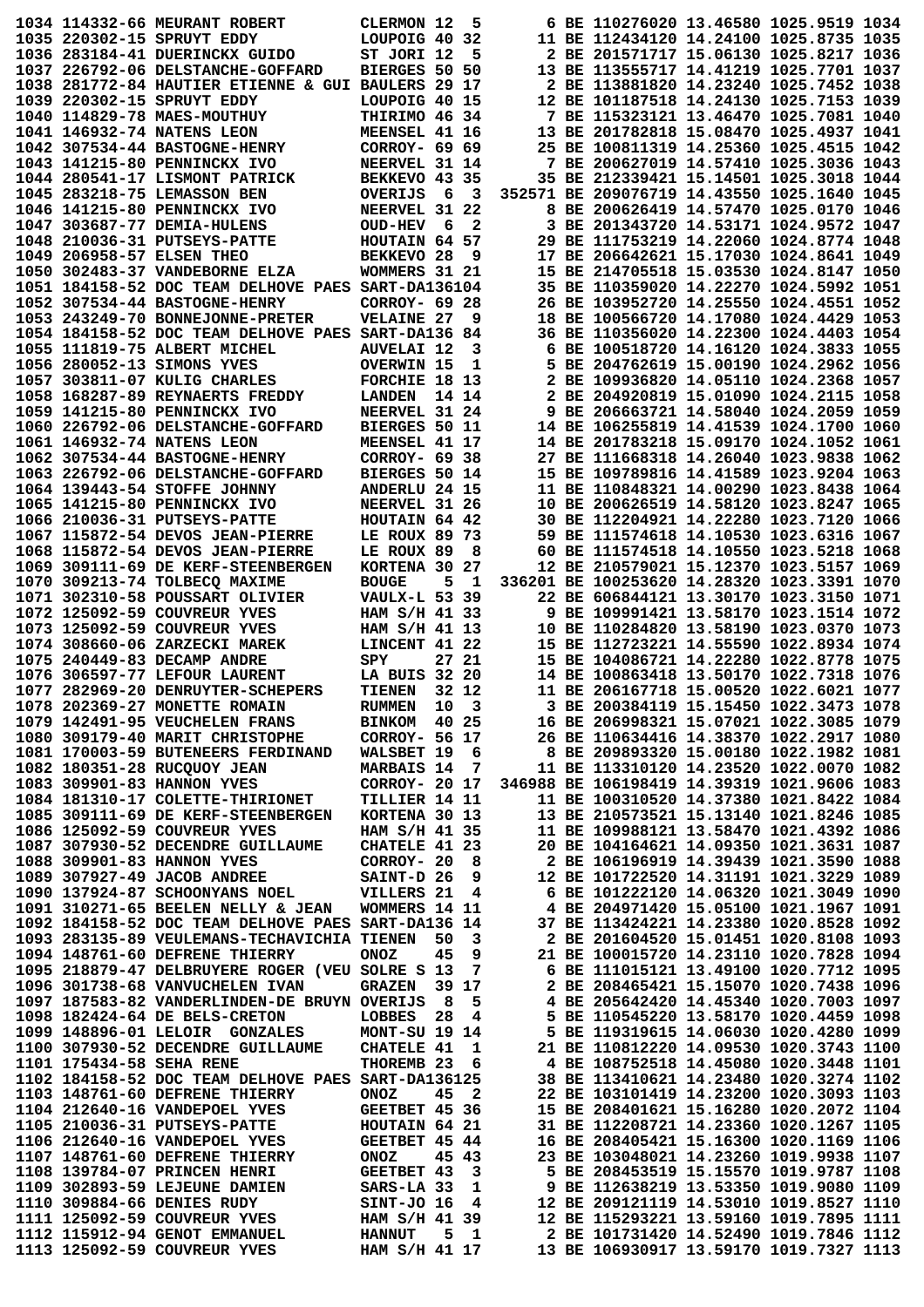| | | | | | | | | | | | |
|---|---|---|---|---|---|---|---|---|---|---|---|
| 1034 | 114332-66 | MEURANT ROBERT | CLERMON | 12 | 5 | | 6 BE | 110276020 | 13.46580 | 1025.9519 | 1034 |
| 1035 | 220302-15 | SPRUYT EDDY | LOUPOIG | 40 | 32 | | 11 BE | 112434120 | 14.24100 | 1025.8735 | 1035 |
| 1036 | 283184-41 | DUERINCKX GUIDO | ST JORI | 12 | 5 | | 2 BE | 201571717 | 15.06130 | 1025.8217 | 1036 |
| 1037 | 226792-06 | DELSTANCHE-GOFFARD | BIERGES | 50 | 50 | | 13 BE | 113555717 | 14.41219 | 1025.7701 | 1037 |
| 1038 | 281772-84 | HAUTIER ETIENNE & GUI | BAULERS | 29 | 17 | | 2 BE | 113881820 | 14.23240 | 1025.7452 | 1038 |
| 1039 | 220302-15 | SPRUYT EDDY | LOUPOIG | 40 | 15 | | 12 BE | 101187518 | 14.24130 | 1025.7153 | 1039 |
| 1040 | 114829-78 | MAES-MOUTHUY | THIRIMO | 46 | 34 | | 7 BE | 115323121 | 13.46470 | 1025.7081 | 1040 |
| 1041 | 146932-74 | NATENS LEON | MEENSEL | 41 | 16 | | 13 BE | 201782818 | 15.08470 | 1025.4937 | 1041 |
| 1042 | 307534-44 | BASTOGNE-HENRY | CORROY- | 69 | 69 | | 25 BE | 100811319 | 14.25360 | 1025.4515 | 1042 |
| 1043 | 141215-80 | PENNINCKX IVO | NEERVEL | 31 | 14 | | 7 BE | 200627019 | 14.57410 | 1025.3036 | 1043 |
| 1044 | 280541-17 | LISMONT PATRICK | BEKKEVO | 43 | 35 | | 35 BE | 212339421 | 15.14501 | 1025.3018 | 1044 |
| 1045 | 283218-75 | LEMASSON BEN | OVERIJS | 6 | 3 | 352571 | BE | 209076719 | 14.43550 | 1025.1640 | 1045 |
| 1046 | 141215-80 | PENNINCKX IVO | NEERVEL | 31 | 22 | | 8 BE | 200626419 | 14.57470 | 1025.0170 | 1046 |
| 1047 | 303687-77 | DEMIA-HULENS | OUD-HEV | 6 | 2 | | 3 BE | 201343720 | 14.53171 | 1024.9572 | 1047 |
| 1048 | 210036-31 | PUTSEYS-PATTE | HOUTAIN | 64 | 57 | | 29 BE | 111753219 | 14.22060 | 1024.8774 | 1048 |
| 1049 | 206958-57 | ELSEN THEO | BEKKEVO | 28 | 9 | | 17 BE | 206642621 | 15.17030 | 1024.8641 | 1049 |
| 1050 | 302483-37 | VANDEBORNE ELZA | WOMMERS | 31 | 21 | | 15 BE | 214705518 | 15.03530 | 1024.8147 | 1050 |
| 1051 | 184158-52 | DOC TEAM DELHOVE PAES | SART-DA | 136 | 104 | | 35 BE | 110359020 | 14.22270 | 1024.5992 | 1051 |
| 1052 | 307534-44 | BASTOGNE-HENRY | CORROY- | 69 | 28 | | 26 BE | 103952720 | 14.25550 | 1024.4551 | 1052 |
| 1053 | 243249-70 | BONNEJONNE-PRETER | VELAINE | 27 | 9 | | 18 BE | 100566720 | 14.17080 | 1024.4429 | 1053 |
| 1054 | 184158-52 | DOC TEAM DELHOVE PAES | SART-DA | 136 | 84 | | 36 BE | 110356020 | 14.22300 | 1024.4403 | 1054 |
| 1055 | 111819-75 | ALBERT MICHEL | AUVELAI | 12 | 3 | | 6 BE | 100518720 | 14.16120 | 1024.3833 | 1055 |
| 1056 | 280052-13 | SIMONS YVES | OVERWIN | 15 | 1 | | 5 BE | 204762619 | 15.00190 | 1024.2962 | 1056 |
| 1057 | 303811-07 | KULIG CHARLES | FORCHIE | 18 | 13 | | 2 BE | 109936820 | 14.05110 | 1024.2368 | 1057 |
| 1058 | 168287-89 | REYNAERTS FREDDY | LANDEN | 14 | 14 | | 2 BE | 204920819 | 15.01090 | 1024.2115 | 1058 |
| 1059 | 141215-80 | PENNINCKX IVO | NEERVEL | 31 | 24 | | 9 BE | 206663721 | 14.58040 | 1024.2059 | 1059 |
| 1060 | 226792-06 | DELSTANCHE-GOFFARD | BIERGES | 50 | 11 | | 14 BE | 106255819 | 14.41539 | 1024.1700 | 1060 |
| 1061 | 146932-74 | NATENS LEON | MEENSEL | 41 | 17 | | 14 BE | 201783218 | 15.09170 | 1024.1052 | 1061 |
| 1062 | 307534-44 | BASTOGNE-HENRY | CORROY- | 69 | 38 | | 27 BE | 111668318 | 14.26040 | 1023.9838 | 1062 |
| 1063 | 226792-06 | DELSTANCHE-GOFFARD | BIERGES | 50 | 14 | | 15 BE | 109789816 | 14.41589 | 1023.9204 | 1063 |
| 1064 | 139443-54 | STOFFE JOHNNY | ANDERLU | 24 | 15 | | 11 BE | 110848321 | 14.00290 | 1023.8438 | 1064 |
| 1065 | 141215-80 | PENNINCKX IVO | NEERVEL | 31 | 26 | | 10 BE | 200626519 | 14.58120 | 1023.8247 | 1065 |
| 1066 | 210036-31 | PUTSEYS-PATTE | HOUTAIN | 64 | 42 | | 30 BE | 112204921 | 14.22280 | 1023.7120 | 1066 |
| 1067 | 115872-54 | DEVOS JEAN-PIERRE | LE ROUX | 89 | 73 | | 59 BE | 111574618 | 14.10530 | 1023.6316 | 1067 |
| 1068 | 115872-54 | DEVOS JEAN-PIERRE | LE ROUX | 89 | 8 | | 60 BE | 111574518 | 14.10550 | 1023.5218 | 1068 |
| 1069 | 309111-69 | DE KERF-STEENBERGEN | KORTENA | 30 | 27 | | 12 BE | 210579021 | 15.12370 | 1023.5157 | 1069 |
| 1070 | 309213-74 | TOLBECQ MAXIME | BOUGE | 5 | 1 | 336201 | BE | 100253620 | 14.28320 | 1023.3391 | 1070 |
| 1071 | 302310-58 | POUSSART OLIVIER | VAULX-L | 53 | 39 | | 22 BE | 606844121 | 13.30170 | 1023.3150 | 1071 |
| 1072 | 125092-59 | COUVREUR YVES | HAM S/H | 41 | 33 | | 9 BE | 109991421 | 13.58170 | 1023.1514 | 1072 |
| 1073 | 125092-59 | COUVREUR YVES | HAM S/H | 41 | 13 | | 10 BE | 110284820 | 13.58190 | 1023.0370 | 1073 |
| 1074 | 308660-06 | ZARZECKI MAREK | LINCENT | 41 | 22 | | 15 BE | 112723221 | 14.55590 | 1022.8934 | 1074 |
| 1075 | 240449-83 | DECAMP ANDRE | SPY | 27 | 21 | | 15 BE | 104086721 | 14.22280 | 1022.8778 | 1075 |
| 1076 | 306597-77 | LEFOUR LAURENT | LA BUIS | 32 | 20 | | 14 BE | 100863418 | 13.50170 | 1022.7318 | 1076 |
| 1077 | 282969-20 | DENRUYTER-SCHEPERS | TIENEN | 32 | 12 | | 11 BE | 206167718 | 15.00520 | 1022.6021 | 1077 |
| 1078 | 202369-27 | MONETTE ROMAIN | RUMMEN | 10 | 3 | | 3 BE | 200384119 | 15.15450 | 1022.3473 | 1078 |
| 1079 | 142491-95 | VEUCHELEN FRANS | BINKOM | 40 | 25 | | 16 BE | 206998321 | 15.07021 | 1022.3085 | 1079 |
| 1080 | 309179-40 | MARIT CHRISTOPHE | CORROY- | 56 | 17 | | 26 BE | 110634416 | 14.38370 | 1022.2917 | 1080 |
| 1081 | 170003-59 | BUTENEERS FERDINAND | WALSBET | 19 | 6 | | 8 BE | 209893320 | 15.00180 | 1022.1982 | 1081 |
| 1082 | 180351-28 | RUCQUOY JEAN | MARBAIS | 14 | 7 | | 11 BE | 113310120 | 14.23520 | 1022.0070 | 1082 |
| 1083 | 309901-83 | HANNON YVES | CORROY- | 20 | 17 | 346988 | BE | 106198419 | 14.39319 | 1021.9606 | 1083 |
| 1084 | 181310-17 | COLETTE-THIRIONET | TILLIER | 14 | 11 | | 11 BE | 100310520 | 14.37380 | 1021.8422 | 1084 |
| 1085 | 309111-69 | DE KERF-STEENBERGEN | KORTENA | 30 | 13 | | 13 BE | 210573521 | 15.13140 | 1021.8246 | 1085 |
| 1086 | 125092-59 | COUVREUR YVES | HAM S/H | 41 | 35 | | 11 BE | 109988121 | 13.58470 | 1021.4392 | 1086 |
| 1087 | 307930-52 | DECENDRE GUILLAUME | CHATELE | 41 | 23 | | 20 BE | 104164621 | 14.09350 | 1021.3631 | 1087 |
| 1088 | 309901-83 | HANNON YVES | CORROY- | 20 | 8 | | 2 BE | 106196919 | 14.39439 | 1021.3590 | 1088 |
| 1089 | 307927-49 | JACOB ANDREE | SAINT-D | 26 | 9 | | 12 BE | 101722520 | 14.31191 | 1021.3229 | 1089 |
| 1090 | 137924-87 | SCHOONYANS NOEL | VILLERS | 21 | 4 | | 6 BE | 101222120 | 14.06320 | 1021.3049 | 1090 |
| 1091 | 310271-65 | BEELEN NELLY & JEAN | WOMMERS | 14 | 11 | | 4 BE | 204971420 | 15.05100 | 1021.1967 | 1091 |
| 1092 | 184158-52 | DOC TEAM DELHOVE PAES | SART-DA | 136 | 14 | | 37 BE | 113424221 | 14.23380 | 1020.8528 | 1092 |
| 1093 | 283135-89 | VEULEMANS-TECHAVICHIA | TIENEN | 50 | 3 | | 2 BE | 201604520 | 15.01451 | 1020.8108 | 1093 |
| 1094 | 148761-60 | DEFRENE THIERRY | ONOZ | 45 | 9 | | 21 BE | 100015720 | 14.23110 | 1020.7828 | 1094 |
| 1095 | 218879-47 | DELBRUYERE ROGER (VEU | SOLRE S | 13 | 7 | | 6 BE | 111015121 | 13.49100 | 1020.7712 | 1095 |
| 1096 | 301738-68 | VANVUCHELEN IVAN | GRAZEN | 39 | 17 | | 2 BE | 208465421 | 15.15070 | 1020.7438 | 1096 |
| 1097 | 187583-82 | VANDERLINDEN-DE BRUYN | OVERIJS | 8 | 5 | | 4 BE | 205642420 | 14.45340 | 1020.7003 | 1097 |
| 1098 | 182424-64 | DE BELS-CRETON | LOBBES | 28 | 4 | | 5 BE | 110545220 | 13.58170 | 1020.4459 | 1098 |
| 1099 | 148896-01 | LELOIR GONZALES | MONT-SU | 19 | 14 | | 5 BE | 119319615 | 14.06030 | 1020.4280 | 1099 |
| 1100 | 307930-52 | DECENDRE GUILLAUME | CHATELE | 41 | 1 | | 21 BE | 110812220 | 14.09530 | 1020.3743 | 1100 |
| 1101 | 175434-58 | SEHA RENE | THOREMB | 23 | 6 | | 4 BE | 108752518 | 14.45080 | 1020.3448 | 1101 |
| 1102 | 184158-52 | DOC TEAM DELHOVE PAES | SART-DA | 136 | 125 | | 38 BE | 113410621 | 14.23480 | 1020.3274 | 1102 |
| 1103 | 148761-60 | DEFRENE THIERRY | ONOZ | 45 | 2 | | 22 BE | 103101419 | 14.23200 | 1020.3093 | 1103 |
| 1104 | 212640-16 | VANDEPOEL YVES | GEETBET | 45 | 36 | | 15 BE | 208401621 | 15.16280 | 1020.2072 | 1104 |
| 1105 | 210036-31 | PUTSEYS-PATTE | HOUTAIN | 64 | 21 | | 31 BE | 112208721 | 14.23360 | 1020.1267 | 1105 |
| 1106 | 212640-16 | VANDEPOEL YVES | GEETBET | 45 | 44 | | 16 BE | 208405421 | 15.16300 | 1020.1169 | 1106 |
| 1107 | 148761-60 | DEFRENE THIERRY | ONOZ | 45 | 43 | | 23 BE | 103048021 | 14.23260 | 1019.9938 | 1107 |
| 1108 | 139784-07 | PRINCEN HENRI | GEETBET | 43 | 3 | | 5 BE | 208453519 | 15.15570 | 1019.9787 | 1108 |
| 1109 | 302893-59 | LEJEUNE DAMIEN | SARS-LA | 33 | 1 | | 9 BE | 112638219 | 13.53350 | 1019.9080 | 1109 |
| 1110 | 309884-66 | DENIES RUDY | SINT-JO | 16 | 4 | | 12 BE | 209121119 | 14.53010 | 1019.8527 | 1110 |
| 1111 | 125092-59 | COUVREUR YVES | HAM S/H | 41 | 39 | | 12 BE | 115293221 | 13.59160 | 1019.7895 | 1111 |
| 1112 | 115912-94 | GENOT EMMANUEL | HANNUT | 5 | 1 | | 2 BE | 101731420 | 14.52490 | 1019.7846 | 1112 |
| 1113 | 125092-59 | COUVREUR YVES | HAM S/H | 41 | 17 | | 13 BE | 106930917 | 13.59170 | 1019.7327 | 1113 |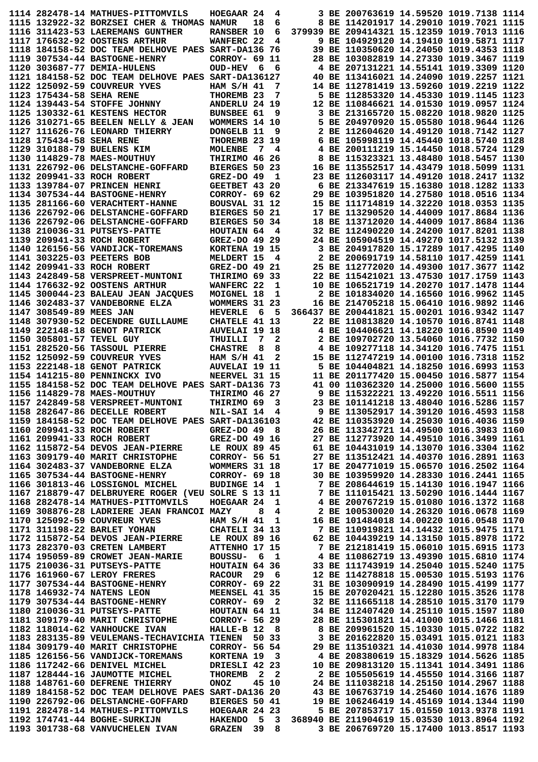```
1114 282478-14 MATHUES-PITTOMVILS    HOEGAAR 24  4       3 BE 200763619 14.59520 1019.7138 1114
1115 132922-32 BORZSEI CHER & THOMAS NAMUR   18  6       8 BE 114201917 14.29010 1019.7021 1115
1116 311423-53 LAEREMANS GUNTHER     RANSBER 10  6  379939 BE 209414321 15.12359 1019.7013 1116
1117 176632-92 OOSTENS ARTHUR        WANFERC 22  4       9 BE 104929120 14.19410 1019.5871 1117
1118 184158-52 DOC TEAM DELHOVE PAES SART-DA136 76      39 BE 110350620 14.24050 1019.4353 1118
1119 307534-44 BASTOGNE-HENRY        CORROY- 69 11      28 BE 103082819 14.27330 1019.3467 1119
1120 303687-77 DEMIA-HULENS          OUD-HEV  6  6       4 BE 207131221 14.55141 1019.3309 1120
1121 184158-52 DOC TEAM DELHOVE PAES SART-DA136127      40 BE 113416021 14.24090 1019.2257 1121
1122 125092-59 COUVREUR YVES         HAM S/H 41  7      14 BE 112781419 13.59260 1019.2219 1122
1123 175434-58 SEHA RENE             THOREMB 23  7       5 BE 112853320 14.45330 1019.1145 1123
1124 139443-54 STOFFE JOHNNY         ANDERLU 24 19      12 BE 110846621 14.01530 1019.0957 1124
1125 130332-61 KESTENS HECTOR        BUNSBEE 61  9       3 BE 213165720 15.08220 1018.9820 1125
1126 310271-65 BEELEN NELLY & JEAN   WOMMERS 14 10       5 BE 204970920 15.05580 1018.9644 1126
1127 111626-76 LEONARD THIERRY       DONGELB 11  9       2 BE 112604620 14.49120 1018.7142 1127
1128 175434-58 SEHA RENE             THOREMB 23 19       6 BE 105998119 14.45440 1018.5740 1128
1129 310188-79 BUELENS KIM           MOLENBE  7  4       4 BE 200111219 15.14450 1018.5724 1129
1130 114829-78 MAES-MOUTHUY          THIRIMO 46 26       8 BE 115323321 13.48480 1018.5457 1130
1131 226792-06 DELSTANCHE-GOFFARD    BIERGES 50 23      16 BE 113552517 14.43479 1018.5099 1131
1132 209941-33 ROCH ROBERT           GREZ-DO 49  1      23 BE 112603117 14.49120 1018.2417 1132
1133 139784-07 PRINCEN HENRI         GEETBET 43 20       6 BE 213347619 15.16380 1018.1282 1133
1134 307534-44 BASTOGNE-HENRY        CORROY- 69 62      29 BE 103951820 14.27580 1018.0516 1134
1135 281166-60 VERACHTERT-HANNE       BOUSVAL 31 12      15 BE 111714819 14.32220 1018.0353 1135
1136 226792-06 DELSTANCHE-GOFFARD    BIERGES 50 21      17 BE 113290520 14.44009 1017.8684 1136
1136 226792-06 DELSTANCHE-GOFFARD    BIERGES 50 34      18 BE 113712020 14.44009 1017.8684 1136
1138 210036-31 PUTSEYS-PATTE         HOUTAIN 64  4      32 BE 112490220 14.24200 1017.8201 1138
1139 209941-33 ROCH ROBERT           GREZ-DO 49 29      24 BE 105904519 14.49270 1017.5132 1139
1140 126156-56 VANDIJCK-TOREMANS     KORTENA 19 15       3 BE 204917820 15.17289 1017.4295 1140
1141 303225-03 PEETERS BOB           MELDERT 15  4       2 BE 200691719 14.58110 1017.4259 1141
1142 209941-33 ROCH ROBERT           GREZ-DO 49 21      25 BE 112772020 14.49300 1017.3677 1142
1143 242849-58 VERSPREET-MUNTONI     THIRIMO 69 33      22 BE 115421021 13.47530 1017.1759 1143
1144 176632-92 OOSTENS ARTHUR        WANFERC 22  1      10 BE 106521719 14.20270 1017.1478 1144
1145 300044-23 BALEAU JEAN JACQUES   MOIGNEL 18  1       2 BE 101834020 14.16560 1016.9962 1145
1146 302483-37 VANDEBORNE ELZA       WOMMERS 31 23      16 BE 214705218 15.06410 1016.9892 1146
1147 308549-89 MEES JAN              HEVERLE  6  5  366437 BE 200441821 15.00201 1016.9342 1147
1148 307930-52 DECENDRE GUILLAUME    CHATELE 41 13      22 BE 110813820 14.10570 1016.8741 1148
1149 222148-18 GENOT PATRICK         AUVELAI 19 18       4 BE 104406621 14.18220 1016.8590 1149
1150 305801-57 TEVEL GUY             THUILLI  7  2       2 BE 109702720 13.54060 1016.7732 1150
1151 282520-56 TASSOUL PIERRE        CHASTRE  8  8       4 BE 109277118 14.34120 1016.7475 1151
1152 125092-59 COUVREUR YVES         HAM S/H 41  2      15 BE 112747219 14.00100 1016.7318 1152
1153 222148-18 GENOT PATRICK         AUVELAI 19 11       5 BE 104404821 14.18250 1016.6993 1153
1154 141215-80 PENNINCKX IVO         NEERVEL 31 15      11 BE 201177420 15.00450 1016.5877 1154
1155 184158-52 DOC TEAM DELHOVE PAES SART-DA136 73      41 00 110362320 14.25000 1016.5600 1155
1156 114829-78 MAES-MOUTHUY          THIRIMO 46 27       9 BE 115322221 13.49220 1016.5511 1156
1157 242849-58 VERSPREET-MUNTONI     THIRIMO 69  3      23 BE 101141218 13.48040 1016.5286 1157
1158 282647-86 DECELLE ROBERT        NIL-SAI 14  4       9 BE 113052917 14.39120 1016.4593 1158
1159 184158-52 DOC TEAM DELHOVE PAES SART-DA136103      42 BE 110353920 14.25030 1016.4036 1159
1160 209941-33 ROCH ROBERT           GREZ-DO 49  8      26 BE 113342721 14.49500 1016.3983 1160
1161 209941-33 ROCH ROBERT           GREZ-DO 49 16      27 BE 112773920 14.49510 1016.3499 1161
1162 115872-54 DEVOS JEAN-PIERRE     LE ROUX 89 45      61 BE 104431019 14.13070 1016.3304 1162
1163 309179-40 MARIT CHRISTOPHE      CORROY- 56 51      27 BE 113512421 14.40370 1016.2891 1163
1164 302483-37 VANDEBORNE ELZA       WOMMERS 31 18      17 BE 204771019 15.06570 1016.2502 1164
1165 307534-44 BASTOGNE-HENRY        CORROY- 69 18      30 BE 103959920 14.28330 1016.2441 1165
1166 301813-46 LOSSIGNOL MICHEL      BUDINGE 14  1       7 BE 208644619 15.14130 1016.1947 1166
1167 218879-47 DELBRUYERE ROGER (VEU SOLRE S 13 11       7 BE 111015421 13.50290 1016.1444 1167
1168 282478-14 MATHUES-PITTOMVILS    HOEGAAR 24  1       4 BE 200767219 15.01080 1016.1372 1168
1169 308876-28 LADRIERE JEAN FRANCOI MAZY     8  4       2 BE 100530020 14.26320 1016.0678 1169
1170 125092-59 COUVREUR YVES         HAM S/H 41  1      16 BE 101484018 14.00220 1016.0548 1170
1171 311198-22 BARLET YOHAN          CHATELI 34 13       7 BE 110919821 14.14432 1015.9475 1171
1172 115872-54 DEVOS JEAN-PIERRE     LE ROUX 89 16      62 BE 104439219 14.13150 1015.8978 1172
1173 282370-03 CRETEN LAMBERT        ATTENHO 17 15       7 BE 212181419 15.06010 1015.6915 1173
1174 195059-89 CROWET JEAN-MARIE     BOUSSU-  6  1       4 BE 110862719 13.49390 1015.6810 1174
1175 210036-31 PUTSEYS-PATTE         HOUTAIN 64 36      33 BE 111743919 14.25040 1015.5240 1175
1176 161960-67 LEROY FRERES          RACOUR  29  6      12 BE 114278818 15.00530 1015.5193 1176
1177 307534-44 BASTOGNE-HENRY        CORROY- 69 22      31 BE 103090919 14.28490 1015.4199 1177
1178 146932-74 NATENS LEON           MEENSEL 41 35      15 BE 207020421 15.12280 1015.3526 1178
1179 307534-44 BASTOGNE-HENRY        CORROY- 69  2      32 BE 111665118 14.28510 1015.3170 1179
1180 210036-31 PUTSEYS-PATTE         HOUTAIN 64 11      34 BE 112407420 14.25110 1015.1597 1180
1181 309179-40 MARIT CHRISTOPHE      CORROY- 56 29      28 BE 115301821 14.41000 1015.1466 1181
1182 118014-62 VANHOUCKE IVAN        HALLE-B 12  8       8 BE 209961520 15.10330 1015.0722 1182
1183 283135-89 VEULEMANS-TECHAVICHIA TIENEN  50 33       3 BE 201622820 15.03491 1015.0121 1183
1184 309179-40 MARIT CHRISTOPHE      CORROY- 56 54      29 BE 113510321 14.41030 1014.9978 1184
1185 126156-56 VANDIJCK-TOREMANS     KORTENA 19  3       4 BE 208380619 15.18329 1014.5626 1185
1186 117242-66 DENIVEL MICHEL        DRIESLI 42 23      10 BE 209813120 15.11341 1014.3491 1186
1187 128444-16 JAUMOTTE MICHEL       THOREMB  2  2       2 BE 105505619 14.45550 1014.3166 1187
1188 148761-60 DEFRENE THIERRY       ONOZ    45 10      24 BE 111038218 14.25150 1014.2967 1188
1189 184158-52 DOC TEAM DELHOVE PAES SART-DA136 20      43 BE 106763719 14.25460 1014.1676 1189
1190 226792-06 DELSTANCHE-GOFFARD    BIERGES 50 41      19 BE 106246419 14.45169 1014.1344 1190
1191 282478-14 MATHUES-PITTOMVILS    HOEGAAR 24 23       5 BE 207853717 15.01550 1013.9378 1191
1192 174741-44 BOGHE-SURKIJN         HAKENDO  5  3  368940 BE 211904619 15.03530 1013.8964 1192
1193 301738-68 VANVUCHELEN IVAN      GRAZEN  39  8       3 BE 206769720 15.17400 1013.8517 1193
```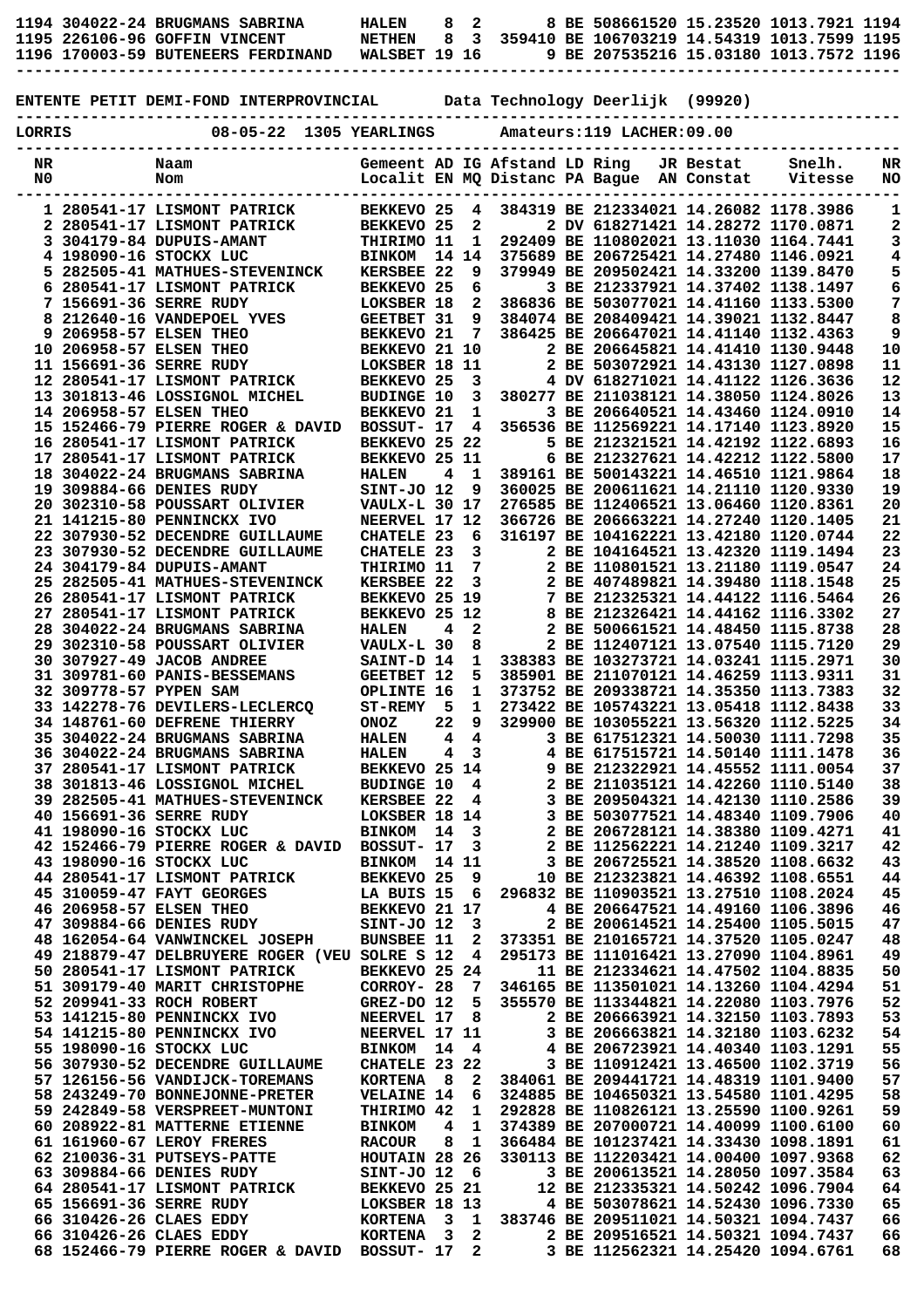| | | | | | | | | | | | |
|---|---|---|---|---|---|---|---|---|---|---|---|
| 1194 | 304022-24 | BRUGMANS SABRINA | HALEN | 8 | 2 | 8 | BE | 508661520 | 15.23520 | 1013.7921 | 1194 |
| 1195 | 226106-96 | GOFFIN VINCENT | NETHEN | 8 | 3 | 359410 | BE | 106703219 | 14.54319 | 1013.7599 | 1195 |
| 1196 | 170003-59 | BUTENEERS FERDINAND | WALSBET | 19 | 16 | 9 | BE | 207535216 | 15.03180 | 1013.7572 | 1196 |

## ENTENTE PETIT DEMI-FOND INTERPROVINCIAL    Data Technology Deerlijk (99920)

**LORRIS    08-05-22 1305 YEARLINGS    Amateurs:119 LACHER:09.00**

| NR N0 | | Naam Nom | Gemeent Localit | AD EN | IG MQ | Afstand Distanc | LD PA | Ring Bague | JR AN | Bestat Constat | Snelh. Vitesse | NR NO |
|---|---|---|---|---|---|---|---|---|---|---|---|---|
| 1 | 280541-17 | LISMONT PATRICK | BEKKEVO | 25 | 4 | 384319 | BE | 212334021 | | 14.26082 | 1178.3986 | 1 |
| 2 | 280541-17 | LISMONT PATRICK | BEKKEVO | 25 | 2 | 2 | DV | 618271421 | | 14.28272 | 1170.0871 | 2 |
| 3 | 304179-84 | DUPUIS-AMANT | THIRIMO | 11 | 1 | 292409 | BE | 110802021 | | 13.11030 | 1164.7441 | 3 |
| 4 | 198090-16 | STOCKX LUC | BINKOM | 14 | 14 | 375689 | BE | 206725421 | | 14.27480 | 1146.0921 | 4 |
| 5 | 282505-41 | MATHUES-STEVENINCK | KERSBEE | 22 | 9 | 379949 | BE | 209502421 | | 14.33200 | 1139.8470 | 5 |
| 6 | 280541-17 | LISMONT PATRICK | BEKKEVO | 25 | 6 | 3 | BE | 212337921 | | 14.37402 | 1138.1497 | 6 |
| 7 | 156691-36 | SERRE RUDY | LOKSBER | 18 | 2 | 386836 | BE | 503077021 | | 14.41160 | 1133.5300 | 7 |
| 8 | 212640-16 | VANDEPOEL YVES | GEETBET | 31 | 9 | 384074 | BE | 208409421 | | 14.39021 | 1132.8447 | 8 |
| 9 | 206958-57 | ELSEN THEO | BEKKEVO | 21 | 7 | 386425 | BE | 206647021 | | 14.41140 | 1132.4363 | 9 |
| 10 | 206958-57 | ELSEN THEO | BEKKEVO | 21 | 10 | 2 | BE | 206645821 | | 14.41410 | 1130.9448 | 10 |
| 11 | 156691-36 | SERRE RUDY | LOKSBER | 18 | 11 | 2 | BE | 503072921 | | 14.43130 | 1127.0898 | 11 |
| 12 | 280541-17 | LISMONT PATRICK | BEKKEVO | 25 | 3 | 4 | DV | 618271021 | | 14.41122 | 1126.3636 | 12 |
| 13 | 301813-46 | LOSSIGNOL MICHEL | BUDINGE | 10 | 3 | 380277 | BE | 211038121 | | 14.38050 | 1124.8026 | 13 |
| 14 | 206958-57 | ELSEN THEO | BEKKEVO | 21 | 1 | 3 | BE | 206640521 | | 14.43460 | 1124.0910 | 14 |
| 15 | 152466-79 | PIERRE ROGER & DAVID | BOSSUT- | 17 | 4 | 356536 | BE | 112569221 | | 14.17140 | 1123.8920 | 15 |
| 16 | 280541-17 | LISMONT PATRICK | BEKKEVO | 25 | 22 | 5 | BE | 212321521 | | 14.42192 | 1122.6893 | 16 |
| 17 | 280541-17 | LISMONT PATRICK | BEKKEVO | 25 | 11 | 6 | BE | 212327621 | | 14.42212 | 1122.5800 | 17 |
| 18 | 304022-24 | BRUGMANS SABRINA | HALEN | 4 | 1 | 389161 | BE | 500143221 | | 14.46510 | 1121.9864 | 18 |
| 19 | 309884-66 | DENIES RUDY | SINT-JO | 12 | 9 | 360025 | BE | 200611621 | | 14.21110 | 1120.9330 | 19 |
| 20 | 302310-58 | POUSSART OLIVIER | VAULX-L | 30 | 17 | 276585 | BE | 112406521 | | 13.06460 | 1120.8361 | 20 |
| 21 | 141215-80 | PENNINCKX IVO | NEERVEL | 17 | 12 | 366726 | BE | 206663221 | | 14.27240 | 1120.1405 | 21 |
| 22 | 307930-52 | DECENDRE GUILLAUME | CHATELE | 23 | 6 | 316197 | BE | 104162221 | | 13.42180 | 1120.0744 | 22 |
| 23 | 307930-52 | DECENDRE GUILLAUME | CHATELE | 23 | 3 | 2 | BE | 104164521 | | 13.42320 | 1119.1494 | 23 |
| 24 | 304179-84 | DUPUIS-AMANT | THIRIMO | 11 | 7 | 2 | BE | 110801521 | | 13.21180 | 1119.0547 | 24 |
| 25 | 282505-41 | MATHUES-STEVENINCK | KERSBEE | 22 | 3 | 2 | BE | 407489821 | | 14.39480 | 1118.1548 | 25 |
| 26 | 280541-17 | LISMONT PATRICK | BEKKEVO | 25 | 19 | 7 | BE | 212325321 | | 14.44122 | 1116.5464 | 26 |
| 27 | 280541-17 | LISMONT PATRICK | BEKKEVO | 25 | 12 | 8 | BE | 212326421 | | 14.44162 | 1116.3302 | 27 |
| 28 | 304022-24 | BRUGMANS SABRINA | HALEN | 4 | 2 | 2 | BE | 500661521 | | 14.48450 | 1115.8738 | 28 |
| 29 | 302310-58 | POUSSART OLIVIER | VAULX-L | 30 | 8 | 2 | BE | 112407121 | | 13.07540 | 1115.7120 | 29 |
| 30 | 307927-49 | JACOB ANDREE | SAINT-D | 14 | 1 | 338383 | BE | 103273721 | | 14.03241 | 1115.2971 | 30 |
| 31 | 309781-60 | PANIS-BESSEMANS | GEETBET | 12 | 5 | 385901 | BE | 211070121 | | 14.46259 | 1113.9311 | 31 |
| 32 | 309778-57 | PYPEN SAM | OPLINTE | 16 | 1 | 373752 | BE | 209338721 | | 14.35350 | 1113.7383 | 32 |
| 33 | 142278-76 | DEVILERS-LECLERCQ | ST-REMY | 5 | 1 | 273422 | BE | 105743221 | | 13.05418 | 1112.8438 | 33 |
| 34 | 148761-60 | DEFRENE THIERRY | ONOZ | 22 | 9 | 329900 | BE | 103055221 | | 13.56320 | 1112.5225 | 34 |
| 35 | 304022-24 | BRUGMANS SABRINA | HALEN | 4 | 4 | 3 | BE | 617512321 | | 14.50030 | 1111.7298 | 35 |
| 36 | 304022-24 | BRUGMANS SABRINA | HALEN | 4 | 3 | 4 | BE | 617515721 | | 14.50140 | 1111.1478 | 36 |
| 37 | 280541-17 | LISMONT PATRICK | BEKKEVO | 25 | 14 | 9 | BE | 212322921 | | 14.45552 | 1111.0054 | 37 |
| 38 | 301813-46 | LOSSIGNOL MICHEL | BUDINGE | 10 | 4 | 2 | BE | 211035121 | | 14.42260 | 1110.5140 | 38 |
| 39 | 282505-41 | MATHUES-STEVENINCK | KERSBEE | 22 | 4 | 3 | BE | 209504321 | | 14.42130 | 1110.2586 | 39 |
| 40 | 156691-36 | SERRE RUDY | LOKSBER | 18 | 14 | 3 | BE | 503077521 | | 14.48340 | 1109.7906 | 40 |
| 41 | 198090-16 | STOCKX LUC | BINKOM | 14 | 3 | 2 | BE | 206728121 | | 14.38580 | 1109.4271 | 41 |
| 42 | 152466-79 | PIERRE ROGER & DAVID | BOSSUT- | 17 | 3 | 2 | BE | 112562221 | | 14.21240 | 1109.3217 | 42 |
| 43 | 198090-16 | STOCKX LUC | BINKOM | 14 | 11 | 3 | BE | 206725521 | | 14.38520 | 1108.6632 | 43 |
| 44 | 280541-17 | LISMONT PATRICK | BEKKEVO | 25 | 9 | 10 | BE | 212323821 | | 14.46392 | 1108.6551 | 44 |
| 45 | 310059-47 | FAYT GEORGES | LA BUIS | 15 | 6 | 296832 | BE | 110903521 | | 13.27510 | 1108.2024 | 45 |
| 46 | 206958-57 | ELSEN THEO | BEKKEVO | 21 | 17 | 4 | BE | 206647521 | | 14.49160 | 1106.3896 | 46 |
| 47 | 309884-66 | DENIES RUDY | SINT-JO | 12 | 3 | 2 | BE | 200614521 | | 14.25400 | 1105.5015 | 47 |
| 48 | 162054-64 | VANWINCKEL JOSEPH | BUNSBEE | 11 | 2 | 373351 | BE | 210165721 | | 14.37520 | 1105.0247 | 48 |
| 49 | 218879-47 | DELBRUYERE ROGER (VEU | SOLRE S | 12 | 4 | 295173 | BE | 111016421 | | 13.27090 | 1104.8961 | 49 |
| 50 | 280541-17 | LISMONT PATRICK | BEKKEVO | 25 | 24 | 11 | BE | 212334621 | | 14.47502 | 1104.8835 | 50 |
| 51 | 309179-40 | MARIT CHRISTOPHE | CORROY- | 28 | 7 | 346165 | BE | 113501021 | | 14.13260 | 1104.4294 | 51 |
| 52 | 209941-33 | ROCH ROBERT | GREZ-DO | 12 | 5 | 355570 | BE | 113344821 | | 14.22080 | 1103.7976 | 52 |
| 53 | 141215-80 | PENNINCKX IVO | NEERVEL | 17 | 8 | 2 | BE | 206663921 | | 14.32150 | 1103.7893 | 53 |
| 54 | 141215-80 | PENNINCKX IVO | NEERVEL | 17 | 11 | 3 | BE | 206663821 | | 14.32180 | 1103.6232 | 54 |
| 55 | 198090-16 | STOCKX LUC | BINKOM | 14 | 4 | 4 | BE | 206723921 | | 14.40340 | 1103.1291 | 55 |
| 56 | 307930-52 | DECENDRE GUILLAUME | CHATELE | 23 | 22 | 3 | BE | 110912421 | | 13.46500 | 1102.3719 | 56 |
| 57 | 126156-56 | VANDIJCK-TOREMANS | KORTENA | 8 | 2 | 384061 | BE | 209441721 | | 14.48319 | 1101.9400 | 57 |
| 58 | 243249-70 | BONNEJONNE-PRETER | VELAINE | 14 | 6 | 324885 | BE | 104650321 | | 13.54580 | 1101.4295 | 58 |
| 59 | 242849-58 | VERSPREET-MUNTONI | THIRIMO | 42 | 1 | 292828 | BE | 110826121 | | 13.25590 | 1100.9261 | 59 |
| 60 | 208922-81 | MATTERNE ETIENNE | BINKOM | 4 | 1 | 374389 | BE | 207000721 | | 14.40099 | 1100.6100 | 60 |
| 61 | 161960-67 | LEROY FRERES | RACOUR | 8 | 1 | 366484 | BE | 101237421 | | 14.33430 | 1098.1891 | 61 |
| 62 | 210036-31 | PUTSEYS-PATTE | HOUTAIN | 28 | 26 | 330113 | BE | 112203421 | | 14.00400 | 1097.9368 | 62 |
| 63 | 309884-66 | DENIES RUDY | SINT-JO | 12 | 6 | 3 | BE | 200613521 | | 14.28050 | 1097.3584 | 63 |
| 64 | 280541-17 | LISMONT PATRICK | BEKKEVO | 25 | 21 | 12 | BE | 212335321 | | 14.50242 | 1096.7904 | 64 |
| 65 | 156691-36 | SERRE RUDY | LOKSBER | 18 | 13 | 4 | BE | 503078621 | | 14.52430 | 1096.7330 | 65 |
| 66 | 310426-26 | CLAES EDDY | KORTENA | 3 | 1 | 383746 | BE | 209511021 | | 14.50321 | 1094.7437 | 66 |
| 66 | 310426-26 | CLAES EDDY | KORTENA | 3 | 2 | 2 | BE | 209516521 | | 14.50321 | 1094.7437 | 66 |
| 68 | 152466-79 | PIERRE ROGER & DAVID | BOSSUT- | 17 | 2 | 3 | BE | 112562321 | | 14.25420 | 1094.6761 | 68 |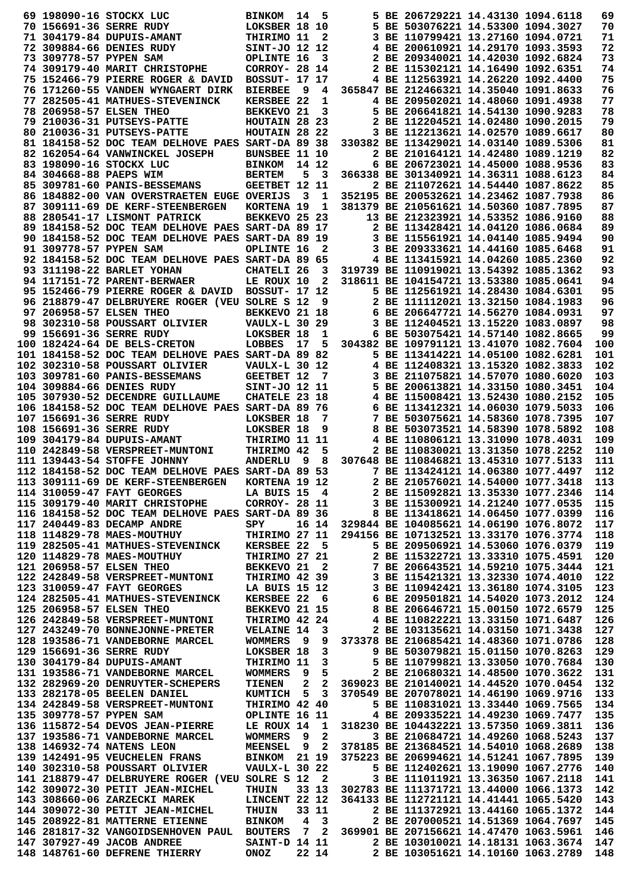| | | | | | | | | | | | |
|---|---|---|---|---|---|---|---|---|---|---|---|
| 69 | 198090-16 | STOCKX LUC | BINKOM | 14 | 5 | | 5 | BE 206729221 | 14.43130 | 1094.6118 | 69 |
| 70 | 156691-36 | SERRE RUDY | LOKSBER | 18 | 10 | | 5 | BE 503076221 | 14.53300 | 1094.3027 | 70 |
| 71 | 304179-84 | DUPUIS-AMANT | THIRIMO | 11 | 2 | | 3 | BE 110799421 | 13.27160 | 1094.0721 | 71 |
| 72 | 309884-66 | DENIES RUDY | SINT-JO | 12 | 12 | | 4 | BE 200610921 | 14.29170 | 1093.3593 | 72 |
| 73 | 309778-57 | PYPEN SAM | OPLINTE | 16 | 3 | | 2 | BE 209340021 | 14.42030 | 1092.6824 | 73 |
| 74 | 309179-40 | MARIT CHRISTOPHE | CORROY- | 28 | 14 | | 2 | BE 115302121 | 14.16490 | 1092.6351 | 74 |
| 75 | 152466-79 | PIERRE ROGER & DAVID | BOSSUT- | 17 | 17 | | 4 | BE 112563921 | 14.26220 | 1092.4400 | 75 |
| 76 | 171260-55 | VANDEN WYNGAERT DIRK | BIERBEE | 9 | 4 | 365847 | | BE 212466321 | 14.35040 | 1091.8633 | 76 |
| 77 | 282505-41 | MATHUES-STEVENINCK | KERSBEE | 22 | 1 | | 4 | BE 209502021 | 14.48060 | 1091.4938 | 77 |
| 78 | 206958-57 | ELSEN THEO | BEKKEVO | 21 | 3 | | 5 | BE 206641821 | 14.54130 | 1090.9283 | 78 |
| 79 | 210036-31 | PUTSEYS-PATTE | HOUTAIN | 28 | 23 | | 2 | BE 112204521 | 14.02480 | 1090.2015 | 79 |
| 80 | 210036-31 | PUTSEYS-PATTE | HOUTAIN | 28 | 22 | | 3 | BE 112213621 | 14.02570 | 1089.6617 | 80 |
| 81 | 184158-52 | DOC TEAM DELHOVE PAES | SART-DA | 89 | 38 | 330382 | | BE 113429021 | 14.03140 | 1089.5306 | 81 |
| 82 | 162054-64 | VANWINCKEL JOSEPH | BUNSBEE | 11 | 10 | | 2 | BE 210164121 | 14.42480 | 1089.1219 | 82 |
| 83 | 198090-16 | STOCKX LUC | BINKOM | 14 | 12 | | 6 | BE 206723021 | 14.45000 | 1088.9536 | 83 |
| 84 | 304668-88 | PAEPS WIM | BERTEM | 5 | 3 | 366338 | | BE 301340921 | 14.36311 | 1088.6123 | 84 |
| 85 | 309781-60 | PANIS-BESSEMANS | GEETBET | 12 | 11 | | 2 | BE 211072621 | 14.54440 | 1087.8622 | 85 |
| 86 | 184882-00 | VAN OVERSTRAETEN EUGE | OVERIJS | 3 | 1 | 352195 | | BE 200532621 | 14.23462 | 1087.7938 | 86 |
| 87 | 309111-69 | DE KERF-STEENBERGEN | KORTENA | 19 | 1 | 381379 | | BE 210561621 | 14.50360 | 1087.7895 | 87 |
| 88 | 280541-17 | LISMONT PATRICK | BEKKEVO | 25 | 23 | | 13 | BE 212323921 | 14.53352 | 1086.9160 | 88 |
| 89 | 184158-52 | DOC TEAM DELHOVE PAES | SART-DA | 89 | 17 | | 2 | BE 113428421 | 14.04120 | 1086.0684 | 89 |
| 90 | 184158-52 | DOC TEAM DELHOVE PAES | SART-DA | 89 | 19 | | 3 | BE 115561921 | 14.04140 | 1085.9494 | 90 |
| 91 | 309778-57 | PYPEN SAM | OPLINTE | 16 | 2 | | 3 | BE 209333621 | 14.44160 | 1085.6468 | 91 |
| 92 | 184158-52 | DOC TEAM DELHOVE PAES | SART-DA | 89 | 65 | | 4 | BE 113415921 | 14.04260 | 1085.2360 | 92 |
| 93 | 311198-22 | BARLET YOHAN | CHATELI | 26 | 3 | 319739 | | BE 110919021 | 13.54392 | 1085.1362 | 93 |
| 94 | 117151-72 | PARENT-BERWAER | LE ROUX | 10 | 2 | 318611 | | BE 104154721 | 13.53380 | 1085.0641 | 94 |
| 95 | 152466-79 | PIERRE ROGER & DAVID | BOSSUT- | 17 | 12 | | 5 | BE 112561921 | 14.28430 | 1084.6301 | 95 |
| 96 | 218879-47 | DELBRUYERE ROGER (VEU | SOLRE S | 12 | 9 | | 2 | BE 111112021 | 13.32150 | 1084.1983 | 96 |
| 97 | 206958-57 | ELSEN THEO | BEKKEVO | 21 | 18 | | 6 | BE 206647721 | 14.56270 | 1084.0931 | 97 |
| 98 | 302310-58 | POUSSART OLIVIER | VAULX-L | 30 | 29 | | 3 | BE 112404521 | 13.15220 | 1083.0897 | 98 |
| 99 | 156691-36 | SERRE RUDY | LOKSBER | 18 | 1 | | 6 | BE 503075421 | 14.57140 | 1082.8665 | 99 |
| 100 | 182424-64 | DE BELS-CRETON | LOBBES | 17 | 5 | 304382 | | BE 109791121 | 13.41070 | 1082.7604 | 100 |
| 101 | 184158-52 | DOC TEAM DELHOVE PAES | SART-DA | 89 | 82 | | 5 | BE 113414221 | 14.05100 | 1082.6281 | 101 |
| 102 | 302310-58 | POUSSART OLIVIER | VAULX-L | 30 | 12 | | 4 | BE 112408321 | 13.15320 | 1082.3833 | 102 |
| 103 | 309781-60 | PANIS-BESSEMANS | GEETBET | 12 | 7 | | 3 | BE 211075821 | 14.57070 | 1080.6020 | 103 |
| 104 | 309884-66 | DENIES RUDY | SINT-JO | 12 | 11 | | 5 | BE 200613821 | 14.33150 | 1080.3451 | 104 |
| 105 | 307930-52 | DECENDRE GUILLAUME | CHATELE | 23 | 18 | | 4 | BE 115008421 | 13.52430 | 1080.2152 | 105 |
| 106 | 184158-52 | DOC TEAM DELHOVE PAES | SART-DA | 89 | 76 | | 6 | BE 113412321 | 14.06030 | 1079.5033 | 106 |
| 107 | 156691-36 | SERRE RUDY | LOKSBER | 18 | 7 | | 7 | BE 503075621 | 14.58360 | 1078.7395 | 107 |
| 108 | 156691-36 | SERRE RUDY | LOKSBER | 18 | 9 | | 8 | BE 503073521 | 14.58390 | 1078.5892 | 108 |
| 109 | 304179-84 | DUPUIS-AMANT | THIRIMO | 11 | 11 | | 4 | BE 110806121 | 13.31090 | 1078.4031 | 109 |
| 110 | 242849-58 | VERSPREET-MUNTONI | THIRIMO | 42 | 5 | | 2 | BE 110830021 | 13.31350 | 1078.2252 | 110 |
| 111 | 139443-54 | STOFFE JOHNNY | ANDERLU | 9 | 8 | 307648 | | BE 110846821 | 13.45310 | 1077.5133 | 111 |
| 112 | 184158-52 | DOC TEAM DELHOVE PAES | SART-DA | 89 | 53 | | 7 | BE 113424121 | 14.06380 | 1077.4497 | 112 |
| 113 | 309111-69 | DE KERF-STEENBERGEN | KORTENA | 19 | 12 | | 2 | BE 210576021 | 14.54000 | 1077.3418 | 113 |
| 114 | 310059-47 | FAYT GEORGES | LA BUIS | 15 | 4 | | 2 | BE 115092821 | 13.35330 | 1077.2346 | 114 |
| 115 | 309179-40 | MARIT CHRISTOPHE | CORROY- | 28 | 11 | | 3 | BE 115300921 | 14.21240 | 1077.0535 | 115 |
| 116 | 184158-52 | DOC TEAM DELHOVE PAES | SART-DA | 89 | 36 | | 8 | BE 113418621 | 14.06450 | 1077.0399 | 116 |
| 117 | 240449-83 | DECAMP ANDRE | SPY | 16 | 14 | 329844 | | BE 104085621 | 14.06190 | 1076.8072 | 117 |
| 118 | 114829-78 | MAES-MOUTHUY | THIRIMO | 27 | 11 | 294156 | | BE 107132521 | 13.33170 | 1076.3774 | 118 |
| 119 | 282505-41 | MATHUES-STEVENINCK | KERSBEE | 22 | 5 | | 5 | BE 209506921 | 14.53060 | 1076.0379 | 119 |
| 120 | 114829-78 | MAES-MOUTHUY | THIRIMO | 27 | 21 | | 2 | BE 115322721 | 13.33310 | 1075.4591 | 120 |
| 121 | 206958-57 | ELSEN THEO | BEKKEVO | 21 | 2 | | 7 | BE 206643521 | 14.59210 | 1075.3444 | 121 |
| 122 | 242849-58 | VERSPREET-MUNTONI | THIRIMO | 42 | 39 | | 3 | BE 115421321 | 13.32330 | 1074.4010 | 122 |
| 123 | 310059-47 | FAYT GEORGES | LA BUIS | 15 | 12 | | 3 | BE 110942421 | 13.36180 | 1074.3105 | 123 |
| 124 | 282505-41 | MATHUES-STEVENINCK | KERSBEE | 22 | 6 | | 6 | BE 209501821 | 14.54020 | 1073.2012 | 124 |
| 125 | 206958-57 | ELSEN THEO | BEKKEVO | 21 | 15 | | 8 | BE 206646721 | 15.00150 | 1072.6579 | 125 |
| 126 | 242849-58 | VERSPREET-MUNTONI | THIRIMO | 42 | 24 | | 4 | BE 110822221 | 13.33150 | 1071.6487 | 126 |
| 127 | 243249-70 | BONNEJONNE-PRETER | VELAINE | 14 | 3 | | 2 | BE 103135621 | 14.03150 | 1071.3438 | 127 |
| 128 | 193586-71 | VANDEBORNE MARCEL | WOMMERS | 9 | 9 | 373378 | | BE 210685421 | 14.48360 | 1071.0786 | 128 |
| 129 | 156691-36 | SERRE RUDY | LOKSBER | 18 | 3 | | 9 | BE 503079821 | 15.01150 | 1070.8263 | 129 |
| 130 | 304179-84 | DUPUIS-AMANT | THIRIMO | 11 | 3 | | 5 | BE 110799521 | 13.33050 | 1070.7684 | 130 |
| 131 | 193586-71 | VANDEBORNE MARCEL | WOMMERS | 9 | 5 | | 2 | BE 210680321 | 14.48500 | 1070.3622 | 131 |
| 132 | 282969-20 | DENRUYTER-SCHEPERS | TIENEN | 2 | 2 | 369023 | | BE 210140021 | 14.44520 | 1070.0454 | 132 |
| 133 | 282178-05 | BEELEN DANIEL | KUMTICH | 5 | 3 | 370549 | | BE 207078021 | 14.46190 | 1069.9716 | 133 |
| 134 | 242849-58 | VERSPREET-MUNTONI | THIRIMO | 42 | 40 | | 5 | BE 110831021 | 13.33440 | 1069.7565 | 134 |
| 135 | 309778-57 | PYPEN SAM | OPLINTE | 16 | 11 | | 4 | BE 209335221 | 14.49230 | 1069.7477 | 135 |
| 136 | 115872-54 | DEVOS JEAN-PIERRE | LE ROUX | 14 | 1 | 318230 | | BE 104432221 | 13.57350 | 1069.3811 | 136 |
| 137 | 193586-71 | VANDEBORNE MARCEL | WOMMERS | 9 | 2 | | 3 | BE 210684721 | 14.49260 | 1068.5243 | 137 |
| 138 | 146932-74 | NATENS LEON | MEENSEL | 9 | 2 | 378185 | | BE 213684521 | 14.54010 | 1068.2689 | 138 |
| 139 | 142491-95 | VEUCHELEN FRANS | BINKOM | 21 | 19 | 375223 | | BE 206994621 | 14.51241 | 1067.7895 | 139 |
| 140 | 302310-58 | POUSSART OLIVIER | VAULX-L | 30 | 22 | | 5 | BE 112402621 | 13.19090 | 1067.2776 | 140 |
| 141 | 218879-47 | DELBRUYERE ROGER (VEU | SOLRE S | 12 | 2 | | 3 | BE 111011921 | 13.36350 | 1067.2118 | 141 |
| 142 | 309072-30 | PETIT JEAN-MICHEL | THUIN | 33 | 13 | 302783 | | BE 111371721 | 13.40000 | 1066.1373 | 142 |
| 143 | 308660-06 | ZARZECKI MAREK | LINCENT | 22 | 12 | 364133 | | BE 112721121 | 14.41441 | 1065.5420 | 143 |
| 144 | 309072-30 | PETIT JEAN-MICHEL | THUIN | 33 | 11 | | 2 | BE 111372921 | 13.44160 | 1065.1372 | 144 |
| 145 | 208922-81 | MATTERNE ETIENNE | BINKOM | 4 | 3 | | 2 | BE 207000521 | 14.51369 | 1064.7697 | 145 |
| 146 | 281817-32 | VANGOIDSENHOVEN PAUL | BOUTERS | 7 | 2 | 369901 | | BE 207156621 | 14.47470 | 1063.5961 | 146 |
| 147 | 307927-49 | JACOB ANDREE | SAINT-D | 14 | 11 | | 2 | BE 103010021 | 14.18131 | 1063.3674 | 147 |
| 148 | 148761-60 | DEFRENE THIERRY | ONOZ | 22 | 14 | | 2 | BE 103051621 | 14.10160 | 1063.2789 | 148 |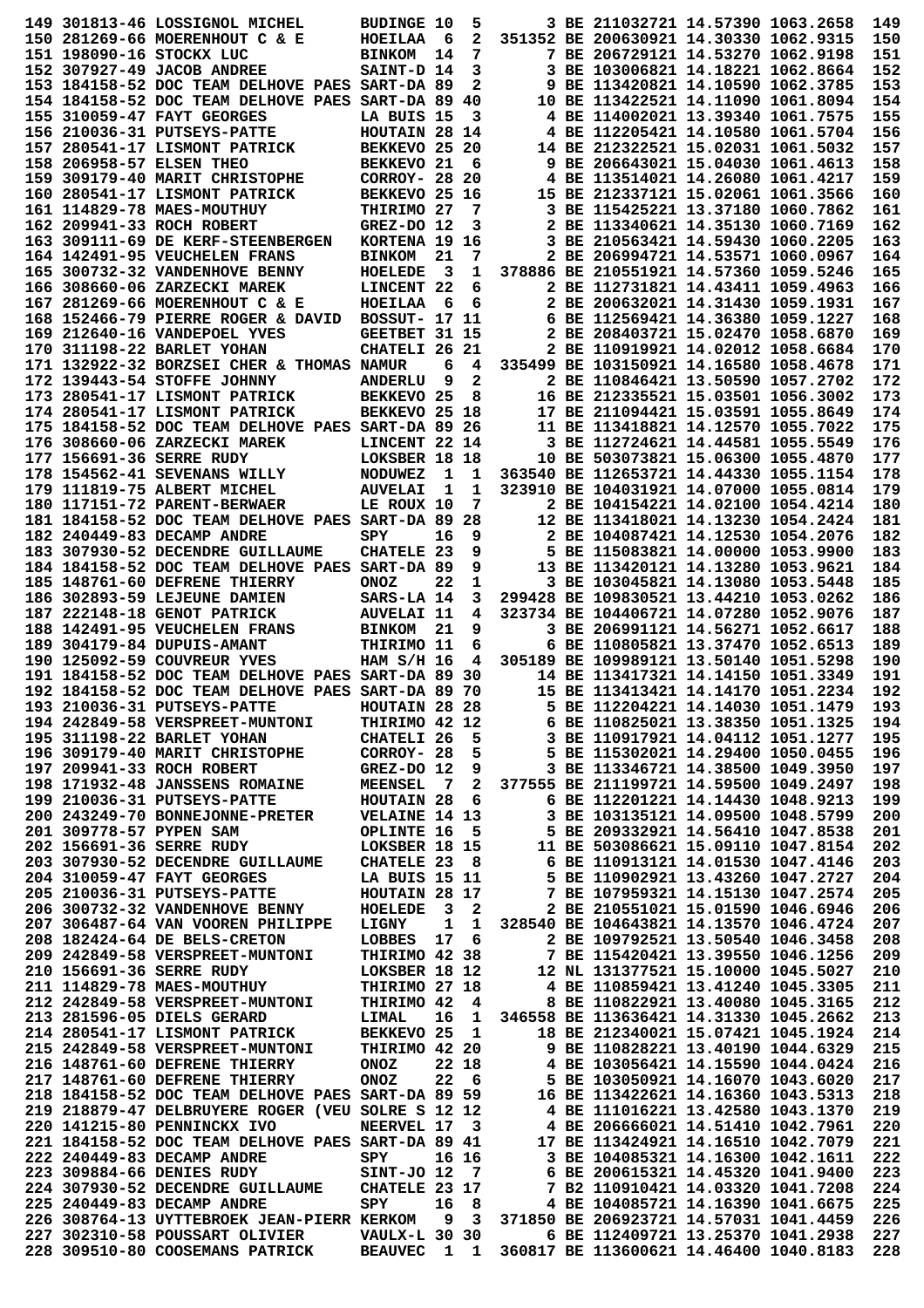| | | | | | | | | | | | |
|---|---|---|---|---|---|---|---|---|---|---|---|
| 149 | 301813-46 LOSSIGNOL MICHEL | BUDINGE | 10 | 5 | | 3 | BE 211032721 | 14.57390 | 1063.2658 | 149 |
| 150 | 281269-66 MOERENHOUT C & E | HOEILAA | 6 | 2 | 351352 | | BE 200630921 | 14.30330 | 1062.9315 | 150 |
| 151 | 198090-16 STOCKX LUC | BINKOM | 14 | 7 | | 7 | BE 206729121 | 14.53270 | 1062.9198 | 151 |
| 152 | 307927-49 JACOB ANDREE | SAINT-D | 14 | 3 | | 3 | BE 103006821 | 14.18221 | 1062.8664 | 152 |
| 153 | 184158-52 DOC TEAM DELHOVE PAES | SART-DA | 89 | 2 | | 9 | BE 113420821 | 14.10590 | 1062.3785 | 153 |
| 154 | 184158-52 DOC TEAM DELHOVE PAES | SART-DA | 89 | 40 | | 10 | BE 113422521 | 14.11090 | 1061.8094 | 154 |
| 155 | 310059-47 FAYT GEORGES | LA BUIS | 15 | 3 | | 4 | BE 114002021 | 13.39340 | 1061.7575 | 155 |
| 156 | 210036-31 PUTSEYS-PATTE | HOUTAIN | 28 | 14 | | 4 | BE 112205421 | 14.10580 | 1061.5704 | 156 |
| 157 | 280541-17 LISMONT PATRICK | BEKKEVO | 25 | 20 | | 14 | BE 212322521 | 15.02031 | 1061.5032 | 157 |
| 158 | 206958-57 ELSEN THEO | BEKKEVO | 21 | 6 | | 9 | BE 206643021 | 15.04030 | 1061.4613 | 158 |
| 159 | 309179-40 MARIT CHRISTOPHE | CORROY- | 28 | 20 | | 4 | BE 113514021 | 14.26080 | 1061.4217 | 159 |
| 160 | 280541-17 LISMONT PATRICK | BEKKEVO | 25 | 16 | | 15 | BE 212337121 | 15.02061 | 1061.3566 | 160 |
| 161 | 114829-78 MAES-MOUTHUY | THIRIMO | 27 | 7 | | 3 | BE 115425221 | 13.37180 | 1060.7862 | 161 |
| 162 | 209941-33 ROCH ROBERT | GREZ-DO | 12 | 3 | | 2 | BE 113340621 | 14.35130 | 1060.7169 | 162 |
| 163 | 309111-69 DE KERF-STEENBERGEN | KORTENA | 19 | 16 | | 3 | BE 210563421 | 14.59430 | 1060.2205 | 163 |
| 164 | 142491-95 VEUCHELEN FRANS | BINKOM | 21 | 7 | | 2 | BE 206994721 | 14.53571 | 1060.0967 | 164 |
| 165 | 300732-32 VANDENHOVE BENNY | HOELEDE | 3 | 1 | 378886 | | BE 210551921 | 14.57360 | 1059.5246 | 165 |
| 166 | 308660-06 ZARZECKI MAREK | LINCENT | 22 | 6 | | 2 | BE 112731821 | 14.43411 | 1059.4963 | 166 |
| 167 | 281269-66 MOERENHOUT C & E | HOEILAA | 6 | 6 | | 2 | BE 200632021 | 14.31430 | 1059.1931 | 167 |
| 168 | 152466-79 PIERRE ROGER & DAVID | BOSSUT- | 17 | 11 | | 6 | BE 112569421 | 14.36380 | 1059.1227 | 168 |
| 169 | 212640-16 VANDEPOEL YVES | GEETBET | 31 | 15 | | 2 | BE 208403721 | 15.02470 | 1058.6870 | 169 |
| 170 | 311198-22 BARLET YOHAN | CHATELI | 26 | 21 | | 2 | BE 110919921 | 14.02012 | 1058.6684 | 170 |
| 171 | 132922-32 BORZSEI CHER & THOMAS | NAMUR | 6 | 4 | 335499 | | BE 103150921 | 14.16580 | 1058.4678 | 171 |
| 172 | 139443-54 STOFFE JOHNNY | ANDERLU | 9 | 2 | | 2 | BE 110846421 | 13.50590 | 1057.2702 | 172 |
| 173 | 280541-17 LISMONT PATRICK | BEKKEVO | 25 | 8 | | 16 | BE 212335521 | 15.03501 | 1056.3002 | 173 |
| 174 | 280541-17 LISMONT PATRICK | BEKKEVO | 25 | 18 | | 17 | BE 211094421 | 15.03591 | 1055.8649 | 174 |
| 175 | 184158-52 DOC TEAM DELHOVE PAES | SART-DA | 89 | 26 | | 11 | BE 113418821 | 14.12570 | 1055.7022 | 175 |
| 176 | 308660-06 ZARZECKI MAREK | LINCENT | 22 | 14 | | 3 | BE 112724621 | 14.44581 | 1055.5549 | 176 |
| 177 | 156691-36 SERRE RUDY | LOKSBER | 18 | 18 | | 10 | BE 503073821 | 15.06300 | 1055.4870 | 177 |
| 178 | 154562-41 SEVENANS WILLY | NODUWEZ | 1 | 1 | 363540 | | BE 112653721 | 14.44330 | 1055.1154 | 178 |
| 179 | 111819-75 ALBERT MICHEL | AUVELAI | 1 | 1 | 323910 | | BE 104031921 | 14.07000 | 1055.0814 | 179 |
| 180 | 117151-72 PARENT-BERWAER | LE ROUX | 10 | 7 | | 2 | BE 104154221 | 14.02100 | 1054.4214 | 180 |
| 181 | 184158-52 DOC TEAM DELHOVE PAES | SART-DA | 89 | 28 | | 12 | BE 113418021 | 14.13230 | 1054.2424 | 181 |
| 182 | 240449-83 DECAMP ANDRE | SPY | 16 | 9 | | 2 | BE 104087421 | 14.12530 | 1054.2076 | 182 |
| 183 | 307930-52 DECENDRE GUILLAUME | CHATELE | 23 | 9 | | 5 | BE 115083821 | 14.00000 | 1053.9900 | 183 |
| 184 | 184158-52 DOC TEAM DELHOVE PAES | SART-DA | 89 | 9 | | 13 | BE 113420121 | 14.13280 | 1053.9621 | 184 |
| 185 | 148761-60 DEFRENE THIERRY | ONOZ | 22 | 1 | | 3 | BE 103045821 | 14.13080 | 1053.5448 | 185 |
| 186 | 302893-59 LEJEUNE DAMIEN | SARS-LA | 14 | 3 | 299428 | | BE 109830521 | 13.44210 | 1053.0262 | 186 |
| 187 | 222148-18 GENOT PATRICK | AUVELAI | 11 | 4 | 323734 | | BE 104406721 | 14.07280 | 1052.9076 | 187 |
| 188 | 142491-95 VEUCHELEN FRANS | BINKOM | 21 | 9 | | 3 | BE 206991121 | 14.56271 | 1052.6617 | 188 |
| 189 | 304179-84 DUPUIS-AMANT | THIRIMO | 11 | 6 | | 6 | BE 110805821 | 13.37470 | 1052.6513 | 189 |
| 190 | 125092-59 COUVREUR YVES | HAM S/H | 16 | 4 | 305189 | | BE 109989121 | 13.50140 | 1051.5298 | 190 |
| 191 | 184158-52 DOC TEAM DELHOVE PAES | SART-DA | 89 | 30 | | 14 | BE 113417321 | 14.14150 | 1051.3349 | 191 |
| 192 | 184158-52 DOC TEAM DELHOVE PAES | SART-DA | 89 | 70 | | 15 | BE 113413421 | 14.14170 | 1051.2234 | 192 |
| 193 | 210036-31 PUTSEYS-PATTE | HOUTAIN | 28 | 28 | | 5 | BE 112204221 | 14.14030 | 1051.1479 | 193 |
| 194 | 242849-58 VERSPREET-MUNTONI | THIRIMO | 42 | 12 | | 6 | BE 110825021 | 13.38350 | 1051.1325 | 194 |
| 195 | 311198-22 BARLET YOHAN | CHATELI | 26 | 5 | | 3 | BE 110917921 | 14.04112 | 1051.1277 | 195 |
| 196 | 309179-40 MARIT CHRISTOPHE | CORROY- | 28 | 5 | | 5 | BE 115302021 | 14.29400 | 1050.0455 | 196 |
| 197 | 209941-33 ROCH ROBERT | GREZ-DO | 12 | 9 | | 3 | BE 113346721 | 14.38500 | 1049.3950 | 197 |
| 198 | 171932-48 JANSSENS ROMAINE | MEENSEL | 7 | 2 | 377555 | | BE 211199721 | 14.59500 | 1049.2497 | 198 |
| 199 | 210036-31 PUTSEYS-PATTE | HOUTAIN | 28 | 6 | | 6 | BE 112201221 | 14.14430 | 1048.9213 | 199 |
| 200 | 243249-70 BONNEJONNE-PRETER | VELAINE | 14 | 13 | | 3 | BE 103135121 | 14.09500 | 1048.5799 | 200 |
| 201 | 309778-57 PYPEN SAM | OPLINTE | 16 | 5 | | 5 | BE 209332921 | 14.56410 | 1047.8538 | 201 |
| 202 | 156691-36 SERRE RUDY | LOKSBER | 18 | 15 | | 11 | BE 503086621 | 15.09110 | 1047.8154 | 202 |
| 203 | 307930-52 DECENDRE GUILLAUME | CHATELE | 23 | 8 | | 6 | BE 110913121 | 14.01530 | 1047.4146 | 203 |
| 204 | 310059-47 FAYT GEORGES | LA BUIS | 15 | 11 | | 5 | BE 110902921 | 13.43260 | 1047.2727 | 204 |
| 205 | 210036-31 PUTSEYS-PATTE | HOUTAIN | 28 | 17 | | 7 | BE 107959321 | 14.15130 | 1047.2574 | 205 |
| 206 | 300732-32 VANDENHOVE BENNY | HOELEDE | 3 | 2 | | 2 | BE 210551021 | 15.01590 | 1046.6946 | 206 |
| 207 | 306487-64 VAN VOOREN PHILIPPE | LIGNY | 1 | 1 | 328540 | | BE 104643821 | 14.13570 | 1046.4724 | 207 |
| 208 | 182424-64 DE BELS-CRETON | LOBBES | 17 | 6 | | 2 | BE 109792521 | 13.50540 | 1046.3458 | 208 |
| 209 | 242849-58 VERSPREET-MUNTONI | THIRIMO | 42 | 38 | | 7 | BE 115420421 | 13.39550 | 1046.1256 | 209 |
| 210 | 156691-36 SERRE RUDY | LOKSBER | 18 | 12 | | 12 | NL 131377521 | 15.10000 | 1045.5027 | 210 |
| 211 | 114829-78 MAES-MOUTHUY | THIRIMO | 27 | 18 | | 4 | BE 110859421 | 13.41240 | 1045.3305 | 211 |
| 212 | 242849-58 VERSPREET-MUNTONI | THIRIMO | 42 | 4 | | 8 | BE 110822921 | 13.40080 | 1045.3165 | 212 |
| 213 | 281596-05 DIELS GERARD | LIMAL | 16 | 1 | 346558 | | BE 113636421 | 14.31330 | 1045.2662 | 213 |
| 214 | 280541-17 LISMONT PATRICK | BEKKEVO | 25 | 1 | | 18 | BE 212340021 | 15.07421 | 1045.1924 | 214 |
| 215 | 242849-58 VERSPREET-MUNTONI | THIRIMO | 42 | 20 | | 9 | BE 110828221 | 13.40190 | 1044.6329 | 215 |
| 216 | 148761-60 DEFRENE THIERRY | ONOZ | 22 | 18 | | 4 | BE 103056421 | 14.15590 | 1044.0424 | 216 |
| 217 | 148761-60 DEFRENE THIERRY | ONOZ | 22 | 6 | | 5 | BE 103050921 | 14.16070 | 1043.6020 | 217 |
| 218 | 184158-52 DOC TEAM DELHOVE PAES | SART-DA | 89 | 59 | | 16 | BE 113422621 | 14.16360 | 1043.5313 | 218 |
| 219 | 218879-47 DELBRUYERE ROGER (VEU | SOLRE S | 12 | 12 | | 4 | BE 111016221 | 13.42580 | 1043.1370 | 219 |
| 220 | 141215-80 PENNINCKX IVO | NEERVEL | 17 | 3 | | 4 | BE 206666021 | 14.51410 | 1042.7961 | 220 |
| 221 | 184158-52 DOC TEAM DELHOVE PAES | SART-DA | 89 | 41 | | 17 | BE 113424921 | 14.16510 | 1042.7079 | 221 |
| 222 | 240449-83 DECAMP ANDRE | SPY | 16 | 16 | | 3 | BE 104085321 | 14.16300 | 1042.1611 | 222 |
| 223 | 309884-66 DENIES RUDY | SINT-JO | 12 | 7 | | 6 | BE 200615321 | 14.45320 | 1041.9400 | 223 |
| 224 | 307930-52 DECENDRE GUILLAUME | CHATELE | 23 | 17 | | 7 | B2 110910421 | 14.03320 | 1041.7208 | 224 |
| 225 | 240449-83 DECAMP ANDRE | SPY | 16 | 8 | | 4 | BE 104085721 | 14.16390 | 1041.6675 | 225 |
| 226 | 308764-13 UYTTEBROEK JEAN-PIERR | KERKOM | 9 | 3 | 371850 | | BE 206923721 | 14.57031 | 1041.4459 | 226 |
| 227 | 302310-58 POUSSART OLIVIER | VAULX-L | 30 | 30 | | 6 | BE 112409721 | 13.25370 | 1041.2938 | 227 |
| 228 | 309510-80 COOSEMANS PATRICK | BEAUVEC | 1 | 1 | 360817 | | BE 113600621 | 14.46400 | 1040.8183 | 228 |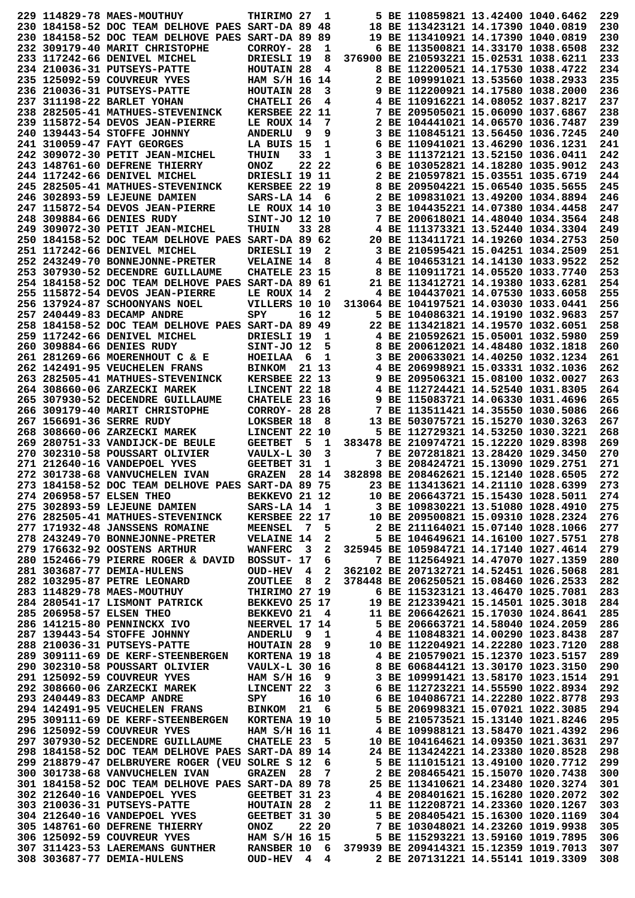```
229 114829-78 MAES-MOUTHUY           THIRIMO 27  1       5 BE 110859821 13.42400 1040.6462  229
230 184158-52 DOC TEAM DELHOVE PAES SART-DA 89 48      18 BE 113423121 14.17390 1040.0819  230
231 184158-52 DOC TEAM DELHOVE PAES SART-DA 89 89      19 BE 113410921 14.17390 1040.0819  230
232 309179-40 MARIT CHRISTOPHE       CORROY- 28  1       6 BE 113500821 14.33170 1038.6508  232
233 117242-66 DENIVEL MICHEL         DRIESLI 19  8  376900 BE 210593221 15.02531 1038.6211  233
234 210036-31 PUTSEYS-PATTE          HOUTAIN 28  4       8 BE 112200521 14.17530 1038.4722  234
235 125092-59 COUVREUR YVES          HAM S/H 16 14       2 BE 109991021 13.53560 1038.2933  235
236 210036-31 PUTSEYS-PATTE          HOUTAIN 28  3       9 BE 112200921 14.17580 1038.2000  236
237 311198-22 BARLET YOHAN           CHATELI 26  4       4 BE 110916221 14.08052 1037.8217  237
238 282505-41 MATHUES-STEVENINCK     KERSBEE 22 11       7 BE 209505021 15.06090 1037.6867  238
239 115872-54 DEVOS JEAN-PIERRE      LE ROUX 14  7       2 BE 104441021 14.06570 1036.7487  239
240 139443-54 STOFFE JOHNNY          ANDERLU  9  9       3 BE 110845121 13.56450 1036.7245  240
241 310059-47 FAYT GEORGES           LA BUIS 15  1       6 BE 110941021 13.46290 1036.1231  241
242 309072-30 PETIT JEAN-MICHEL      THUIN   33  1       3 BE 111372121 13.52150 1036.0411  242
243 148761-60 DEFRENE THIERRY        ONOZ    22 22       6 BE 103052821 14.18280 1035.9012  243
244 117242-66 DENIVEL MICHEL         DRIESLI 19 11       2 BE 210597821 15.03551 1035.6719  244
245 282505-41 MATHUES-STEVENINCK     KERSBEE 22 19       8 BE 209504221 15.06540 1035.5655  245
246 302893-59 LEJEUNE DAMIEN         SARS-LA 14  6       2 BE 109831021 13.49200 1034.8894  246
247 115872-54 DEVOS JEAN-PIERRE      LE ROUX 14 10       3 BE 104435221 14.07380 1034.4458  247
248 309884-66 DENIES RUDY            SINT-JO 12 10       7 BE 200618021 14.48040 1034.3564  248
249 309072-30 PETIT JEAN-MICHEL      THUIN   33 28       4 BE 111373321 13.52440 1034.3304  249
250 184158-52 DOC TEAM DELHOVE PAES SART-DA 89 62      20 BE 113411721 14.19260 1034.2753  250
251 117242-66 DENIVEL MICHEL         DRIESLI 19  2       3 BE 210595421 15.04251 1034.2509  251
252 243249-70 BONNEJONNE-PRETER      VELAINE 14  8       4 BE 104653121 14.14130 1033.9522  252
253 307930-52 DECENDRE GUILLAUME     CHATELE 23 15       8 BE 110911721 14.05520 1033.7740  253
254 184158-52 DOC TEAM DELHOVE PAES SART-DA 89 61      21 BE 113412721 14.19380 1033.6281  254
255 115872-54 DEVOS JEAN-PIERRE      LE ROUX 14  2       4 BE 104437021 14.07530 1033.6058  255
256 137924-87 SCHOONYANS NOEL        VILLERS 10 10  313064 BE 104197521 14.03030 1033.0441  256
257 240449-83 DECAMP ANDRE           SPY     16 12       5 BE 104086321 14.19190 1032.9683  257
258 184158-52 DOC TEAM DELHOVE PAES SART-DA 89 49      22 BE 113421821 14.19570 1032.6051  258
259 117242-66 DENIVEL MICHEL         DRIESLI 19  1       4 BE 210592621 15.05001 1032.5980  259
260 309884-66 DENIES RUDY            SINT-JO 12  5       8 BE 200612021 14.48480 1032.1818  260
261 281269-66 MOERENHOUT C & E       HOEILAA  6  1       3 BE 200633021 14.40250 1032.1234  261
262 142491-95 VEUCHELEN FRANS        BINKOM  21 13       4 BE 206998921 15.03331 1032.1036  262
263 282505-41 MATHUES-STEVENINCK     KERSBEE 22 13       9 BE 209506321 15.08100 1032.0027  263
264 308660-06 ZARZECKI MAREK         LINCENT 22 18       4 BE 112724421 14.52540 1031.8305  264
265 307930-52 DECENDRE GUILLAUME     CHATELE 23 16       9 BE 115083721 14.06330 1031.4696  265
266 309179-40 MARIT CHRISTOPHE       CORROY- 28 28       7 BE 113511421 14.35550 1030.5086  266
267 156691-36 SERRE RUDY             LOKSBER 18  8      13 BE 503075721 15.15270 1030.3263  267
268 308660-06 ZARZECKI MAREK         LINCENT 22 10       5 BE 112729321 14.53250 1030.3221  268
269 280751-33 VANDIJCK-DE BEULE      GEETBET  5  1  383478 BE 210974721 15.12220 1029.8398  269
270 302310-58 POUSSART OLIVIER       VAULX-L 30  3       7 BE 207281821 13.28420 1029.3450  270
271 212640-16 VANDEPOEL YVES         GEETBET 31  1       3 BE 208424721 15.13090 1029.2751  271
272 301738-68 VANVUCHELEN IVAN       GRAZEN  28 14  382898 BE 208462621 15.12140 1028.6505  272
273 184158-52 DOC TEAM DELHOVE PAES SART-DA 89 75      23 BE 113413621 14.21110 1028.6399  273
274 206958-57 ELSEN THEO             BEKKEVO 21 12      10 BE 206643721 15.15430 1028.5011  274
275 302893-59 LEJEUNE DAMIEN         SARS-LA 14  1       3 BE 109830221 13.51080 1028.4910  275
276 282505-41 MATHUES-STEVENINCK     KERSBEE 22 17      10 BE 209500821 15.09310 1028.2324  276
277 171932-48 JANSSENS ROMAINE       MEENSEL  7  5       2 BE 211164021 15.07140 1028.1066  277
278 243249-70 BONNEJONNE-PRETER      VELAINE 14  2       5 BE 104649621 14.16100 1027.5751  278
279 176632-92 OOSTENS ARTHUR         WANFERC  3  2  325945 BE 105984721 14.17140 1027.4614  279
280 152466-79 PIERRE ROGER & DAVID   BOSSUT- 17  6       7 BE 112564921 14.47070 1027.1359  280
281 303687-77 DEMIA-HULENS           OUD-HEV  4  2  362102 BE 207132721 14.52451 1026.5068  281
282 103295-87 PETRE LEONARD          ZOUTLEE  8  2  378448 BE 206250521 15.08460 1026.2533  282
283 114829-78 MAES-MOUTHUY           THIRIMO 27 19       6 BE 115323121 13.46470 1025.7081  283
284 280541-17 LISMONT PATRICK        BEKKEVO 25 17      19 BE 212339421 15.14501 1025.3018  284
285 206958-57 ELSEN THEO             BEKKEVO 21  4      11 BE 206642621 15.17030 1024.8641  285
286 141215-80 PENNINCKX IVO          NEERVEL 17 14       5 BE 206663721 14.58040 1024.2059  286
287 139443-54 STOFFE JOHNNY          ANDERLU  9  1       4 BE 110848321 14.00290 1023.8438  287
288 210036-31 PUTSEYS-PATTE          HOUTAIN 28  9      10 BE 112204921 14.22280 1023.7120  288
289 309111-69 DE KERF-STEENBERGEN    KORTENA 19 18       4 BE 210579021 15.12370 1023.5157  289
290 302310-58 POUSSART OLIVIER       VAULX-L 30 16       8 BE 606844121 13.30170 1023.3150  290
291 125092-59 COUVREUR YVES          HAM S/H 16  9       3 BE 109991421 13.58170 1023.1514  291
292 308660-06 ZARZECKI MAREK         LINCENT 22  3       6 BE 112723221 14.55590 1022.8934  292
293 240449-83 DECAMP ANDRE           SPY     16 10       6 BE 104086721 14.22280 1022.8778  293
294 142491-95 VEUCHELEN FRANS        BINKOM  21  6       5 BE 206998321 15.07021 1022.3085  294
295 309111-69 DE KERF-STEENBERGEN    KORTENA 19 10       5 BE 210573521 15.13140 1021.8246  295
296 125092-59 COUVREUR YVES          HAM S/H 16 11       4 BE 109988121 13.58470 1021.4392  296
297 307930-52 DECENDRE GUILLAUME     CHATELE 23  5      10 BE 104164621 14.09350 1021.3631  297
298 184158-52 DOC TEAM DELHOVE PAES SART-DA 89 14      24 BE 113424221 14.23380 1020.8528  298
299 218879-47 DELBRUYERE ROGER (VEU SOLRE S 12  6       5 BE 111015121 13.49100 1020.7712  299
300 301738-68 VANVUCHELEN IVAN       GRAZEN  28  7       2 BE 208465421 15.15070 1020.7438  300
301 184158-52 DOC TEAM DELHOVE PAES SART-DA 89 78      25 BE 113410621 14.23480 1020.3274  301
302 212640-16 VANDEPOEL YVES         GEETBET 31 23       4 BE 208401621 15.16280 1020.2072  302
303 210036-31 PUTSEYS-PATTE          HOUTAIN 28  2      11 BE 112208721 14.23360 1020.1267  303
304 212640-16 VANDEPOEL YVES         GEETBET 31 30       5 BE 208405421 15.16300 1020.1169  304
305 148761-60 DEFRENE THIERRY        ONOZ    22 20       7 BE 103048021 14.23260 1019.9938  305
306 125092-59 COUVREUR YVES          HAM S/H 16 15       5 BE 115293221 13.59160 1019.7895  306
307 311423-53 LAEREMANS GUNTHER      RANSBER 10  6  379939 BE 209414321 15.12359 1019.7013  307
308 303687-77 DEMIA-HULENS           OUD-HEV  4  4       2 BE 207131221 14.55141 1019.3309  308
```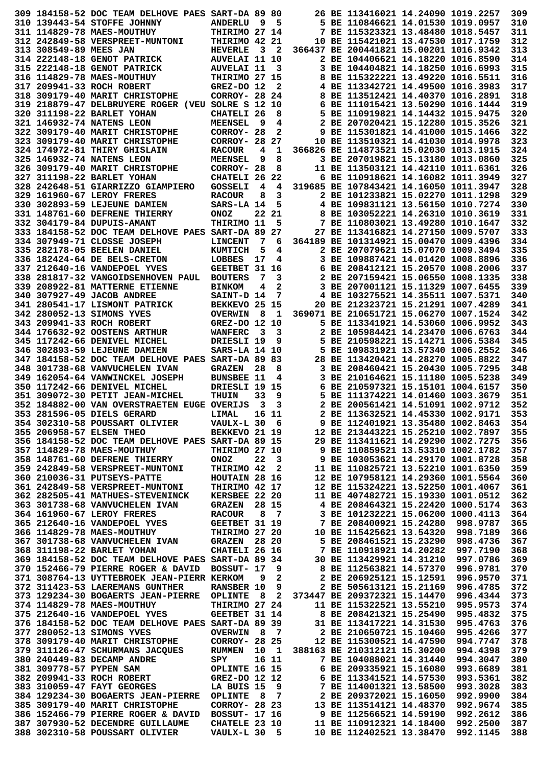| | | | | | | | | | | | |
|---|---|---|---|---|---|---|---|---|---|---|---|
| 309 | 184158-52 | DOC TEAM DELHOVE PAES | SART-DA | 89 | 80 | 26 | BE | 113416021 | 14.24090 | 1019.2257 | 309 |
| 310 | 139443-54 | STOFFE JOHNNY | ANDERLU | 9 | 5 | 5 | BE | 110846621 | 14.01530 | 1019.0957 | 310 |
| 311 | 114829-78 | MAES-MOUTHUY | THIRIMO | 27 | 14 | 7 | BE | 115323321 | 13.48480 | 1018.5457 | 311 |
| 312 | 242849-58 | VERSPREET-MUNTONI | THIRIMO | 42 | 21 | 10 | BE | 115421021 | 13.47530 | 1017.1759 | 312 |
| 313 | 308549-89 | MEES JAN | HEVERLE | 3 | 2 | 366437 | BE | 200441821 | 15.00201 | 1016.9342 | 313 |
| 314 | 222148-18 | GENOT PATRICK | AUVELAI | 11 | 10 | 2 | BE | 104406621 | 14.18220 | 1016.8590 | 314 |
| 315 | 222148-18 | GENOT PATRICK | AUVELAI | 11 | 3 | 3 | BE | 104404821 | 14.18250 | 1016.6993 | 315 |
| 316 | 114829-78 | MAES-MOUTHUY | THIRIMO | 27 | 15 | 8 | BE | 115322221 | 13.49220 | 1016.5511 | 316 |
| 317 | 209941-33 | ROCH ROBERT | GREZ-DO | 12 | 2 | 4 | BE | 113342721 | 14.49500 | 1016.3983 | 317 |
| 318 | 309179-40 | MARIT CHRISTOPHE | CORROY- | 28 | 24 | 8 | BE | 113512421 | 14.40370 | 1016.2891 | 318 |
| 319 | 218879-47 | DELBRUYERE ROGER (VEU | SOLRE S | 12 | 10 | 6 | BE | 111015421 | 13.50290 | 1016.1444 | 319 |
| 320 | 311198-22 | BARLET YOHAN | CHATELI | 26 | 8 | 5 | BE | 110919821 | 14.14432 | 1015.9475 | 320 |
| 321 | 146932-74 | NATENS LEON | MEENSEL | 9 | 4 | 2 | BE | 207020421 | 15.12280 | 1015.3526 | 321 |
| 322 | 309179-40 | MARIT CHRISTOPHE | CORROY- | 28 | 2 | 9 | BE | 115301821 | 14.41000 | 1015.1466 | 322 |
| 323 | 309179-40 | MARIT CHRISTOPHE | CORROY- | 28 | 27 | 10 | BE | 113510321 | 14.41030 | 1014.9978 | 323 |
| 324 | 174972-81 | THIRY GHISLAIN | RACOUR | 4 | 1 | 366826 | BE | 114873521 | 15.02030 | 1013.1915 | 324 |
| 325 | 146932-74 | NATENS LEON | MEENSEL | 9 | 8 | 3 | BE | 207019821 | 15.13180 | 1013.0860 | 325 |
| 326 | 309179-40 | MARIT CHRISTOPHE | CORROY- | 28 | 8 | 11 | BE | 113503121 | 14.42110 | 1011.6361 | 326 |
| 327 | 311198-22 | BARLET YOHAN | CHATELI | 26 | 22 | 6 | BE | 110918621 | 14.16082 | 1011.3949 | 327 |
| 328 | 242648-51 | GIARRIZZO GIAMPIERO | GOSSELI | 4 | 4 | 319685 | BE | 107843421 | 14.16050 | 1011.3947 | 328 |
| 329 | 161960-67 | LEROY FRERES | RACOUR | 8 | 3 | 2 | BE | 101233821 | 15.02270 | 1011.1298 | 329 |
| 330 | 302893-59 | LEJEUNE DAMIEN | SARS-LA | 14 | 5 | 4 | BE | 109831121 | 13.56150 | 1010.7274 | 330 |
| 331 | 148761-60 | DEFRENE THIERRY | ONOZ | 22 | 21 | 8 | BE | 103052221 | 14.26310 | 1010.3619 | 331 |
| 332 | 304179-84 | DUPUIS-AMANT | THIRIMO | 11 | 5 | 7 | BE | 110803021 | 13.49280 | 1010.1647 | 332 |
| 333 | 184158-52 | DOC TEAM DELHOVE PAES | SART-DA | 89 | 27 | 27 | BE | 113416821 | 14.27150 | 1009.5707 | 333 |
| 334 | 307949-71 | CLOSSE JOSEPH | LINCENT | 7 | 6 | 364189 | BE | 101314921 | 15.00470 | 1009.4396 | 334 |
| 335 | 282178-05 | BEELEN DANIEL | KUMTICH | 5 | 4 | 2 | BE | 207079621 | 15.07070 | 1009.3494 | 335 |
| 336 | 182424-64 | DE BELS-CRETON | LOBBES | 17 | 4 | 3 | BE | 109887421 | 14.01420 | 1008.8896 | 336 |
| 337 | 212640-16 | VANDEPOEL YVES | GEETBET | 31 | 16 | 6 | BE | 208412121 | 15.20570 | 1008.2006 | 337 |
| 338 | 281817-32 | VANGOIDSENHOVEN PAUL | BOUTERS | 7 | 3 | 2 | BE | 207159421 | 15.06550 | 1008.1335 | 338 |
| 339 | 208922-81 | MATTERNE ETIENNE | BINKOM | 4 | 2 | 3 | BE | 207001121 | 15.11329 | 1007.6455 | 339 |
| 340 | 307927-49 | JACOB ANDREE | SAINT-D | 14 | 7 | 4 | BE | 103275521 | 14.35511 | 1007.5371 | 340 |
| 341 | 280541-17 | LISMONT PATRICK | BEKKEVO | 25 | 15 | 20 | BE | 212323721 | 15.21291 | 1007.4289 | 341 |
| 342 | 280052-13 | SIMONS YVES | OVERWIN | 8 | 1 | 369071 | BE | 210651721 | 15.06270 | 1007.1524 | 342 |
| 343 | 209941-33 | ROCH ROBERT | GREZ-DO | 12 | 10 | 5 | BE | 113341921 | 14.53060 | 1006.9952 | 343 |
| 344 | 176632-92 | OOSTENS ARTHUR | WANFERC | 3 | 3 | 2 | BE | 105984421 | 14.23470 | 1006.6763 | 344 |
| 345 | 117242-66 | DENIVEL MICHEL | DRIESLI | 19 | 9 | 5 | BE | 210598221 | 15.14271 | 1006.5384 | 345 |
| 346 | 302893-59 | LEJEUNE DAMIEN | SARS-LA | 14 | 10 | 5 | BE | 109831921 | 13.57340 | 1006.2552 | 346 |
| 347 | 184158-52 | DOC TEAM DELHOVE PAES | SART-DA | 89 | 83 | 28 | BE | 113420421 | 14.28270 | 1005.8822 | 347 |
| 348 | 301738-68 | VANVUCHELEN IVAN | GRAZEN | 28 | 8 | 3 | BE | 208460421 | 15.20430 | 1005.7295 | 348 |
| 349 | 162054-64 | VANWINCKEL JOSEPH | BUNSBEE | 11 | 4 | 3 | BE | 210164621 | 15.11180 | 1005.5238 | 349 |
| 350 | 117242-66 | DENIVEL MICHEL | DRIESLI | 19 | 15 | 6 | BE | 210597321 | 15.15101 | 1004.6157 | 350 |
| 351 | 309072-30 | PETIT JEAN-MICHEL | THUIN | 33 | 9 | 5 | BE | 111374221 | 14.01460 | 1003.3679 | 351 |
| 352 | 184882-00 | VAN OVERSTRAETEN EUGE | OVERIJS | 3 | 3 | 2 | BE | 200561421 | 14.51091 | 1002.9712 | 352 |
| 353 | 281596-05 | DIELS GERARD | LIMAL | 16 | 11 | 2 | BE | 113632521 | 14.45330 | 1002.9171 | 353 |
| 354 | 302310-58 | POUSSART OLIVIER | VAULX-L | 30 | 6 | 9 | BE | 112401921 | 13.35480 | 1002.8463 | 354 |
| 355 | 206958-57 | ELSEN THEO | BEKKEVO | 21 | 19 | 12 | BE | 213443221 | 15.25210 | 1002.7897 | 355 |
| 356 | 184158-52 | DOC TEAM DELHOVE PAES | SART-DA | 89 | 15 | 29 | BE | 113411621 | 14.29290 | 1002.7275 | 356 |
| 357 | 114829-78 | MAES-MOUTHUY | THIRIMO | 27 | 10 | 9 | BE | 110859521 | 13.53310 | 1002.1782 | 357 |
| 358 | 148761-60 | DEFRENE THIERRY | ONOZ | 22 | 3 | 9 | BE | 103053621 | 14.29170 | 1001.8728 | 358 |
| 359 | 242849-58 | VERSPREET-MUNTONI | THIRIMO | 42 | 2 | 11 | BE | 110825721 | 13.52210 | 1001.6350 | 359 |
| 360 | 210036-31 | PUTSEYS-PATTE | HOUTAIN | 28 | 16 | 12 | BE | 107958121 | 14.29360 | 1001.5564 | 360 |
| 361 | 242849-58 | VERSPREET-MUNTONI | THIRIMO | 42 | 17 | 12 | BE | 115324221 | 13.52250 | 1001.4067 | 361 |
| 362 | 282505-41 | MATHUES-STEVENINCK | KERSBEE | 22 | 20 | 11 | BE | 407482721 | 15.19330 | 1001.0512 | 362 |
| 363 | 301738-68 | VANVUCHELEN IVAN | GRAZEN | 28 | 15 | 4 | BE | 208464321 | 15.22420 | 1000.5174 | 363 |
| 364 | 161960-67 | LEROY FRERES | RACOUR | 8 | 7 | 3 | BE | 101232221 | 15.06200 | 1000.4113 | 364 |
| 365 | 212640-16 | VANDEPOEL YVES | GEETBET | 31 | 19 | 7 | BE | 208400921 | 15.24280 | 998.9787 | 365 |
| 366 | 114829-78 | MAES-MOUTHUY | THIRIMO | 27 | 20 | 10 | BE | 115425621 | 13.54320 | 998.7189 | 366 |
| 367 | 301738-68 | VANVUCHELEN IVAN | GRAZEN | 28 | 20 | 5 | BE | 208461521 | 15.23290 | 998.4736 | 367 |
| 368 | 311198-22 | BARLET YOHAN | CHATELI | 26 | 16 | 7 | BE | 110918921 | 14.20282 | 997.7190 | 368 |
| 369 | 184158-52 | DOC TEAM DELHOVE PAES | SART-DA | 89 | 34 | 30 | BE | 113429921 | 14.31210 | 997.0786 | 369 |
| 370 | 152466-79 | PIERRE ROGER & DAVID | BOSSUT- | 17 | 9 | 8 | BE | 112563821 | 14.57370 | 996.9781 | 370 |
| 371 | 308764-13 | UYTTEBROEK JEAN-PIERR | KERKOM | 9 | 2 | 2 | BE | 206925121 | 15.12591 | 996.9570 | 371 |
| 372 | 311423-53 | LAEREMANS GUNTHER | RANSBER | 10 | 9 | 2 | BE | 505613121 | 15.21169 | 996.4785 | 372 |
| 373 | 129234-30 | BOGAERTS JEAN-PIERRE | OPLINTE | 8 | 2 | 373447 | BE | 209372321 | 15.14470 | 996.4344 | 373 |
| 374 | 114829-78 | MAES-MOUTHUY | THIRIMO | 27 | 24 | 11 | BE | 115322521 | 13.55210 | 995.9573 | 374 |
| 375 | 212640-16 | VANDEPOEL YVES | GEETBET | 31 | 14 | 8 | BE | 208421321 | 15.25490 | 995.4832 | 375 |
| 376 | 184158-52 | DOC TEAM DELHOVE PAES | SART-DA | 89 | 39 | 31 | BE | 113417221 | 14.31530 | 995.4763 | 376 |
| 377 | 280052-13 | SIMONS YVES | OVERWIN | 8 | 7 | 2 | BE | 210650721 | 15.10460 | 995.4266 | 377 |
| 378 | 309179-40 | MARIT CHRISTOPHE | CORROY- | 28 | 25 | 12 | BE | 115300521 | 14.47590 | 994.7747 | 378 |
| 379 | 311126-47 | SCHURMANS JACQUES | RUMMEN | 10 | 1 | 388163 | BE | 210312121 | 15.30200 | 994.4398 | 379 |
| 380 | 240449-83 | DECAMP ANDRE | SPY | 16 | 11 | 7 | BE | 104088021 | 14.31340 | 994.3047 | 380 |
| 381 | 309778-57 | PYPEN SAM | OPLINTE | 16 | 15 | 6 | BE | 209335921 | 15.16080 | 993.6689 | 381 |
| 382 | 209941-33 | ROCH ROBERT | GREZ-DO | 12 | 12 | 6 | BE | 113341521 | 14.57530 | 993.5361 | 382 |
| 383 | 310059-47 | FAYT GEORGES | LA BUIS | 15 | 9 | 7 | BE | 114001321 | 13.58500 | 993.3028 | 383 |
| 384 | 129234-30 | BOGAERTS JEAN-PIERRE | OPLINTE | 8 | 7 | 2 | BE | 209372021 | 15.16050 | 992.9900 | 384 |
| 385 | 309179-40 | MARIT CHRISTOPHE | CORROY- | 28 | 23 | 13 | BE | 113514121 | 14.48370 | 992.9674 | 385 |
| 386 | 152466-79 | PIERRE ROGER & DAVID | BOSSUT- | 17 | 16 | 9 | BE | 112566521 | 14.59190 | 992.2612 | 386 |
| 387 | 307930-52 | DECENDRE GUILLAUME | CHATELE | 23 | 10 | 11 | BE | 110912321 | 14.18400 | 992.2500 | 387 |
| 388 | 302310-58 | POUSSART OLIVIER | VAULX-L | 30 | 5 | 10 | BE | 112402521 | 13.38470 | 992.1145 | 388 |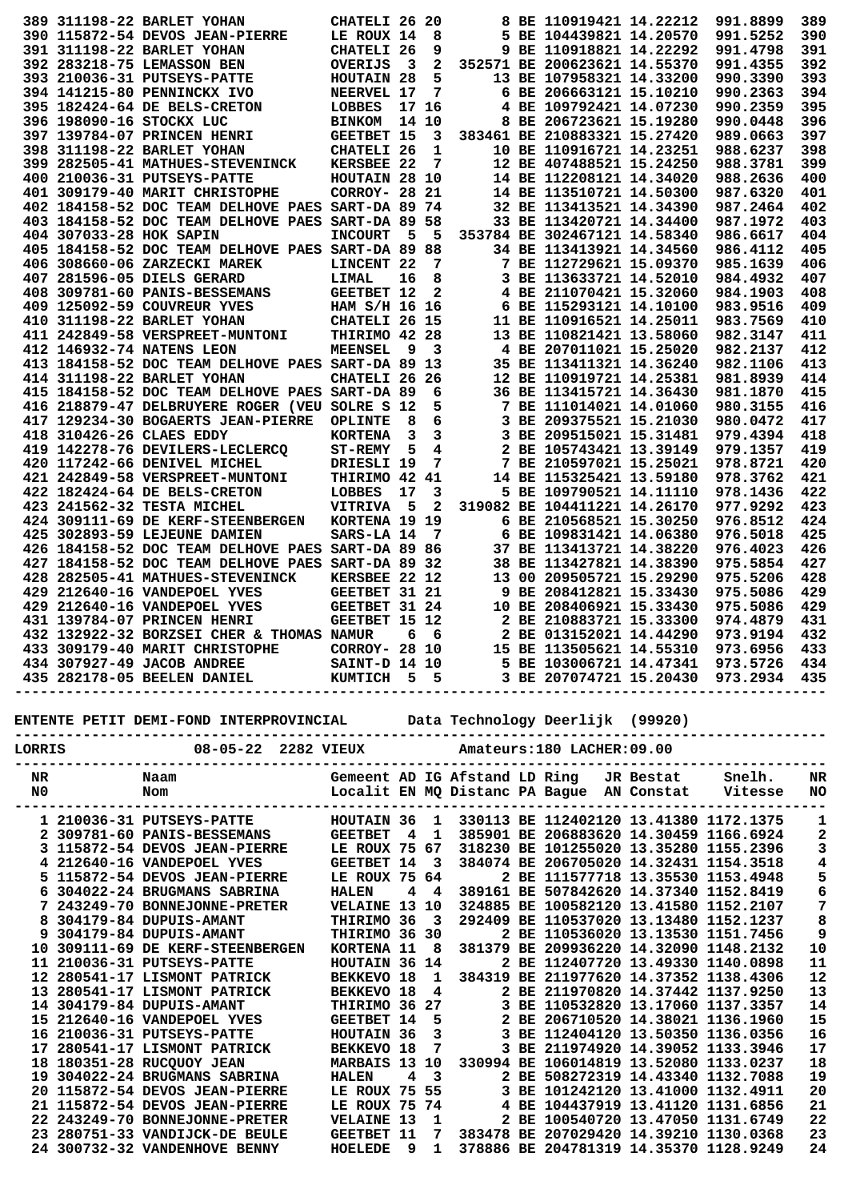| | | | | | | | | | | | |
|---|---|---|---|---|---|---|---|---|---|---|---|
| 389 | 311198-22 | BARLET YOHAN | CHATELI | 26 | 20 | | 8 | BE 110919421 | 14.22212 | 991.8899 | 389 |
| 390 | 115872-54 | DEVOS JEAN-PIERRE | LE ROUX | 14 | 8 | | 5 | BE 104439821 | 14.20570 | 991.5252 | 390 |
| 391 | 311198-22 | BARLET YOHAN | CHATELI | 26 | 9 | | 9 | BE 110918821 | 14.22292 | 991.4798 | 391 |
| 392 | 283218-75 | LEMASSON BEN | OVERIJS | 3 | 2 | 352571 | | BE 200623621 | 14.55370 | 991.4355 | 392 |
| 393 | 210036-31 | PUTSEYS-PATTE | HOUTAIN | 28 | 5 | | 13 | BE 107958321 | 14.33200 | 990.3390 | 393 |
| 394 | 141215-80 | PENNINCKX IVO | NEERVEL | 17 | 7 | | 6 | BE 206663121 | 15.10210 | 990.2363 | 394 |
| 395 | 182424-64 | DE BELS-CRETON | LOBBES | 17 | 16 | | 4 | BE 109792421 | 14.07230 | 990.2359 | 395 |
| 396 | 198090-16 | STOCKX LUC | BINKOM | 14 | 10 | | 8 | BE 206723621 | 15.19280 | 990.0448 | 396 |
| 397 | 139784-07 | PRINCEN HENRI | GEETBET | 15 | 3 | 383461 | | BE 210883321 | 15.27420 | 989.0663 | 397 |
| 398 | 311198-22 | BARLET YOHAN | CHATELI | 26 | 1 | | 10 | BE 110916721 | 14.23251 | 988.6237 | 398 |
| 399 | 282505-41 | MATHUES-STEVENINCK | KERSBEE | 22 | 7 | | 12 | BE 407488521 | 15.24250 | 988.3781 | 399 |
| 400 | 210036-31 | PUTSEYS-PATTE | HOUTAIN | 28 | 10 | | 14 | BE 112208121 | 14.34020 | 988.2636 | 400 |
| 401 | 309179-40 | MARIT CHRISTOPHE | CORROY- | 28 | 21 | | 14 | BE 113510721 | 14.50300 | 987.6320 | 401 |
| 402 | 184158-52 | DOC TEAM DELHOVE PAES | SART-DA | 89 | 74 | | 32 | BE 113413521 | 14.34390 | 987.2464 | 402 |
| 403 | 184158-52 | DOC TEAM DELHOVE PAES | SART-DA | 89 | 58 | | 33 | BE 113420721 | 14.34400 | 987.1972 | 403 |
| 404 | 307033-28 | HOK SAPIN | INCOURT | 5 | 5 | 353784 | | BE 302467121 | 14.58340 | 986.6617 | 404 |
| 405 | 184158-52 | DOC TEAM DELHOVE PAES | SART-DA | 89 | 88 | | 34 | BE 113413921 | 14.34560 | 986.4112 | 405 |
| 406 | 308660-06 | ZARZECKI MAREK | LINCENT | 22 | 7 | | 7 | BE 112729621 | 15.09370 | 985.1639 | 406 |
| 407 | 281596-05 | DIELS GERARD | LIMAL | 16 | 8 | | 3 | BE 113633721 | 14.52010 | 984.4932 | 407 |
| 408 | 309781-60 | PANIS-BESSEMANS | GEETBET | 12 | 2 | | 4 | BE 211070421 | 15.32060 | 984.1903 | 408 |
| 409 | 125092-59 | COUVREUR YVES | HAM S/H | 16 | 16 | | 6 | BE 115293121 | 14.10100 | 983.9516 | 409 |
| 410 | 311198-22 | BARLET YOHAN | CHATELI | 26 | 15 | | 11 | BE 110916521 | 14.25011 | 983.7569 | 410 |
| 411 | 242849-58 | VERSPREET-MUNTONI | THIRIMO | 42 | 28 | | 13 | BE 110821421 | 13.58060 | 982.3147 | 411 |
| 412 | 146932-74 | NATENS LEON | MEENSEL | 9 | 3 | | 4 | BE 207011021 | 15.25020 | 982.2137 | 412 |
| 413 | 184158-52 | DOC TEAM DELHOVE PAES | SART-DA | 89 | 13 | | 35 | BE 113411321 | 14.36240 | 982.1106 | 413 |
| 414 | 311198-22 | BARLET YOHAN | CHATELI | 26 | 26 | | 12 | BE 110919721 | 14.25381 | 981.8939 | 414 |
| 415 | 184158-52 | DOC TEAM DELHOVE PAES | SART-DA | 89 | 6 | | 36 | BE 113415721 | 14.36430 | 981.1870 | 415 |
| 416 | 218879-47 | DELBRUYERE ROGER (VEU | SOLRE S | 12 | 5 | | 7 | BE 111014021 | 14.01060 | 980.3155 | 416 |
| 417 | 129234-30 | BOGAERTS JEAN-PIERRE | OPLINTE | 8 | 6 | | 3 | BE 209375521 | 15.21030 | 980.0472 | 417 |
| 418 | 310426-26 | CLAES EDDY | KORTENA | 3 | 3 | | 3 | BE 209515021 | 15.31481 | 979.4394 | 418 |
| 419 | 142278-76 | DEVILERS-LECLERCQ | ST-REMY | 5 | 4 | | 2 | BE 105743421 | 13.39149 | 979.1357 | 419 |
| 420 | 117242-66 | DENIVEL MICHEL | DRIESLI | 19 | 7 | | 7 | BE 210597021 | 15.25021 | 978.8721 | 420 |
| 421 | 242849-58 | VERSPREET-MUNTONI | THIRIMO | 42 | 41 | | 14 | BE 115325421 | 13.59180 | 978.3762 | 421 |
| 422 | 182424-64 | DE BELS-CRETON | LOBBES | 17 | 3 | | 5 | BE 109790521 | 14.11110 | 978.1436 | 422 |
| 423 | 241562-32 | TESTA MICHEL | VITRIVA | 5 | 2 | 319082 | | BE 104411221 | 14.26170 | 977.9292 | 423 |
| 424 | 309111-69 | DE KERF-STEENBERGEN | KORTENA | 19 | 19 | | 6 | BE 210568521 | 15.30250 | 976.8512 | 424 |
| 425 | 302893-59 | LEJEUNE DAMIEN | SARS-LA | 14 | 7 | | 6 | BE 109831421 | 14.06380 | 976.5018 | 425 |
| 426 | 184158-52 | DOC TEAM DELHOVE PAES | SART-DA | 89 | 86 | | 37 | BE 113413721 | 14.38220 | 976.4023 | 426 |
| 427 | 184158-52 | DOC TEAM DELHOVE PAES | SART-DA | 89 | 32 | | 38 | BE 113427821 | 14.38390 | 975.5854 | 427 |
| 428 | 282505-41 | MATHUES-STEVENINCK | KERSBEE | 22 | 12 | | 13 | 00 209505721 | 15.29290 | 975.5206 | 428 |
| 429 | 212640-16 | VANDEPOEL YVES | GEETBET | 31 | 21 | | 9 | BE 208412821 | 15.33430 | 975.5086 | 429 |
| 429 | 212640-16 | VANDEPOEL YVES | GEETBET | 31 | 24 | | 10 | BE 208406921 | 15.33430 | 975.5086 | 429 |
| 431 | 139784-07 | PRINCEN HENRI | GEETBET | 15 | 12 | | 2 | BE 210883721 | 15.33300 | 974.4879 | 431 |
| 432 | 132922-32 | BORZSEI CHER & THOMAS | NAMUR | 6 | 6 | | 2 | BE 013152021 | 14.44290 | 973.9194 | 432 |
| 433 | 309179-40 | MARIT CHRISTOPHE | CORROY- | 28 | 10 | | 15 | BE 113505621 | 14.55310 | 973.6956 | 433 |
| 434 | 307927-49 | JACOB ANDREE | SAINT-D | 14 | 10 | | 5 | BE 103006721 | 14.47341 | 973.5726 | 434 |
| 435 | 282178-05 | BEELEN DANIEL | KUMTICH | 5 | 5 | | 3 | BE 207074721 | 15.20430 | 973.2934 | 435 |

ENTENTE PETIT DEMI-FOND INTERPROVINCIAL      Data Technology Deerlijk (99920)

LORRIS      08-05-22  2282 VIEUX      Amateurs:180 LACHER:09.00

| NR<br>NO | | Naam<br>Nom | Gemeent<br>Localit | AD<br>EN | IG<br>MQ | Afstand<br>Distanc | LD<br>PA | Ring JR<br>Bague AN | Bestat<br>Constat | Snelh.<br>Vitesse | NR<br>NO |
|---|---|---|---|---|---|---|---|---|---|---|---|
| 1 | 210036-31 | PUTSEYS-PATTE | HOUTAIN | 36 | 1 | 330113 | | BE 112402120 | 13.41380 | 1172.1375 | 1 |
| 2 | 309781-60 | PANIS-BESSEMANS | GEETBET | 4 | 1 | 385901 | | BE 206883620 | 14.30459 | 1166.6924 | 2 |
| 3 | 115872-54 | DEVOS JEAN-PIERRE | LE ROUX | 75 | 67 | 318230 | | BE 101255020 | 13.35280 | 1155.2396 | 3 |
| 4 | 212640-16 | VANDEPOEL YVES | GEETBET | 14 | 3 | 384074 | | BE 206705020 | 14.32431 | 1154.3518 | 4 |
| 5 | 115872-54 | DEVOS JEAN-PIERRE | LE ROUX | 75 | 64 | | 2 | BE 111577718 | 13.35530 | 1153.4948 | 5 |
| 6 | 304022-24 | BRUGMANS SABRINA | HALEN | 4 | 4 | 389161 | | BE 507842620 | 14.37340 | 1152.8419 | 6 |
| 7 | 243249-70 | BONNEJONNE-PRETER | VELAINE | 13 | 10 | 324885 | | BE 100582120 | 13.41580 | 1152.2107 | 7 |
| 8 | 304179-84 | DUPUIS-AMANT | THIRIMO | 36 | 3 | 292409 | | BE 110537020 | 13.13480 | 1152.1237 | 8 |
| 9 | 304179-84 | DUPUIS-AMANT | THIRIMO | 36 | 30 | | 2 | BE 110536020 | 13.13530 | 1151.7456 | 9 |
| 10 | 309111-69 | DE KERF-STEENBERGEN | KORTENA | 11 | 8 | 381379 | | BE 209936220 | 14.32090 | 1148.2132 | 10 |
| 11 | 210036-31 | PUTSEYS-PATTE | HOUTAIN | 36 | 14 | | 2 | BE 112407720 | 13.49330 | 1140.0898 | 11 |
| 12 | 280541-17 | LISMONT PATRICK | BEKKEVO | 18 | 1 | 384319 | | BE 211977620 | 14.37352 | 1138.4306 | 12 |
| 13 | 280541-17 | LISMONT PATRICK | BEKKEVO | 18 | 4 | | 2 | BE 211970820 | 14.37442 | 1137.9250 | 13 |
| 14 | 304179-84 | DUPUIS-AMANT | THIRIMO | 36 | 27 | | 3 | BE 110532820 | 13.17060 | 1137.3357 | 14 |
| 15 | 212640-16 | VANDEPOEL YVES | GEETBET | 14 | 5 | | 2 | BE 206710520 | 14.38021 | 1136.1960 | 15 |
| 16 | 210036-31 | PUTSEYS-PATTE | HOUTAIN | 36 | 3 | | 3 | BE 112404120 | 13.50350 | 1136.0356 | 16 |
| 17 | 280541-17 | LISMONT PATRICK | BEKKEVO | 18 | 7 | | 3 | BE 211974920 | 14.39052 | 1133.3946 | 17 |
| 18 | 180351-28 | RUCQUOY JEAN | MARBAIS | 13 | 10 | 330994 | | BE 106014819 | 13.52080 | 1133.0237 | 18 |
| 19 | 304022-24 | BRUGMANS SABRINA | HALEN | 4 | 3 | | 2 | BE 508272319 | 14.43340 | 1132.7088 | 19 |
| 20 | 115872-54 | DEVOS JEAN-PIERRE | LE ROUX | 75 | 55 | | 3 | BE 101242120 | 13.41000 | 1132.4911 | 20 |
| 21 | 115872-54 | DEVOS JEAN-PIERRE | LE ROUX | 75 | 74 | | 4 | BE 104437919 | 13.41120 | 1131.6856 | 21 |
| 22 | 243249-70 | BONNEJONNE-PRETER | VELAINE | 13 | 1 | | 2 | BE 100540720 | 13.47050 | 1131.6749 | 22 |
| 23 | 280751-33 | VANDIJCK-DE BEULE | GEETBET | 11 | 7 | 383478 | | BE 207029420 | 14.39210 | 1130.0368 | 23 |
| 24 | 300732-32 | VANDENHOVE BENNY | HOELEDE | 9 | 1 | 378886 | | BE 204781319 | 14.35370 | 1128.9249 | 24 |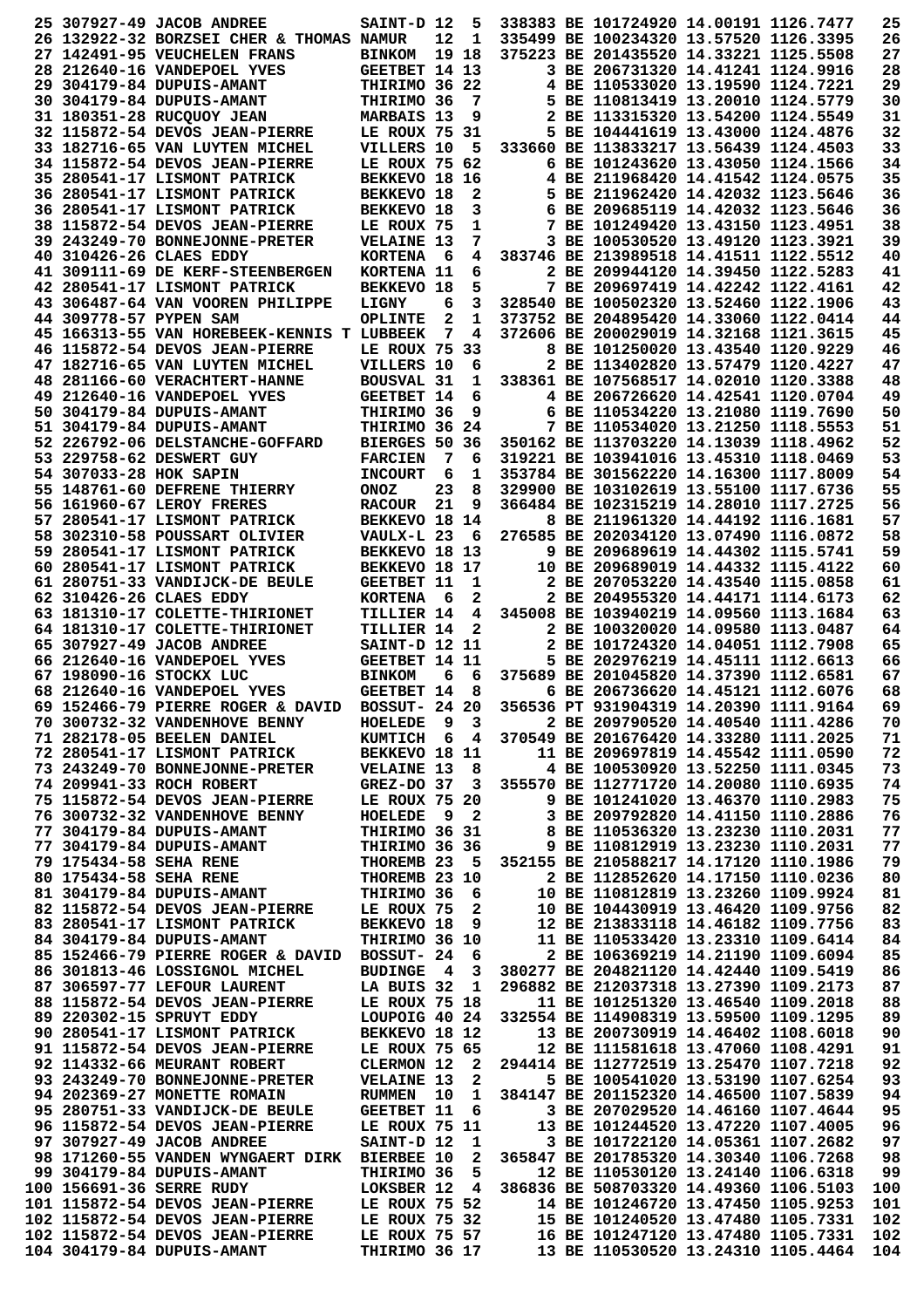| | | | | | | | | | | | |
|---|---|---|---|---|---|---|---|---|---|---|---|
| 25 | 307927-49 | JACOB ANDREE | SAINT-D | 12 | 5 | 338383 | BE 101724920 | 14.00191 | 1126.7477 | 25 |
| 26 | 132922-32 | BORZSEI CHER & THOMAS | NAMUR | 12 | 1 | 335499 | BE 100234320 | 13.57520 | 1126.3395 | 26 |
| 27 | 142491-95 | VEUCHELEN FRANS | BINKOM | 19 | 18 | 375223 | BE 201435520 | 14.33221 | 1125.5508 | 27 |
| 28 | 212640-16 | VANDEPOEL YVES | GEETBET | 14 | 13 | 3 | BE 206731320 | 14.41241 | 1124.9916 | 28 |
| 29 | 304179-84 | DUPUIS-AMANT | THIRIMO | 36 | 22 | 4 | BE 110533020 | 13.19590 | 1124.7221 | 29 |
| 30 | 304179-84 | DUPUIS-AMANT | THIRIMO | 36 | 7 | 5 | BE 110813419 | 13.20010 | 1124.5779 | 30 |
| 31 | 180351-28 | RUCQUOY JEAN | MARBAIS | 13 | 9 | 2 | BE 113315320 | 13.54200 | 1124.5549 | 31 |
| 32 | 115872-54 | DEVOS JEAN-PIERRE | LE ROUX | 75 | 31 | 5 | BE 104441619 | 13.43000 | 1124.4876 | 32 |
| 33 | 182716-65 | VAN LUYTEN MICHEL | VILLERS | 10 | 5 | 333660 | BE 113833217 | 13.56439 | 1124.4503 | 33 |
| 34 | 115872-54 | DEVOS JEAN-PIERRE | LE ROUX | 75 | 62 | 6 | BE 101243620 | 13.43050 | 1124.1566 | 34 |
| 35 | 280541-17 | LISMONT PATRICK | BEKKEVO | 18 | 16 | 4 | BE 211968420 | 14.41542 | 1124.0575 | 35 |
| 36 | 280541-17 | LISMONT PATRICK | BEKKEVO | 18 | 2 | 5 | BE 211962420 | 14.42032 | 1123.5646 | 36 |
| 36 | 280541-17 | LISMONT PATRICK | BEKKEVO | 18 | 3 | 6 | BE 209685119 | 14.42032 | 1123.5646 | 36 |
| 38 | 115872-54 | DEVOS JEAN-PIERRE | LE ROUX | 75 | 1 | 7 | BE 101249420 | 13.43150 | 1123.4951 | 38 |
| 39 | 243249-70 | BONNEJONNE-PRETER | VELAINE | 13 | 7 | 3 | BE 100530520 | 13.49120 | 1123.3921 | 39 |
| 40 | 310426-26 | CLAES EDDY | KORTENA | 6 | 4 | 383746 | BE 213989518 | 14.41511 | 1122.5512 | 40 |
| 41 | 309111-69 | DE KERF-STEENBERGEN | KORTENA | 11 | 6 | 2 | BE 209944120 | 14.39450 | 1122.5283 | 41 |
| 42 | 280541-17 | LISMONT PATRICK | BEKKEVO | 18 | 5 | 7 | BE 209697419 | 14.42242 | 1122.4161 | 42 |
| 43 | 306487-64 | VAN VOOREN PHILIPPE | LIGNY | 6 | 3 | 328540 | BE 100502320 | 13.52460 | 1122.1906 | 43 |
| 44 | 309778-57 | PYPEN SAM | OPLINTE | 2 | 1 | 373752 | BE 204895420 | 14.33060 | 1122.0414 | 44 |
| 45 | 166313-55 | VAN HOREBEEK-KENNIS T | LUBBEEK | 7 | 4 | 372606 | BE 200029019 | 14.32168 | 1121.3615 | 45 |
| 46 | 115872-54 | DEVOS JEAN-PIERRE | LE ROUX | 75 | 33 | 8 | BE 101250020 | 13.43540 | 1120.9229 | 46 |
| 47 | 182716-65 | VAN LUYTEN MICHEL | VILLERS | 10 | 6 | 2 | BE 113402820 | 13.57479 | 1120.4227 | 47 |
| 48 | 281166-60 | VERACHTERT-HANNE | BOUSVAL | 31 | 1 | 338361 | BE 107568517 | 14.02010 | 1120.3388 | 48 |
| 49 | 212640-16 | VANDEPOEL YVES | GEETBET | 14 | 6 | 4 | BE 206726620 | 14.42541 | 1120.0704 | 49 |
| 50 | 304179-84 | DUPUIS-AMANT | THIRIMO | 36 | 9 | 6 | BE 110534220 | 13.21080 | 1119.7690 | 50 |
| 51 | 304179-84 | DUPUIS-AMANT | THIRIMO | 36 | 24 | 7 | BE 110534020 | 13.21250 | 1118.5553 | 51 |
| 52 | 226792-06 | DELSTANCHE-GOFFARD | BIERGES | 50 | 36 | 350162 | BE 113703220 | 14.13039 | 1118.4962 | 52 |
| 53 | 229758-62 | DESWERT GUY | FARCIEN | 7 | 6 | 319221 | BE 103941016 | 13.45310 | 1118.0469 | 53 |
| 54 | 307033-28 | HOK SAPIN | INCOURT | 6 | 1 | 353784 | BE 301562220 | 14.16300 | 1117.8009 | 54 |
| 55 | 148761-60 | DEFRENE THIERRY | ONOZ | 23 | 8 | 329900 | BE 103102619 | 13.55100 | 1117.6736 | 55 |
| 56 | 161960-67 | LEROY FRERES | RACOUR | 21 | 9 | 366484 | BE 102315219 | 14.28010 | 1117.2725 | 56 |
| 57 | 280541-17 | LISMONT PATRICK | BEKKEVO | 18 | 14 | 8 | BE 211961320 | 14.44192 | 1116.1681 | 57 |
| 58 | 302310-58 | POUSSART OLIVIER | VAULX-L | 23 | 6 | 276585 | BE 202034120 | 13.07490 | 1116.0872 | 58 |
| 59 | 280541-17 | LISMONT PATRICK | BEKKEVO | 18 | 13 | 9 | BE 209689619 | 14.44302 | 1115.5741 | 59 |
| 60 | 280541-17 | LISMONT PATRICK | BEKKEVO | 18 | 17 | 10 | BE 209689019 | 14.44332 | 1115.4122 | 60 |
| 61 | 280751-33 | VANDIJCK-DE BEULE | GEETBET | 11 | 1 | 2 | BE 207053220 | 14.43540 | 1115.0858 | 61 |
| 62 | 310426-26 | CLAES EDDY | KORTENA | 6 | 2 | 2 | BE 204955320 | 14.44171 | 1114.6173 | 62 |
| 63 | 181310-17 | COLETTE-THIRIONET | TILLIER | 14 | 4 | 345008 | BE 103940219 | 14.09560 | 1113.1684 | 63 |
| 64 | 181310-17 | COLETTE-THIRIONET | TILLIER | 14 | 2 | 2 | BE 100320020 | 14.09580 | 1113.0487 | 64 |
| 65 | 307927-49 | JACOB ANDREE | SAINT-D | 12 | 11 | 2 | BE 101724320 | 14.04051 | 1112.7908 | 65 |
| 66 | 212640-16 | VANDEPOEL YVES | GEETBET | 14 | 11 | 5 | BE 202976219 | 14.45111 | 1112.6613 | 66 |
| 67 | 198090-16 | STOCKX LUC | BINKOM | 6 | 6 | 375689 | BE 201045820 | 14.37390 | 1112.6581 | 67 |
| 68 | 212640-16 | VANDEPOEL YVES | GEETBET | 14 | 8 | 6 | BE 206736620 | 14.45121 | 1112.6076 | 68 |
| 69 | 152466-79 | PIERRE ROGER & DAVID | BOSSUT- | 24 | 20 | 356536 | PT 931904319 | 14.20390 | 1111.9164 | 69 |
| 70 | 300732-32 | VANDENHOVE BENNY | HOELEDE | 9 | 3 | 2 | BE 209790520 | 14.40540 | 1111.4286 | 70 |
| 71 | 282178-05 | BEELEN DANIEL | KUMTICH | 6 | 4 | 370549 | BE 201676420 | 14.33280 | 1111.2025 | 71 |
| 72 | 280541-17 | LISMONT PATRICK | BEKKEVO | 18 | 11 | 11 | BE 209697819 | 14.45542 | 1111.0590 | 72 |
| 73 | 243249-70 | BONNEJONNE-PRETER | VELAINE | 13 | 8 | 4 | BE 100530920 | 13.52250 | 1111.0345 | 73 |
| 74 | 209941-33 | ROCH ROBERT | GREZ-DO | 37 | 3 | 355570 | BE 112771720 | 14.20080 | 1110.6935 | 74 |
| 75 | 115872-54 | DEVOS JEAN-PIERRE | LE ROUX | 75 | 20 | 9 | BE 101241020 | 13.46370 | 1110.2983 | 75 |
| 76 | 300732-32 | VANDENHOVE BENNY | HOELEDE | 9 | 2 | 3 | BE 209792820 | 14.41150 | 1110.2886 | 76 |
| 77 | 304179-84 | DUPUIS-AMANT | THIRIMO | 36 | 31 | 8 | BE 110536320 | 13.23230 | 1110.2031 | 77 |
| 77 | 304179-84 | DUPUIS-AMANT | THIRIMO | 36 | 36 | 9 | BE 110812919 | 13.23230 | 1110.2031 | 77 |
| 79 | 175434-58 | SEHA RENE | THOREMB | 23 | 5 | 352155 | BE 210588217 | 14.17120 | 1110.1986 | 79 |
| 80 | 175434-58 | SEHA RENE | THOREMB | 23 | 10 | 2 | BE 112852620 | 14.17150 | 1110.0236 | 80 |
| 81 | 304179-84 | DUPUIS-AMANT | THIRIMO | 36 | 6 | 10 | BE 110812819 | 13.23260 | 1109.9924 | 81 |
| 82 | 115872-54 | DEVOS JEAN-PIERRE | LE ROUX | 75 | 2 | 10 | BE 104430919 | 13.46420 | 1109.9756 | 82 |
| 83 | 280541-17 | LISMONT PATRICK | BEKKEVO | 18 | 9 | 12 | BE 213833118 | 14.46182 | 1109.7756 | 83 |
| 84 | 304179-84 | DUPUIS-AMANT | THIRIMO | 36 | 10 | 11 | BE 110533420 | 13.23310 | 1109.6414 | 84 |
| 85 | 152466-79 | PIERRE ROGER & DAVID | BOSSUT- | 24 | 6 | 2 | BE 106369219 | 14.21190 | 1109.6094 | 85 |
| 86 | 301813-46 | LOSSIGNOL MICHEL | BUDINGE | 4 | 3 | 380277 | BE 204821120 | 14.42440 | 1109.5419 | 86 |
| 87 | 306597-77 | LEFOUR LAURENT | LA BUIS | 32 | 1 | 296882 | BE 212037318 | 13.27390 | 1109.2173 | 87 |
| 88 | 115872-54 | DEVOS JEAN-PIERRE | LE ROUX | 75 | 18 | 11 | BE 101251320 | 13.46540 | 1109.2018 | 88 |
| 89 | 220302-15 | SPRUYT EDDY | LOUPOIG | 40 | 24 | 332554 | BE 114908319 | 13.59500 | 1109.1295 | 89 |
| 90 | 280541-17 | LISMONT PATRICK | BEKKEVO | 18 | 12 | 13 | BE 200730919 | 14.46402 | 1108.6018 | 90 |
| 91 | 115872-54 | DEVOS JEAN-PIERRE | LE ROUX | 75 | 65 | 12 | BE 111581618 | 13.47060 | 1108.4291 | 91 |
| 92 | 114332-66 | MEURANT ROBERT | CLERMON | 12 | 2 | 294414 | BE 112772519 | 13.25470 | 1107.7218 | 92 |
| 93 | 243249-70 | BONNEJONNE-PRETER | VELAINE | 13 | 2 | 5 | BE 100541020 | 13.53190 | 1107.6254 | 93 |
| 94 | 202369-27 | MONETTE ROMAIN | RUMMEN | 10 | 1 | 384147 | BE 201152320 | 14.46500 | 1107.5839 | 94 |
| 95 | 280751-33 | VANDIJCK-DE BEULE | GEETBET | 11 | 6 | 3 | BE 207029520 | 14.46160 | 1107.4644 | 95 |
| 96 | 115872-54 | DEVOS JEAN-PIERRE | LE ROUX | 75 | 11 | 13 | BE 101244520 | 13.47220 | 1107.4005 | 96 |
| 97 | 307927-49 | JACOB ANDREE | SAINT-D | 12 | 1 | 3 | BE 101722120 | 14.05361 | 1107.2682 | 97 |
| 98 | 171260-55 | VANDEN WYNGAERT DIRK | BIERBEE | 10 | 2 | 365847 | BE 201785320 | 14.30340 | 1106.7268 | 98 |
| 99 | 304179-84 | DUPUIS-AMANT | THIRIMO | 36 | 5 | 12 | BE 110530120 | 13.24140 | 1106.6318 | 99 |
| 100 | 156691-36 | SERRE RUDY | LOKSBER | 12 | 4 | 386836 | BE 508703320 | 14.49360 | 1106.5103 | 100 |
| 101 | 115872-54 | DEVOS JEAN-PIERRE | LE ROUX | 75 | 52 | 14 | BE 101246720 | 13.47450 | 1105.9253 | 101 |
| 102 | 115872-54 | DEVOS JEAN-PIERRE | LE ROUX | 75 | 32 | 15 | BE 101240520 | 13.47480 | 1105.7331 | 102 |
| 102 | 115872-54 | DEVOS JEAN-PIERRE | LE ROUX | 75 | 57 | 16 | BE 101247120 | 13.47480 | 1105.7331 | 102 |
| 104 | 304179-84 | DUPUIS-AMANT | THIRIMO | 36 | 17 | 13 | BE 110530520 | 13.24310 | 1105.4464 | 104 |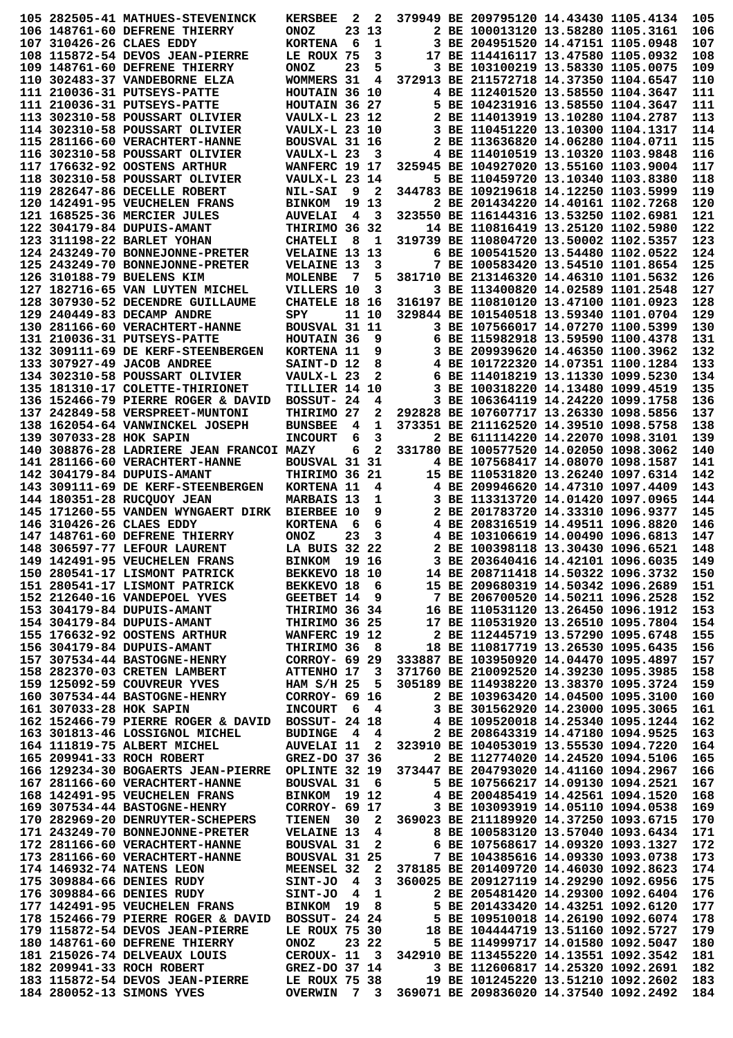| | | | | | | | | | | | |
|---|---|---|---|---|---|---|---|---|---|---|---|
| 105 | 282505-41 | MATHUES-STEVENINCK | KERSBEE | 2 | 2 | 379949 | BE 209795120 | 14.43430 | 1105.4134 | 105 |
| 106 | 148761-60 | DEFRENE THIERRY | ONOZ | 23 | 13 | 2 | BE 100013120 | 13.58280 | 1105.3161 | 106 |
| 107 | 310426-26 | CLAES EDDY | KORTENA | 6 | 1 | 3 | BE 204951520 | 14.47151 | 1105.0948 | 107 |
| 108 | 115872-54 | DEVOS JEAN-PIERRE | LE ROUX | 75 | 3 | 17 | BE 114416117 | 13.47580 | 1105.0932 | 108 |
| 109 | 148761-60 | DEFRENE THIERRY | ONOZ | 23 | 5 | 3 | BE 103100219 | 13.58330 | 1105.0075 | 109 |
| 110 | 302483-37 | VANDEBORNE ELZA | WOMMERS | 31 | 4 | 372913 | BE 211572718 | 14.37350 | 1104.6547 | 110 |
| 111 | 210036-31 | PUTSEYS-PATTE | HOUTAIN | 36 | 10 | 4 | BE 112401520 | 13.58550 | 1104.3647 | 111 |
| 111 | 210036-31 | PUTSEYS-PATTE | HOUTAIN | 36 | 27 | 5 | BE 104231916 | 13.58550 | 1104.3647 | 111 |
| 113 | 302310-58 | POUSSART OLIVIER | VAULX-L | 23 | 12 | 2 | BE 114013919 | 13.10280 | 1104.2787 | 113 |
| 114 | 302310-58 | POUSSART OLIVIER | VAULX-L | 23 | 10 | 3 | BE 110451220 | 13.10300 | 1104.1317 | 114 |
| 115 | 281166-60 | VERACHTERT-HANNE | BOUSVAL | 31 | 16 | 2 | BE 113636820 | 14.06280 | 1104.0711 | 115 |
| 116 | 302310-58 | POUSSART OLIVIER | VAULX-L | 23 | 3 | 4 | BE 114010519 | 13.10320 | 1103.9848 | 116 |
| 117 | 176632-92 | OOSTENS ARTHUR | WANFERC | 19 | 17 | 325945 | BE 104927020 | 13.55160 | 1103.9004 | 117 |
| 118 | 302310-58 | POUSSART OLIVIER | VAULX-L | 23 | 14 | 5 | BE 110459720 | 13.10340 | 1103.8380 | 118 |
| 119 | 282647-86 | DECELLE ROBERT | NIL-SAI | 9 | 2 | 344783 | BE 109219618 | 14.12250 | 1103.5999 | 119 |
| 120 | 142491-95 | VEUCHELEN FRANS | BINKOM | 19 | 13 | 2 | BE 201434220 | 14.40161 | 1102.7268 | 120 |
| 121 | 168525-36 | MERCIER JULES | AUVELAI | 4 | 3 | 323550 | BE 116144316 | 13.53250 | 1102.6981 | 121 |
| 122 | 304179-84 | DUPUIS-AMANT | THIRIMO | 36 | 32 | 14 | BE 110816419 | 13.25120 | 1102.5980 | 122 |
| 123 | 311198-22 | BARLET YOHAN | CHATELI | 8 | 1 | 319739 | BE 110804720 | 13.50002 | 1102.5357 | 123 |
| 124 | 243249-70 | BONNEJONNE-PRETER | VELAINE | 13 | 13 | 6 | BE 100541520 | 13.54480 | 1102.0522 | 124 |
| 125 | 243249-70 | BONNEJONNE-PRETER | VELAINE | 13 | 3 | 7 | BE 100583420 | 13.54510 | 1101.8654 | 125 |
| 126 | 310188-79 | BUELENS KIM | MOLENBE | 7 | 5 | 381710 | BE 213146320 | 14.46310 | 1101.5632 | 126 |
| 127 | 182716-65 | VAN LUYTEN MICHEL | VILLERS | 10 | 3 | 3 | BE 113400820 | 14.02589 | 1101.2548 | 127 |
| 128 | 307930-52 | DECENDRE GUILLAUME | CHATELE | 18 | 16 | 316197 | BE 110810120 | 13.47100 | 1101.0923 | 128 |
| 129 | 240449-83 | DECAMP ANDRE | SPY | 11 | 10 | 329844 | BE 101540518 | 13.59340 | 1101.0704 | 129 |
| 130 | 281166-60 | VERACHTERT-HANNE | BOUSVAL | 31 | 11 | 3 | BE 107566017 | 14.07270 | 1100.5399 | 130 |
| 131 | 210036-31 | PUTSEYS-PATTE | HOUTAIN | 36 | 9 | 6 | BE 115982918 | 13.59590 | 1100.4378 | 131 |
| 132 | 309111-69 | DE KERF-STEENBERGEN | KORTENA | 11 | 9 | 3 | BE 209939620 | 14.46350 | 1100.3962 | 132 |
| 133 | 307927-49 | JACOB ANDREE | SAINT-D | 12 | 8 | 4 | BE 101722320 | 14.07351 | 1100.1284 | 133 |
| 134 | 302310-58 | POUSSART OLIVIER | VAULX-L | 23 | 2 | 6 | BE 114018219 | 13.11330 | 1099.5230 | 134 |
| 135 | 181310-17 | COLETTE-THIRIONET | TILLIER | 14 | 10 | 3 | BE 100318220 | 14.13480 | 1099.4519 | 135 |
| 136 | 152466-79 | PIERRE ROGER & DAVID | BOSSUT- | 24 | 4 | 3 | BE 106364119 | 14.24220 | 1099.1758 | 136 |
| 137 | 242849-58 | VERSPREET-MUNTONI | THIRIMO | 27 | 2 | 292828 | BE 107607717 | 13.26330 | 1098.5856 | 137 |
| 138 | 162054-64 | VANWINCKEL JOSEPH | BUNSBEE | 4 | 1 | 373351 | BE 211162520 | 14.39510 | 1098.5758 | 138 |
| 139 | 307033-28 | HOK SAPIN | INCOURT | 6 | 3 | 2 | BE 611114220 | 14.22070 | 1098.3101 | 139 |
| 140 | 308876-28 | LADRIERE JEAN FRANCOI | MAZY | 6 | 2 | 331780 | BE 100577520 | 14.02050 | 1098.3062 | 140 |
| 141 | 281166-60 | VERACHTERT-HANNE | BOUSVAL | 31 | 31 | 4 | BE 107568417 | 14.08070 | 1098.1587 | 141 |
| 142 | 304179-84 | DUPUIS-AMANT | THIRIMO | 36 | 21 | 15 | BE 110531820 | 13.26240 | 1097.6314 | 142 |
| 143 | 309111-69 | DE KERF-STEENBERGEN | KORTENA | 11 | 4 | 4 | BE 209946620 | 14.47310 | 1097.4409 | 143 |
| 144 | 180351-28 | RUCQUOY JEAN | MARBAIS | 13 | 1 | 3 | BE 113313720 | 14.01420 | 1097.0965 | 144 |
| 145 | 171260-55 | VANDEN WYNGAERT DIRK | BIERBEE | 10 | 9 | 2 | BE 201783720 | 14.33310 | 1096.9377 | 145 |
| 146 | 310426-26 | CLAES EDDY | KORTENA | 6 | 6 | 4 | BE 208316519 | 14.49511 | 1096.8820 | 146 |
| 147 | 148761-60 | DEFRENE THIERRY | ONOZ | 23 | 3 | 4 | BE 103106619 | 14.00490 | 1096.6813 | 147 |
| 148 | 306597-77 | LEFOUR LAURENT | LA BUIS | 32 | 22 | 2 | BE 100398118 | 13.30430 | 1096.6521 | 148 |
| 149 | 142491-95 | VEUCHELEN FRANS | BINKOM | 19 | 16 | 3 | BE 203640416 | 14.42101 | 1096.6035 | 149 |
| 150 | 280541-17 | LISMONT PATRICK | BEKKEVO | 18 | 10 | 14 | BE 208711418 | 14.50322 | 1096.3732 | 150 |
| 151 | 280541-17 | LISMONT PATRICK | BEKKEVO | 18 | 6 | 15 | BE 209680319 | 14.50342 | 1096.2689 | 151 |
| 152 | 212640-16 | VANDEPOEL YVES | GEETBET | 14 | 9 | 7 | BE 206700520 | 14.50211 | 1096.2528 | 152 |
| 153 | 304179-84 | DUPUIS-AMANT | THIRIMO | 36 | 34 | 16 | BE 110531120 | 13.26450 | 1096.1912 | 153 |
| 154 | 304179-84 | DUPUIS-AMANT | THIRIMO | 36 | 25 | 17 | BE 110531920 | 13.26510 | 1095.7804 | 154 |
| 155 | 176632-92 | OOSTENS ARTHUR | WANFERC | 19 | 12 | 2 | BE 112445719 | 13.57290 | 1095.6748 | 155 |
| 156 | 304179-84 | DUPUIS-AMANT | THIRIMO | 36 | 8 | 18 | BE 110817719 | 13.26530 | 1095.6435 | 156 |
| 157 | 307534-44 | BASTOGNE-HENRY | CORROY- | 69 | 29 | 333887 | BE 103950920 | 14.04470 | 1095.4897 | 157 |
| 158 | 282370-03 | CRETEN LAMBERT | ATTENHO | 17 | 3 | 371760 | BE 210092520 | 14.39230 | 1095.3985 | 158 |
| 159 | 125092-59 | COUVREUR YVES | HAM S/H | 25 | 5 | 305189 | BE 114938220 | 13.38370 | 1095.3724 | 159 |
| 160 | 307534-44 | BASTOGNE-HENRY | CORROY- | 69 | 16 | 2 | BE 103963420 | 14.04500 | 1095.3100 | 160 |
| 161 | 307033-28 | HOK SAPIN | INCOURT | 6 | 4 | 3 | BE 301562920 | 14.23000 | 1095.3065 | 161 |
| 162 | 152466-79 | PIERRE ROGER & DAVID | BOSSUT- | 24 | 18 | 4 | BE 109520118 | 14.25340 | 1095.1244 | 162 |
| 163 | 301813-46 | LOSSIGNOL MICHEL | BUDINGE | 4 | 4 | 2 | BE 208643319 | 14.47180 | 1094.9525 | 163 |
| 164 | 111819-75 | ALBERT MICHEL | AUVELAI | 11 | 2 | 323910 | BE 104053019 | 13.55530 | 1094.7220 | 164 |
| 165 | 209941-33 | ROCH ROBERT | GREZ-DO | 37 | 36 | 2 | BE 112774020 | 14.24520 | 1094.5106 | 165 |
| 166 | 129234-30 | BOGAERTS JEAN-PIERRE | OPLINTE | 32 | 19 | 373447 | BE 204793020 | 14.41160 | 1094.2967 | 166 |
| 167 | 281166-60 | VERACHTERT-HANNE | BOUSVAL | 31 | 6 | 5 | BE 107566217 | 14.09130 | 1094.2521 | 167 |
| 168 | 142491-95 | VEUCHELEN FRANS | BINKOM | 19 | 12 | 4 | BE 200485419 | 14.42561 | 1094.1520 | 168 |
| 169 | 307534-44 | BASTOGNE-HENRY | CORROY- | 69 | 17 | 3 | BE 103093919 | 14.05110 | 1094.0538 | 169 |
| 170 | 282969-20 | DENRUYTER-SCHEPERS | TIENEN | 30 | 2 | 369023 | BE 211189920 | 14.37250 | 1093.6715 | 170 |
| 171 | 243249-70 | BONNEJONNE-PRETER | VELAINE | 13 | 4 | 8 | BE 100583120 | 13.57040 | 1093.6434 | 171 |
| 172 | 281166-60 | VERACHTERT-HANNE | BOUSVAL | 31 | 2 | 6 | BE 107568617 | 14.09320 | 1093.1327 | 172 |
| 173 | 281166-60 | VERACHTERT-HANNE | BOUSVAL | 31 | 25 | 7 | BE 104385616 | 14.09330 | 1093.0738 | 173 |
| 174 | 146932-74 | NATENS LEON | MEENSEL | 32 | 2 | 378185 | BE 201409720 | 14.46030 | 1092.8623 | 174 |
| 175 | 309884-66 | DENIES RUDY | SINT-JO | 4 | 3 | 360025 | BE 209127119 | 14.29290 | 1092.6956 | 175 |
| 176 | 309884-66 | DENIES RUDY | SINT-JO | 4 | 1 | 2 | BE 205481420 | 14.29300 | 1092.6404 | 176 |
| 177 | 142491-95 | VEUCHELEN FRANS | BINKOM | 19 | 8 | 5 | BE 201433420 | 14.43251 | 1092.6120 | 177 |
| 178 | 152466-79 | PIERRE ROGER & DAVID | BOSSUT- | 24 | 24 | 5 | BE 109510018 | 14.26190 | 1092.6074 | 178 |
| 179 | 115872-54 | DEVOS JEAN-PIERRE | LE ROUX | 75 | 30 | 18 | BE 104444719 | 13.51160 | 1092.5727 | 179 |
| 180 | 148761-60 | DEFRENE THIERRY | ONOZ | 23 | 22 | 5 | BE 114999717 | 14.01580 | 1092.5047 | 180 |
| 181 | 215026-74 | DELVEAUX LOUIS | CEROUX- | 11 | 3 | 342910 | BE 113455220 | 14.13551 | 1092.3542 | 181 |
| 182 | 209941-33 | ROCH ROBERT | GREZ-DO | 37 | 14 | 3 | BE 112606817 | 14.25320 | 1092.2691 | 182 |
| 183 | 115872-54 | DEVOS JEAN-PIERRE | LE ROUX | 75 | 38 | 19 | BE 101245220 | 13.51210 | 1092.2602 | 183 |
| 184 | 280052-13 | SIMONS YVES | OVERWIN | 7 | 3 | 369071 | BE 209836020 | 14.37540 | 1092.2492 | 184 |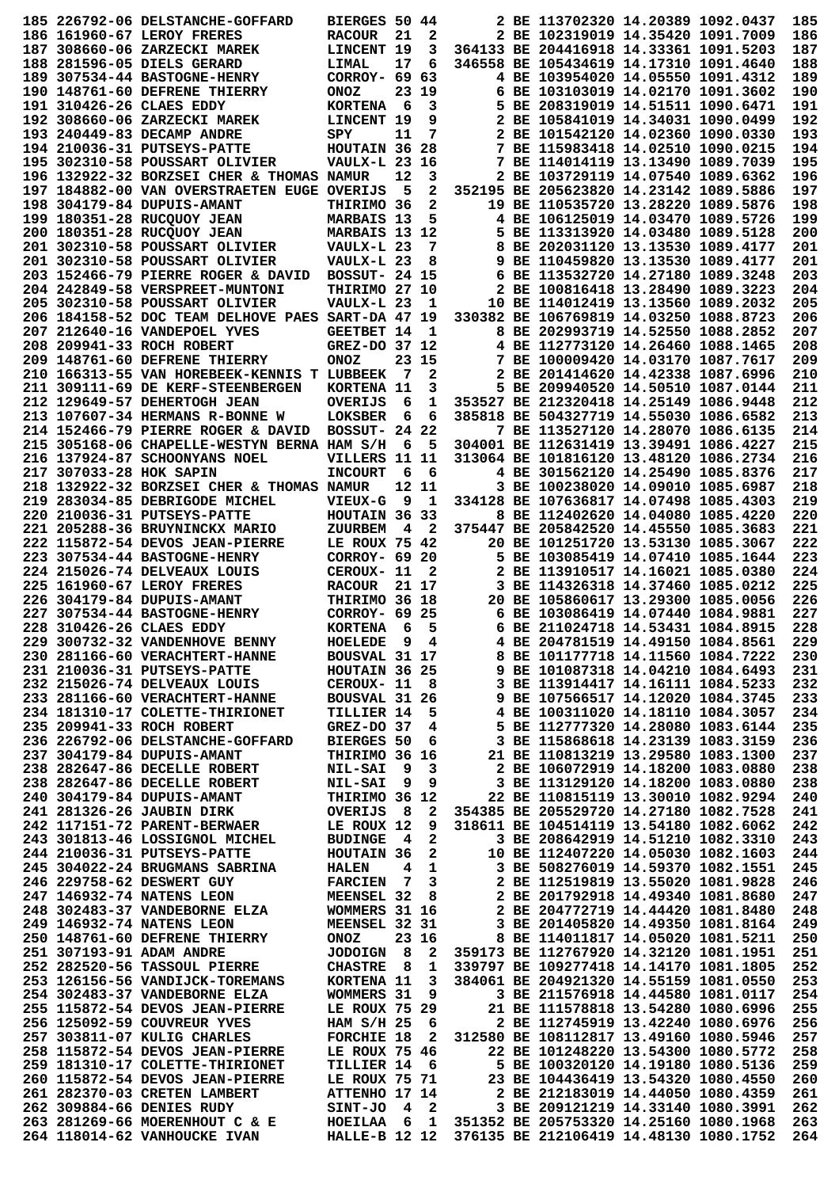```
185 226792-06 DELSTANCHE-GOFFARD    BIERGES 50 44       2 BE 113702320 14.20389 1092.0437  185
186 161960-67 LEROY FRERES          RACOUR  21  2       2 BE 102319019 14.35420 1091.7009  186
187 308660-06 ZARZECKI MAREK        LINCENT 19  3  364133 BE 204416918 14.33361 1091.5203  187
188 281596-05 DIELS GERARD          LIMAL   17  6  346558 BE 105434619 14.17310 1091.4640  188
189 307534-44 BASTOGNE-HENRY        CORROY- 69 63       4 BE 103954020 14.05550 1091.4312  189
190 148761-60 DEFRENE THIERRY       ONOZ    23 19       6 BE 103103019 14.02170 1091.3602  190
191 310426-26 CLAES EDDY            KORTENA  6  3       5 BE 208319019 14.51511 1090.6471  191
192 308660-06 ZARZECKI MAREK        LINCENT 19  9       2 BE 105841019 14.34031 1090.0499  192
193 240449-83 DECAMP ANDRE          SPY     11  7       2 BE 101542120 14.02360 1090.0330  193
194 210036-31 PUTSEYS-PATTE         HOUTAIN 36 28       7 BE 115983418 14.02510 1090.0215  194
195 302310-58 POUSSART OLIVIER      VAULX-L 23 16       7 BE 114014119 13.13490 1089.7039  195
196 132922-32 BORZSEI CHER & THOMAS NAMUR   12  3       2 BE 103729119 14.07540 1089.6362  196
197 184882-00 VAN OVERSTRAETEN EUGE OVERIJS  5  2  352195 BE 205623820 14.23142 1089.5886  197
198 304179-84 DUPUIS-AMANT          THIRIMO 36  2      19 BE 110535720 13.28220 1089.5876  198
199 180351-28 RUCQUOY JEAN          MARBAIS 13  5       4 BE 106125019 14.03470 1089.5726  199
200 180351-28 RUCQUOY JEAN          MARBAIS 13 12       5 BE 113313920 14.03480 1089.5128  200
201 302310-58 POUSSART OLIVIER      VAULX-L 23  7       8 BE 202031120 13.13530 1089.4177  201
201 302310-58 POUSSART OLIVIER      VAULX-L 23  8       9 BE 110459820 13.13530 1089.4177  201
203 152466-79 PIERRE ROGER & DAVID  BOSSUT- 24 15       6 BE 113532720 14.27180 1089.3248  203
204 242849-58 VERSPREET-MUNTONI     THIRIMO 27 10       2 BE 100816418 13.28490 1089.3223  204
205 302310-58 POUSSART OLIVIER      VAULX-L 23  1      10 BE 114012419 13.13560 1089.2032  205
206 184158-52 DOC TEAM DELHOVE PAES SART-DA 47 19  330382 BE 106769819 14.03250 1088.8723  206
207 212640-16 VANDEPOEL YVES        GEETBET 14  1       8 BE 202993719 14.52550 1088.2852  207
208 209941-33 ROCH ROBERT           GREZ-DO 37 12       4 BE 112773120 14.26460 1088.1465  208
209 148761-60 DEFRENE THIERRY       ONOZ    23 15       7 BE 100009420 14.03170 1087.7617  209
210 166313-55 VAN HOREBEEK-KENNIS T LUBBEEK  7  2       2 BE 201414620 14.42338 1087.6996  210
211 309111-69 DE KERF-STEENBERGEN   KORTENA 11  3       5 BE 209940520 14.50510 1087.0144  211
212 129649-57 DEHERTOGH JEAN        OVERIJS  6  1  353527 BE 212320418 14.25149 1086.9448  212
213 107607-34 HERMANS R-BONNE W     LOKSBER  6  6  385818 BE 504327719 14.55030 1086.6582  213
214 152466-79 PIERRE ROGER & DAVID  BOSSUT- 24 22       7 BE 113527120 14.28070 1086.6135  214
215 305168-06 CHAPELLE-WESTYN BERNA HAM S/H  6  5  304001 BE 112631419 13.39491 1086.4227  215
216 137924-87 SCHOONYANS NOEL       VILLERS 11 11  313064 BE 101816120 13.48120 1086.2734  216
217 307033-28 HOK SAPIN             INCOURT  6  6       4 BE 301562120 14.25490 1085.8376  217
218 132922-32 BORZSEI CHER & THOMAS NAMUR   12 11       3 BE 100238020 14.09010 1085.6987  218
219 283034-85 DEBRIGODE MICHEL      VIEUX-G  9  1  334128 BE 107636817 14.07498 1085.4303  219
220 210036-31 PUTSEYS-PATTE         HOUTAIN 36 33       8 BE 112402620 14.04080 1085.4220  220
221 205288-36 BRUYNINCKX MARIO      ZUURBEM  4  2  375447 BE 205842520 14.45550 1085.3683  221
222 115872-54 DEVOS JEAN-PIERRE     LE ROUX 75 42      20 BE 101251720 13.53130 1085.3067  222
223 307534-44 BASTOGNE-HENRY        CORROY- 69 20       5 BE 103085419 14.07410 1085.1644  223
224 215026-74 DELVEAUX LOUIS        CEROUX- 11  2       2 BE 113910517 14.16021 1085.0380  224
225 161960-67 LEROY FRERES          RACOUR  21 17       3 BE 114326318 14.37460 1085.0212  225
226 304179-84 DUPUIS-AMANT          THIRIMO 36 18      20 BE 105860617 13.29300 1085.0056  226
227 307534-44 BASTOGNE-HENRY        CORROY- 69 25       6 BE 103086419 14.07440 1084.9881  227
228 310426-26 CLAES EDDY            KORTENA  6  5       6 BE 211024718 14.53431 1084.8915  228
229 300732-32 VANDENHOVE BENNY      HOELEDE  9  4       4 BE 204781519 14.49150 1084.8561  229
230 281166-60 VERACHTERT-HANNE      BOUSVAL 31 17       8 BE 101177718 14.11560 1084.7222  230
231 210036-31 PUTSEYS-PATTE         HOUTAIN 36 25       9 BE 101087318 14.04210 1084.6493  231
232 215026-74 DELVEAUX LOUIS        CEROUX- 11  8       3 BE 113914417 14.16111 1084.5233  232
233 281166-60 VERACHTERT-HANNE      BOUSVAL 31 26       9 BE 107566517 14.12020 1084.3745  233
234 181310-17 COLETTE-THIRIONET     TILLIER 14  5       4 BE 100311020 14.18110 1084.3057  234
235 209941-33 ROCH ROBERT           GREZ-DO 37  4       5 BE 112777320 14.28080 1083.6144  235
236 226792-06 DELSTANCHE-GOFFARD    BIERGES 50  6       3 BE 115868618 14.23139 1083.3159  236
237 304179-84 DUPUIS-AMANT          THIRIMO 36 16      21 BE 110813219 13.29580 1083.1300  237
238 282647-86 DECELLE ROBERT        NIL-SAI  9  3       2 BE 106072919 14.18200 1083.0880  238
238 282647-86 DECELLE ROBERT        NIL-SAI  9  9       3 BE 113129120 14.18200 1083.0880  238
240 304179-84 DUPUIS-AMANT          THIRIMO 36 12      22 BE 110815119 13.30010 1082.9294  240
241 281326-26 JAUBIN DIRK           OVERIJS  8  2  354385 BE 205529720 14.27180 1082.7528  241
242 117151-72 PARENT-BERWAER        LE ROUX 12  9  318611 BE 104514119 13.54180 1082.6062  242
243 301813-46 LOSSIGNOL MICHEL      BUDINGE  4  2       3 BE 208642919 14.51210 1082.3310  243
244 210036-31 PUTSEYS-PATTE         HOUTAIN 36  2      10 BE 112407220 14.05030 1082.1603  244
245 304022-24 BRUGMANS SABRINA      HALEN    4  1       3 BE 508276019 14.59370 1082.1551  245
246 229758-62 DESWERT GUY           FARCIEN  7  3       2 BE 112519819 13.55020 1081.9828  246
247 146932-74 NATENS LEON           MEENSEL 32  8       2 BE 201792918 14.49340 1081.8680  247
248 302483-37 VANDEBORNE ELZA       WOMMERS 31 16       2 BE 204772719 14.44420 1081.8480  248
249 146932-74 NATENS LEON           MEENSEL 32 31       3 BE 201405820 14.49350 1081.8164  249
250 148761-60 DEFRENE THIERRY       ONOZ    23 16       8 BE 114011817 14.05020 1081.5211  250
251 307193-91 ADAM ANDRE            JODOIGN  8  2  359173 BE 112767920 14.32120 1081.1951  251
252 282520-56 TASSOUL PIERRE        CHASTRE  8  1  339797 BE 109277418 14.14170 1081.1805  252
253 126156-56 VANDIJCK-TOREMANS     KORTENA 11  3  384061 BE 204921320 14.55159 1081.0550  253
254 302483-37 VANDEBORNE ELZA       WOMMERS 31  9       3 BE 211576918 14.44580 1081.0117  254
255 115872-54 DEVOS JEAN-PIERRE     LE ROUX 75 29      21 BE 111578818 13.54280 1080.6996  255
256 125092-59 COUVREUR YVES         HAM S/H 25  6       2 BE 112745919 13.42240 1080.6976  256
257 303811-07 KULIG CHARLES         FORCHIE 18  2  312580 BE 108112817 13.49160 1080.5946  257
258 115872-54 DEVOS JEAN-PIERRE     LE ROUX 75 46      22 BE 101248220 13.54300 1080.5772  258
259 181310-17 COLETTE-THIRIONET     TILLIER 14  6       5 BE 100320120 14.19180 1080.5136  259
260 115872-54 DEVOS JEAN-PIERRE     LE ROUX 75 71      23 BE 104436419 13.54320 1080.4550  260
261 282370-03 CRETEN LAMBERT        ATTENHO 17 14       2 BE 212183019 14.44050 1080.4359  261
262 309884-66 DENIES RUDY           SINT-JO  4  2       3 BE 209121219 14.33140 1080.3991  262
263 281269-66 MOERENHOUT C & E      HOEILAA  6  1  351352 BE 205753320 14.25160 1080.1968  263
264 118014-62 VANHOUCKE IVAN        HALLE-B 12 12  376135 BE 212106419 14.48130 1080.1752  264
```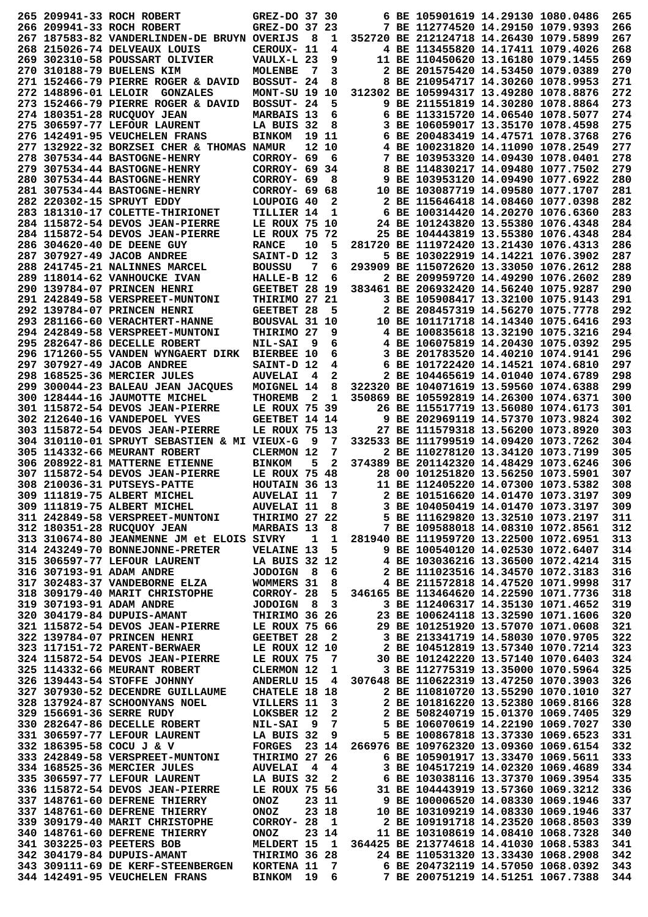```
265 209941-33 ROCH ROBERT           GREZ-DO 37 30        6 BE 105901619 14.29130 1080.0486  265
266 209941-33 ROCH ROBERT           GREZ-DO 37 23        7 BE 112774520 14.29150 1079.9393  266
267 187583-82 VANDERLINDEN-DE BRUYN OVERIJS  8  1  352720 BE 212124718 14.26430 1079.5899  267
268 215026-74 DELVEAUX LOUIS        CEROUX- 11  4        4 BE 113455820 14.17411 1079.4026  268
269 302310-58 POUSSART OLIVIER      VAULX-L 23  9       11 BE 110450620 13.16180 1079.1455  269
270 310188-79 BUELENS KIM           MOLENBE  7  3        2 BE 201575420 14.53450 1079.0389  270
271 152466-79 PIERRE ROGER & DAVID  BOSSUT- 24  8        8 BE 210954717 14.30260 1078.9953  271
272 148896-01 LELOIR  GONZALES      MONT-SU 19 10  312302 BE 105994317 13.49280 1078.8876  272
273 152466-79 PIERRE ROGER & DAVID  BOSSUT- 24  5        9 BE 211551819 14.30280 1078.8864  273
274 180351-28 RUCQUOY JEAN          MARBAIS 13  6        6 BE 113315720 14.06540 1078.5077  274
275 306597-77 LEFOUR LAURENT        LA BUIS 32  8        3 BE 106059017 13.35170 1078.4598  275
276 142491-95 VEUCHELEN FRANS       BINKOM  19 11        6 BE 200483419 14.47571 1078.3768  276
277 132922-32 BORZSEI CHER & THOMAS NAMUR   12 10        4 BE 100231820 14.11090 1078.2549  277
278 307534-44 BASTOGNE-HENRY        CORROY- 69  6        7 BE 103953320 14.09430 1078.0401  278
279 307534-44 BASTOGNE-HENRY        CORROY- 69 34        8 BE 114830217 14.09480 1077.7502  279
280 307534-44 BASTOGNE-HENRY        CORROY- 69  8        9 BE 103953120 14.09490 1077.6922  280
281 307534-44 BASTOGNE-HENRY        CORROY- 69 68       10 BE 103087719 14.09580 1077.1707  281
282 220302-15 SPRUYT EDDY           LOUPOIG 40  2        2 BE 115646418 14.08460 1077.0398  282
283 181310-17 COLETTE-THIRIONET     TILLIER 14  1        6 BE 100314420 14.20270 1076.6360  283
284 115872-54 DEVOS JEAN-PIERRE     LE ROUX 75 10       24 BE 101243820 13.55380 1076.4348  284
284 115872-54 DEVOS JEAN-PIERRE     LE ROUX 75 72       25 BE 104443819 13.55380 1076.4348  284
286 304620-40 DE DEENE GUY          RANCE   10  5  281720 BE 111972420 13.21430 1076.4313  286
287 307927-49 JACOB ANDREE          SAINT-D 12  3        5 BE 103022919 14.14221 1076.3902  287
288 241745-21 NALINNES MARCEL       BOUSSU   7  6  293909 BE 115072620 13.33050 1076.2612  288
289 118014-62 VANHOUCKE IVAN        HALLE-B 12  6        2 BE 209959720 14.49290 1076.2602  289
290 139784-07 PRINCEN HENRI         GEETBET 28 19  383461 BE 206932420 14.56240 1075.9287  290
291 242849-58 VERSPREET-MUNTONI     THIRIMO 27 21        3 BE 105908417 13.32100 1075.9143  291
292 139784-07 PRINCEN HENRI         GEETBET 28  5        2 BE 208457319 14.56270 1075.7778  292
293 281166-60 VERACHTERT-HANNE      BOUSVAL 31 10       10 BE 101171718 14.14340 1075.6416  293
294 242849-58 VERSPREET-MUNTONI     THIRIMO 27  9        4 BE 100835618 13.32190 1075.3216  294
295 282647-86 DECELLE ROBERT        NIL-SAI  9  6        4 BE 106075819 14.20430 1075.0392  295
296 171260-55 VANDEN WYNGAERT DIRK  BIERBEE 10  6        3 BE 201783520 14.40210 1074.9141  296
297 307927-49 JACOB ANDREE          SAINT-D 12  4        6 BE 101722420 14.14521 1074.6810  297
298 168525-36 MERCIER JULES         AUVELAI  4  2        2 BE 104465619 14.01040 1074.6789  298
299 300044-23 BALEAU JEAN JACQUES   MOIGNEL 14  8  322320 BE 104071619 13.59560 1074.6388  299
300 128444-16 JAUMOTTE MICHEL       THOREMB  2  1  350869 BE 105592819 14.26300 1074.6371  300
301 115872-54 DEVOS JEAN-PIERRE     LE ROUX 75 39       26 BE 115517719 13.56080 1074.6173  301
302 212640-16 VANDEPOEL YVES        GEETBET 14 14        9 BE 202969119 14.57370 1073.9824  302
303 115872-54 DEVOS JEAN-PIERRE     LE ROUX 75 13       27 BE 111579318 13.56200 1073.8920  303
304 310110-01 SPRUYT SEBASTIEN & MI VIEUX-G  9  7  332533 BE 111799519 14.09420 1073.7262  304
305 114332-66 MEURANT ROBERT        CLERMON 12  7        2 BE 110278120 13.34120 1073.7199  305
306 208922-81 MATTERNE ETIENNE      BINKOM   5  2  374389 BE 201142320 14.48429 1073.6246  306
307 115872-54 DEVOS JEAN-PIERRE     LE ROUX 75 48       28 00 101251820 13.56250 1073.5901  307
308 210036-31 PUTSEYS-PATTE         HOUTAIN 36 13       11 BE 112405220 14.07300 1073.5382  308
309 111819-75 ALBERT MICHEL         AUVELAI 11  7        2 BE 101516620 14.01470 1073.3197  309
309 111819-75 ALBERT MICHEL         AUVELAI 11  8        3 BE 104050419 14.01470 1073.3197  309
311 242849-58 VERSPREET-MUNTONI     THIRIMO 27 22        5 BE 111629820 13.32510 1073.2197  311
312 180351-28 RUCQUOY JEAN          MARBAIS 13  8        7 BE 109588018 14.08310 1072.8561  312
313 310674-80 JEANMENNE JM et ELOIS SIVRY    1  1  281940 BE 111959720 13.22500 1072.6951  313
314 243249-70 BONNEJONNE-PRETER     VELAINE 13  5        9 BE 100540120 14.02530 1072.6407  314
315 306597-77 LEFOUR LAURENT        LA BUIS 32 12        4 BE 103036216 13.36500 1072.4214  315
316 307193-91 ADAM ANDRE            JODOIGN  8  6        2 BE 111023516 14.34570 1072.3183  316
317 302483-37 VANDEBORNE ELZA       WOMMERS 31  8        4 BE 211572818 14.47520 1071.9998  317
318 309179-40 MARIT CHRISTOPHE      CORROY- 28  5  346165 BE 113464620 14.22590 1071.7736  318
319 307193-91 ADAM ANDRE            JODOIGN  8  3        3 BE 112406317 14.35130 1071.4652  319
320 304179-84 DUPUIS-AMANT          THIRIMO 36 26       23 BE 100624118 13.32590 1071.1606  320
321 115872-54 DEVOS JEAN-PIERRE     LE ROUX 75 66       29 BE 101251920 13.57070 1071.0608  321
322 139784-07 PRINCEN HENRI         GEETBET 28  2        3 BE 213341719 14.58030 1070.9705  322
323 117151-72 PARENT-BERWAER        LE ROUX 12 10        2 BE 104512819 13.57340 1070.7214  323
324 115872-54 DEVOS JEAN-PIERRE     LE ROUX 75  7       30 BE 101242220 13.57140 1070.6403  324
325 114332-66 MEURANT ROBERT        CLERMON 12  1        3 BE 112775319 13.35000 1070.5964  325
326 139443-54 STOFFE JOHNNY         ANDERLU 15  4  307648 BE 110622319 13.47250 1070.3903  326
327 307930-52 DECENDRE GUILLAUME    CHATELE 18 18        2 BE 110810720 13.55290 1070.1010  327
328 137924-87 SCHOONYANS NOEL       VILLERS 11  3        2 BE 101816220 13.52380 1069.8166  328
329 156691-36 SERRE RUDY            LOKSBER 12  2        2 BE 508240719 15.01370 1069.7405  329
330 282647-86 DECELLE ROBERT        NIL-SAI  9  7        5 BE 106070619 14.22190 1069.7027  330
331 306597-77 LEFOUR LAURENT        LA BUIS 32  9        5 BE 100867818 13.37330 1069.6523  331
332 186395-58 COCU J & V            FORGES  23 14  266976 BE 109762320 13.09360 1069.6154  332
333 242849-58 VERSPREET-MUNTONI     THIRIMO 27 26        6 BE 105901917 13.33470 1069.5611  333
334 168525-36 MERCIER JULES         AUVELAI  4  4        3 BE 104517219 14.02320 1069.4689  334
335 306597-77 LEFOUR LAURENT        LA BUIS 32  2        6 BE 103038116 13.37370 1069.3954  335
336 115872-54 DEVOS JEAN-PIERRE     LE ROUX 75 56       31 BE 104443919 13.57360 1069.3212  336
337 148761-60 DEFRENE THIERRY       ONOZ    23 11        9 BE 100006520 14.08330 1069.1946  337
337 148761-60 DEFRENE THIERRY       ONOZ    23 18       10 BE 103109219 14.08330 1069.1946  337
339 309179-40 MARIT CHRISTOPHE      CORROY- 28  1        2 BE 109191718 14.23520 1068.8503  339
340 148761-60 DEFRENE THIERRY       ONOZ    23 14       11 BE 103108619 14.08410 1068.7328  340
341 303225-03 PEETERS BOB           MELDERT 15  1  364425 BE 213774618 14.41030 1068.5383  341
342 304179-84 DUPUIS-AMANT          THIRIMO 36 28       24 BE 110531320 13.33430 1068.2908  342
343 309111-69 DE KERF-STEENBERGEN   KORTENA 11  7        6 BE 204732119 14.57050 1068.0392  343
344 142491-95 VEUCHELEN FRANS       BINKOM  19  6        7 BE 200751219 14.51251 1067.7388  344
```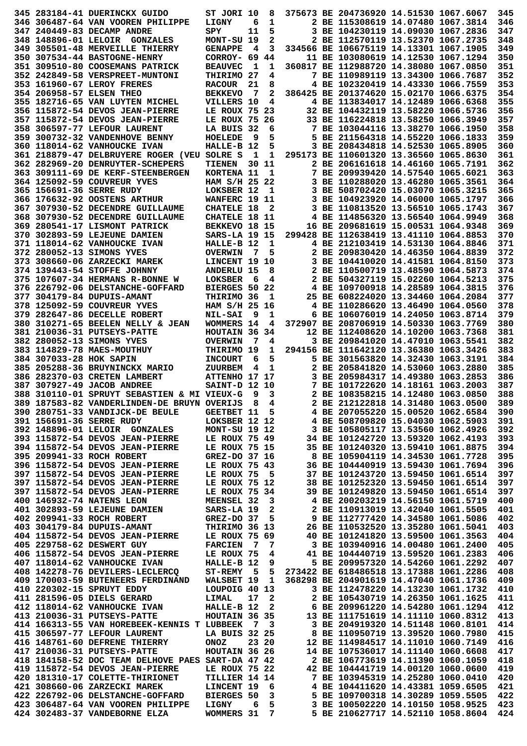| | | | | | | | | | | | |
|---|---|---|---|---|---|---|---|---|---|---|---|
| 345 | 283184-41 | DUERINCKX GUIDO | ST JORI | 10 | 8 | 375673 | BE 204736920 | 14.51530 | 1067.6067 | 345 |
| 346 | 306487-64 | VAN VOOREN PHILIPPE | LIGNY | 6 | 1 | 2 | BE 115308619 | 14.07480 | 1067.3814 | 346 |
| 347 | 240449-83 | DECAMP ANDRE | SPY | 11 | 5 | 3 | BE 104230119 | 14.09030 | 1067.2836 | 347 |
| 348 | 148896-01 | LELOIR GONZALES | MONT-SU | 19 | 2 | 2 | BE 112570119 | 13.52370 | 1067.2735 | 348 |
| 349 | 305501-48 | MERVEILLE THIERRY | GENAPPE | 4 | 3 | 334566 | BE 106675119 | 14.13301 | 1067.1905 | 349 |
| 350 | 307534-44 | BASTOGNE-HENRY | CORROY- | 69 | 44 | 11 | BE 103080619 | 14.12530 | 1067.1294 | 350 |
| 351 | 309510-80 | COOSEMANS PATRICK | BEAUVEC | 1 | 1 | 360817 | BE 112988720 | 14.38080 | 1067.0850 | 351 |
| 352 | 242849-58 | VERSPREET-MUNTONI | THIRIMO | 27 | 4 | 7 | BE 110989119 | 13.34300 | 1066.7687 | 352 |
| 353 | 161960-67 | LEROY FRERES | RACOUR | 21 | 8 | 4 | BE 102320419 | 14.43330 | 1066.7559 | 353 |
| 354 | 206958-57 | ELSEN THEO | BEKKEVO | 7 | 2 | 386425 | BE 201374620 | 15.02170 | 1066.6375 | 354 |
| 355 | 182716-65 | VAN LUYTEN MICHEL | VILLERS | 10 | 4 | 4 | BE 113834017 | 14.12489 | 1066.6368 | 355 |
| 356 | 115872-54 | DEVOS JEAN-PIERRE | LE ROUX | 75 | 23 | 32 | BE 104432119 | 13.58220 | 1066.5736 | 356 |
| 357 | 115872-54 | DEVOS JEAN-PIERRE | LE ROUX | 75 | 26 | 33 | BE 116224818 | 13.58250 | 1066.3949 | 357 |
| 358 | 306597-77 | LEFOUR LAURENT | LA BUIS | 32 | 6 | 7 | BE 103044116 | 13.38270 | 1066.1950 | 358 |
| 359 | 300732-32 | VANDENHOVE BENNY | HOELEDE | 9 | 5 | 5 | BE 211564318 | 14.55220 | 1066.1833 | 359 |
| 360 | 118014-62 | VANHOUCKE IVAN | HALLE-B | 12 | 5 | 3 | BE 208434818 | 14.52530 | 1065.8905 | 360 |
| 361 | 218879-47 | DELBRUYERE ROGER (VEU | SOLRE S | 1 | 1 | 295173 | BE 110601320 | 13.36560 | 1065.8630 | 361 |
| 362 | 282969-20 | DENRUYTER-SCHEPERS | TIENEN | 30 | 11 | 2 | BE 206161618 | 14.46160 | 1065.7191 | 362 |
| 363 | 309111-69 | DE KERF-STEENBERGEN | KORTENA | 11 | 1 | 7 | BE 209939420 | 14.57540 | 1065.6021 | 363 |
| 364 | 125092-59 | COUVREUR YVES | HAM S/H | 25 | 22 | 3 | BE 110288020 | 13.46280 | 1065.3561 | 364 |
| 365 | 156691-36 | SERRE RUDY | LOKSBER | 12 | 1 | 3 | BE 508702420 | 15.03070 | 1065.3215 | 365 |
| 366 | 176632-92 | OOSTENS ARTHUR | WANFERC | 19 | 11 | 3 | BE 104923920 | 14.06000 | 1065.1797 | 366 |
| 367 | 307930-52 | DECENDRE GUILLAUME | CHATELE | 18 | 2 | 3 | BE 110813520 | 13.56510 | 1065.1743 | 367 |
| 368 | 307930-52 | DECENDRE GUILLAUME | CHATELE | 18 | 11 | 4 | BE 114856320 | 13.56540 | 1064.9949 | 368 |
| 369 | 280541-17 | LISMONT PATRICK | BEKKEVO | 18 | 15 | 16 | BE 209681619 | 15.00531 | 1064.9348 | 369 |
| 370 | 302893-59 | LEJEUNE DAMIEN | SARS-LA | 19 | 15 | 299428 | BE 112638419 | 13.41110 | 1064.8853 | 370 |
| 371 | 118014-62 | VANHOUCKE IVAN | HALLE-B | 12 | 1 | 4 | BE 212103419 | 14.53130 | 1064.8846 | 371 |
| 372 | 280052-13 | SIMONS YVES | OVERWIN | 7 | 5 | 2 | BE 209830420 | 14.46350 | 1064.8839 | 372 |
| 373 | 308660-06 | ZARZECKI MAREK | LINCENT | 19 | 10 | 3 | BE 104410020 | 14.41581 | 1064.8150 | 373 |
| 374 | 139443-54 | STOFFE JOHNNY | ANDERLU | 15 | 8 | 2 | BE 110500719 | 13.48590 | 1064.5873 | 374 |
| 375 | 107607-34 | HERMANS R-BONNE W | LOKSBER | 6 | 4 | 2 | BE 504327119 | 15.02260 | 1064.5213 | 375 |
| 376 | 226792-06 | DELSTANCHE-GOFFARD | BIERGES | 50 | 22 | 4 | BE 109700918 | 14.28589 | 1064.3815 | 376 |
| 377 | 304179-84 | DUPUIS-AMANT | THIRIMO | 36 | 1 | 25 | BE 608224020 | 13.34460 | 1064.2084 | 377 |
| 378 | 125092-59 | COUVREUR YVES | HAM S/H | 25 | 16 | 4 | BE 110286620 | 13.46490 | 1064.0560 | 378 |
| 379 | 282647-86 | DECELLE ROBERT | NIL-SAI | 9 | 1 | 6 | BE 106076019 | 14.24050 | 1063.8714 | 379 |
| 380 | 310271-65 | BEELEN NELLY & JEAN | WOMMERS | 14 | 4 | 372907 | BE 208706919 | 14.50330 | 1063.7769 | 380 |
| 381 | 210036-31 | PUTSEYS-PATTE | HOUTAIN | 36 | 34 | 12 | BE 112408620 | 14.10200 | 1063.7368 | 381 |
| 382 | 280052-13 | SIMONS YVES | OVERWIN | 7 | 4 | 3 | BE 209841020 | 14.47010 | 1063.5541 | 382 |
| 383 | 114829-78 | MAES-MOUTHUY | THIRIMO | 19 | 1 | 294156 | BE 111642120 | 13.36380 | 1063.3426 | 383 |
| 384 | 307033-28 | HOK SAPIN | INCOURT | 6 | 5 | 5 | BE 301563820 | 14.32430 | 1063.3191 | 384 |
| 385 | 205288-36 | BRUYNINCKX MARIO | ZUURBEM | 4 | 1 | 2 | BE 205841820 | 14.53060 | 1063.2880 | 385 |
| 386 | 282370-03 | CRETEN LAMBERT | ATTENHO | 17 | 17 | 3 | BE 205984317 | 14.49380 | 1063.2853 | 386 |
| 387 | 307927-49 | JACOB ANDREE | SAINT-D | 12 | 10 | 7 | BE 101722620 | 14.18161 | 1063.2003 | 387 |
| 388 | 310110-01 | SPRUYT SEBASTIEN & MI | VIEUX-G | 9 | 3 | 2 | BE 108358215 | 14.12480 | 1063.0850 | 388 |
| 389 | 187583-82 | VANDERLINDEN-DE BRUYN | OVERIJS | 8 | 4 | 2 | BE 212122818 | 14.31480 | 1063.0500 | 389 |
| 390 | 280751-33 | VANDIJCK-DE BEULE | GEETBET | 11 | 5 | 4 | BE 207055220 | 15.00520 | 1062.6584 | 390 |
| 391 | 156691-36 | SERRE RUDY | LOKSBER | 12 | 12 | 4 | BE 508709820 | 15.04030 | 1062.5903 | 391 |
| 392 | 148896-01 | LELOIR GONZALES | MONT-SU | 19 | 12 | 3 | BE 105805117 | 13.53560 | 1062.4926 | 392 |
| 393 | 115872-54 | DEVOS JEAN-PIERRE | LE ROUX | 75 | 49 | 34 | BE 101242720 | 13.59320 | 1062.4193 | 393 |
| 394 | 115872-54 | DEVOS JEAN-PIERRE | LE ROUX | 75 | 15 | 35 | BE 101240320 | 13.59410 | 1061.8875 | 394 |
| 395 | 209941-33 | ROCH ROBERT | GREZ-DO | 37 | 16 | 8 | BE 105904119 | 14.34530 | 1061.7728 | 395 |
| 396 | 115872-54 | DEVOS JEAN-PIERRE | LE ROUX | 75 | 43 | 36 | BE 104440919 | 13.59430 | 1061.7694 | 396 |
| 397 | 115872-54 | DEVOS JEAN-PIERRE | LE ROUX | 75 | 5 | 37 | BE 101243720 | 13.59450 | 1061.6514 | 397 |
| 397 | 115872-54 | DEVOS JEAN-PIERRE | LE ROUX | 75 | 12 | 38 | BE 101252320 | 13.59450 | 1061.6514 | 397 |
| 397 | 115872-54 | DEVOS JEAN-PIERRE | LE ROUX | 75 | 34 | 39 | BE 101249820 | 13.59450 | 1061.6514 | 397 |
| 400 | 146932-74 | NATENS LEON | MEENSEL | 32 | 3 | 4 | BE 200203219 | 14.56150 | 1061.5719 | 400 |
| 401 | 302893-59 | LEJEUNE DAMIEN | SARS-LA | 19 | 2 | 2 | BE 110913019 | 13.42040 | 1061.5505 | 401 |
| 402 | 209941-33 | ROCH ROBERT | GREZ-DO | 37 | 5 | 9 | BE 112777420 | 14.34580 | 1061.5086 | 402 |
| 403 | 304179-84 | DUPUIS-AMANT | THIRIMO | 36 | 13 | 26 | BE 110532520 | 13.35280 | 1061.5041 | 403 |
| 404 | 115872-54 | DEVOS JEAN-PIERRE | LE ROUX | 75 | 69 | 40 | BE 101241820 | 13.59500 | 1061.3563 | 404 |
| 405 | 229758-62 | DESWERT GUY | FARCIEN | 7 | 7 | 3 | BE 103940916 | 14.00480 | 1061.2400 | 405 |
| 406 | 115872-54 | DEVOS JEAN-PIERRE | LE ROUX | 75 | 4 | 41 | BE 104440719 | 13.59520 | 1061.2383 | 406 |
| 407 | 118014-62 | VANHOUCKE IVAN | HALLE-B | 12 | 9 | 5 | BE 209957320 | 14.54260 | 1061.2292 | 407 |
| 408 | 142278-76 | DEVILERS-LECLERCQ | ST-REMY | 5 | 5 | 273422 | BE 618486518 | 13.17388 | 1061.2286 | 408 |
| 409 | 170003-59 | BUTENEERS FERDINAND | WALSBET | 19 | 1 | 368298 | BE 204901619 | 14.47040 | 1061.1736 | 409 |
| 410 | 220302-15 | SPRUYT EDDY | LOUPOIG | 40 | 13 | 3 | BE 112478220 | 14.13230 | 1061.1732 | 410 |
| 411 | 281596-05 | DIELS GERARD | LIMAL | 17 | 2 | 2 | BE 105430719 | 14.26350 | 1061.1625 | 411 |
| 412 | 118014-62 | VANHOUCKE IVAN | HALLE-B | 12 | 2 | 6 | BE 209961220 | 14.54280 | 1061.1294 | 412 |
| 413 | 210036-31 | PUTSEYS-PATTE | HOUTAIN | 36 | 35 | 13 | BE 111751619 | 14.11110 | 1060.8312 | 413 |
| 414 | 166313-55 | VAN HOREBEEK-KENNIS T | LUBBEEK | 7 | 3 | 3 | BE 204919320 | 14.51148 | 1060.8101 | 414 |
| 415 | 306597-77 | LEFOUR LAURENT | LA BUIS | 32 | 25 | 8 | BE 110950719 | 13.39520 | 1060.7980 | 415 |
| 416 | 148761-60 | DEFRENE THIERRY | ONOZ | 23 | 20 | 12 | BE 114984517 | 14.11010 | 1060.7149 | 416 |
| 417 | 210036-31 | PUTSEYS-PATTE | HOUTAIN | 36 | 26 | 14 | BE 107536017 | 14.11140 | 1060.6608 | 417 |
| 418 | 184158-52 | DOC TEAM DELHOVE PAES | SART-DA | 47 | 42 | 2 | BE 106773619 | 14.11390 | 1060.1059 | 418 |
| 419 | 115872-54 | DEVOS JEAN-PIERRE | LE ROUX | 75 | 22 | 42 | BE 104441719 | 14.00120 | 1060.0600 | 419 |
| 420 | 181310-17 | COLETTE-THIRIONET | TILLIER | 14 | 14 | 7 | BE 103945319 | 14.25280 | 1060.0410 | 420 |
| 421 | 308660-06 | ZARZECKI MAREK | LINCENT | 19 | 6 | 4 | BE 104411620 | 14.43381 | 1059.6505 | 421 |
| 422 | 226792-06 | DELSTANCHE-GOFFARD | BIERGES | 50 | 3 | 5 | BE 109700318 | 14.30289 | 1059.5505 | 422 |
| 423 | 306487-64 | VAN VOOREN PHILIPPE | LIGNY | 6 | 5 | 3 | BE 100502220 | 14.10150 | 1058.9525 | 423 |
| 424 | 302483-37 | VANDEBORNE ELZA | WOMMERS | 31 | 7 | 5 | BE 210627717 | 14.52110 | 1058.8604 | 424 |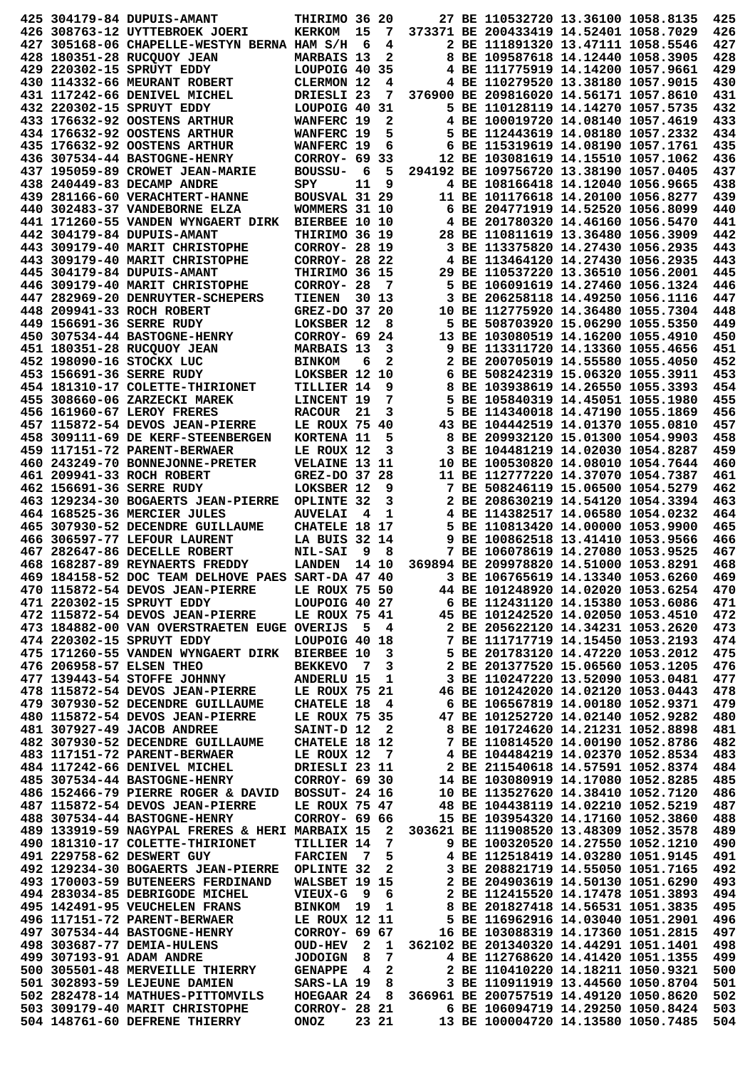| | | | | | | | | | | | | |
|---|---|---|---|---|---|---|---|---|---|---|---|---|
| 425 | 304179-84 | DUPUIS-AMANT | THIRIMO | 36 | 20 | 27 | BE | 110532720 | 13.36100 | 1058.8135 | 425 |
| 426 | 308763-12 | UYTTEBROEK JOERI | KERKOM | 15 | 7 | 373371 | BE | 200433419 | 14.52401 | 1058.7029 | 426 |
| 427 | 305168-06 | CHAPELLE-WESTYN BERNA | HAM S/H | 6 | 4 | 2 | BE | 111891320 | 13.47111 | 1058.5546 | 427 |
| 428 | 180351-28 | RUCQUOY JEAN | MARBAIS | 13 | 2 | 8 | BE | 109587618 | 14.12440 | 1058.3905 | 428 |
| 429 | 220302-15 | SPRUYT EDDY | LOUPOIG | 40 | 35 | 4 | BE | 111775919 | 14.14200 | 1057.9661 | 429 |
| 430 | 114332-66 | MEURANT ROBERT | CLERMON | 12 | 4 | 4 | BE | 110279520 | 13.38180 | 1057.9015 | 430 |
| 431 | 117242-66 | DENIVEL MICHEL | DRIESLI | 23 | 7 | 376900 | BE | 209816020 | 14.56171 | 1057.8610 | 431 |
| 432 | 220302-15 | SPRUYT EDDY | LOUPOIG | 40 | 31 | 5 | BE | 110128119 | 14.14270 | 1057.5735 | 432 |
| 433 | 176632-92 | OOSTENS ARTHUR | WANFERC | 19 | 2 | 4 | BE | 100019720 | 14.08140 | 1057.4619 | 433 |
| 434 | 176632-92 | OOSTENS ARTHUR | WANFERC | 19 | 5 | 5 | BE | 112443619 | 14.08140 | 1057.2332 | 434 |
| 435 | 176632-92 | OOSTENS ARTHUR | WANFERC | 19 | 6 | 6 | BE | 115319619 | 14.08190 | 1057.1761 | 435 |
| 436 | 307534-44 | BASTOGNE-HENRY | CORROY- | 69 | 33 | 12 | BE | 103081619 | 14.15510 | 1057.1062 | 436 |
| 437 | 195059-89 | CROWET JEAN-MARIE | BOUSSU- | 6 | 5 | 294192 | BE | 109756720 | 13.38190 | 1057.0405 | 437 |
| 438 | 240449-83 | DECAMP ANDRE | SPY | 11 | 9 | 4 | BE | 108166418 | 14.12040 | 1056.9665 | 438 |
| 439 | 281166-60 | VERACHTERT-HANNE | BOUSVAL | 31 | 29 | 11 | BE | 101176618 | 14.20100 | 1056.8277 | 439 |
| 440 | 302483-37 | VANDEBORNE ELZA | WOMMERS | 31 | 10 | 6 | BE | 204771919 | 14.52520 | 1056.8099 | 440 |
| 441 | 171260-55 | VANDEN WYNGAERT DIRK | BIERBEE | 10 | 10 | 4 | BE | 201780320 | 14.46160 | 1056.5470 | 441 |
| 442 | 304179-84 | DUPUIS-AMANT | THIRIMO | 36 | 19 | 28 | BE | 110811619 | 13.36480 | 1056.3909 | 442 |
| 443 | 309179-40 | MARIT CHRISTOPHE | CORROY- | 28 | 19 | 3 | BE | 113375820 | 14.27430 | 1056.2935 | 443 |
| 443 | 309179-40 | MARIT CHRISTOPHE | CORROY- | 28 | 22 | 4 | BE | 113464120 | 14.27430 | 1056.2935 | 443 |
| 445 | 304179-84 | DUPUIS-AMANT | THIRIMO | 36 | 15 | 29 | BE | 110537220 | 13.36510 | 1056.2001 | 445 |
| 446 | 309179-40 | MARIT CHRISTOPHE | CORROY- | 28 | 7 | 5 | BE | 106091619 | 14.27460 | 1056.1324 | 446 |
| 447 | 282969-20 | DENRUYTER-SCHEPERS | TIENEN | 30 | 13 | 3 | BE | 206258118 | 14.49250 | 1056.1116 | 447 |
| 448 | 209941-33 | ROCH ROBERT | GREZ-DO | 37 | 20 | 10 | BE | 112775920 | 14.36480 | 1055.7304 | 448 |
| 449 | 156691-36 | SERRE RUDY | LOKSBER | 12 | 8 | 5 | BE | 508703920 | 15.06290 | 1055.5350 | 449 |
| 450 | 307534-44 | BASTOGNE-HENRY | CORROY- | 69 | 24 | 13 | BE | 103080519 | 14.16200 | 1055.4910 | 450 |
| 451 | 180351-28 | RUCQUOY JEAN | MARBAIS | 13 | 3 | 9 | BE | 113311720 | 14.13360 | 1055.4656 | 451 |
| 452 | 198090-16 | STOCKX LUC | BINKOM | 6 | 2 | 2 | BE | 200705019 | 14.55580 | 1055.4050 | 452 |
| 453 | 156691-36 | SERRE RUDY | LOKSBER | 12 | 10 | 6 | BE | 508242319 | 15.06320 | 1055.3911 | 453 |
| 454 | 181310-17 | COLETTE-THIRIONET | TILLIER | 14 | 9 | 8 | BE | 103938619 | 14.26550 | 1055.3393 | 454 |
| 455 | 308660-06 | ZARZECKI MAREK | LINCENT | 19 | 7 | 5 | BE | 105840319 | 14.45051 | 1055.1980 | 455 |
| 456 | 161960-67 | LEROY FRERES | RACOUR | 21 | 3 | 5 | BE | 114340018 | 14.47190 | 1055.1869 | 456 |
| 457 | 115872-54 | DEVOS JEAN-PIERRE | LE ROUX | 75 | 40 | 43 | BE | 104442519 | 14.01370 | 1055.0810 | 457 |
| 458 | 309111-69 | DE KERF-STEENBERGEN | KORTENA | 11 | 5 | 8 | BE | 209932120 | 15.01300 | 1054.9903 | 458 |
| 459 | 117151-72 | PARENT-BERWAER | LE ROUX | 12 | 3 | 3 | BE | 104481219 | 14.02030 | 1054.8287 | 459 |
| 460 | 243249-70 | BONNEJONNE-PRETER | VELAINE | 13 | 11 | 10 | BE | 100530820 | 14.08010 | 1054.7644 | 460 |
| 461 | 209941-33 | ROCH ROBERT | GREZ-DO | 37 | 28 | 11 | BE | 112777220 | 14.37070 | 1054.7387 | 461 |
| 462 | 156691-36 | SERRE RUDY | LOKSBER | 12 | 9 | 7 | BE | 508246119 | 15.06500 | 1054.5279 | 462 |
| 463 | 129234-30 | BOGAERTS JEAN-PIERRE | OPLINTE | 32 | 3 | 2 | BE | 208630219 | 14.54120 | 1054.3394 | 463 |
| 464 | 168525-36 | MERCIER JULES | AUVELAI | 4 | 1 | 4 | BE | 114382517 | 14.06580 | 1054.0232 | 464 |
| 465 | 307930-52 | DECENDRE GUILLAUME | CHATELE | 18 | 17 | 5 | BE | 110813420 | 14.00000 | 1053.9900 | 465 |
| 466 | 306597-77 | LEFOUR LAURENT | LA BUIS | 32 | 14 | 9 | BE | 100862518 | 13.41410 | 1053.9566 | 466 |
| 467 | 282647-86 | DECELLE ROBERT | NIL-SAI | 9 | 8 | 7 | BE | 106078619 | 14.27080 | 1053.9525 | 467 |
| 468 | 168287-89 | REYNAERTS FREDDY | LANDEN | 14 | 10 | 369894 | BE | 209978820 | 14.51000 | 1053.8291 | 468 |
| 469 | 184158-52 | DOC TEAM DELHOVE PAES | SART-DA | 47 | 40 | 3 | BE | 106765619 | 14.13340 | 1053.6260 | 469 |
| 470 | 115872-54 | DEVOS JEAN-PIERRE | LE ROUX | 75 | 50 | 44 | BE | 101248920 | 14.02020 | 1053.6254 | 470 |
| 471 | 220302-15 | SPRUYT EDDY | LOUPOIG | 40 | 27 | 6 | BE | 112431120 | 14.15380 | 1053.6086 | 471 |
| 472 | 115872-54 | DEVOS JEAN-PIERRE | LE ROUX | 75 | 41 | 45 | BE | 101242520 | 14.02050 | 1053.4510 | 472 |
| 473 | 184882-00 | VAN OVERSTRAETEN EUGE | OVERIJS | 5 | 4 | 2 | BE | 205622120 | 14.34231 | 1053.2620 | 473 |
| 474 | 220302-15 | SPRUYT EDDY | LOUPOIG | 40 | 18 | 7 | BE | 111717719 | 14.15450 | 1053.2193 | 474 |
| 475 | 171260-55 | VANDEN WYNGAERT DIRK | BIERBEE | 10 | 3 | 5 | BE | 201783120 | 14.47220 | 1053.2012 | 475 |
| 476 | 206958-57 | ELSEN THEO | BEKKEVO | 7 | 3 | 2 | BE | 201377520 | 15.06560 | 1053.1205 | 476 |
| 477 | 139443-54 | STOFFE JOHNNY | ANDERLU | 15 | 1 | 3 | BE | 110247220 | 13.52090 | 1053.0481 | 477 |
| 478 | 115872-54 | DEVOS JEAN-PIERRE | LE ROUX | 75 | 21 | 46 | BE | 101242020 | 14.02120 | 1053.0443 | 478 |
| 479 | 307930-52 | DECENDRE GUILLAUME | CHATELE | 18 | 4 | 6 | BE | 106567819 | 14.00180 | 1052.9371 | 479 |
| 480 | 115872-54 | DEVOS JEAN-PIERRE | LE ROUX | 75 | 35 | 47 | BE | 101252720 | 14.02140 | 1052.9282 | 480 |
| 481 | 307927-49 | JACOB ANDREE | SAINT-D | 12 | 2 | 8 | BE | 101724620 | 14.21231 | 1052.8898 | 481 |
| 482 | 307930-52 | DECENDRE GUILLAUME | CHATELE | 18 | 12 | 7 | BE | 110814520 | 14.00190 | 1052.8786 | 482 |
| 483 | 117151-72 | PARENT-BERWAER | LE ROUX | 12 | 7 | 4 | BE | 104484219 | 14.02370 | 1052.8534 | 483 |
| 484 | 117242-66 | DENIVEL MICHEL | DRIESLI | 23 | 11 | 2 | BE | 211540618 | 14.57591 | 1052.8374 | 484 |
| 485 | 307534-44 | BASTOGNE-HENRY | CORROY- | 69 | 30 | 14 | BE | 103080919 | 14.17080 | 1052.8285 | 485 |
| 486 | 152466-79 | PIERRE ROGER & DAVID | BOSSUT- | 24 | 16 | 10 | BE | 113527620 | 14.38410 | 1052.7120 | 486 |
| 487 | 115872-54 | DEVOS JEAN-PIERRE | LE ROUX | 75 | 47 | 48 | BE | 104438119 | 14.02210 | 1052.5219 | 487 |
| 488 | 307534-44 | BASTOGNE-HENRY | CORROY- | 69 | 66 | 15 | BE | 103954320 | 14.17160 | 1052.3860 | 488 |
| 489 | 133919-59 | NAGYPAL FRERES & HERI | MARBAIX | 15 | 2 | 303621 | BE | 111908520 | 13.48309 | 1052.3578 | 489 |
| 490 | 181310-17 | COLETTE-THIRIONET | TILLIER | 14 | 7 | 9 | BE | 100320520 | 14.27550 | 1052.1210 | 490 |
| 491 | 229758-62 | DESWERT GUY | FARCIEN | 7 | 5 | 4 | BE | 112518419 | 14.03280 | 1051.9145 | 491 |
| 492 | 129234-30 | BOGAERTS JEAN-PIERRE | OPLINTE | 32 | 2 | 3 | BE | 208821719 | 14.55050 | 1051.7165 | 492 |
| 493 | 170003-59 | BUTENEERS FERDINAND | WALSBET | 19 | 15 | 2 | BE | 204903619 | 14.50130 | 1051.6290 | 493 |
| 494 | 283034-85 | DEBRIGODE MICHEL | VIEUX-G | 9 | 6 | 2 | BE | 112415520 | 14.17478 | 1051.3893 | 494 |
| 495 | 142491-95 | VEUCHELEN FRANS | BINKOM | 19 | 1 | 8 | BE | 201827418 | 14.56531 | 1051.3835 | 495 |
| 496 | 117151-72 | PARENT-BERWAER | LE ROUX | 12 | 11 | 5 | BE | 116962916 | 14.03040 | 1051.2901 | 496 |
| 497 | 307534-44 | BASTOGNE-HENRY | CORROY- | 69 | 67 | 16 | BE | 103088319 | 14.17360 | 1051.2815 | 497 |
| 498 | 303687-77 | DEMIA-HULENS | OUD-HEV | 2 | 1 | 362102 | BE | 201340320 | 14.44291 | 1051.1401 | 498 |
| 499 | 307193-91 | ADAM ANDRE | JODOIGN | 8 | 7 | 4 | BE | 112768620 | 14.41420 | 1051.1355 | 499 |
| 500 | 305501-48 | MERVEILLE THIERRY | GENAPPE | 4 | 2 | 2 | BE | 110410220 | 14.18211 | 1050.9321 | 500 |
| 501 | 302893-59 | LEJEUNE DAMIEN | SARS-LA | 19 | 8 | 3 | BE | 110911919 | 13.44560 | 1050.8704 | 501 |
| 502 | 282478-14 | MATHUES-PITTOMVILS | HOEGAAR | 24 | 8 | 366961 | BE | 200757519 | 14.49120 | 1050.8620 | 502 |
| 503 | 309179-40 | MARIT CHRISTOPHE | CORROY- | 28 | 21 | 6 | BE | 106094719 | 14.29250 | 1050.8424 | 503 |
| 504 | 148761-60 | DEFRENE THIERRY | ONOZ | 23 | 21 | 13 | BE | 100004720 | 14.13580 | 1050.7485 | 504 |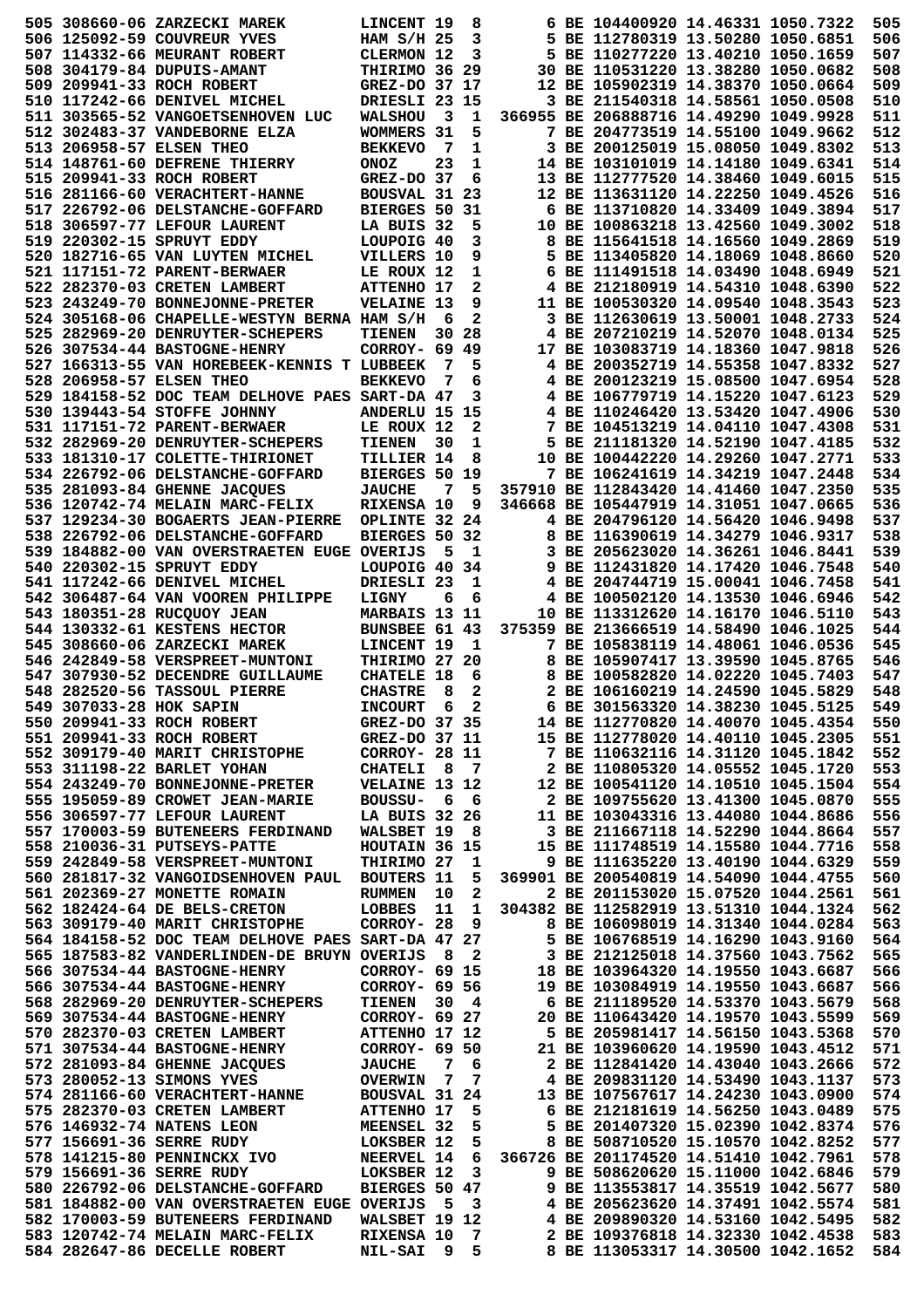```
505 308660-06 ZARZECKI MAREK       LINCENT 19  8       6 BE 104400920 14.46331 1050.7322  505
506 125092-59 COUVREUR YVES        HAM S/H 25  3       5 BE 112780319 13.50280 1050.6851  506
507 114332-66 MEURANT ROBERT       CLERMON 12  3       5 BE 110277220 13.40210 1050.1659  507
508 304179-84 DUPUIS-AMANT         THIRIMO 36 29      30 BE 110531220 13.38280 1050.0682  508
509 209941-33 ROCH ROBERT          GREZ-DO 37 17      12 BE 105902319 14.38370 1050.0664  509
510 117242-66 DENIVEL MICHEL       DRIESLI 23 15       3 BE 211540318 14.58561 1050.0508  510
511 303565-52 VANGOETSENHOVEN LUC  WALSHOU  3  1  366955 BE 206888716 14.49290 1049.9928  511
512 302483-37 VANDEBORNE ELZA      WOMMERS 31  5       7 BE 204773519 14.55100 1049.9662  512
513 206958-57 ELSEN THEO           BEKKEVO  7  1       3 BE 200125019 15.08050 1049.8302  513
514 148761-60 DEFRENE THIERRY      ONOZ    23  1      14 BE 103101019 14.14180 1049.6341  514
515 209941-33 ROCH ROBERT          GREZ-DO 37  6      13 BE 112777520 14.38460 1049.6015  515
516 281166-60 VERACHTERT-HANNE     BOUSVAL 31 23      12 BE 113631120 14.22250 1049.4526  516
517 226792-06 DELSTANCHE-GOFFARD   BIERGES 50 31       6 BE 113710820 14.33409 1049.3894  517
518 306597-77 LEFOUR LAURENT       LA BUIS 32  5      10 BE 100863218 13.42560 1049.3002  518
519 220302-15 SPRUYT EDDY          LOUPOIG 40  3       8 BE 115641518 14.16560 1049.2869  519
520 182716-65 VAN LUYTEN MICHEL    VILLERS 10  9       5 BE 113405820 14.18069 1048.8660  520
521 117151-72 PARENT-BERWAER       LE ROUX 12  1       6 BE 111491518 14.03490 1048.6949  521
522 282370-03 CRETEN LAMBERT       ATTENHO 17  2       4 BE 212180919 14.54310 1048.6390  522
523 243249-70 BONNEJONNE-PRETER    VELAINE 13  9      11 BE 100530320 14.09540 1048.3543  523
524 305168-06 CHAPELLE-WESTYN BERNA HAM S/H  6  2       3 BE 112630619 13.50001 1048.2733  524
525 282969-20 DENRUYTER-SCHEPERS   TIENEN  30 28       4 BE 207210219 14.52070 1048.0134  525
526 307534-44 BASTOGNE-HENRY       CORROY- 69 49      17 BE 103083719 14.18360 1047.9818  526
527 166313-55 VAN HOREBEEK-KENNIS T LUBBEEK  7  5       4 BE 200352719 14.55358 1047.8332  527
528 206958-57 ELSEN THEO           BEKKEVO  7  6       4 BE 200123219 15.08500 1047.6954  528
529 184158-52 DOC TEAM DELHOVE PAES SART-DA 47  3       4 BE 106779719 14.15220 1047.6123  529
530 139443-54 STOFFE JOHNNY        ANDERLU 15 15       4 BE 110246420 13.53420 1047.4906  530
531 117151-72 PARENT-BERWAER       LE ROUX 12  2       7 BE 104513219 14.04110 1047.4308  531
532 282969-20 DENRUYTER-SCHEPERS   TIENEN  30  1       5 BE 211181320 14.52190 1047.4185  532
533 181310-17 COLETTE-THIRIONET    TILLIER 14  8      10 BE 100442220 14.29260 1047.2771  533
534 226792-06 DELSTANCHE-GOFFARD   BIERGES 50 19       7 BE 106241619 14.34219 1047.2448  534
535 281093-84 GHENNE JACQUES       JAUCHE   7  5  357910 BE 112843420 14.41460 1047.2350  535
536 120742-74 MELAIN MARC-FELIX    RIXENSA 10  9  346668 BE 105447919 14.31051 1047.0665  536
537 129234-30 BOGAERTS JEAN-PIERRE OPLINTE 32 24       4 BE 204796120 14.56420 1046.9498  537
538 226792-06 DELSTANCHE-GOFFARD   BIERGES 50 32       8 BE 116390619 14.34279 1046.9317  538
539 184882-00 VAN OVERSTRAETEN EUGE OVERIJS  5  1       3 BE 205623020 14.36261 1046.8441  539
540 220302-15 SPRUYT EDDY          LOUPOIG 40 34       9 BE 112431820 14.17420 1046.7548  540
541 117242-66 DENIVEL MICHEL       DRIESLI 23  1       4 BE 204744719 15.00041 1046.7458  541
542 306487-64 VAN VOOREN PHILIPPE  LIGNY    6  6       4 BE 100502120 14.13530 1046.6946  542
543 180351-28 RUCQUOY JEAN         MARBAIS 13 11      10 BE 113312620 14.16170 1046.5110  543
544 130332-61 KESTENS HECTOR       BUNSBEE 61 43  375359 BE 213666519 14.58490 1046.1025  544
545 308660-06 ZARZECKI MAREK       LINCENT 19  1       7 BE 105838119 14.48061 1046.0536  545
546 242849-58 VERSPREET-MUNTONI    THIRIMO 27 20       8 BE 105907417 13.39590 1045.8765  546
547 307930-52 DECENDRE GUILLAUME   CHATELE 18  6       8 BE 100582820 14.02220 1045.7403  547
548 282520-56 TASSOUL PIERRE       CHASTRE  8  2       2 BE 106160219 14.24590 1045.5829  548
549 307033-28 HOK SAPIN            INCOURT  6  2       6 BE 301563320 14.38230 1045.5125  549
550 209941-33 ROCH ROBERT          GREZ-DO 37 35      14 BE 112770820 14.40070 1045.4354  550
551 209941-33 ROCH ROBERT          GREZ-DO 37 11      15 BE 112778020 14.40110 1045.2305  551
552 309179-40 MARIT CHRISTOPHE     CORROY- 28 11       7 BE 110632116 14.31120 1045.1842  552
553 311198-22 BARLET YOHAN         CHATELI  8  7       2 BE 110805320 14.05552 1045.1720  553
554 243249-70 BONNEJONNE-PRETER    VELAINE 13 12      12 BE 100541120 14.10510 1045.1504  554
555 195059-89 CROWET JEAN-MARIE    BOUSSU-  6  6       2 BE 109755620 13.41300 1045.0870  555
556 306597-77 LEFOUR LAURENT       LA BUIS 32 26      11 BE 103043316 13.44080 1044.8686  556
557 170003-59 BUTENEERS FERDINAND  WALSBET 19  8       3 BE 211667118 14.52290 1044.8664  557
558 210036-31 PUTSEYS-PATTE        HOUTAIN 36 15      15 BE 111748519 14.15580 1044.7716  558
559 242849-58 VERSPREET-MUNTONI    THIRIMO 27  1       9 BE 111635220 13.40190 1044.6329  559
560 281817-32 VANGOIDSENHOVEN PAUL BOUTERS 11  5  369901 BE 200540819 14.54090 1044.4755  560
561 202369-27 MONETTE ROMAIN       RUMMEN  10  2       2 BE 201153020 15.07520 1044.2561  561
562 182424-64 DE BELS-CRETON       LOBBES  11  1  304382 BE 112582919 13.51310 1044.1324  562
563 309179-40 MARIT CHRISTOPHE     CORROY- 28  9       8 BE 106098019 14.31340 1044.0284  563
564 184158-52 DOC TEAM DELHOVE PAES SART-DA 47 27       5 BE 106768519 14.16290 1043.9160  564
565 187583-82 VANDERLINDEN-DE BRUYN OVERIJS  8  2       3 BE 212125018 14.37560 1043.7562  565
566 307534-44 BASTOGNE-HENRY       CORROY- 69 15      18 BE 103964320 14.19550 1043.6687  566
566 307534-44 BASTOGNE-HENRY       CORROY- 69 56      19 BE 103084919 14.19550 1043.6687  566
568 282969-20 DENRUYTER-SCHEPERS   TIENEN  30  4       6 BE 211189520 14.53370 1043.5679  568
569 307534-44 BASTOGNE-HENRY       CORROY- 69 27      20 BE 110643420 14.19570 1043.5599  569
570 282370-03 CRETEN LAMBERT       ATTENHO 17 12       5 BE 205981417 14.56150 1043.5368  570
571 307534-44 BASTOGNE-HENRY       CORROY- 69 50      21 BE 103960620 14.19590 1043.4512  571
572 281093-84 GHENNE JACQUES       JAUCHE   7  6       2 BE 112841420 14.43040 1043.2666  572
573 280052-13 SIMONS YVES          OVERWIN  7  7       4 BE 209831120 14.53490 1043.1137  573
574 281166-60 VERACHTERT-HANNE     BOUSVAL 31 24      13 BE 107567617 14.24230 1043.0900  574
575 282370-03 CRETEN LAMBERT       ATTENHO 17  5       6 BE 212181619 14.56250 1043.0489  575
576 146932-74 NATENS LEON          MEENSEL 32  5       5 BE 201407320 15.02390 1042.8374  576
577 156691-36 SERRE RUDY           LOKSBER 12  5       8 BE 508710520 15.10570 1042.8252  577
578 141215-80 PENNINCKX IVO        NEERVEL 14  6  366726 BE 201174520 14.51410 1042.7961  578
579 156691-36 SERRE RUDY           LOKSBER 12  3       9 BE 508620620 15.11000 1042.6846  579
580 226792-06 DELSTANCHE-GOFFARD   BIERGES 50 47       9 BE 113553817 14.35519 1042.5677  580
581 184882-00 VAN OVERSTRAETEN EUGE OVERIJS  5  3       4 BE 205623620 14.37491 1042.5574  581
582 170003-59 BUTENEERS FERDINAND  WALSBET 19 12       4 BE 209890320 14.53160 1042.5495  582
583 120742-74 MELAIN MARC-FELIX    RIXENSA 10  7       2 BE 109376818 14.32330 1042.4538  583
584 282647-86 DECELLE ROBERT       NIL-SAI  9  5       8 BE 113053317 14.30500 1042.1652  584
```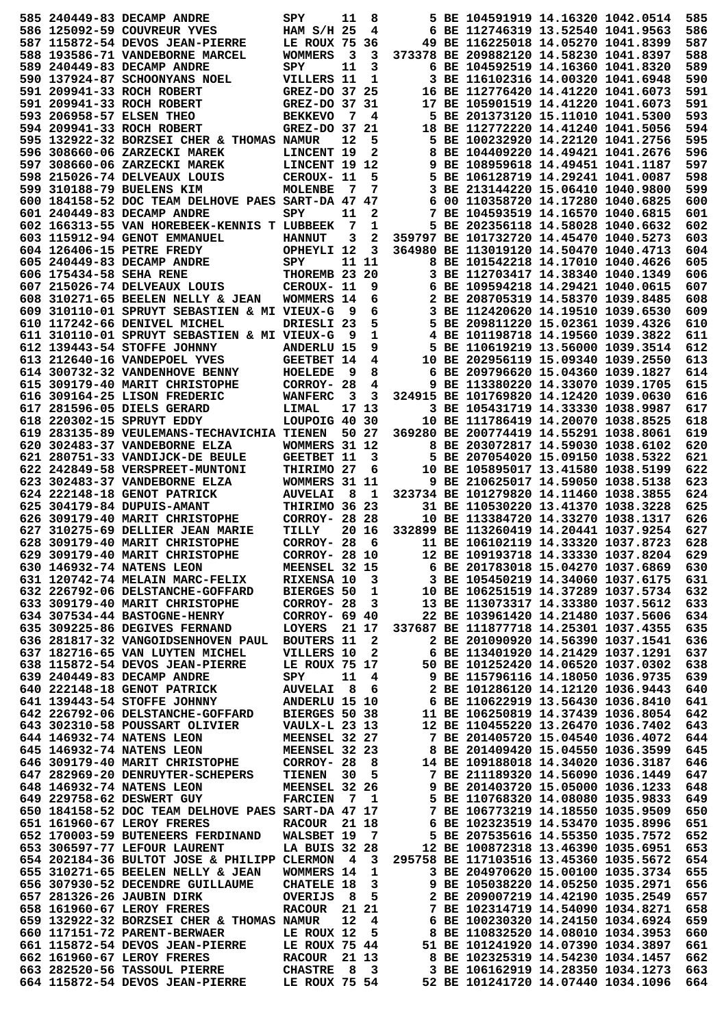```
585 240449-83 DECAMP ANDRE         SPY      11  8       5 BE 104591919 14.16320 1042.0514  585
586 125092-59 COUVREUR YVES         HAM S/H 25  4       6 BE 112746319 13.52540 1041.9563  586
587 115872-54 DEVOS JEAN-PIERRE     LE ROUX 75 36      49 BE 116225018 14.05270 1041.8399  587
588 193586-71 VANDEBORNE MARCEL     WOMMERS  3  3  373378 BE 209882120 14.58230 1041.8397  588
589 240449-83 DECAMP ANDRE          SPY      11  3       6 BE 104592519 14.16360 1041.8320  589
590 137924-87 SCHOONYANS NOEL       VILLERS 11  1       3 BE 116102316 14.00320 1041.6948  590
591 209941-33 ROCH ROBERT           GREZ-DO 37 25      16 BE 112776420 14.41220 1041.6073  591
591 209941-33 ROCH ROBERT           GREZ-DO 37 31      17 BE 105901519 14.41220 1041.6073  591
593 206958-57 ELSEN THEO            BEKKEVO  7  4       5 BE 201373120 15.11010 1041.5300  593
594 209941-33 ROCH ROBERT           GREZ-DO 37 21      18 BE 112772220 14.41240 1041.5056  594
595 132922-32 BORZSEI CHER & THOMAS NAMUR   12  5       5 BE 100232920 14.22120 1041.2756  595
596 308660-06 ZARZECKI MAREK        LINCENT 19  2       8 BE 104409220 14.49421 1041.2676  596
597 308660-06 ZARZECKI MAREK        LINCENT 19 12       9 BE 108959618 14.49451 1041.1187  597
598 215026-74 DELVEAUX LOUIS        CEROUX- 11  5       5 BE 106128719 14.29241 1041.0087  598
599 310188-79 BUELENS KIM           MOLENBE  7  7       3 BE 213144220 15.06410 1040.9800  599
600 184158-52 DOC TEAM DELHOVE PAES SART-DA 47 47       6 00 110358720 14.17280 1040.6825  600
601 240449-83 DECAMP ANDRE          SPY      11  2       7 BE 104593519 14.16570 1040.6815  601
602 166313-55 VAN HOREBEEK-KENNIS T LUBBEEK  7  1       5 BE 202356118 14.58028 1040.6632  602
603 115912-94 GENOT EMMANUEL        HANNUT   3  2  359797 BE 101732720 14.45470 1040.5273  603
604 126406-15 PETRE FREDY           OPHEYLI 12  3  364980 BE 113019120 14.50470 1040.4713  604
605 240449-83 DECAMP ANDRE          SPY      11 11       8 BE 101542218 14.17010 1040.4626  605
606 175434-58 SEHA RENE             THOREMB 23 20       3 BE 112703417 14.38340 1040.1349  606
607 215026-74 DELVEAUX LOUIS        CEROUX- 11  9       6 BE 109594218 14.29421 1040.0615  607
608 310271-65 BEELEN NELLY & JEAN   WOMMERS 14  6       2 BE 208705319 14.58370 1039.8485  608
609 310110-01 SPRUYT SEBASTIEN & MI VIEUX-G  9  6       3 BE 112420620 14.19510 1039.6530  609
610 117242-66 DENIVEL MICHEL        DRIESLI 23  5       5 BE 209811220 15.02361 1039.4326  610
611 310110-01 SPRUYT SEBASTIEN & MI VIEUX-G  9  1       4 BE 101198718 14.19560 1039.3822  611
612 139443-54 STOFFE JOHNNY         ANDERLU 15  9       5 BE 110619219 13.56000 1039.3514  612
613 212640-16 VANDEPOEL YVES        GEETBET 14  4      10 BE 202956119 15.09340 1039.2550  613
614 300732-32 VANDENHOVE BENNY      HOELEDE  9  8       6 BE 209796620 15.04360 1039.1827  614
615 309179-40 MARIT CHRISTOPHE      CORROY- 28  4       9 BE 113380220 14.33070 1039.1705  615
616 309164-25 LISON FREDERIC        WANFERC  3  3  324915 BE 101769820 14.12420 1039.0630  616
617 281596-05 DIELS GERARD          LIMAL   17 13       3 BE 105431719 14.33330 1038.9987  617
618 220302-15 SPRUYT EDDY           LOUPOIG 40 30      10 BE 111786419 14.20070 1038.8525  618
619 283135-89 VEULEMANS-TECHAVICHIA TIENEN  50 27  369280 BE 200774419 14.55291 1038.8061  619
620 302483-37 VANDEBORNE ELZA       WOMMERS 31 12       8 BE 203072817 14.59030 1038.6102  620
621 280751-33 VANDIJCK-DE BEULE     GEETBET 11  3       5 BE 207054020 15.09150 1038.5322  621
622 242849-58 VERSPREET-MUNTONI     THIRIMO 27  6      10 BE 105895017 13.41580 1038.5199  622
623 302483-37 VANDEBORNE ELZA       WOMMERS 31 11       9 BE 210625017 14.59050 1038.5138  623
624 222148-18 GENOT PATRICK         AUVELAI  8  1  323734 BE 101279820 14.11460 1038.3855  624
625 304179-84 DUPUIS-AMANT          THIRIMO 36 23      31 BE 110530220 13.41370 1038.3228  625
626 309179-40 MARIT CHRISTOPHE      CORROY- 28 28      10 BE 113384720 14.33270 1038.1317  626
627 310275-69 DELLIER JEAN MARIE    TILLY   20 16  332899 BE 113260419 14.20441 1037.9254  627
628 309179-40 MARIT CHRISTOPHE      CORROY- 28  6      11 BE 106102119 14.33320 1037.8723  628
629 309179-40 MARIT CHRISTOPHE      CORROY- 28 10      12 BE 109193718 14.33330 1037.8204  629
630 146932-74 NATENS LEON           MEENSEL 32 15       6 BE 201783018 15.04270 1037.6869  630
631 120742-74 MELAIN MARC-FELIX     RIXENSA 10  3       3 BE 105450219 14.34060 1037.6175  631
632 226792-06 DELSTANCHE-GOFFARD    BIERGES 50  1      10 BE 106251519 14.37289 1037.5734  632
633 309179-40 MARIT CHRISTOPHE      CORROY- 28  3      13 BE 113073317 14.33380 1037.5612  633
634 307534-44 BASTOGNE-HENRY        CORROY- 69 40      22 BE 103961420 14.21480 1037.5606  634
635 309225-86 DEGIVES FERNAND       LOYERS  21 17  337687 BE 111877718 14.25301 1037.4355  635
636 281817-32 VANGOIDSENHOVEN PAUL  BOUTERS 11  2       2 BE 201090920 14.56390 1037.1541  636
637 182716-65 VAN LUYTEN MICHEL     VILLERS 10  2       6 BE 113401920 14.21429 1037.1291  637
638 115872-54 DEVOS JEAN-PIERRE     LE ROUX 75 17      50 BE 101252420 14.06520 1037.0302  638
639 240449-83 DECAMP ANDRE          SPY      11  4       9 BE 115796116 14.18050 1036.9735  639
640 222148-18 GENOT PATRICK         AUVELAI  8  6       2 BE 101286120 14.12120 1036.9443  640
641 139443-54 STOFFE JOHNNY         ANDERLU 15 10       6 BE 110622919 13.56430 1036.8410  641
642 226792-06 DELSTANCHE-GOFFARD    BIERGES 50 38      11 BE 106250819 14.37439 1036.8054  642
643 302310-58 POUSSART OLIVIER      VAULX-L 23 13      12 BE 110455220 13.26470 1036.7402  643
644 146932-74 NATENS LEON           MEENSEL 32 27       7 BE 201405720 15.04540 1036.4072  644
645 146932-74 NATENS LEON           MEENSEL 32 23       8 BE 201409420 15.04550 1036.3599  645
646 309179-40 MARIT CHRISTOPHE      CORROY- 28  8      14 BE 109188018 14.34020 1036.3187  646
647 282969-20 DENRUYTER-SCHEPERS    TIENEN  30  5       7 BE 211189320 14.56090 1036.1449  647
648 146932-74 NATENS LEON           MEENSEL 32 26       9 BE 201403720 15.05000 1036.1233  648
649 229758-62 DESWERT GUY           FARCIEN  7  1       5 BE 110768320 14.08080 1035.9833  649
650 184158-52 DOC TEAM DELHOVE PAES SART-DA 47 17       7 BE 106773219 14.18550 1035.9509  650
651 161960-67 LEROY FRERES          RACOUR  21 18       6 BE 102323519 14.53470 1035.8996  651
652 170003-59 BUTENEERS FERDINAND   WALSBET 19  7       5 BE 207535616 14.55350 1035.7572  652
653 306597-77 LEFOUR LAURENT        LA BUIS 32 28      12 BE 100872318 13.46390 1035.6951  653
654 202184-36 BULTOT JOSE & PHILIPP CLERMON  4  3  295758 BE 117103516 13.45360 1035.5672  654
655 310271-65 BEELEN NELLY & JEAN   WOMMERS 14  1       3 BE 204970620 15.00100 1035.3734  655
656 307930-52 DECENDRE GUILLAUME    CHATELE 18  3       9 BE 105038220 14.05250 1035.2971  656
657 281326-26 JAUBIN DIRK           OVERIJS  8  5       2 BE 209007219 14.42190 1035.2549  657
658 161960-67 LEROY FRERES          RACOUR  21 21       7 BE 102314719 14.54090 1034.8271  658
659 132922-32 BORZSEI CHER & THOMAS NAMUR   12  4       6 BE 100230320 14.24150 1034.6924  659
660 117151-72 PARENT-BERWAER        LE ROUX 12  5       8 BE 110832520 14.08010 1034.3953  660
661 115872-54 DEVOS JEAN-PIERRE     LE ROUX 75 44      51 BE 101241920 14.07390 1034.3897  661
662 161960-67 LEROY FRERES          RACOUR  21 13       8 BE 102325319 14.54230 1034.1457  662
663 282520-56 TASSOUL PIERRE        CHASTRE  8  3       3 BE 106162919 14.28350 1034.1273  663
664 115872-54 DEVOS JEAN-PIERRE     LE ROUX 75 54      52 BE 101241720 14.07440 1034.1096  664
```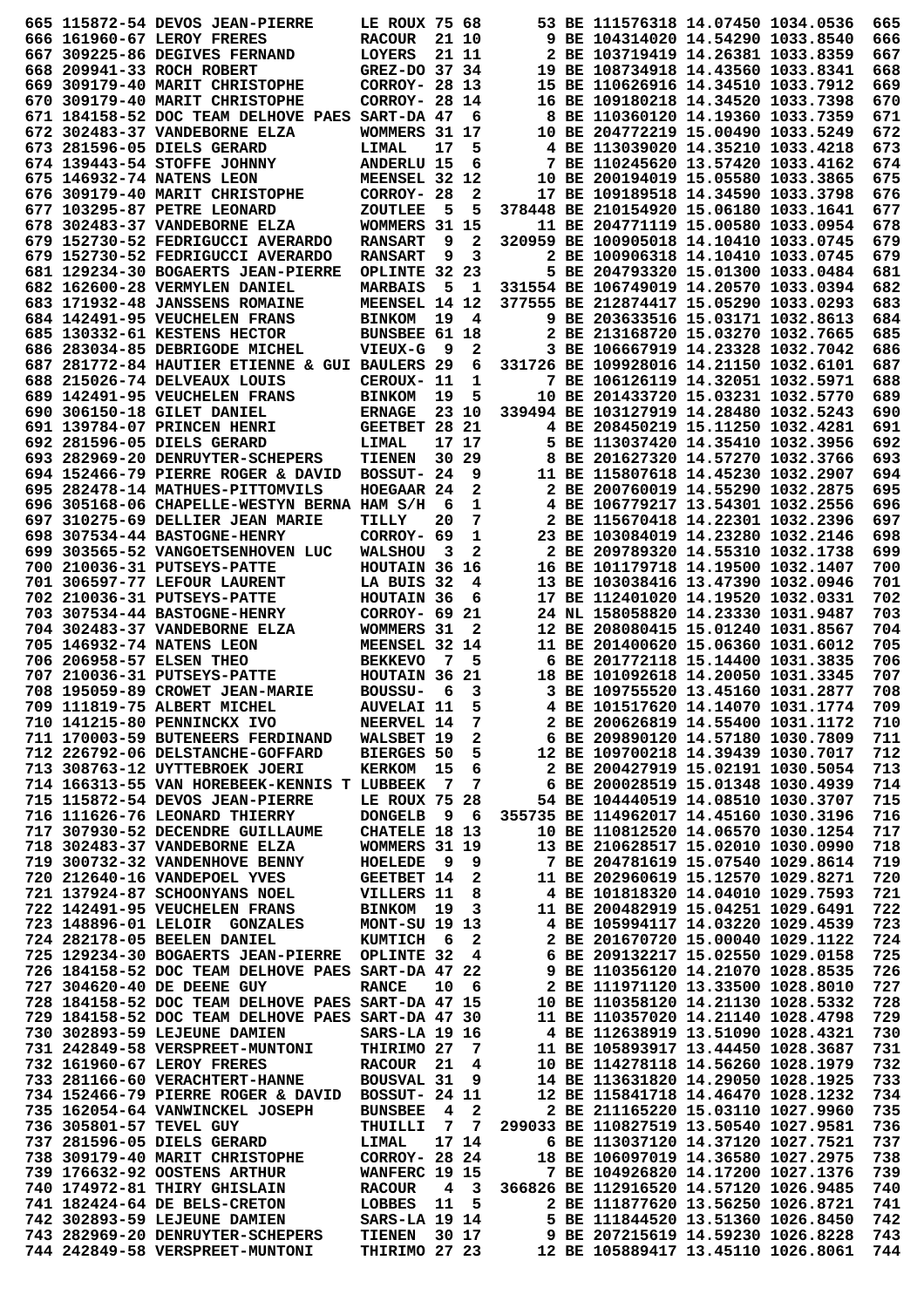| | | | | | | | | | | | |
|---|---|---|---|---|---|---|---|---|---|---|---|
| 665 | 115872-54 DEVOS JEAN-PIERRE | LE ROUX | 75 | 68 | 53 | BE | 111576318 | 14.07450 | 1034.0536 | 665 |
| 666 | 161960-67 LEROY FRERES | RACOUR | 21 | 10 | 9 | BE | 104314020 | 14.54290 | 1033.8540 | 666 |
| 667 | 309225-86 DEGIVES FERNAND | LOYERS | 21 | 11 | 2 | BE | 103719419 | 14.26381 | 1033.8359 | 667 |
| 668 | 209941-33 ROCH ROBERT | GREZ-DO | 37 | 34 | 19 | BE | 108734918 | 14.43560 | 1033.8341 | 668 |
| 669 | 309179-40 MARIT CHRISTOPHE | CORROY- | 28 | 13 | 15 | BE | 110626916 | 14.34510 | 1033.7912 | 669 |
| 670 | 309179-40 MARIT CHRISTOPHE | CORROY- | 28 | 14 | 16 | BE | 109180218 | 14.34520 | 1033.7398 | 670 |
| 671 | 184158-52 DOC TEAM DELHOVE PAES | SART-DA | 47 | 6 | 8 | BE | 110360120 | 14.19360 | 1033.7359 | 671 |
| 672 | 302483-37 VANDEBORNE ELZA | WOMMERS | 31 | 17 | 10 | BE | 204772219 | 15.00490 | 1033.5249 | 672 |
| 673 | 281596-05 DIELS GERARD | LIMAL | 17 | 5 | 4 | BE | 113039020 | 14.35210 | 1033.4218 | 673 |
| 674 | 139443-54 STOFFE JOHNNY | ANDERLU | 15 | 6 | 7 | BE | 110245620 | 13.57420 | 1033.4162 | 674 |
| 675 | 146932-74 NATENS LEON | MEENSEL | 32 | 12 | 10 | BE | 200194019 | 15.05580 | 1033.3865 | 675 |
| 676 | 309179-40 MARIT CHRISTOPHE | CORROY- | 28 | 2 | 17 | BE | 109189518 | 14.34590 | 1033.3798 | 676 |
| 677 | 103295-87 PETRE LEONARD | ZOUTLEE | 5 | 5 | 378448 | BE | 210154920 | 15.06180 | 1033.1641 | 677 |
| 678 | 302483-37 VANDEBORNE ELZA | WOMMERS | 31 | 15 | 11 | BE | 204771119 | 15.00580 | 1033.0954 | 678 |
| 679 | 152730-52 FEDRIGUCCI AVERARDO | RANSART | 9 | 2 | 320959 | BE | 100905018 | 14.10410 | 1033.0745 | 679 |
| 679 | 152730-52 FEDRIGUCCI AVERARDO | RANSART | 9 | 3 | 2 | BE | 100906318 | 14.10410 | 1033.0745 | 679 |
| 681 | 129234-30 BOGAERTS JEAN-PIERRE | OPLINTE | 32 | 23 | 5 | BE | 204793320 | 15.01300 | 1033.0484 | 681 |
| 682 | 162600-28 VERMYLEN DANIEL | MARBAIS | 5 | 1 | 331554 | BE | 106749019 | 14.20570 | 1033.0394 | 682 |
| 683 | 171932-48 JANSSENS ROMAINE | MEENSEL | 14 | 12 | 377555 | BE | 212874417 | 15.05290 | 1033.0293 | 683 |
| 684 | 142491-95 VEUCHELEN FRANS | BINKOM | 19 | 4 | 9 | BE | 203633516 | 15.03171 | 1032.8613 | 684 |
| 685 | 130332-61 KESTENS HECTOR | BUNSBEE | 61 | 18 | 2 | BE | 213168720 | 15.03270 | 1032.7665 | 685 |
| 686 | 283034-85 DEBRIGODE MICHEL | VIEUX-G | 9 | 2 | 3 | BE | 106667919 | 14.23328 | 1032.7042 | 686 |
| 687 | 281772-84 HAUTIER ETIENNE & GUI | BAULERS | 29 | 6 | 331726 | BE | 109928016 | 14.21150 | 1032.6101 | 687 |
| 688 | 215026-74 DELVEAUX LOUIS | CEROUX- | 11 | 1 | 7 | BE | 106126119 | 14.32051 | 1032.5971 | 688 |
| 689 | 142491-95 VEUCHELEN FRANS | BINKOM | 19 | 5 | 10 | BE | 201433720 | 15.03231 | 1032.5770 | 689 |
| 690 | 306150-18 GILET DANIEL | ERNAGE | 23 | 10 | 339494 | BE | 103127919 | 14.28480 | 1032.5243 | 690 |
| 691 | 139784-07 PRINCEN HENRI | GEETBET | 28 | 21 | 4 | BE | 208450219 | 15.11250 | 1032.4281 | 691 |
| 692 | 281596-05 DIELS GERARD | LIMAL | 17 | 17 | 5 | BE | 113037420 | 14.35410 | 1032.3956 | 692 |
| 693 | 282969-20 DENRUYTER-SCHEPERS | TIENEN | 30 | 29 | 8 | BE | 201627320 | 14.57720 | 1032.3766 | 693 |
| 694 | 152466-79 PIERRE ROGER & DAVID | BOSSUT- | 24 | 9 | 11 | BE | 115807618 | 14.45230 | 1032.2907 | 694 |
| 695 | 282478-14 MATHUES-PITTOMVILS | HOEGAAR | 24 | 2 | 2 | BE | 200760019 | 14.55290 | 1032.2875 | 695 |
| 696 | 305168-06 CHAPELLE-WESTYN BERNA | HAM S/H | 6 | 1 | 4 | BE | 106779217 | 13.54301 | 1032.2556 | 696 |
| 697 | 310275-69 DELLIER JEAN MARIE | TILLY | 20 | 7 | 2 | BE | 115670418 | 14.22301 | 1032.2396 | 697 |
| 698 | 307534-44 BASTOGNE-HENRY | CORROY- | 69 | 1 | 23 | BE | 103084019 | 14.23280 | 1032.2146 | 698 |
| 699 | 303565-52 VANGOETSENHOVEN LUC | WALSHOU | 3 | 2 | 2 | BE | 209789320 | 14.55310 | 1032.1738 | 699 |
| 700 | 210036-31 PUTSEYS-PATTE | HOUTAIN | 36 | 16 | 16 | BE | 101179718 | 14.19500 | 1032.1407 | 700 |
| 701 | 306597-77 LEFOUR LAURENT | LA BUIS | 32 | 4 | 13 | BE | 103038416 | 13.47390 | 1032.0946 | 701 |
| 702 | 210036-31 PUTSEYS-PATTE | HOUTAIN | 36 | 6 | 17 | BE | 112401020 | 14.19520 | 1032.0331 | 702 |
| 703 | 307534-44 BASTOGNE-HENRY | CORROY- | 69 | 21 | 24 | NL | 158058820 | 14.23330 | 1031.9487 | 703 |
| 704 | 302483-37 VANDEBORNE ELZA | WOMMERS | 31 | 2 | 12 | BE | 208080415 | 15.01240 | 1031.8567 | 704 |
| 705 | 146932-74 NATENS LEON | MEENSEL | 32 | 14 | 11 | BE | 201400620 | 15.06360 | 1031.6012 | 705 |
| 706 | 206958-57 ELSEN THEO | BEKKEVO | 7 | 5 | 6 | BE | 201772118 | 15.14400 | 1031.3835 | 706 |
| 707 | 210036-31 PUTSEYS-PATTE | HOUTAIN | 36 | 21 | 18 | BE | 101092618 | 14.20050 | 1031.3345 | 707 |
| 708 | 195059-89 CROWET JEAN-MARIE | BOUSSU- | 6 | 3 | 3 | BE | 109755520 | 13.45160 | 1031.2877 | 708 |
| 709 | 111819-75 ALBERT MICHEL | AUVELAI | 11 | 5 | 4 | BE | 101517620 | 14.14070 | 1031.1774 | 709 |
| 710 | 141215-80 PENNINCKX IVO | NEERVEL | 14 | 7 | 2 | BE | 200626819 | 15.55400 | 1031.1172 | 710 |
| 711 | 170003-59 BUTENEERS FERDINAND | WALSBET | 19 | 2 | 6 | BE | 209890120 | 14.57180 | 1030.7809 | 711 |
| 712 | 226792-06 DELSTANCHE-GOFFARD | BIERGES | 50 | 5 | 12 | BE | 109700218 | 14.39439 | 1030.7017 | 712 |
| 713 | 308763-12 UYTTEBROEK JOERI | KERKOM | 15 | 6 | 2 | BE | 200427919 | 15.02191 | 1030.5054 | 713 |
| 714 | 166313-55 VAN HOREBEEK-KENNIS T | LUBBEEK | 7 | 7 | 6 | BE | 200028519 | 15.01348 | 1030.4939 | 714 |
| 715 | 115872-54 DEVOS JEAN-PIERRE | LE ROUX | 75 | 28 | 54 | BE | 104440519 | 14.08510 | 1030.3707 | 715 |
| 716 | 111626-76 LEONARD THIERRY | DONGELB | 9 | 6 | 355735 | BE | 114962017 | 14.45160 | 1030.3196 | 716 |
| 717 | 307930-52 DECENDRE GUILLAUME | CHATELE | 18 | 13 | 10 | BE | 110812520 | 14.06570 | 1030.1254 | 717 |
| 718 | 302483-37 VANDEBORNE ELZA | WOMMERS | 31 | 19 | 13 | BE | 210628517 | 15.02010 | 1030.0990 | 718 |
| 719 | 300732-32 VANDENHOVE BENNY | HOELEDE | 9 | 9 | 7 | BE | 204781619 | 15.07540 | 1029.8614 | 719 |
| 720 | 212640-16 VANDEPOEL YVES | GEETBET | 14 | 2 | 11 | BE | 202960619 | 15.12570 | 1029.8271 | 720 |
| 721 | 137924-87 SCHOONYANS NOEL | VILLERS | 11 | 8 | 4 | BE | 101818320 | 14.04010 | 1029.7593 | 721 |
| 722 | 142491-95 VEUCHELEN FRANS | BINKOM | 19 | 3 | 11 | BE | 200482919 | 15.04251 | 1029.6491 | 722 |
| 723 | 148896-01 LELOIR GONZALES | MONT-SU | 19 | 13 | 4 | BE | 105994117 | 14.03220 | 1029.4539 | 723 |
| 724 | 282178-05 BEELEN DANIEL | KUMTICH | 6 | 2 | 2 | BE | 201670720 | 15.00040 | 1029.1122 | 724 |
| 725 | 129234-30 BOGAERTS JEAN-PIERRE | OPLINTE | 32 | 4 | 6 | BE | 209132217 | 15.02550 | 1029.0158 | 725 |
| 726 | 184158-52 DOC TEAM DELHOVE PAES | SART-DA | 47 | 22 | 9 | BE | 110356120 | 14.21070 | 1028.8535 | 726 |
| 727 | 304620-40 DE DEENE GUY | RANCE | 10 | 6 | 2 | BE | 111971120 | 13.33500 | 1028.8010 | 727 |
| 728 | 184158-52 DOC TEAM DELHOVE PAES | SART-DA | 47 | 15 | 10 | BE | 110358120 | 14.21130 | 1028.5332 | 728 |
| 729 | 184158-52 DOC TEAM DELHOVE PAES | SART-DA | 47 | 30 | 11 | BE | 110357020 | 14.21140 | 1028.4798 | 729 |
| 730 | 302893-59 LEJEUNE DAMIEN | SARS-LA | 19 | 16 | 4 | BE | 112638919 | 13.51090 | 1028.4321 | 730 |
| 731 | 242849-58 VERSPREET-MUNTONI | THIRIMO | 27 | 7 | 11 | BE | 105893917 | 13.44450 | 1028.3687 | 731 |
| 732 | 161960-67 LEROY FRERES | RACOUR | 21 | 4 | 10 | BE | 114278118 | 14.56260 | 1028.1979 | 732 |
| 733 | 281166-60 VERACHTERT-HANNE | BOUSVAL | 31 | 9 | 14 | BE | 113631820 | 14.29050 | 1028.1925 | 733 |
| 734 | 152466-79 PIERRE ROGER & DAVID | BOSSUT- | 24 | 11 | 12 | BE | 115841718 | 14.46470 | 1028.1232 | 734 |
| 735 | 162054-64 VANWINCKEL JOSEPH | BUNSBEE | 4 | 2 | 2 | BE | 211165220 | 15.03110 | 1027.9960 | 735 |
| 736 | 305801-57 TEVEL GUY | THUILLI | 7 | 7 | 299033 | BE | 110827519 | 13.50540 | 1027.9581 | 736 |
| 737 | 281596-05 DIELS GERARD | LIMAL | 17 | 14 | 6 | BE | 113037120 | 14.37120 | 1027.7521 | 737 |
| 738 | 309179-40 MARIT CHRISTOPHE | CORROY- | 28 | 24 | 18 | BE | 106097019 | 14.36580 | 1027.2975 | 738 |
| 739 | 176632-92 OOSTENS ARTHUR | WANFERC | 19 | 15 | 7 | BE | 104926820 | 14.17200 | 1027.1376 | 739 |
| 740 | 174972-81 THIRY GHISLAIN | RACOUR | 4 | 3 | 366826 | BE | 112916520 | 14.57120 | 1026.9485 | 740 |
| 741 | 182424-64 DE BELS-CRETON | LOBBES | 11 | 5 | 2 | BE | 111877620 | 13.56250 | 1026.8721 | 741 |
| 742 | 302893-59 LEJEUNE DAMIEN | SARS-LA | 19 | 14 | 5 | BE | 111844520 | 13.51360 | 1026.8450 | 742 |
| 743 | 282969-20 DENRUYTER-SCHEPERS | TIENEN | 30 | 17 | 9 | BE | 207215619 | 14.59230 | 1026.8228 | 743 |
| 744 | 242849-58 VERSPREET-MUNTONI | THIRIMO | 27 | 23 | 12 | BE | 105889417 | 13.45110 | 1026.8061 | 744 |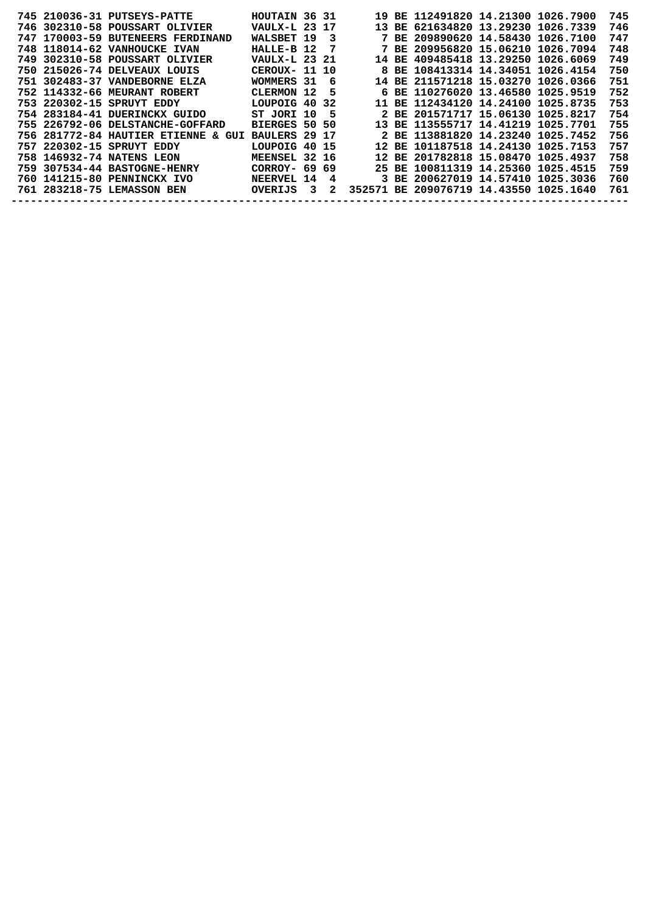| | | | | | | | | | | | |
|---|---|---|---|---|---|---|---|---|---|---|---|
| 745 | 210036-31 | PUTSEYS-PATTE | HOUTAIN | 36 | 31 | 19 | BE | 112491820 | 14.21300 | 1026.7900 | 745 |
| 746 | 302310-58 | POUSSART OLIVIER | VAULX-L | 23 | 17 | 13 | BE | 621634820 | 13.29230 | 1026.7339 | 746 |
| 747 | 170003-59 | BUTENEERS FERDINAND | WALSBET | 19 | 3 | 7 | BE | 209890620 | 14.58430 | 1026.7100 | 747 |
| 748 | 118014-62 | VANHOUCKE IVAN | HALLE-B | 12 | 7 | 7 | BE | 209956820 | 15.06210 | 1026.7094 | 748 |
| 749 | 302310-58 | POUSSART OLIVIER | VAULX-L | 23 | 21 | 14 | BE | 409485418 | 13.29250 | 1026.6069 | 749 |
| 750 | 215026-74 | DELVEAUX LOUIS | CEROUX- | 11 | 10 | 8 | BE | 108413314 | 14.34051 | 1026.4154 | 750 |
| 751 | 302483-37 | VANDEBORNE ELZA | WOMMERS | 31 | 6 | 14 | BE | 211571218 | 15.03270 | 1026.0366 | 751 |
| 752 | 114332-66 | MEURANT ROBERT | CLERMON | 12 | 5 | 6 | BE | 110276020 | 13.46580 | 1025.9519 | 752 |
| 753 | 220302-15 | SPRUYT EDDY | LOUPOIG | 40 | 32 | 11 | BE | 112434120 | 14.24100 | 1025.8735 | 753 |
| 754 | 283184-41 | DUERINCKX GUIDO | ST JORI | 10 | 5 | 2 | BE | 201571717 | 15.06130 | 1025.8217 | 754 |
| 755 | 226792-06 | DELSTANCHE-GOFFARD | BIERGES | 50 | 50 | 13 | BE | 113555717 | 14.41219 | 1025.7701 | 755 |
| 756 | 281772-84 | HAUTIER ETIENNE & GUI | BAULERS | 29 | 17 | 2 | BE | 113881820 | 14.23240 | 1025.7452 | 756 |
| 757 | 220302-15 | SPRUYT EDDY | LOUPOIG | 40 | 15 | 12 | BE | 101187518 | 14.24130 | 1025.7153 | 757 |
| 758 | 146932-74 | NATENS LEON | MEENSEL | 32 | 16 | 12 | BE | 201782818 | 15.08470 | 1025.4937 | 758 |
| 759 | 307534-44 | BASTOGNE-HENRY | CORROY- | 69 | 69 | 25 | BE | 100811319 | 14.25360 | 1025.4515 | 759 |
| 760 | 141215-80 | PENNINCKX IVO | NEERVEL | 14 | 4 | 3 | BE | 200627019 | 14.57410 | 1025.3036 | 760 |
| 761 | 283218-75 | LEMASSON BEN | OVERIJS | 3 | 2 | 352571 | BE | 209076719 | 14.43550 | 1025.1640 | 761 |